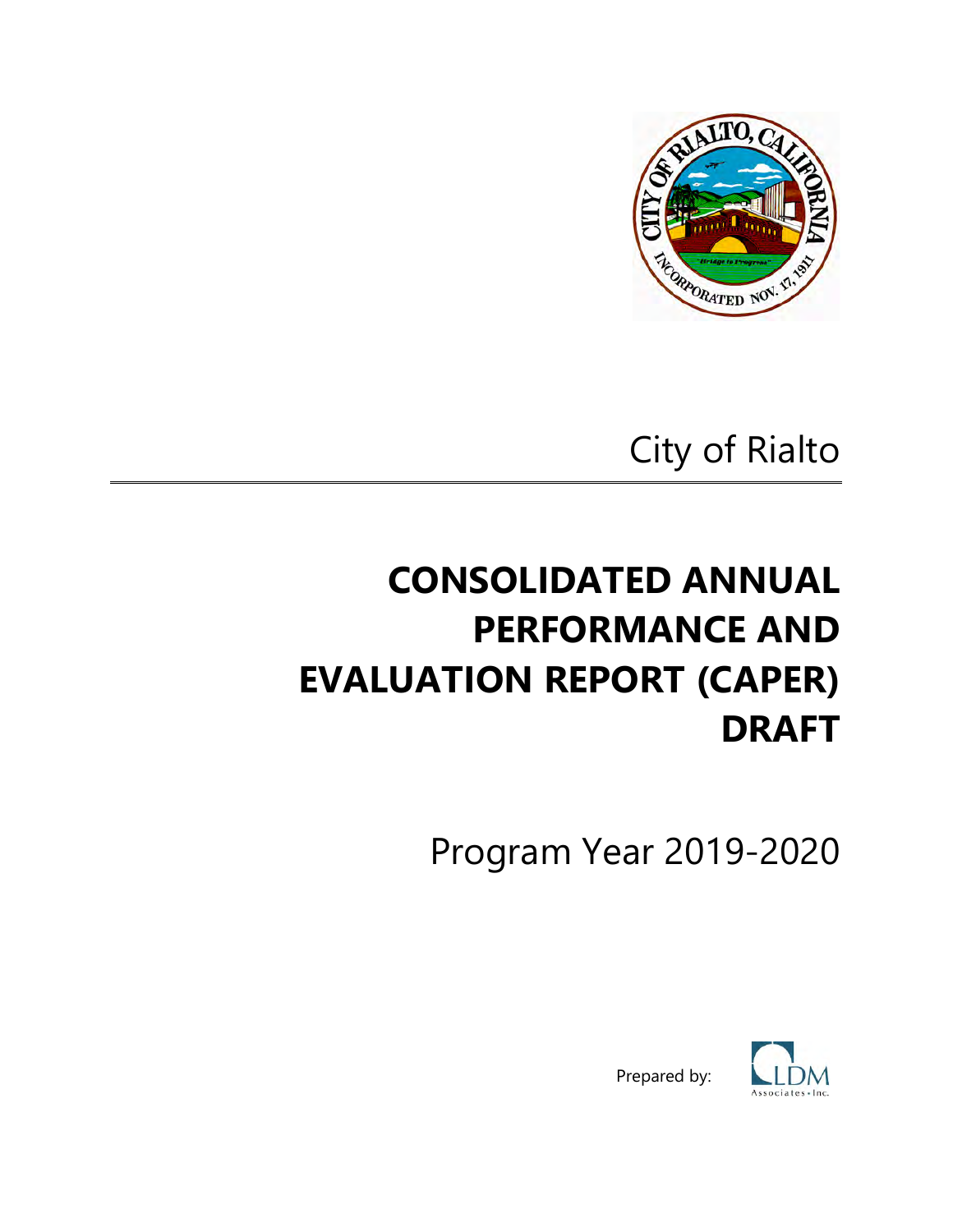City of Rialto

# CONSOLIDATED ANNUAL PERFORMANCE AND EVALUATION REPORT (CAPER) DRAFT

Program Year 2019-2020

Prepared by: LDM Associates • Inc.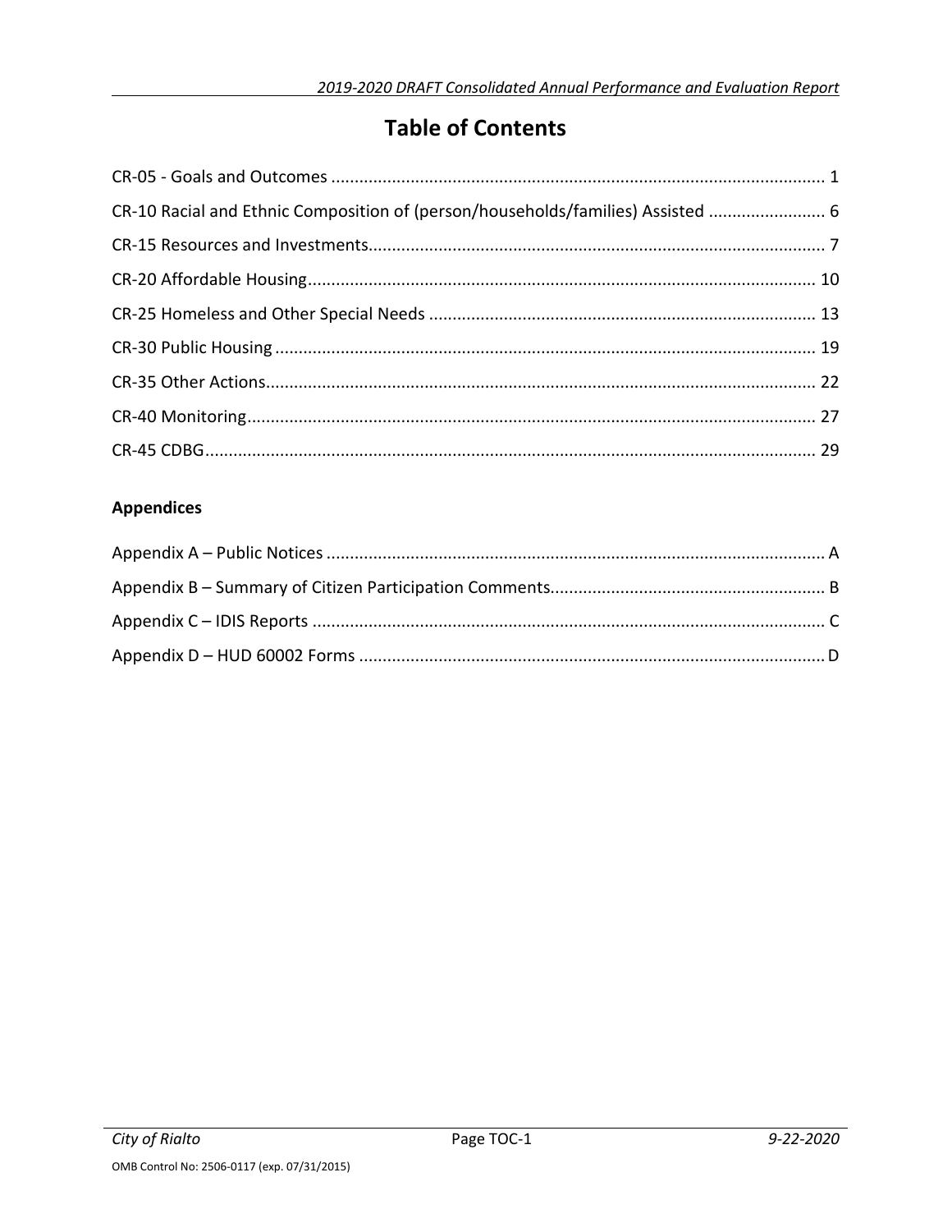# Table of Contents

CR-05 - Goals and Outcomes ........................................................................................................ 1

CR-10 Racial and Ethnic Composition of (person/households/families) Assisted ......................... 6

CR-15 Resources and Investments................................................................................................ 7

CR-20 Affordable Housing............................................................................................................ 10

CR-25 Homeless and Other Special Needs .................................................................................. 13

CR-30 Public Housing ................................................................................................................... 19

CR-35 Other Actions..................................................................................................................... 22

CR-40 Monitoring......................................................................................................................... 27

CR-45 CDBG.................................................................................................................................. 29

## Appendices

Appendix A – Public Notices .......................................................................................................... A

Appendix B – Summary of Citizen Participation Comments.......................................................... B

Appendix C – IDIS Reports ............................................................................................................. C

Appendix D – HUD 60002 Forms ................................................................................................... D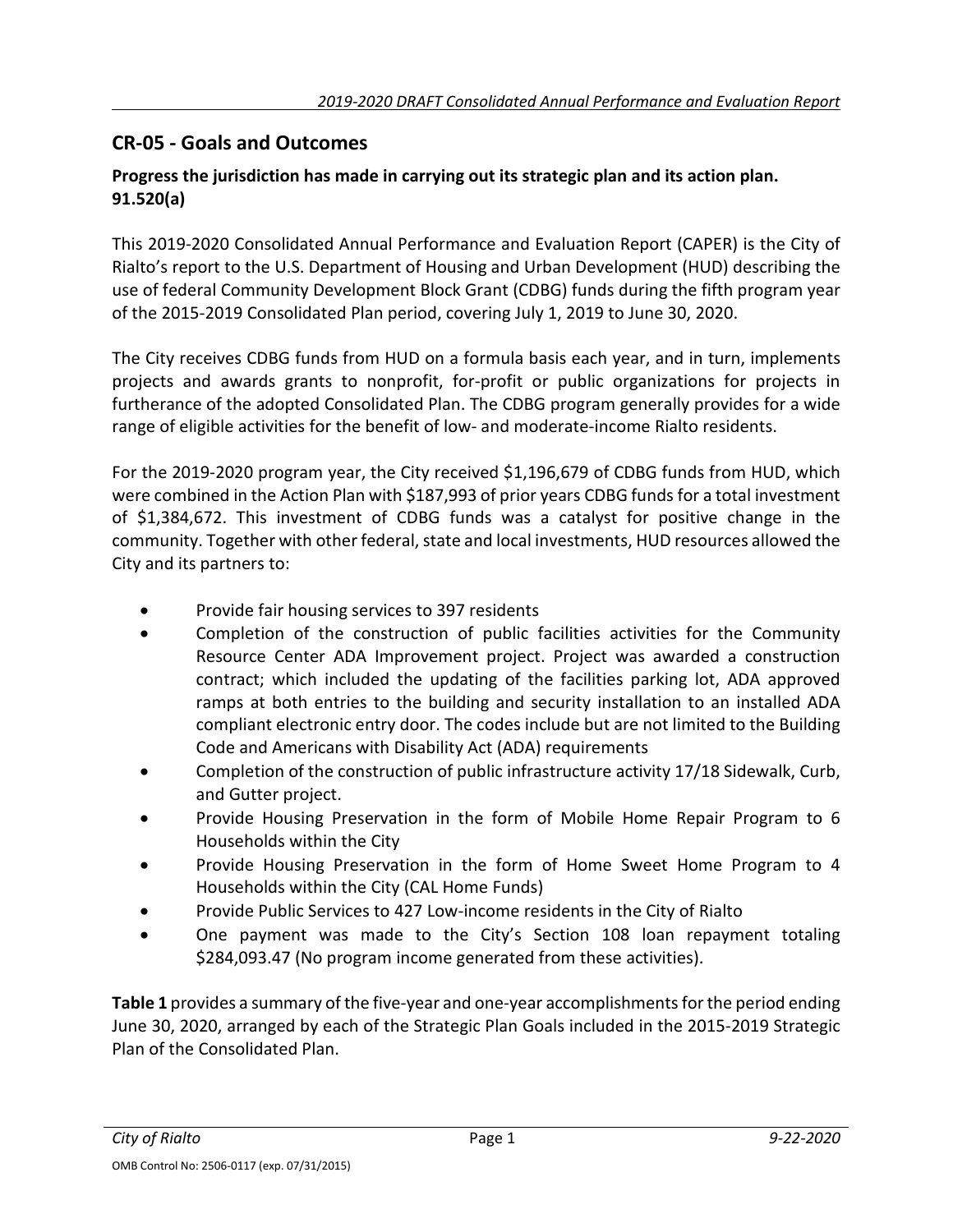## CR-05 - Goals and Outcomes

### Progress the jurisdiction has made in carrying out its strategic plan and its action plan. 91.520(a)

This 2019-2020 Consolidated Annual Performance and Evaluation Report (CAPER) is the City of Rialto's report to the U.S. Department of Housing and Urban Development (HUD) describing the use of federal Community Development Block Grant (CDBG) funds during the fifth program year of the 2015-2019 Consolidated Plan period, covering July 1, 2019 to June 30, 2020.

The City receives CDBG funds from HUD on a formula basis each year, and in turn, implements projects and awards grants to nonprofit, for-profit or public organizations for projects in furtherance of the adopted Consolidated Plan. The CDBG program generally provides for a wide range of eligible activities for the benefit of low- and moderate-income Rialto residents.

For the 2019-2020 program year, the City received $1,196,679 of CDBG funds from HUD, which were combined in the Action Plan with $187,993 of prior years CDBG funds for a total investment of $1,384,672. This investment of CDBG funds was a catalyst for positive change in the community. Together with other federal, state and local investments, HUD resources allowed the City and its partners to:

- Provide fair housing services to 397 residents
- Completion of the construction of public facilities activities for the Community Resource Center ADA Improvement project. Project was awarded a construction contract; which included the updating of the facilities parking lot, ADA approved ramps at both entries to the building and security installation to an installed ADA compliant electronic entry door. The codes include but are not limited to the Building Code and Americans with Disability Act (ADA) requirements
- Completion of the construction of public infrastructure activity 17/18 Sidewalk, Curb, and Gutter project.
- Provide Housing Preservation in the form of Mobile Home Repair Program to 6 Households within the City
- Provide Housing Preservation in the form of Home Sweet Home Program to 4 Households within the City (CAL Home Funds)
- Provide Public Services to 427 Low-income residents in the City of Rialto
- One payment was made to the City's Section 108 loan repayment totaling $284,093.47 (No program income generated from these activities).

**Table 1** provides a summary of the five-year and one-year accomplishments for the period ending June 30, 2020, arranged by each of the Strategic Plan Goals included in the 2015-2019 Strategic Plan of the Consolidated Plan.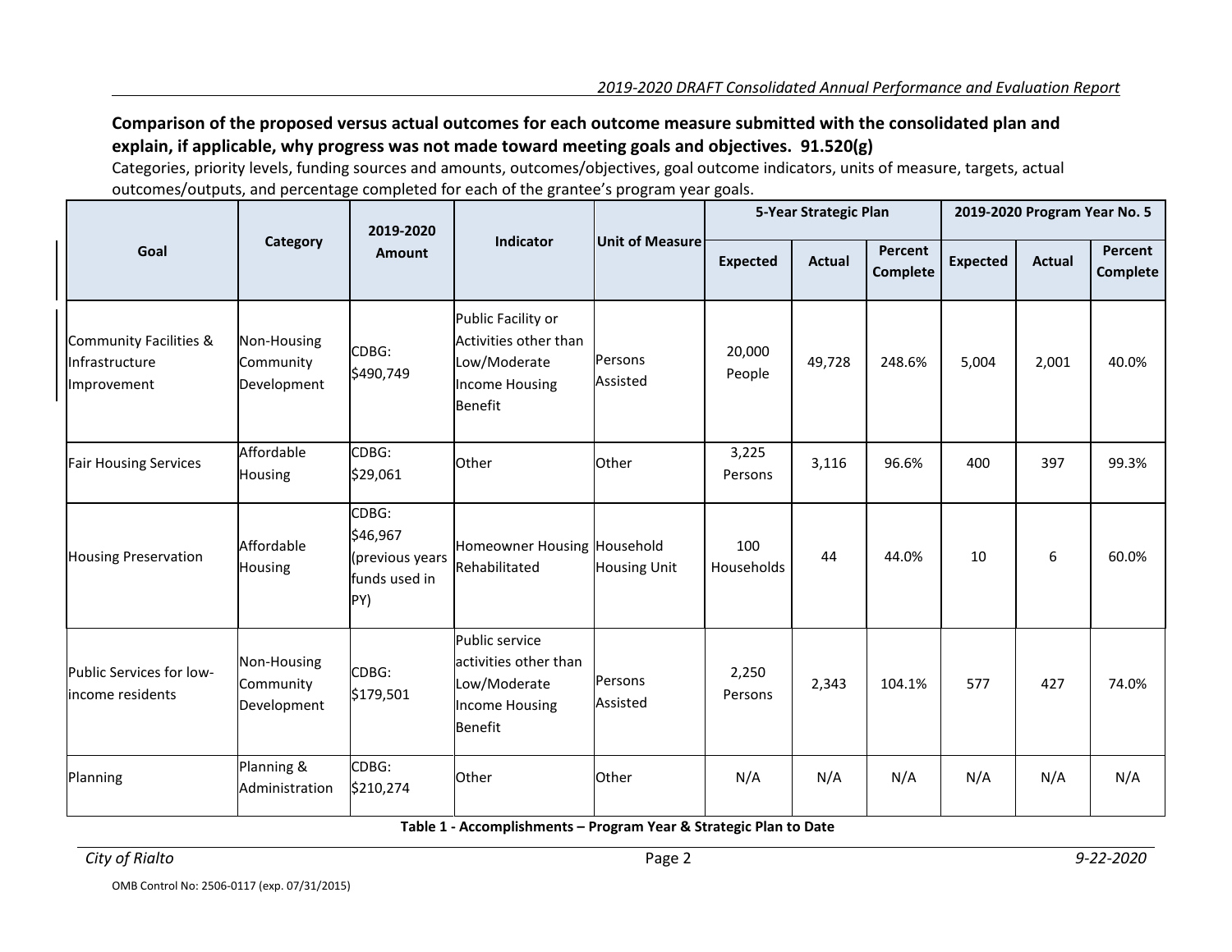**Comparison of the proposed versus actual outcomes for each outcome measure submitted with the consolidated plan and explain, if applicable, why progress was not made toward meeting goals and objectives. 91.520(g)**

Categories, priority levels, funding sources and amounts, outcomes/objectives, goal outcome indicators, units of measure, targets, actual outcomes/outputs, and percentage completed for each of the grantee's program year goals.

| Goal | Category | 2019-2020 Amount | Indicator | Unit of Measure | 5-Year Strategic Plan | | | 2019-2020 Program Year No. 5 | | |
|---|---|---|---|---|---|---|---|---|---|---|
| | | | | | Expected | Actual | Percent Complete | Expected | Actual | Percent Complete |
| Community Facilities & Infrastructure Improvement | Non-Housing Community Development | CDBG: $490,749 | Public Facility or Activities other than Low/Moderate Income Housing Benefit | Persons Assisted | 20,000 People | 49,728 | 248.6% | 5,004 | 2,001 | 40.0% |
| Fair Housing Services | Affordable Housing | CDBG: $29,061 | Other | Other | 3,225 Persons | 3,116 | 96.6% | 400 | 397 | 99.3% |
| Housing Preservation | Affordable Housing | CDBG: $46,967 (previous years funds used in PY) | Homeowner Housing Rehabilitated | Household Housing Unit | 100 Households | 44 | 44.0% | 10 | 6 | 60.0% |
| Public Services for low-income residents | Non-Housing Community Development | CDBG: $179,501 | Public service activities other than Low/Moderate Income Housing Benefit | Persons Assisted | 2,250 Persons | 2,343 | 104.1% | 577 | 427 | 74.0% |
| Planning | Planning & Administration | CDBG: $210,274 | Other | Other | N/A | N/A | N/A | N/A | N/A | N/A |

**Table 1 - Accomplishments – Program Year & Strategic Plan to Date**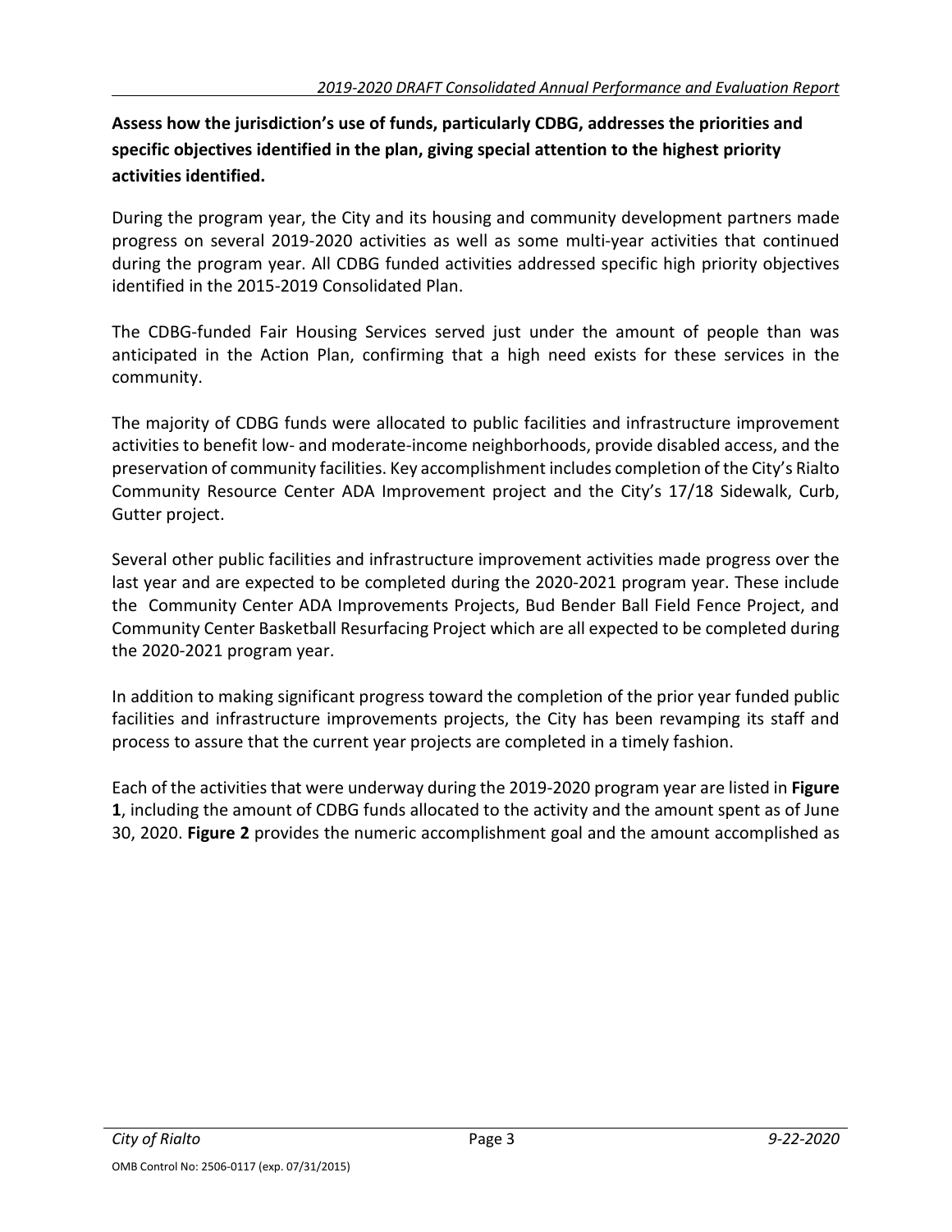**Assess how the jurisdiction's use of funds, particularly CDBG, addresses the priorities and specific objectives identified in the plan, giving special attention to the highest priority activities identified.**

During the program year, the City and its housing and community development partners made progress on several 2019-2020 activities as well as some multi-year activities that continued during the program year. All CDBG funded activities addressed specific high priority objectives identified in the 2015-2019 Consolidated Plan.

The CDBG-funded Fair Housing Services served just under the amount of people than was anticipated in the Action Plan, confirming that a high need exists for these services in the community.

The majority of CDBG funds were allocated to public facilities and infrastructure improvement activities to benefit low- and moderate-income neighborhoods, provide disabled access, and the preservation of community facilities. Key accomplishment includes completion of the City's Rialto Community Resource Center ADA Improvement project and the City's 17/18 Sidewalk, Curb, Gutter project.

Several other public facilities and infrastructure improvement activities made progress over the last year and are expected to be completed during the 2020-2021 program year. These include the Community Center ADA Improvements Projects, Bud Bender Ball Field Fence Project, and Community Center Basketball Resurfacing Project which are all expected to be completed during the 2020-2021 program year.

In addition to making significant progress toward the completion of the prior year funded public facilities and infrastructure improvements projects, the City has been revamping its staff and process to assure that the current year projects are completed in a timely fashion.

Each of the activities that were underway during the 2019-2020 program year are listed in **Figure 1**, including the amount of CDBG funds allocated to the activity and the amount spent as of June 30, 2020. **Figure 2** provides the numeric accomplishment goal and the amount accomplished as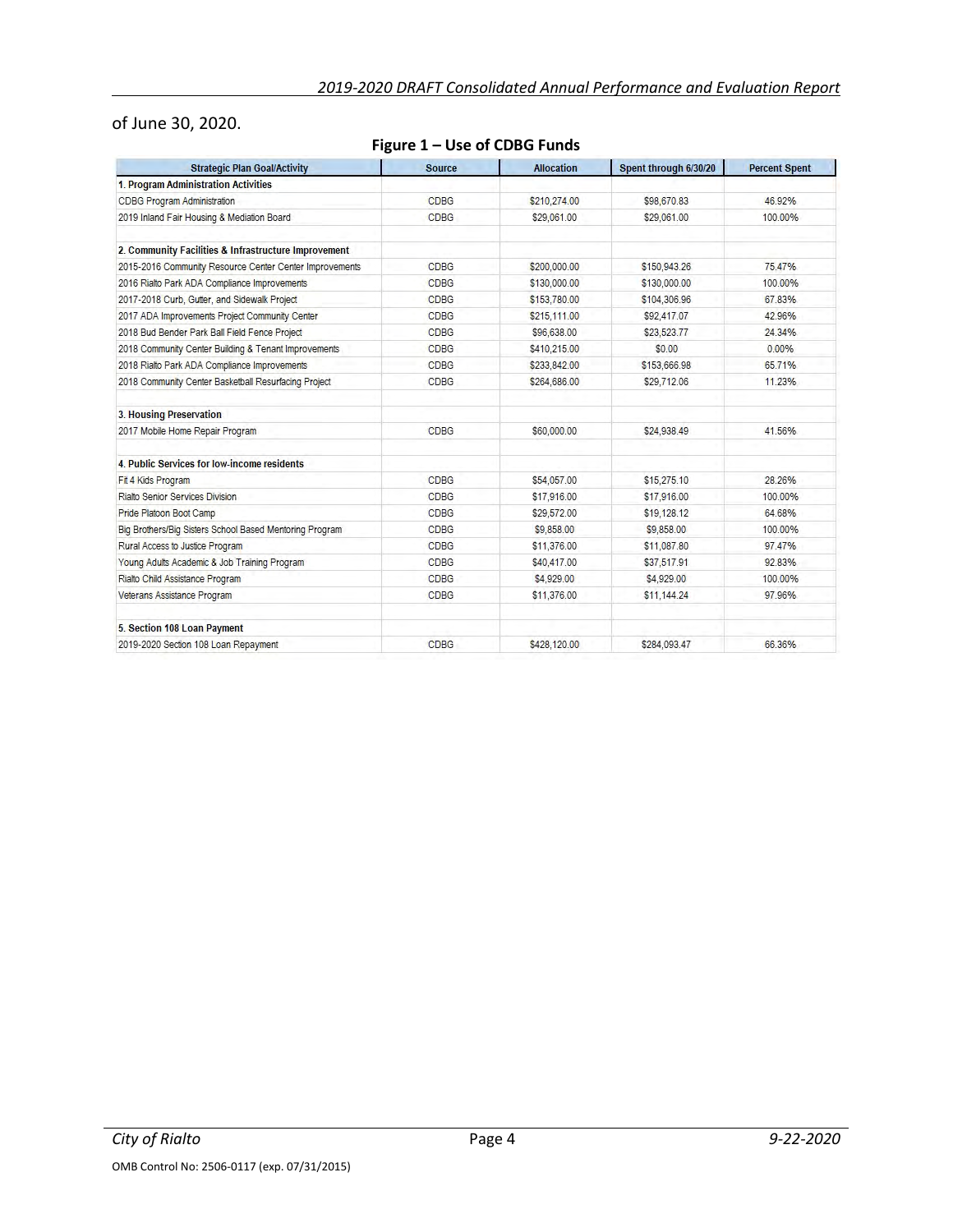of June 30, 2020.

**Figure 1 – Use of CDBG Funds**

| Strategic Plan Goal/Activity | Source | Allocation | Spent through 6/30/20 | Percent Spent |
|---|---|---|---|---|
| **1. Program Administration Activities** | | | | |
| CDBG Program Administration | CDBG | $210,274.00 | $98,670.83 | 46.92% |
| 2019 Inland Fair Housing & Mediation Board | CDBG | $29,061.00 | $29,061.00 | 100.00% |
| | | | | |
| **2. Community Facilities & Infrastructure Improvement** | | | | |
| 2015-2016 Community Resource Center Center Improvements | CDBG | $200,000.00 | $150,943.26 | 75.47% |
| 2016 Rialto Park ADA Compliance Improvements | CDBG | $130,000.00 | $130,000.00 | 100.00% |
| 2017-2018 Curb, Gutter, and Sidewalk Project | CDBG | $153,780.00 | $104,306.96 | 67.83% |
| 2017 ADA Improvements Project Community Center | CDBG | $215,111.00 | $92,417.07 | 42.96% |
| 2018 Bud Bender Park Ball Field Fence Project | CDBG | $96,638.00 | $23,523.77 | 24.34% |
| 2018 Community Center Building & Tenant Improvements | CDBG | $410,215.00 | $0.00 | 0.00% |
| 2018 Rialto Park ADA Compliance Improvements | CDBG | $233,842.00 | $153,666.98 | 65.71% |
| 2018 Community Center Basketball Resurfacing Project | CDBG | $264,686.00 | $29,712.06 | 11.23% |
| | | | | |
| **3. Housing Preservation** | | | | |
| 2017 Mobile Home Repair Program | CDBG | $60,000.00 | $24,938.49 | 41.56% |
| | | | | |
| **4. Public Services for low-income residents** | | | | |
| Fit 4 Kids Program | CDBG | $54,057.00 | $15,275.10 | 28.26% |
| Rialto Senior Services Division | CDBG | $17,916.00 | $17,916.00 | 100.00% |
| Pride Platoon Boot Camp | CDBG | $29,572.00 | $19,128.12 | 64.68% |
| Big Brothers/Big Sisters School Based Mentoring Program | CDBG | $9,858.00 | $9,858.00 | 100.00% |
| Rural Access to Justice Program | CDBG | $11,376.00 | $11,087.80 | 97.47% |
| Young Adults Academic & Job Training Program | CDBG | $40,417.00 | $37,517.91 | 92.83% |
| Rialto Child Assistance Program | CDBG | $4,929.00 | $4,929.00 | 100.00% |
| Veterans Assistance Program | CDBG | $11,376.00 | $11,144.24 | 97.96% |
| | | | | |
| **5. Section 108 Loan Payment** | | | | |
| 2019-2020 Section 108 Loan Repayment | CDBG | $428,120.00 | $284,093.47 | 66.36% |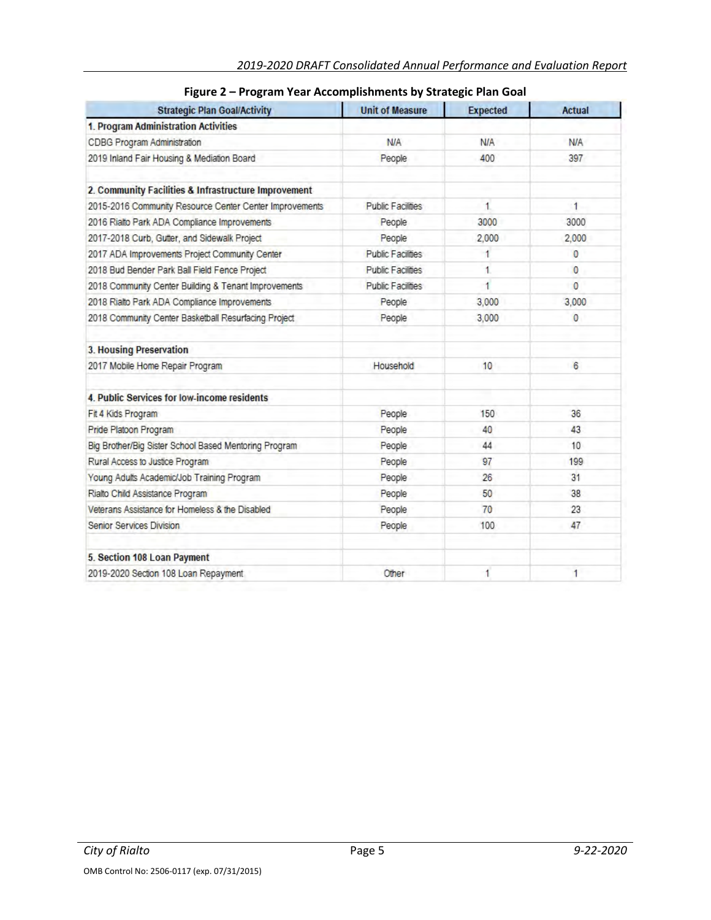**Figure 2 – Program Year Accomplishments by Strategic Plan Goal**

| Strategic Plan Goal/Activity | Unit of Measure | Expected | Actual |
|---|---|---|---|
| **1. Program Administration Activities** | | | |
| CDBG Program Administration | N/A | N/A | N/A |
| 2019 Inland Fair Housing & Mediation Board | People | 400 | 397 |
| | | | |
| **2. Community Facilities & Infrastructure Improvement** | | | |
| 2015-2016 Community Resource Center Center Improvements | Public Facilities | 1 | 1 |
| 2016 Rialto Park ADA Compliance Improvements | People | 3000 | 3000 |
| 2017-2018 Curb, Gutter, and Sidewalk Project | People | 2,000 | 2,000 |
| 2017 ADA Improvements Project Community Center | Public Facilities | 1 | 0 |
| 2018 Bud Bender Park Ball Field Fence Project | Public Facilities | 1 | 0 |
| 2018 Community Center Building & Tenant Improvements | Public Facilities | 1 | 0 |
| 2018 Rialto Park ADA Compliance Improvements | People | 3,000 | 3,000 |
| 2018 Community Center Basketball Resurfacing Project | People | 3,000 | 0 |
| | | | |
| **3. Housing Preservation** | | | |
| 2017 Mobile Home Repair Program | Household | 10 | 6 |
| | | | |
| **4. Public Services for low-income residents** | | | |
| Fit 4 Kids Program | People | 150 | 36 |
| Pride Platoon Program | People | 40 | 43 |
| Big Brother/Big Sister School Based Mentoring Program | People | 44 | 10 |
| Rural Access to Justice Program | People | 97 | 199 |
| Young Adults Academic/Job Training Program | People | 26 | 31 |
| Rialto Child Assistance Program | People | 50 | 38 |
| Veterans Assistance for Homeless & the Disabled | People | 70 | 23 |
| Senior Services Division | People | 100 | 47 |
| | | | |
| **5. Section 108 Loan Payment** | | | |
| 2019-2020 Section 108 Loan Repayment | Other | 1 | 1 |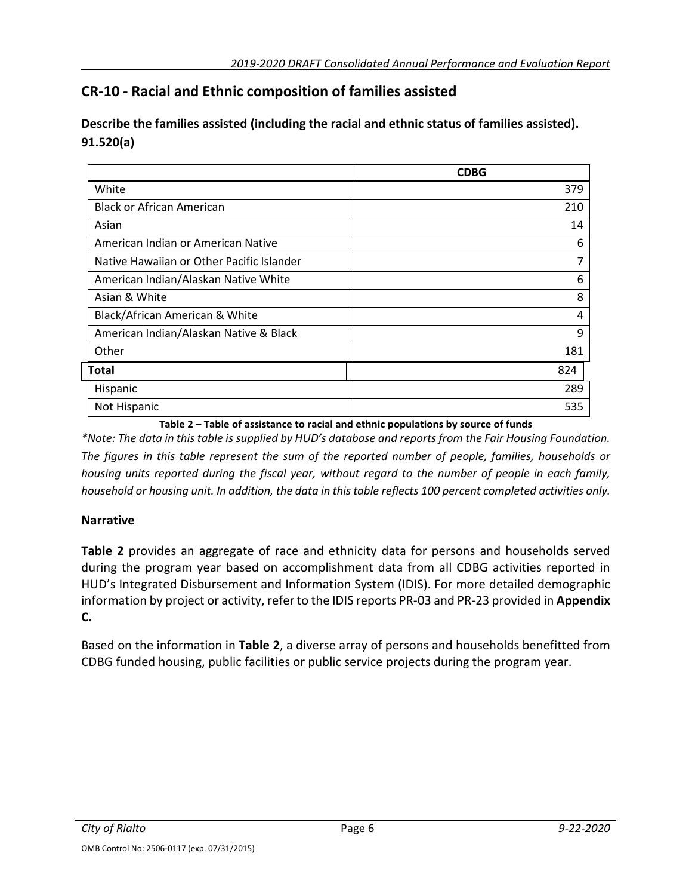## CR-10 - Racial and Ethnic composition of families assisted

**Describe the families assisted (including the racial and ethnic status of families assisted). 91.520(a)**

| | CDBG |
|---|---|
| White | 379 |
| Black or African American | 210 |
| Asian | 14 |
| American Indian or American Native | 6 |
| Native Hawaiian or Other Pacific Islander | 7 |
| American Indian/Alaskan Native White | 6 |
| Asian & White | 8 |
| Black/African American & White | 4 |
| American Indian/Alaskan Native & Black | 9 |
| Other | 181 |
| **Total** | 824 |
| Hispanic | 289 |
| Not Hispanic | 535 |

**Table 2 – Table of assistance to racial and ethnic populations by source of funds**

*\*Note: The data in this table is supplied by HUD's database and reports from the Fair Housing Foundation. The figures in this table represent the sum of the reported number of people, families, households or housing units reported during the fiscal year, without regard to the number of people in each family, household or housing unit. In addition, the data in this table reflects 100 percent completed activities only.*

### Narrative

**Table 2** provides an aggregate of race and ethnicity data for persons and households served during the program year based on accomplishment data from all CDBG activities reported in HUD's Integrated Disbursement and Information System (IDIS). For more detailed demographic information by project or activity, refer to the IDIS reports PR-03 and PR-23 provided in **Appendix C.**

Based on the information in **Table 2**, a diverse array of persons and households benefitted from CDBG funded housing, public facilities or public service projects during the program year.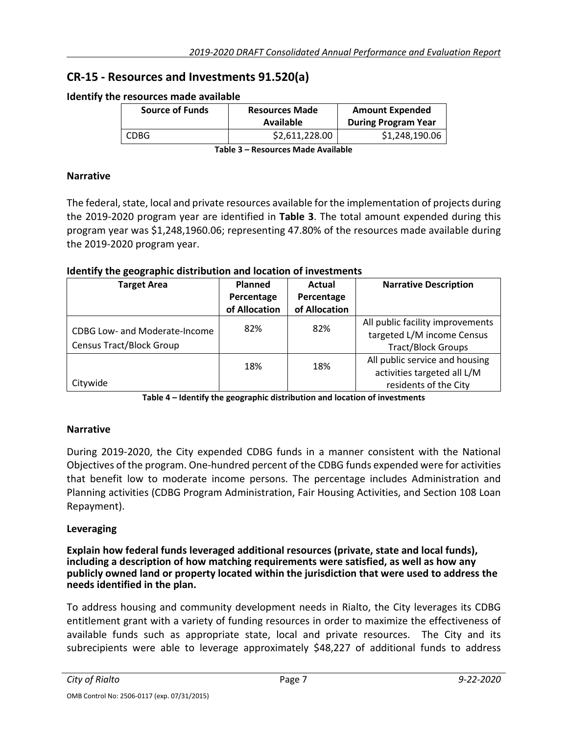## CR-15 - Resources and Investments 91.520(a)

### Identify the resources made available

| Source of Funds | Resources Made Available | Amount Expended During Program Year |
|---|---|---|
| CDBG | $2,611,228.00 | $1,248,190.06 |

**Table 3 – Resources Made Available**

### Narrative

The federal, state, local and private resources available for the implementation of projects during the 2019-2020 program year are identified in **Table 3**. The total amount expended during this program year was $1,248,1960.06; representing 47.80% of the resources made available during the 2019-2020 program year.

### Identify the geographic distribution and location of investments

| Target Area | Planned Percentage of Allocation | Actual Percentage of Allocation | Narrative Description |
|---|---|---|---|
| CDBG Low- and Moderate-Income Census Tract/Block Group | 82% | 82% | All public facility improvements targeted L/M income Census Tract/Block Groups |
| Citywide | 18% | 18% | All public service and housing activities targeted all L/M residents of the City |

**Table 4 – Identify the geographic distribution and location of investments**

### Narrative

During 2019-2020, the City expended CDBG funds in a manner consistent with the National Objectives of the program. One-hundred percent of the CDBG funds expended were for activities that benefit low to moderate income persons. The percentage includes Administration and Planning activities (CDBG Program Administration, Fair Housing Activities, and Section 108 Loan Repayment).

### Leveraging

**Explain how federal funds leveraged additional resources (private, state and local funds), including a description of how matching requirements were satisfied, as well as how any publicly owned land or property located within the jurisdiction that were used to address the needs identified in the plan.**

To address housing and community development needs in Rialto, the City leverages its CDBG entitlement grant with a variety of funding resources in order to maximize the effectiveness of available funds such as appropriate state, local and private resources. The City and its subrecipients were able to leverage approximately $48,227 of additional funds to address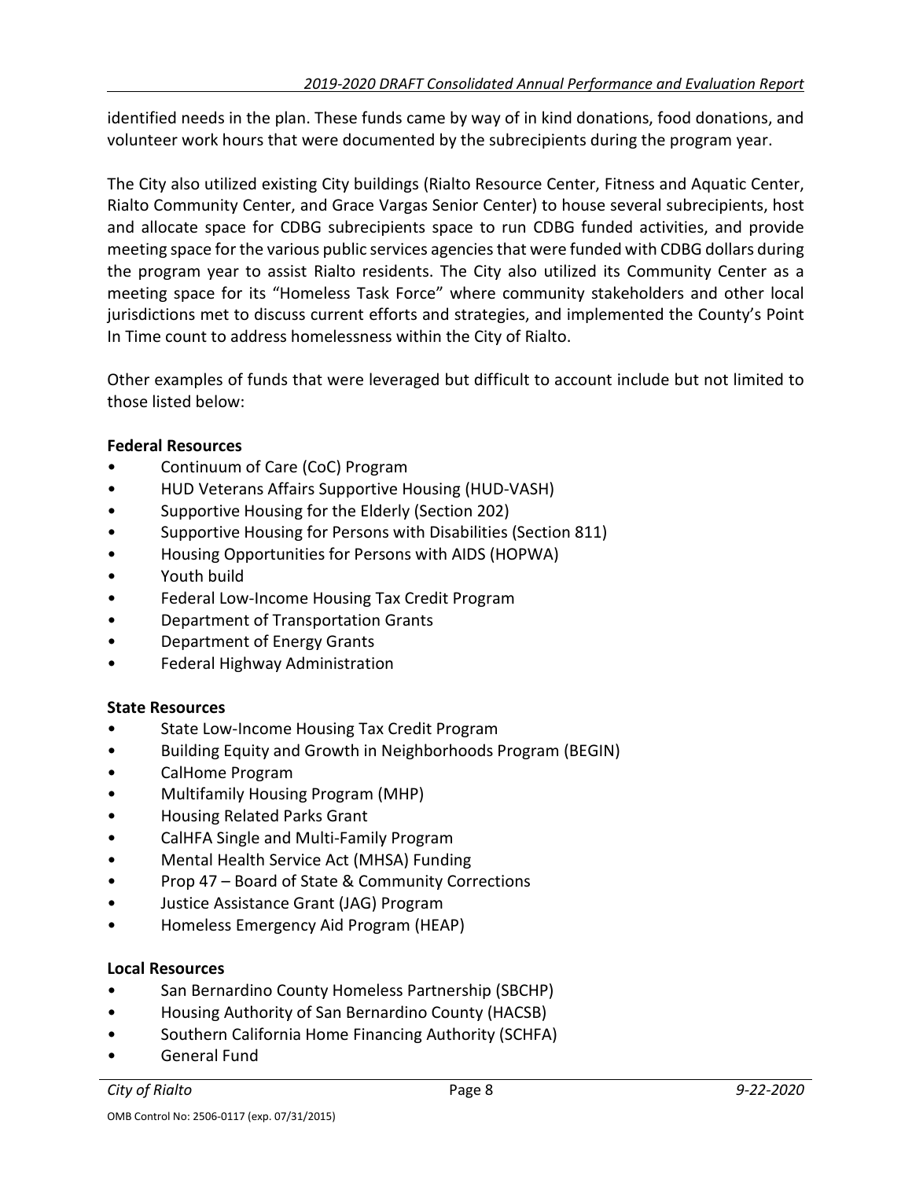identified needs in the plan. These funds came by way of in kind donations, food donations, and volunteer work hours that were documented by the subrecipients during the program year.

The City also utilized existing City buildings (Rialto Resource Center, Fitness and Aquatic Center, Rialto Community Center, and Grace Vargas Senior Center) to house several subrecipients, host and allocate space for CDBG subrecipients space to run CDBG funded activities, and provide meeting space for the various public services agencies that were funded with CDBG dollars during the program year to assist Rialto residents. The City also utilized its Community Center as a meeting space for its "Homeless Task Force" where community stakeholders and other local jurisdictions met to discuss current efforts and strategies, and implemented the County's Point In Time count to address homelessness within the City of Rialto.

Other examples of funds that were leveraged but difficult to account include but not limited to those listed below:

**Federal Resources**

- Continuum of Care (CoC) Program
- HUD Veterans Affairs Supportive Housing (HUD-VASH)
- Supportive Housing for the Elderly (Section 202)
- Supportive Housing for Persons with Disabilities (Section 811)
- Housing Opportunities for Persons with AIDS (HOPWA)
- Youth build
- Federal Low-Income Housing Tax Credit Program
- Department of Transportation Grants
- Department of Energy Grants
- Federal Highway Administration

**State Resources**

- State Low-Income Housing Tax Credit Program
- Building Equity and Growth in Neighborhoods Program (BEGIN)
- CalHome Program
- Multifamily Housing Program (MHP)
- Housing Related Parks Grant
- CalHFA Single and Multi-Family Program
- Mental Health Service Act (MHSA) Funding
- Prop 47 – Board of State & Community Corrections
- Justice Assistance Grant (JAG) Program
- Homeless Emergency Aid Program (HEAP)

**Local Resources**

- San Bernardino County Homeless Partnership (SBCHP)
- Housing Authority of San Bernardino County (HACSB)
- Southern California Home Financing Authority (SCHFA)
- General Fund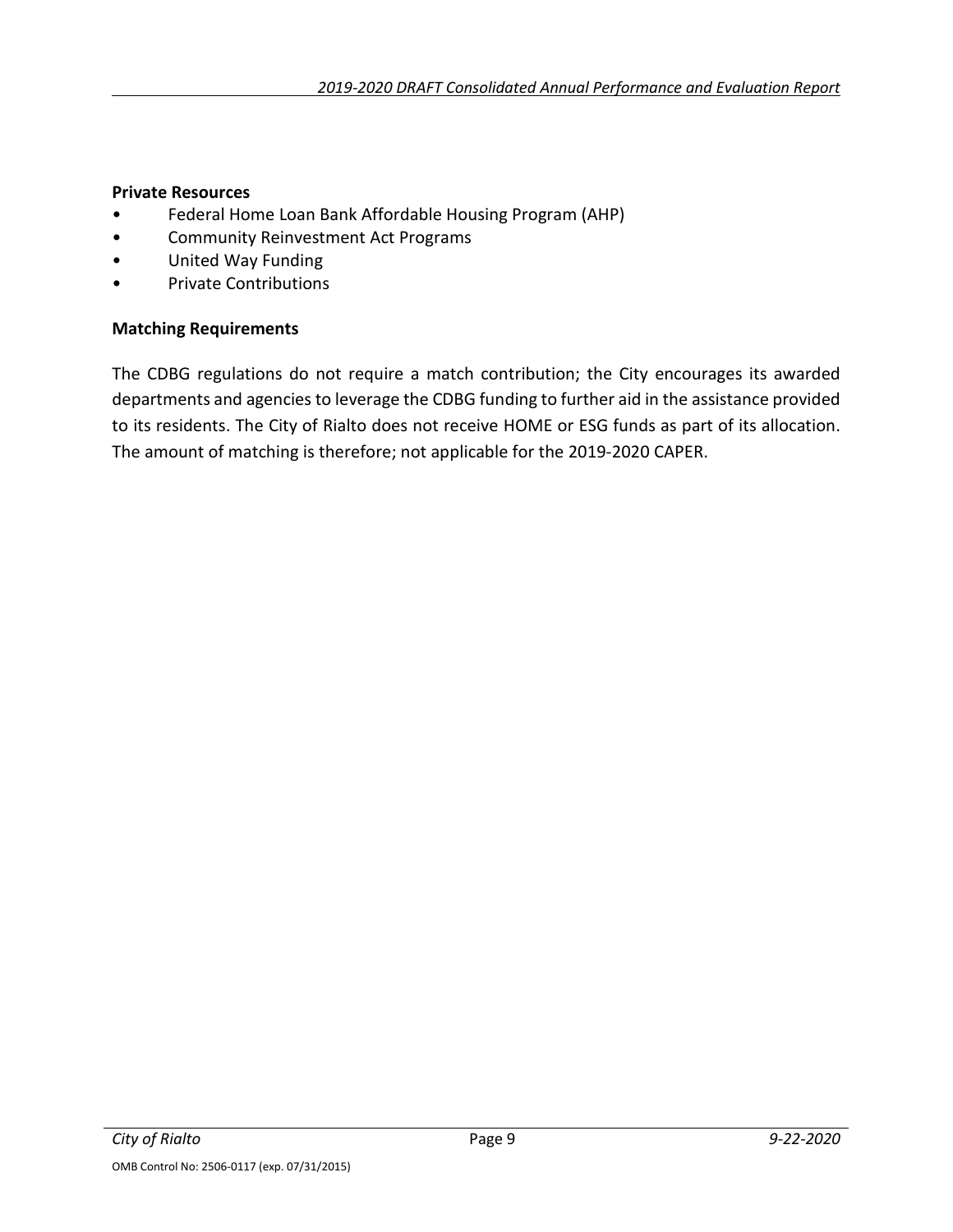**Private Resources**

- Federal Home Loan Bank Affordable Housing Program (AHP)
- Community Reinvestment Act Programs
- United Way Funding
- Private Contributions

**Matching Requirements**

The CDBG regulations do not require a match contribution; the City encourages its awarded departments and agencies to leverage the CDBG funding to further aid in the assistance provided to its residents. The City of Rialto does not receive HOME or ESG funds as part of its allocation. The amount of matching is therefore; not applicable for the 2019-2020 CAPER.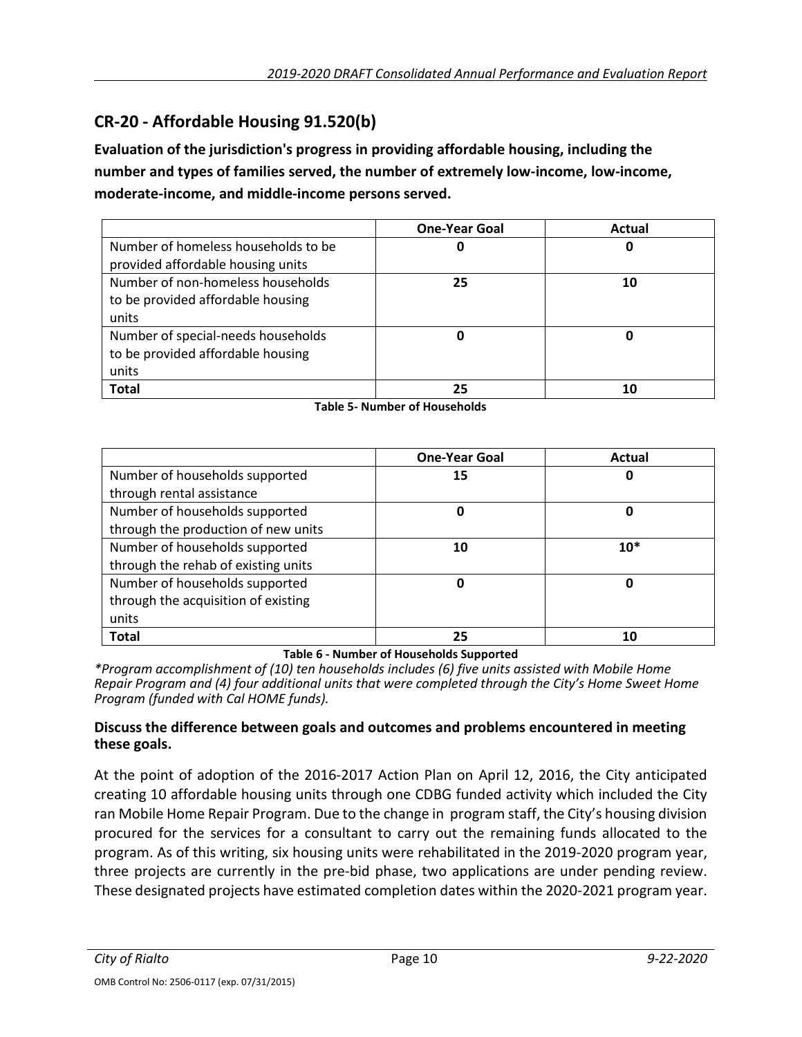## CR-20 - Affordable Housing 91.520(b)

**Evaluation of the jurisdiction's progress in providing affordable housing, including the number and types of families served, the number of extremely low-income, low-income, moderate-income, and middle-income persons served.**

| | One-Year Goal | Actual |
|---|---|---|
| Number of homeless households to be provided affordable housing units | 0 | 0 |
| Number of non-homeless households to be provided affordable housing units | 25 | 10 |
| Number of special-needs households to be provided affordable housing units | 0 | 0 |
| **Total** | 25 | 10 |

**Table 5- Number of Households**

| | One-Year Goal | Actual |
|---|---|---|
| Number of households supported through rental assistance | 15 | 0 |
| Number of households supported through the production of new units | 0 | 0 |
| Number of households supported through the rehab of existing units | 10 | 10* |
| Number of households supported through the acquisition of existing units | 0 | 0 |
| **Total** | 25 | 10 |

**Table 6 - Number of Households Supported**

*\*Program accomplishment of (10) ten households includes (6) five units assisted with Mobile Home Repair Program and (4) four additional units that were completed through the City's Home Sweet Home Program (funded with Cal HOME funds).*

**Discuss the difference between goals and outcomes and problems encountered in meeting these goals.**

At the point of adoption of the 2016-2017 Action Plan on April 12, 2016, the City anticipated creating 10 affordable housing units through one CDBG funded activity which included the City ran Mobile Home Repair Program. Due to the change in program staff, the City's housing division procured for the services for a consultant to carry out the remaining funds allocated to the program. As of this writing, six housing units were rehabilitated in the 2019-2020 program year, three projects are currently in the pre-bid phase, two applications are under pending review. These designated projects have estimated completion dates within the 2020-2021 program year.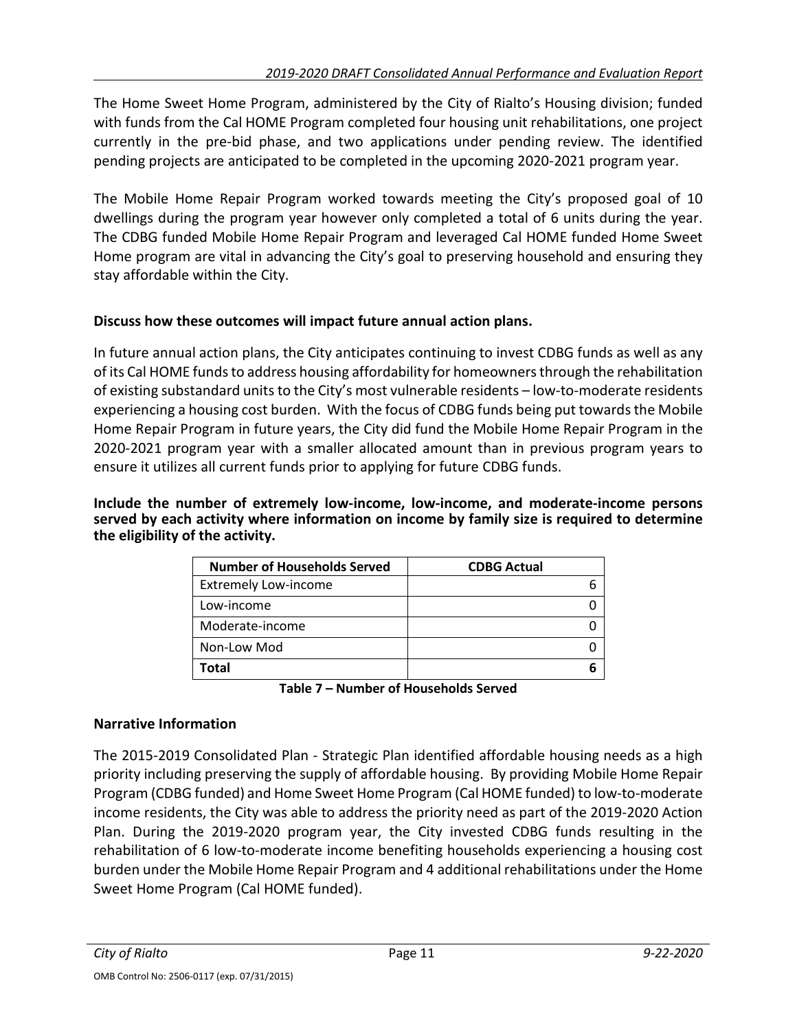The Home Sweet Home Program, administered by the City of Rialto's Housing division; funded with funds from the Cal HOME Program completed four housing unit rehabilitations, one project currently in the pre-bid phase, and two applications under pending review. The identified pending projects are anticipated to be completed in the upcoming 2020-2021 program year.

The Mobile Home Repair Program worked towards meeting the City's proposed goal of 10 dwellings during the program year however only completed a total of 6 units during the year. The CDBG funded Mobile Home Repair Program and leveraged Cal HOME funded Home Sweet Home program are vital in advancing the City's goal to preserving household and ensuring they stay affordable within the City.

**Discuss how these outcomes will impact future annual action plans.**

In future annual action plans, the City anticipates continuing to invest CDBG funds as well as any of its Cal HOME funds to address housing affordability for homeowners through the rehabilitation of existing substandard units to the City's most vulnerable residents – low-to-moderate residents experiencing a housing cost burden. With the focus of CDBG funds being put towards the Mobile Home Repair Program in future years, the City did fund the Mobile Home Repair Program in the 2020-2021 program year with a smaller allocated amount than in previous program years to ensure it utilizes all current funds prior to applying for future CDBG funds.

**Include the number of extremely low-income, low-income, and moderate-income persons served by each activity where information on income by family size is required to determine the eligibility of the activity.**

| Number of Households Served | CDBG Actual |
|---|---|
| Extremely Low-income | 6 |
| Low-income | 0 |
| Moderate-income | 0 |
| Non-Low Mod | 0 |
| **Total** | **6** |

**Table 7 – Number of Households Served**

## Narrative Information

The 2015-2019 Consolidated Plan - Strategic Plan identified affordable housing needs as a high priority including preserving the supply of affordable housing. By providing Mobile Home Repair Program (CDBG funded) and Home Sweet Home Program (Cal HOME funded) to low-to-moderate income residents, the City was able to address the priority need as part of the 2019-2020 Action Plan. During the 2019-2020 program year, the City invested CDBG funds resulting in the rehabilitation of 6 low-to-moderate income benefiting households experiencing a housing cost burden under the Mobile Home Repair Program and 4 additional rehabilitations under the Home Sweet Home Program (Cal HOME funded).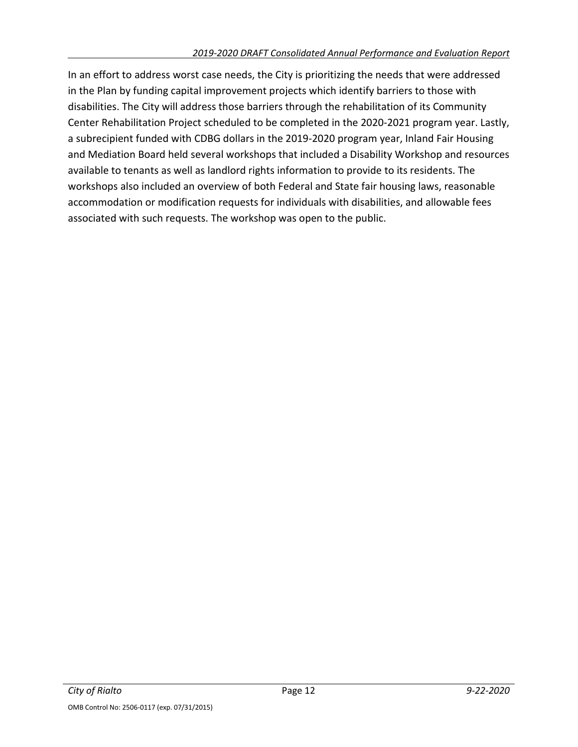In an effort to address worst case needs, the City is prioritizing the needs that were addressed in the Plan by funding capital improvement projects which identify barriers to those with disabilities. The City will address those barriers through the rehabilitation of its Community Center Rehabilitation Project scheduled to be completed in the 2020-2021 program year. Lastly, a subrecipient funded with CDBG dollars in the 2019-2020 program year, Inland Fair Housing and Mediation Board held several workshops that included a Disability Workshop and resources available to tenants as well as landlord rights information to provide to its residents. The workshops also included an overview of both Federal and State fair housing laws, reasonable accommodation or modification requests for individuals with disabilities, and allowable fees associated with such requests. The workshop was open to the public.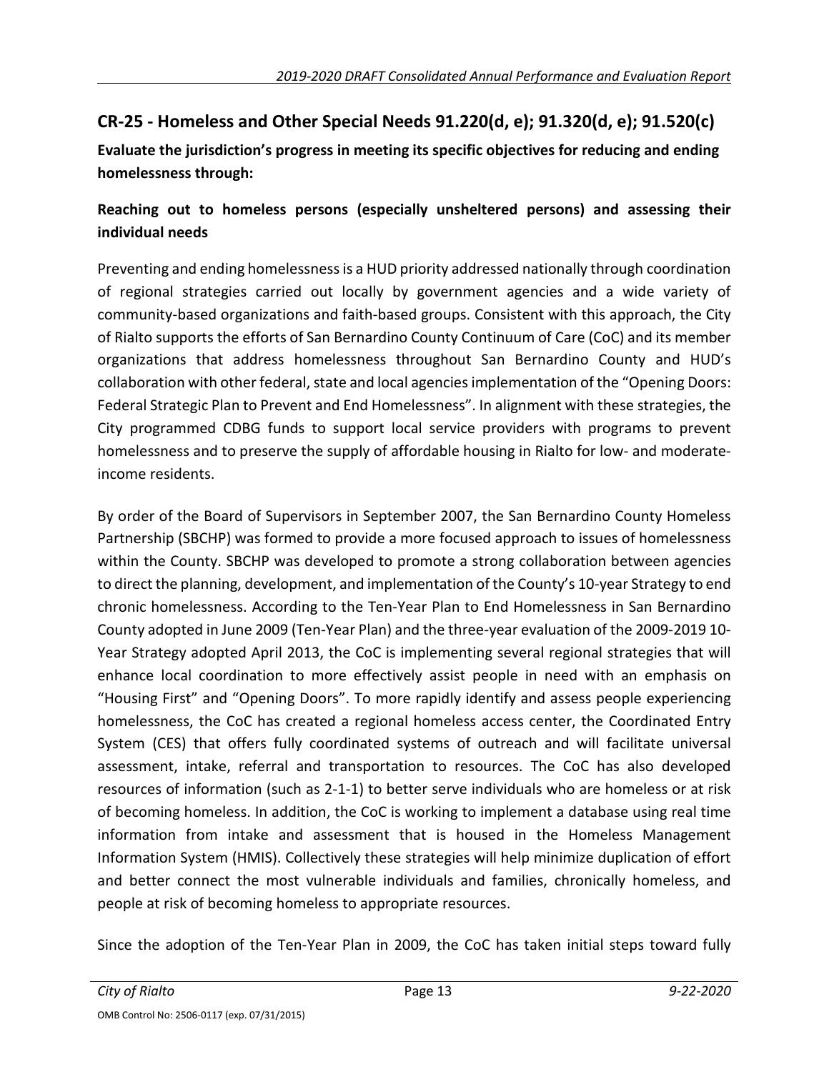## CR-25 - Homeless and Other Special Needs 91.220(d, e); 91.320(d, e); 91.520(c)

**Evaluate the jurisdiction's progress in meeting its specific objectives for reducing and ending homelessness through:**

**Reaching out to homeless persons (especially unsheltered persons) and assessing their individual needs**

Preventing and ending homelessness is a HUD priority addressed nationally through coordination of regional strategies carried out locally by government agencies and a wide variety of community-based organizations and faith-based groups. Consistent with this approach, the City of Rialto supports the efforts of San Bernardino County Continuum of Care (CoC) and its member organizations that address homelessness throughout San Bernardino County and HUD's collaboration with other federal, state and local agencies implementation of the "Opening Doors: Federal Strategic Plan to Prevent and End Homelessness". In alignment with these strategies, the City programmed CDBG funds to support local service providers with programs to prevent homelessness and to preserve the supply of affordable housing in Rialto for low- and moderate-income residents.

By order of the Board of Supervisors in September 2007, the San Bernardino County Homeless Partnership (SBCHP) was formed to provide a more focused approach to issues of homelessness within the County. SBCHP was developed to promote a strong collaboration between agencies to direct the planning, development, and implementation of the County's 10-year Strategy to end chronic homelessness. According to the Ten-Year Plan to End Homelessness in San Bernardino County adopted in June 2009 (Ten-Year Plan) and the three-year evaluation of the 2009-2019 10-Year Strategy adopted April 2013, the CoC is implementing several regional strategies that will enhance local coordination to more effectively assist people in need with an emphasis on "Housing First" and "Opening Doors". To more rapidly identify and assess people experiencing homelessness, the CoC has created a regional homeless access center, the Coordinated Entry System (CES) that offers fully coordinated systems of outreach and will facilitate universal assessment, intake, referral and transportation to resources. The CoC has also developed resources of information (such as 2-1-1) to better serve individuals who are homeless or at risk of becoming homeless. In addition, the CoC is working to implement a database using real time information from intake and assessment that is housed in the Homeless Management Information System (HMIS). Collectively these strategies will help minimize duplication of effort and better connect the most vulnerable individuals and families, chronically homeless, and people at risk of becoming homeless to appropriate resources.

Since the adoption of the Ten-Year Plan in 2009, the CoC has taken initial steps toward fully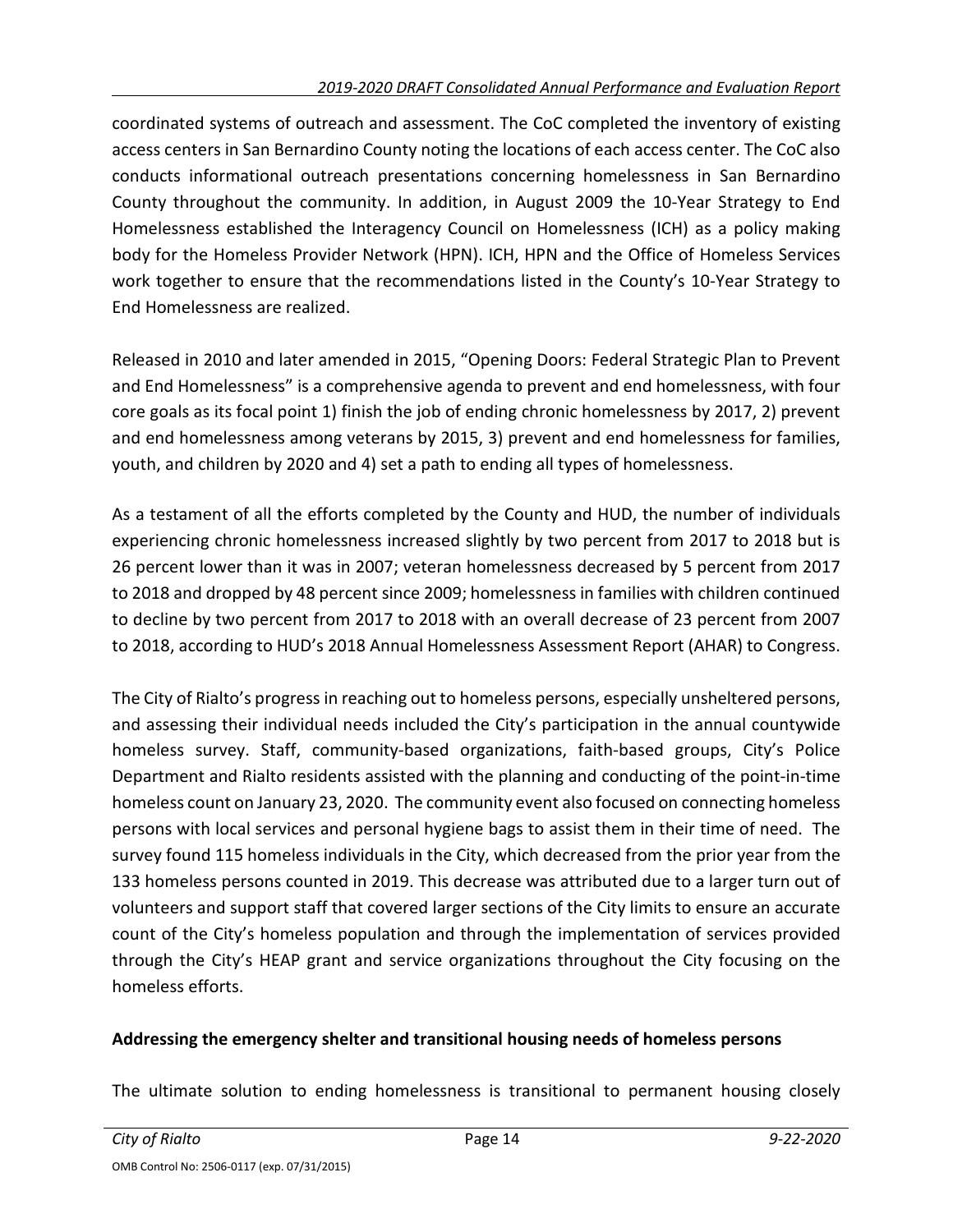coordinated systems of outreach and assessment. The CoC completed the inventory of existing access centers in San Bernardino County noting the locations of each access center. The CoC also conducts informational outreach presentations concerning homelessness in San Bernardino County throughout the community. In addition, in August 2009 the 10-Year Strategy to End Homelessness established the Interagency Council on Homelessness (ICH) as a policy making body for the Homeless Provider Network (HPN). ICH, HPN and the Office of Homeless Services work together to ensure that the recommendations listed in the County's 10-Year Strategy to End Homelessness are realized.

Released in 2010 and later amended in 2015, "Opening Doors: Federal Strategic Plan to Prevent and End Homelessness" is a comprehensive agenda to prevent and end homelessness, with four core goals as its focal point 1) finish the job of ending chronic homelessness by 2017, 2) prevent and end homelessness among veterans by 2015, 3) prevent and end homelessness for families, youth, and children by 2020 and 4) set a path to ending all types of homelessness.

As a testament of all the efforts completed by the County and HUD, the number of individuals experiencing chronic homelessness increased slightly by two percent from 2017 to 2018 but is 26 percent lower than it was in 2007; veteran homelessness decreased by 5 percent from 2017 to 2018 and dropped by 48 percent since 2009; homelessness in families with children continued to decline by two percent from 2017 to 2018 with an overall decrease of 23 percent from 2007 to 2018, according to HUD's 2018 Annual Homelessness Assessment Report (AHAR) to Congress.

The City of Rialto's progress in reaching out to homeless persons, especially unsheltered persons, and assessing their individual needs included the City's participation in the annual countywide homeless survey. Staff, community-based organizations, faith-based groups, City's Police Department and Rialto residents assisted with the planning and conducting of the point-in-time homeless count on January 23, 2020. The community event also focused on connecting homeless persons with local services and personal hygiene bags to assist them in their time of need. The survey found 115 homeless individuals in the City, which decreased from the prior year from the 133 homeless persons counted in 2019. This decrease was attributed due to a larger turn out of volunteers and support staff that covered larger sections of the City limits to ensure an accurate count of the City's homeless population and through the implementation of services provided through the City's HEAP grant and service organizations throughout the City focusing on the homeless efforts.

**Addressing the emergency shelter and transitional housing needs of homeless persons**

The ultimate solution to ending homelessness is transitional to permanent housing closely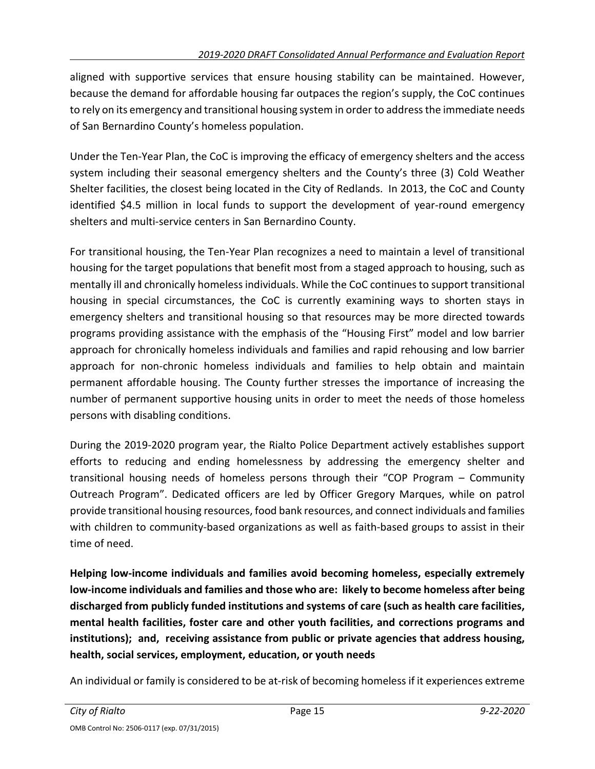aligned with supportive services that ensure housing stability can be maintained. However, because the demand for affordable housing far outpaces the region's supply, the CoC continues to rely on its emergency and transitional housing system in order to address the immediate needs of San Bernardino County's homeless population.

Under the Ten-Year Plan, the CoC is improving the efficacy of emergency shelters and the access system including their seasonal emergency shelters and the County's three (3) Cold Weather Shelter facilities, the closest being located in the City of Redlands. In 2013, the CoC and County identified $4.5 million in local funds to support the development of year-round emergency shelters and multi-service centers in San Bernardino County.

For transitional housing, the Ten-Year Plan recognizes a need to maintain a level of transitional housing for the target populations that benefit most from a staged approach to housing, such as mentally ill and chronically homeless individuals. While the CoC continues to support transitional housing in special circumstances, the CoC is currently examining ways to shorten stays in emergency shelters and transitional housing so that resources may be more directed towards programs providing assistance with the emphasis of the "Housing First" model and low barrier approach for chronically homeless individuals and families and rapid rehousing and low barrier approach for non-chronic homeless individuals and families to help obtain and maintain permanent affordable housing. The County further stresses the importance of increasing the number of permanent supportive housing units in order to meet the needs of those homeless persons with disabling conditions.

During the 2019-2020 program year, the Rialto Police Department actively establishes support efforts to reducing and ending homelessness by addressing the emergency shelter and transitional housing needs of homeless persons through their "COP Program – Community Outreach Program". Dedicated officers are led by Officer Gregory Marques, while on patrol provide transitional housing resources, food bank resources, and connect individuals and families with children to community-based organizations as well as faith-based groups to assist in their time of need.

**Helping low-income individuals and families avoid becoming homeless, especially extremely low-income individuals and families and those who are: likely to become homeless after being discharged from publicly funded institutions and systems of care (such as health care facilities, mental health facilities, foster care and other youth facilities, and corrections programs and institutions); and, receiving assistance from public or private agencies that address housing, health, social services, employment, education, or youth needs**

An individual or family is considered to be at-risk of becoming homeless if it experiences extreme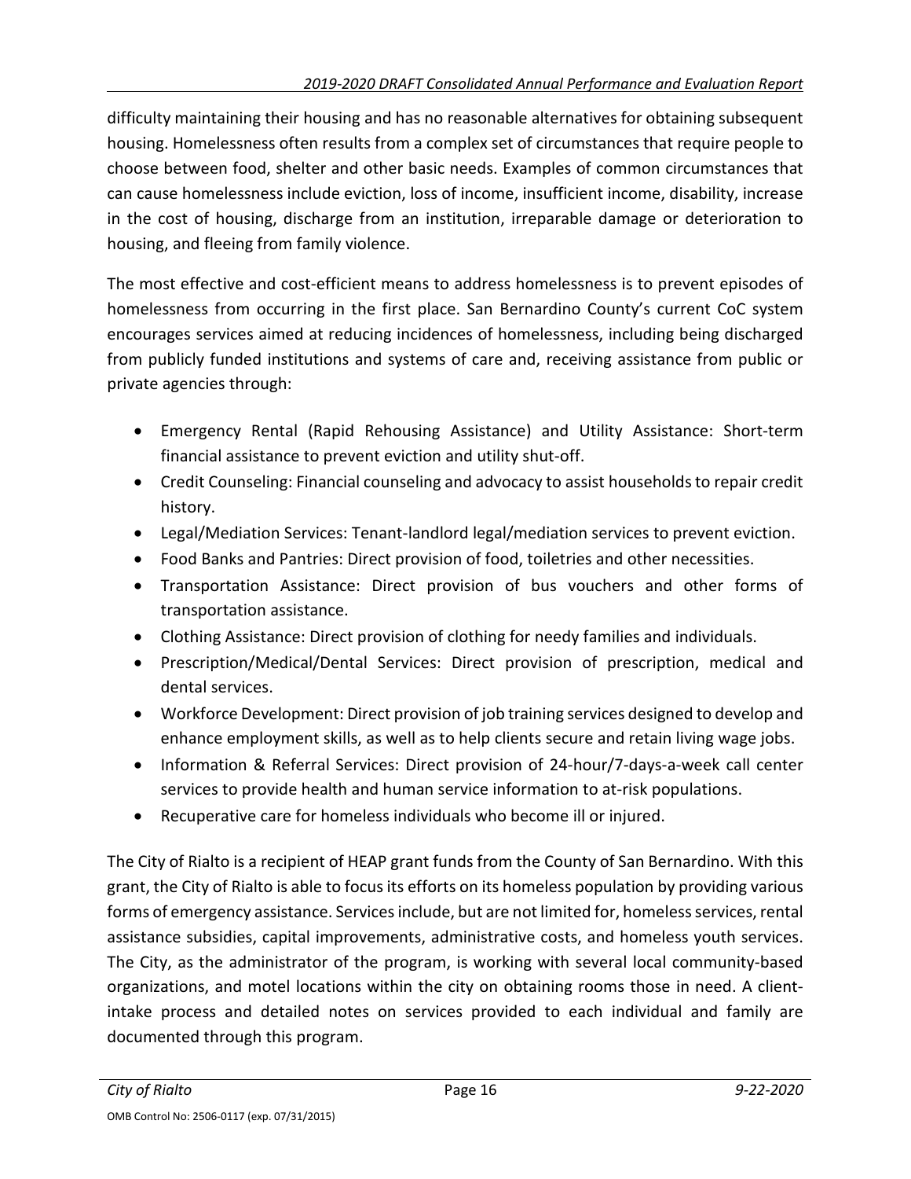difficulty maintaining their housing and has no reasonable alternatives for obtaining subsequent housing. Homelessness often results from a complex set of circumstances that require people to choose between food, shelter and other basic needs. Examples of common circumstances that can cause homelessness include eviction, loss of income, insufficient income, disability, increase in the cost of housing, discharge from an institution, irreparable damage or deterioration to housing, and fleeing from family violence.

The most effective and cost-efficient means to address homelessness is to prevent episodes of homelessness from occurring in the first place. San Bernardino County's current CoC system encourages services aimed at reducing incidences of homelessness, including being discharged from publicly funded institutions and systems of care and, receiving assistance from public or private agencies through:

- Emergency Rental (Rapid Rehousing Assistance) and Utility Assistance: Short-term financial assistance to prevent eviction and utility shut-off.
- Credit Counseling: Financial counseling and advocacy to assist households to repair credit history.
- Legal/Mediation Services: Tenant-landlord legal/mediation services to prevent eviction.
- Food Banks and Pantries: Direct provision of food, toiletries and other necessities.
- Transportation Assistance: Direct provision of bus vouchers and other forms of transportation assistance.
- Clothing Assistance: Direct provision of clothing for needy families and individuals.
- Prescription/Medical/Dental Services: Direct provision of prescription, medical and dental services.
- Workforce Development: Direct provision of job training services designed to develop and enhance employment skills, as well as to help clients secure and retain living wage jobs.
- Information & Referral Services: Direct provision of 24-hour/7-days-a-week call center services to provide health and human service information to at-risk populations.
- Recuperative care for homeless individuals who become ill or injured.

The City of Rialto is a recipient of HEAP grant funds from the County of San Bernardino. With this grant, the City of Rialto is able to focus its efforts on its homeless population by providing various forms of emergency assistance. Services include, but are not limited for, homeless services, rental assistance subsidies, capital improvements, administrative costs, and homeless youth services. The City, as the administrator of the program, is working with several local community-based organizations, and motel locations within the city on obtaining rooms those in need. A client-intake process and detailed notes on services provided to each individual and family are documented through this program.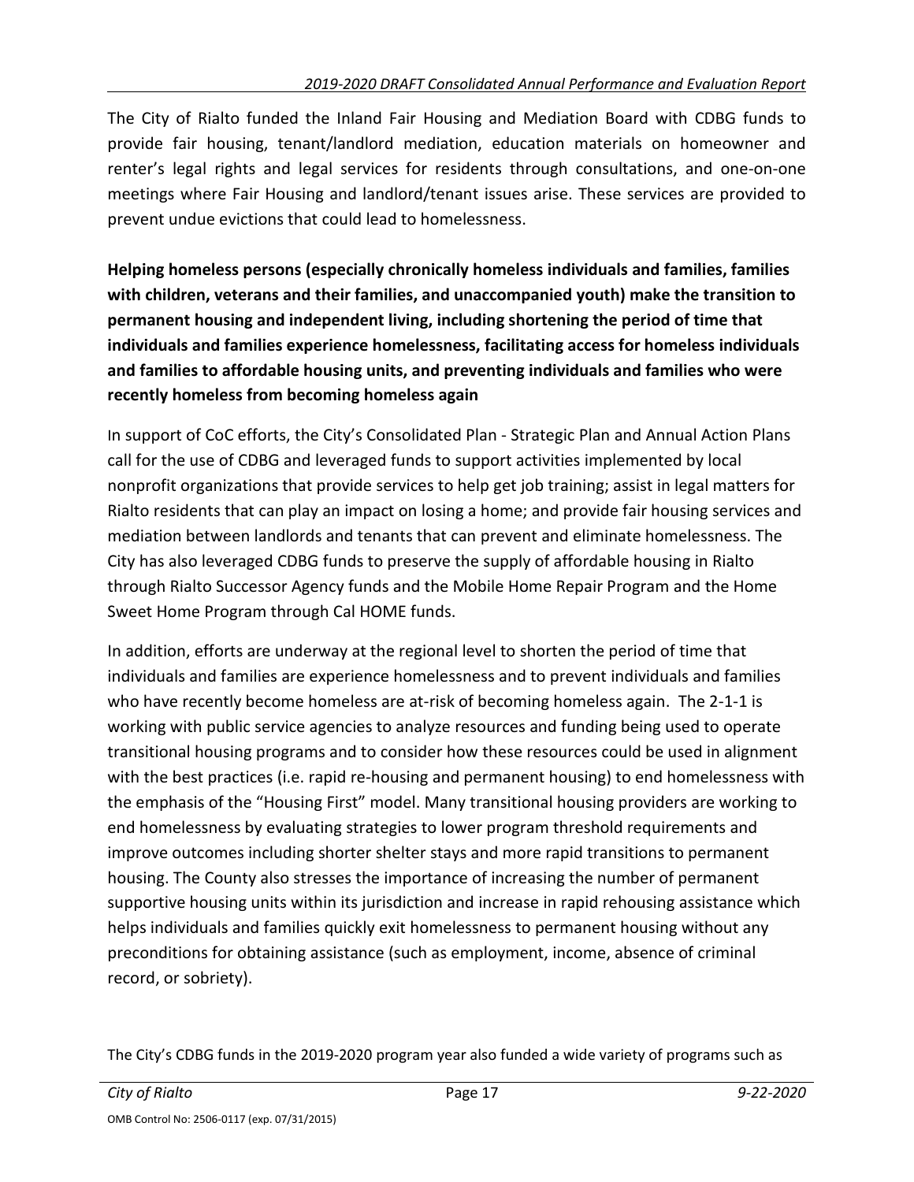The City of Rialto funded the Inland Fair Housing and Mediation Board with CDBG funds to provide fair housing, tenant/landlord mediation, education materials on homeowner and renter's legal rights and legal services for residents through consultations, and one-on-one meetings where Fair Housing and landlord/tenant issues arise. These services are provided to prevent undue evictions that could lead to homelessness.

**Helping homeless persons (especially chronically homeless individuals and families, families with children, veterans and their families, and unaccompanied youth) make the transition to permanent housing and independent living, including shortening the period of time that individuals and families experience homelessness, facilitating access for homeless individuals and families to affordable housing units, and preventing individuals and families who were recently homeless from becoming homeless again**

In support of CoC efforts, the City's Consolidated Plan - Strategic Plan and Annual Action Plans call for the use of CDBG and leveraged funds to support activities implemented by local nonprofit organizations that provide services to help get job training; assist in legal matters for Rialto residents that can play an impact on losing a home; and provide fair housing services and mediation between landlords and tenants that can prevent and eliminate homelessness. The City has also leveraged CDBG funds to preserve the supply of affordable housing in Rialto through Rialto Successor Agency funds and the Mobile Home Repair Program and the Home Sweet Home Program through Cal HOME funds.

In addition, efforts are underway at the regional level to shorten the period of time that individuals and families are experience homelessness and to prevent individuals and families who have recently become homeless are at-risk of becoming homeless again. The 2-1-1 is working with public service agencies to analyze resources and funding being used to operate transitional housing programs and to consider how these resources could be used in alignment with the best practices (i.e. rapid re-housing and permanent housing) to end homelessness with the emphasis of the "Housing First" model. Many transitional housing providers are working to end homelessness by evaluating strategies to lower program threshold requirements and improve outcomes including shorter shelter stays and more rapid transitions to permanent housing. The County also stresses the importance of increasing the number of permanent supportive housing units within its jurisdiction and increase in rapid rehousing assistance which helps individuals and families quickly exit homelessness to permanent housing without any preconditions for obtaining assistance (such as employment, income, absence of criminal record, or sobriety).

The City's CDBG funds in the 2019-2020 program year also funded a wide variety of programs such as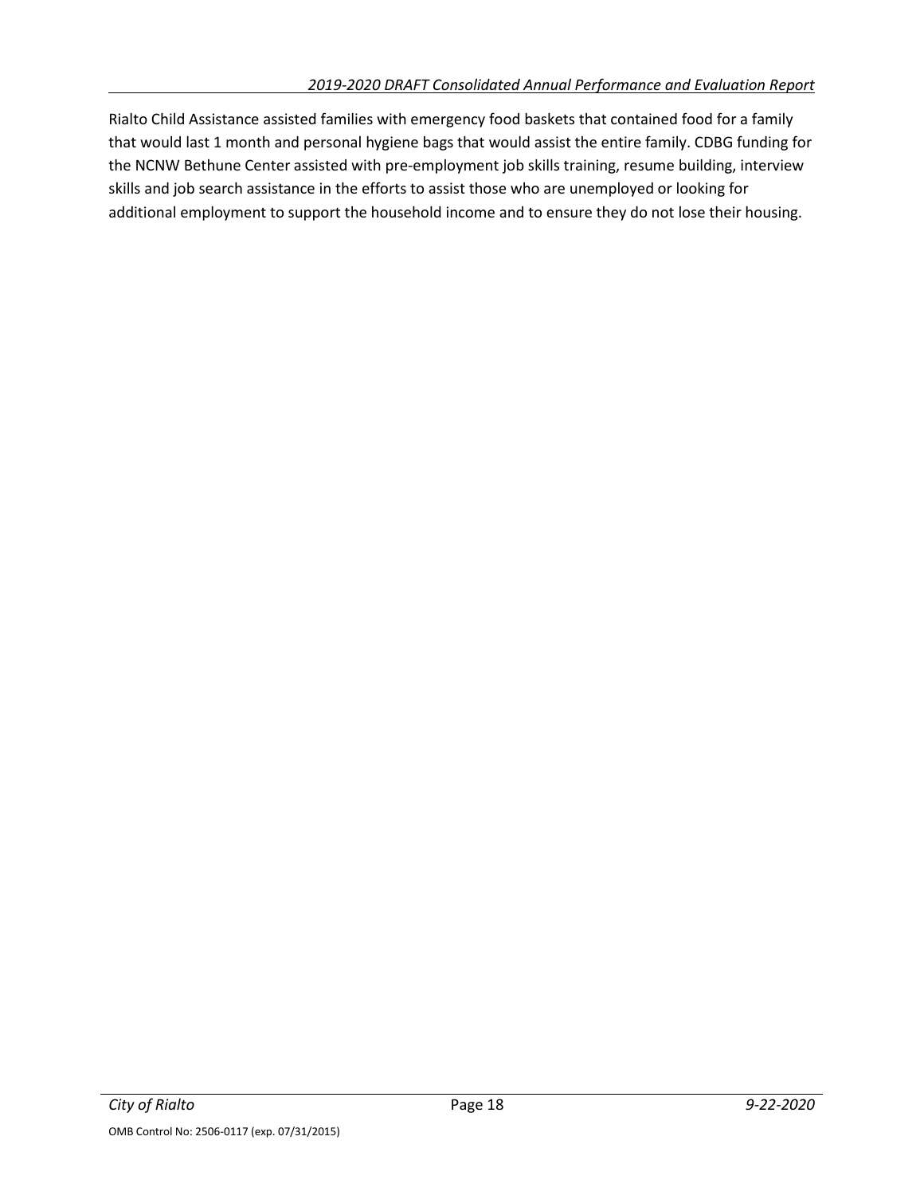Rialto Child Assistance assisted families with emergency food baskets that contained food for a family that would last 1 month and personal hygiene bags that would assist the entire family. CDBG funding for the NCNW Bethune Center assisted with pre-employment job skills training, resume building, interview skills and job search assistance in the efforts to assist those who are unemployed or looking for additional employment to support the household income and to ensure they do not lose their housing.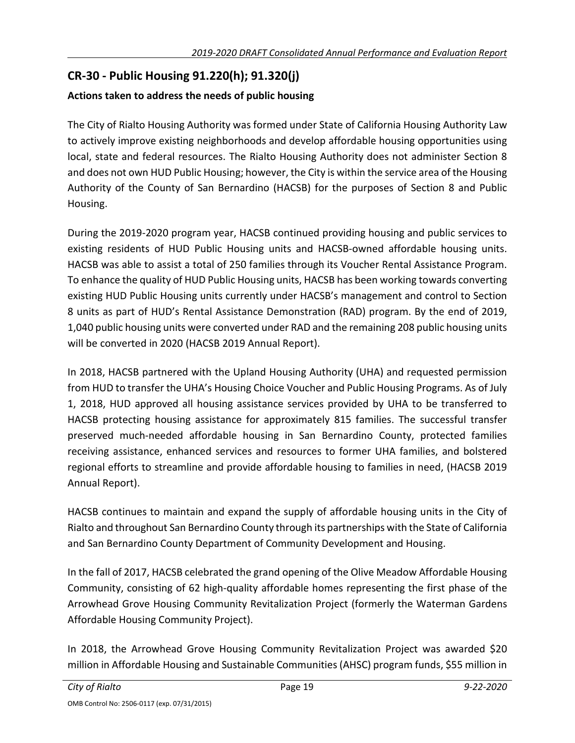## CR-30 - Public Housing 91.220(h); 91.320(j)

### Actions taken to address the needs of public housing

The City of Rialto Housing Authority was formed under State of California Housing Authority Law to actively improve existing neighborhoods and develop affordable housing opportunities using local, state and federal resources. The Rialto Housing Authority does not administer Section 8 and does not own HUD Public Housing; however, the City is within the service area of the Housing Authority of the County of San Bernardino (HACSB) for the purposes of Section 8 and Public Housing.

During the 2019-2020 program year, HACSB continued providing housing and public services to existing residents of HUD Public Housing units and HACSB-owned affordable housing units. HACSB was able to assist a total of 250 families through its Voucher Rental Assistance Program. To enhance the quality of HUD Public Housing units, HACSB has been working towards converting existing HUD Public Housing units currently under HACSB's management and control to Section 8 units as part of HUD's Rental Assistance Demonstration (RAD) program. By the end of 2019, 1,040 public housing units were converted under RAD and the remaining 208 public housing units will be converted in 2020 (HACSB 2019 Annual Report).

In 2018, HACSB partnered with the Upland Housing Authority (UHA) and requested permission from HUD to transfer the UHA's Housing Choice Voucher and Public Housing Programs. As of July 1, 2018, HUD approved all housing assistance services provided by UHA to be transferred to HACSB protecting housing assistance for approximately 815 families. The successful transfer preserved much-needed affordable housing in San Bernardino County, protected families receiving assistance, enhanced services and resources to former UHA families, and bolstered regional efforts to streamline and provide affordable housing to families in need, (HACSB 2019 Annual Report).

HACSB continues to maintain and expand the supply of affordable housing units in the City of Rialto and throughout San Bernardino County through its partnerships with the State of California and San Bernardino County Department of Community Development and Housing.

In the fall of 2017, HACSB celebrated the grand opening of the Olive Meadow Affordable Housing Community, consisting of 62 high-quality affordable homes representing the first phase of the Arrowhead Grove Housing Community Revitalization Project (formerly the Waterman Gardens Affordable Housing Community Project).

In 2018, the Arrowhead Grove Housing Community Revitalization Project was awarded $20 million in Affordable Housing and Sustainable Communities (AHSC) program funds, $55 million in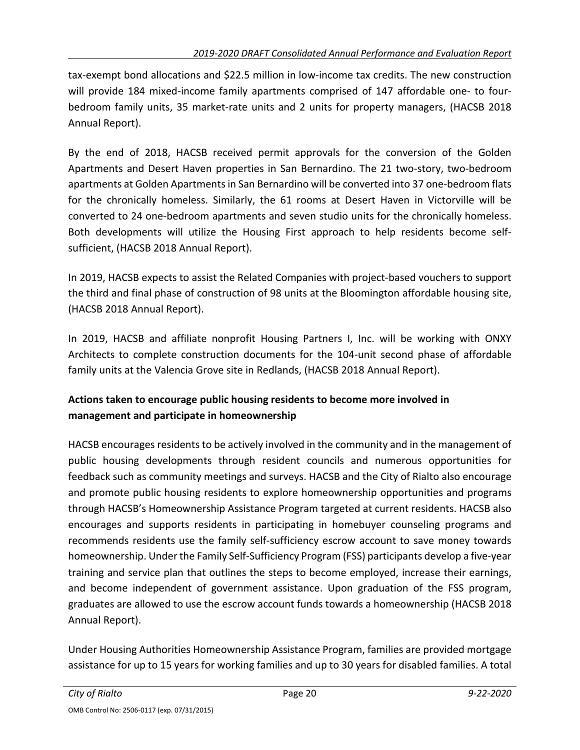tax-exempt bond allocations and $22.5 million in low-income tax credits. The new construction will provide 184 mixed-income family apartments comprised of 147 affordable one- to four-bedroom family units, 35 market-rate units and 2 units for property managers, (HACSB 2018 Annual Report).

By the end of 2018, HACSB received permit approvals for the conversion of the Golden Apartments and Desert Haven properties in San Bernardino. The 21 two-story, two-bedroom apartments at Golden Apartments in San Bernardino will be converted into 37 one-bedroom flats for the chronically homeless. Similarly, the 61 rooms at Desert Haven in Victorville will be converted to 24 one-bedroom apartments and seven studio units for the chronically homeless. Both developments will utilize the Housing First approach to help residents become self-sufficient, (HACSB 2018 Annual Report).

In 2019, HACSB expects to assist the Related Companies with project-based vouchers to support the third and final phase of construction of 98 units at the Bloomington affordable housing site, (HACSB 2018 Annual Report).

In 2019, HACSB and affiliate nonprofit Housing Partners I, Inc. will be working with ONXY Architects to complete construction documents for the 104-unit second phase of affordable family units at the Valencia Grove site in Redlands, (HACSB 2018 Annual Report).

**Actions taken to encourage public housing residents to become more involved in management and participate in homeownership**

HACSB encourages residents to be actively involved in the community and in the management of public housing developments through resident councils and numerous opportunities for feedback such as community meetings and surveys. HACSB and the City of Rialto also encourage and promote public housing residents to explore homeownership opportunities and programs through HACSB's Homeownership Assistance Program targeted at current residents. HACSB also encourages and supports residents in participating in homebuyer counseling programs and recommends residents use the family self-sufficiency escrow account to save money towards homeownership. Under the Family Self-Sufficiency Program (FSS) participants develop a five-year training and service plan that outlines the steps to become employed, increase their earnings, and become independent of government assistance. Upon graduation of the FSS program, graduates are allowed to use the escrow account funds towards a homeownership (HACSB 2018 Annual Report).

Under Housing Authorities Homeownership Assistance Program, families are provided mortgage assistance for up to 15 years for working families and up to 30 years for disabled families. A total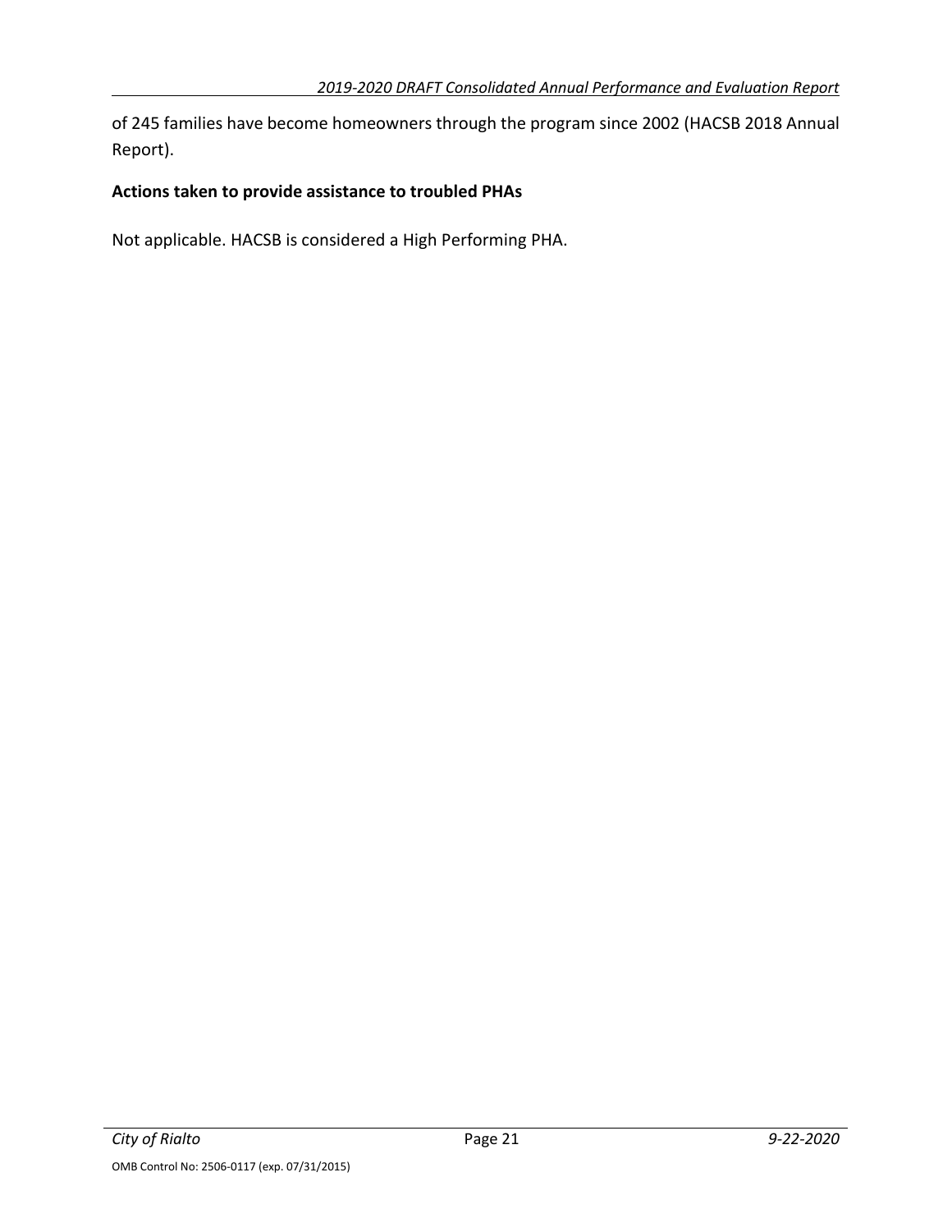of 245 families have become homeowners through the program since 2002 (HACSB 2018 Annual Report).

**Actions taken to provide assistance to troubled PHAs**

Not applicable. HACSB is considered a High Performing PHA.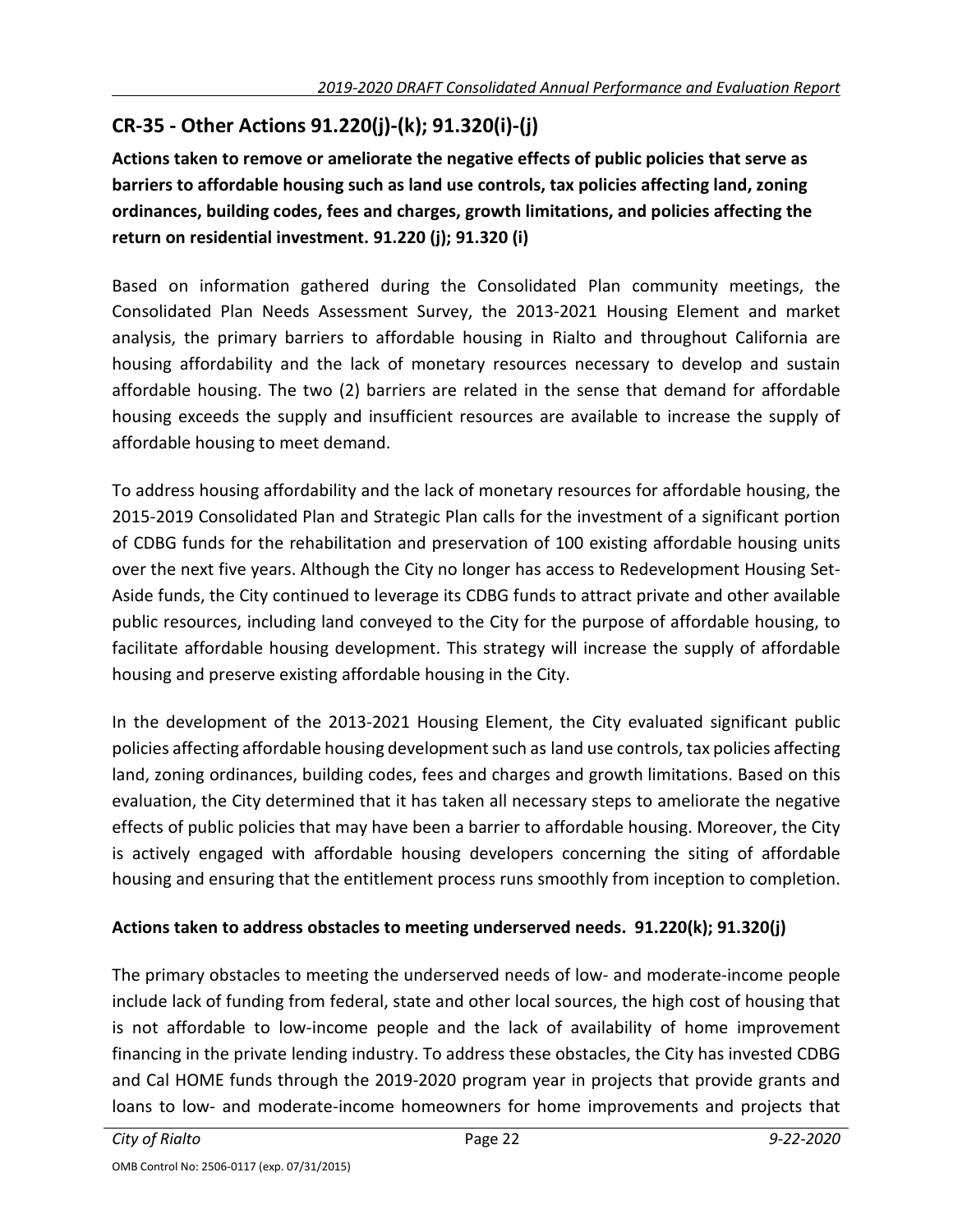## CR-35 - Other Actions 91.220(j)-(k); 91.320(i)-(j)

**Actions taken to remove or ameliorate the negative effects of public policies that serve as barriers to affordable housing such as land use controls, tax policies affecting land, zoning ordinances, building codes, fees and charges, growth limitations, and policies affecting the return on residential investment. 91.220 (j); 91.320 (i)**

Based on information gathered during the Consolidated Plan community meetings, the Consolidated Plan Needs Assessment Survey, the 2013-2021 Housing Element and market analysis, the primary barriers to affordable housing in Rialto and throughout California are housing affordability and the lack of monetary resources necessary to develop and sustain affordable housing. The two (2) barriers are related in the sense that demand for affordable housing exceeds the supply and insufficient resources are available to increase the supply of affordable housing to meet demand.

To address housing affordability and the lack of monetary resources for affordable housing, the 2015-2019 Consolidated Plan and Strategic Plan calls for the investment of a significant portion of CDBG funds for the rehabilitation and preservation of 100 existing affordable housing units over the next five years. Although the City no longer has access to Redevelopment Housing Set-Aside funds, the City continued to leverage its CDBG funds to attract private and other available public resources, including land conveyed to the City for the purpose of affordable housing, to facilitate affordable housing development. This strategy will increase the supply of affordable housing and preserve existing affordable housing in the City.

In the development of the 2013-2021 Housing Element, the City evaluated significant public policies affecting affordable housing development such as land use controls, tax policies affecting land, zoning ordinances, building codes, fees and charges and growth limitations. Based on this evaluation, the City determined that it has taken all necessary steps to ameliorate the negative effects of public policies that may have been a barrier to affordable housing. Moreover, the City is actively engaged with affordable housing developers concerning the siting of affordable housing and ensuring that the entitlement process runs smoothly from inception to completion.

**Actions taken to address obstacles to meeting underserved needs. 91.220(k); 91.320(j)**

The primary obstacles to meeting the underserved needs of low- and moderate-income people include lack of funding from federal, state and other local sources, the high cost of housing that is not affordable to low-income people and the lack of availability of home improvement financing in the private lending industry. To address these obstacles, the City has invested CDBG and Cal HOME funds through the 2019-2020 program year in projects that provide grants and loans to low- and moderate-income homeowners for home improvements and projects that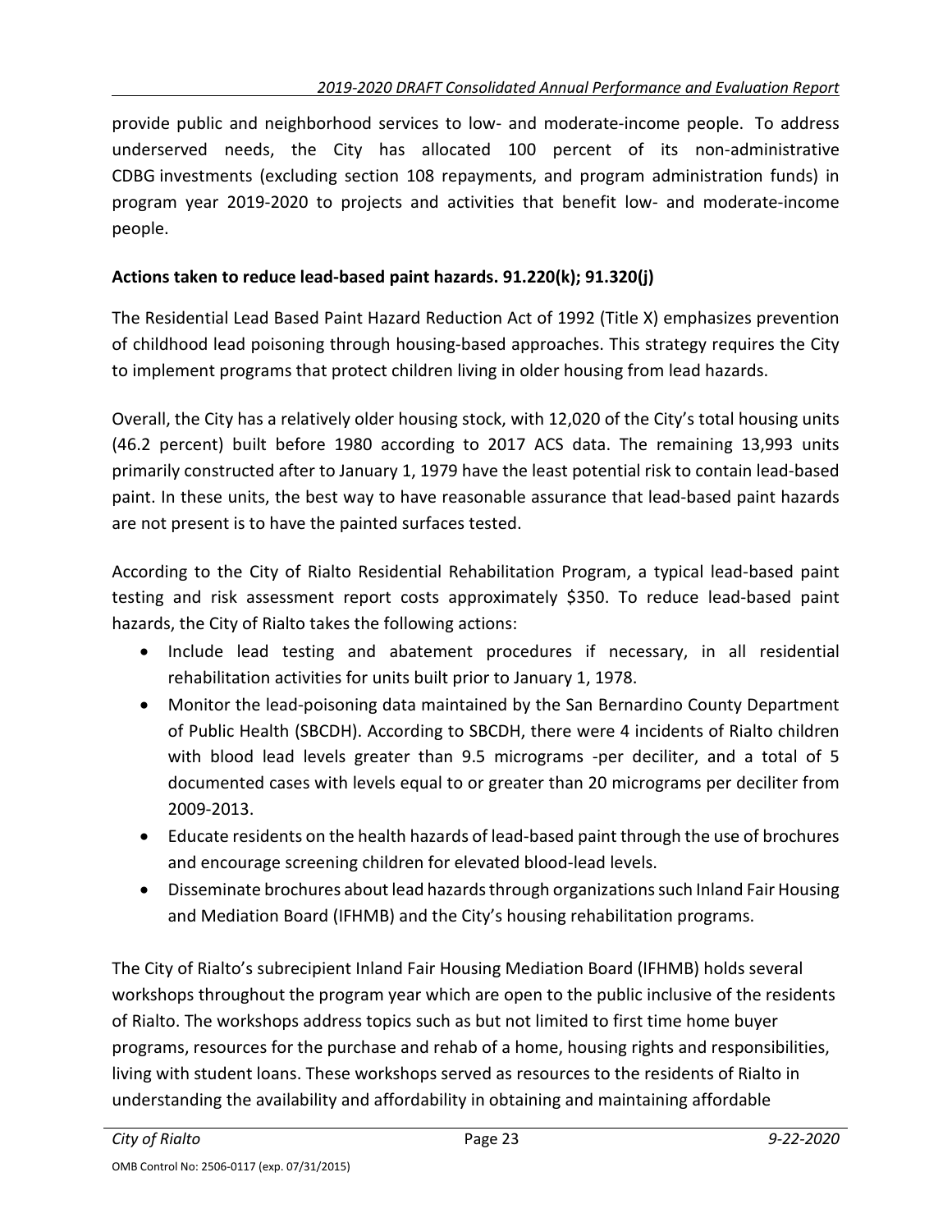provide public and neighborhood services to low- and moderate-income people. To address underserved needs, the City has allocated 100 percent of its non-administrative CDBG investments (excluding section 108 repayments, and program administration funds) in program year 2019-2020 to projects and activities that benefit low- and moderate-income people.

**Actions taken to reduce lead-based paint hazards. 91.220(k); 91.320(j)**

The Residential Lead Based Paint Hazard Reduction Act of 1992 (Title X) emphasizes prevention of childhood lead poisoning through housing-based approaches. This strategy requires the City to implement programs that protect children living in older housing from lead hazards.

Overall, the City has a relatively older housing stock, with 12,020 of the City's total housing units (46.2 percent) built before 1980 according to 2017 ACS data. The remaining 13,993 units primarily constructed after to January 1, 1979 have the least potential risk to contain lead-based paint. In these units, the best way to have reasonable assurance that lead-based paint hazards are not present is to have the painted surfaces tested.

According to the City of Rialto Residential Rehabilitation Program, a typical lead-based paint testing and risk assessment report costs approximately $350. To reduce lead-based paint hazards, the City of Rialto takes the following actions:

- Include lead testing and abatement procedures if necessary, in all residential rehabilitation activities for units built prior to January 1, 1978.
- Monitor the lead-poisoning data maintained by the San Bernardino County Department of Public Health (SBCDH). According to SBCDH, there were 4 incidents of Rialto children with blood lead levels greater than 9.5 micrograms -per deciliter, and a total of 5 documented cases with levels equal to or greater than 20 micrograms per deciliter from 2009-2013.
- Educate residents on the health hazards of lead-based paint through the use of brochures and encourage screening children for elevated blood-lead levels.
- Disseminate brochures about lead hazards through organizations such Inland Fair Housing and Mediation Board (IFHMB) and the City's housing rehabilitation programs.

The City of Rialto's subrecipient Inland Fair Housing Mediation Board (IFHMB) holds several workshops throughout the program year which are open to the public inclusive of the residents of Rialto. The workshops address topics such as but not limited to first time home buyer programs, resources for the purchase and rehab of a home, housing rights and responsibilities, living with student loans. These workshops served as resources to the residents of Rialto in understanding the availability and affordability in obtaining and maintaining affordable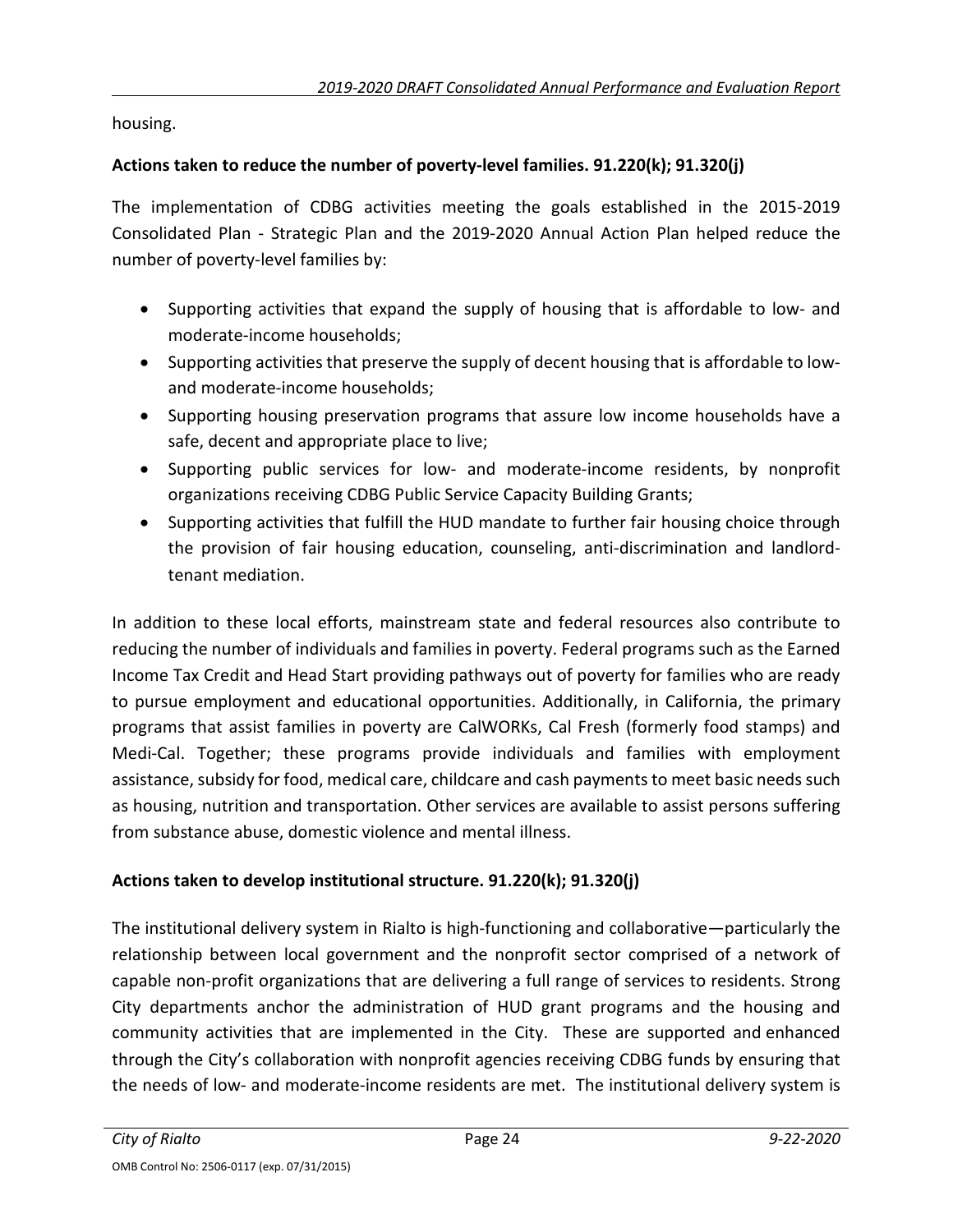housing.

**Actions taken to reduce the number of poverty-level families. 91.220(k); 91.320(j)**

The implementation of CDBG activities meeting the goals established in the 2015-2019 Consolidated Plan - Strategic Plan and the 2019-2020 Annual Action Plan helped reduce the number of poverty-level families by:

- Supporting activities that expand the supply of housing that is affordable to low- and moderate-income households;
- Supporting activities that preserve the supply of decent housing that is affordable to low- and moderate-income households;
- Supporting housing preservation programs that assure low income households have a safe, decent and appropriate place to live;
- Supporting public services for low- and moderate-income residents, by nonprofit organizations receiving CDBG Public Service Capacity Building Grants;
- Supporting activities that fulfill the HUD mandate to further fair housing choice through the provision of fair housing education, counseling, anti-discrimination and landlord-tenant mediation.

In addition to these local efforts, mainstream state and federal resources also contribute to reducing the number of individuals and families in poverty. Federal programs such as the Earned Income Tax Credit and Head Start providing pathways out of poverty for families who are ready to pursue employment and educational opportunities. Additionally, in California, the primary programs that assist families in poverty are CalWORKs, Cal Fresh (formerly food stamps) and Medi-Cal. Together; these programs provide individuals and families with employment assistance, subsidy for food, medical care, childcare and cash payments to meet basic needs such as housing, nutrition and transportation. Other services are available to assist persons suffering from substance abuse, domestic violence and mental illness.

**Actions taken to develop institutional structure. 91.220(k); 91.320(j)**

The institutional delivery system in Rialto is high-functioning and collaborative—particularly the relationship between local government and the nonprofit sector comprised of a network of capable non-profit organizations that are delivering a full range of services to residents. Strong City departments anchor the administration of HUD grant programs and the housing and community activities that are implemented in the City. These are supported and enhanced through the City's collaboration with nonprofit agencies receiving CDBG funds by ensuring that the needs of low- and moderate-income residents are met. The institutional delivery system is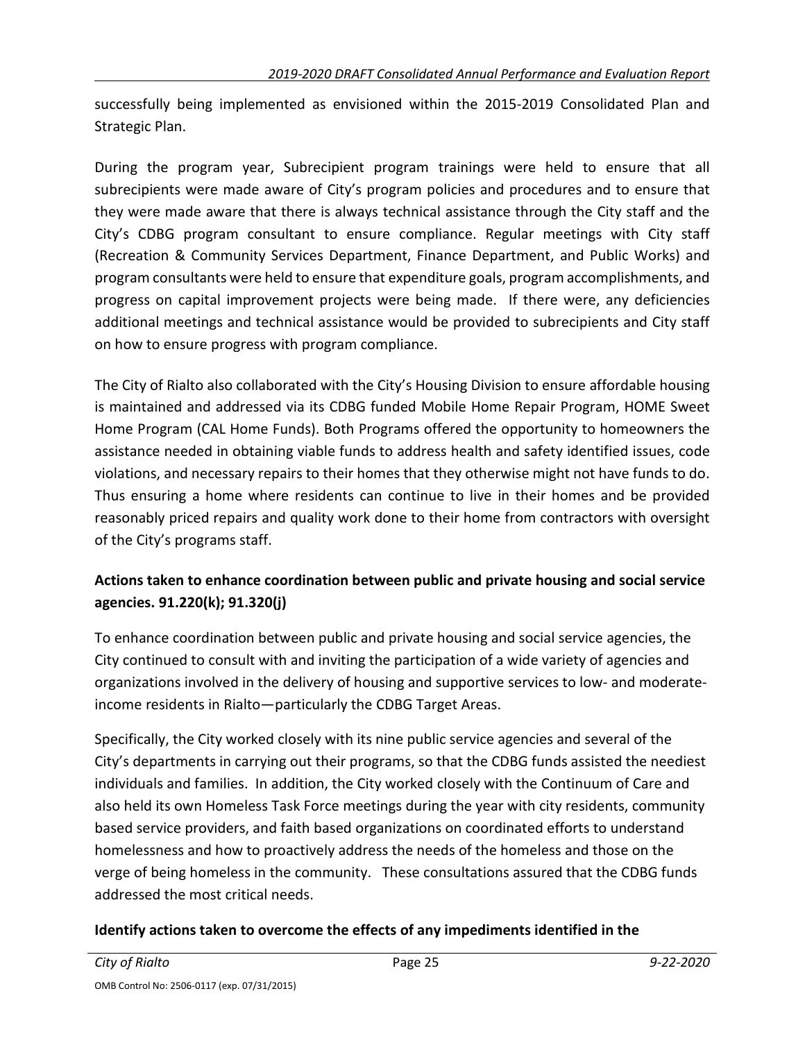successfully being implemented as envisioned within the 2015-2019 Consolidated Plan and Strategic Plan.

During the program year, Subrecipient program trainings were held to ensure that all subrecipients were made aware of City's program policies and procedures and to ensure that they were made aware that there is always technical assistance through the City staff and the City's CDBG program consultant to ensure compliance. Regular meetings with City staff (Recreation & Community Services Department, Finance Department, and Public Works) and program consultants were held to ensure that expenditure goals, program accomplishments, and progress on capital improvement projects were being made. If there were, any deficiencies additional meetings and technical assistance would be provided to subrecipients and City staff on how to ensure progress with program compliance.

The City of Rialto also collaborated with the City's Housing Division to ensure affordable housing is maintained and addressed via its CDBG funded Mobile Home Repair Program, HOME Sweet Home Program (CAL Home Funds). Both Programs offered the opportunity to homeowners the assistance needed in obtaining viable funds to address health and safety identified issues, code violations, and necessary repairs to their homes that they otherwise might not have funds to do. Thus ensuring a home where residents can continue to live in their homes and be provided reasonably priced repairs and quality work done to their home from contractors with oversight of the City's programs staff.

**Actions taken to enhance coordination between public and private housing and social service agencies. 91.220(k); 91.320(j)**

To enhance coordination between public and private housing and social service agencies, the City continued to consult with and inviting the participation of a wide variety of agencies and organizations involved in the delivery of housing and supportive services to low- and moderate-income residents in Rialto—particularly the CDBG Target Areas.

Specifically, the City worked closely with its nine public service agencies and several of the City's departments in carrying out their programs, so that the CDBG funds assisted the neediest individuals and families. In addition, the City worked closely with the Continuum of Care and also held its own Homeless Task Force meetings during the year with city residents, community based service providers, and faith based organizations on coordinated efforts to understand homelessness and how to proactively address the needs of the homeless and those on the verge of being homeless in the community. These consultations assured that the CDBG funds addressed the most critical needs.

**Identify actions taken to overcome the effects of any impediments identified in the**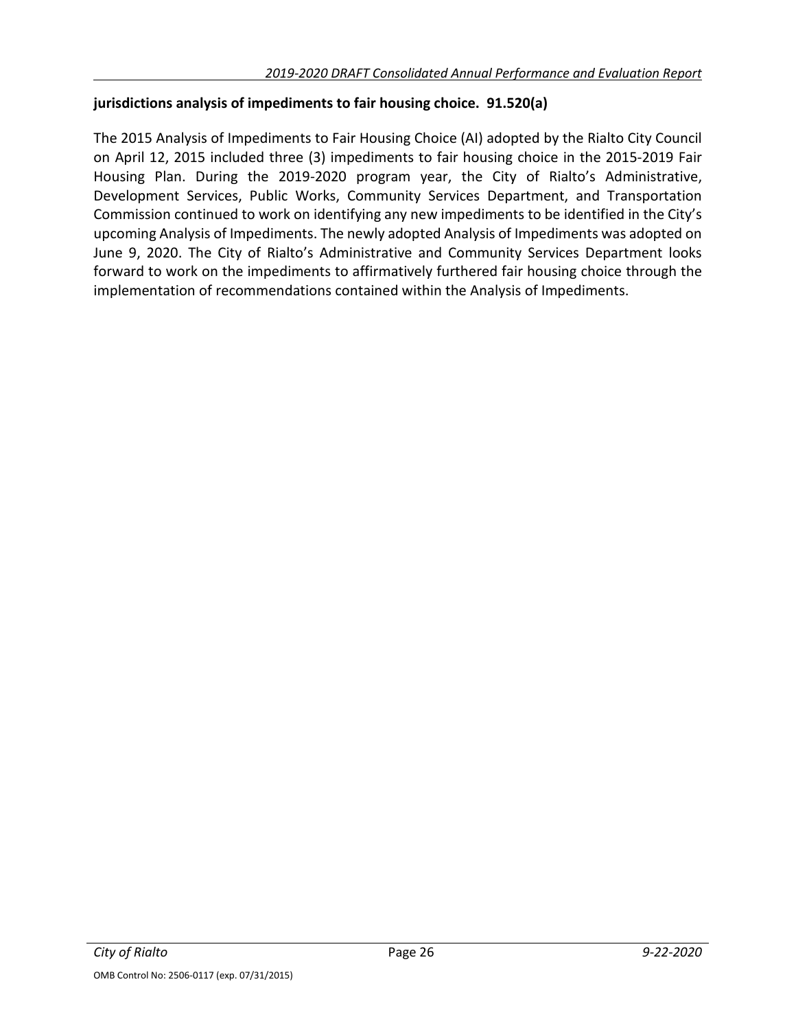**jurisdictions analysis of impediments to fair housing choice. 91.520(a)**

The 2015 Analysis of Impediments to Fair Housing Choice (AI) adopted by the Rialto City Council on April 12, 2015 included three (3) impediments to fair housing choice in the 2015-2019 Fair Housing Plan. During the 2019-2020 program year, the City of Rialto's Administrative, Development Services, Public Works, Community Services Department, and Transportation Commission continued to work on identifying any new impediments to be identified in the City's upcoming Analysis of Impediments. The newly adopted Analysis of Impediments was adopted on June 9, 2020. The City of Rialto's Administrative and Community Services Department looks forward to work on the impediments to affirmatively furthered fair housing choice through the implementation of recommendations contained within the Analysis of Impediments.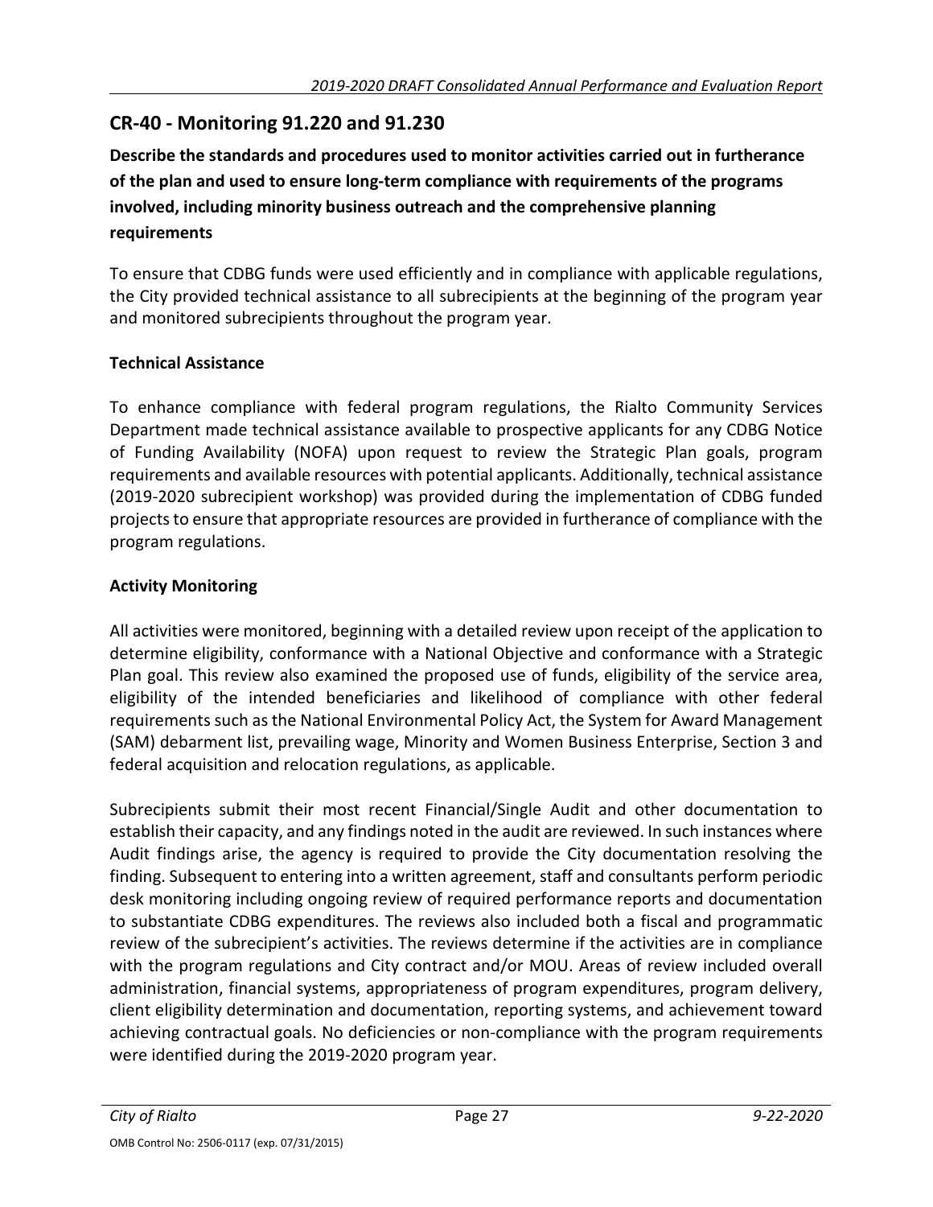## CR-40 - Monitoring 91.220 and 91.230

**Describe the standards and procedures used to monitor activities carried out in furtherance of the plan and used to ensure long-term compliance with requirements of the programs involved, including minority business outreach and the comprehensive planning requirements**

To ensure that CDBG funds were used efficiently and in compliance with applicable regulations, the City provided technical assistance to all subrecipients at the beginning of the program year and monitored subrecipients throughout the program year.

**Technical Assistance**

To enhance compliance with federal program regulations, the Rialto Community Services Department made technical assistance available to prospective applicants for any CDBG Notice of Funding Availability (NOFA) upon request to review the Strategic Plan goals, program requirements and available resources with potential applicants. Additionally, technical assistance (2019-2020 subrecipient workshop) was provided during the implementation of CDBG funded projects to ensure that appropriate resources are provided in furtherance of compliance with the program regulations.

**Activity Monitoring**

All activities were monitored, beginning with a detailed review upon receipt of the application to determine eligibility, conformance with a National Objective and conformance with a Strategic Plan goal. This review also examined the proposed use of funds, eligibility of the service area, eligibility of the intended beneficiaries and likelihood of compliance with other federal requirements such as the National Environmental Policy Act, the System for Award Management (SAM) debarment list, prevailing wage, Minority and Women Business Enterprise, Section 3 and federal acquisition and relocation regulations, as applicable.

Subrecipients submit their most recent Financial/Single Audit and other documentation to establish their capacity, and any findings noted in the audit are reviewed. In such instances where Audit findings arise, the agency is required to provide the City documentation resolving the finding. Subsequent to entering into a written agreement, staff and consultants perform periodic desk monitoring including ongoing review of required performance reports and documentation to substantiate CDBG expenditures. The reviews also included both a fiscal and programmatic review of the subrecipient's activities. The reviews determine if the activities are in compliance with the program regulations and City contract and/or MOU. Areas of review included overall administration, financial systems, appropriateness of program expenditures, program delivery, client eligibility determination and documentation, reporting systems, and achievement toward achieving contractual goals. No deficiencies or non-compliance with the program requirements were identified during the 2019-2020 program year.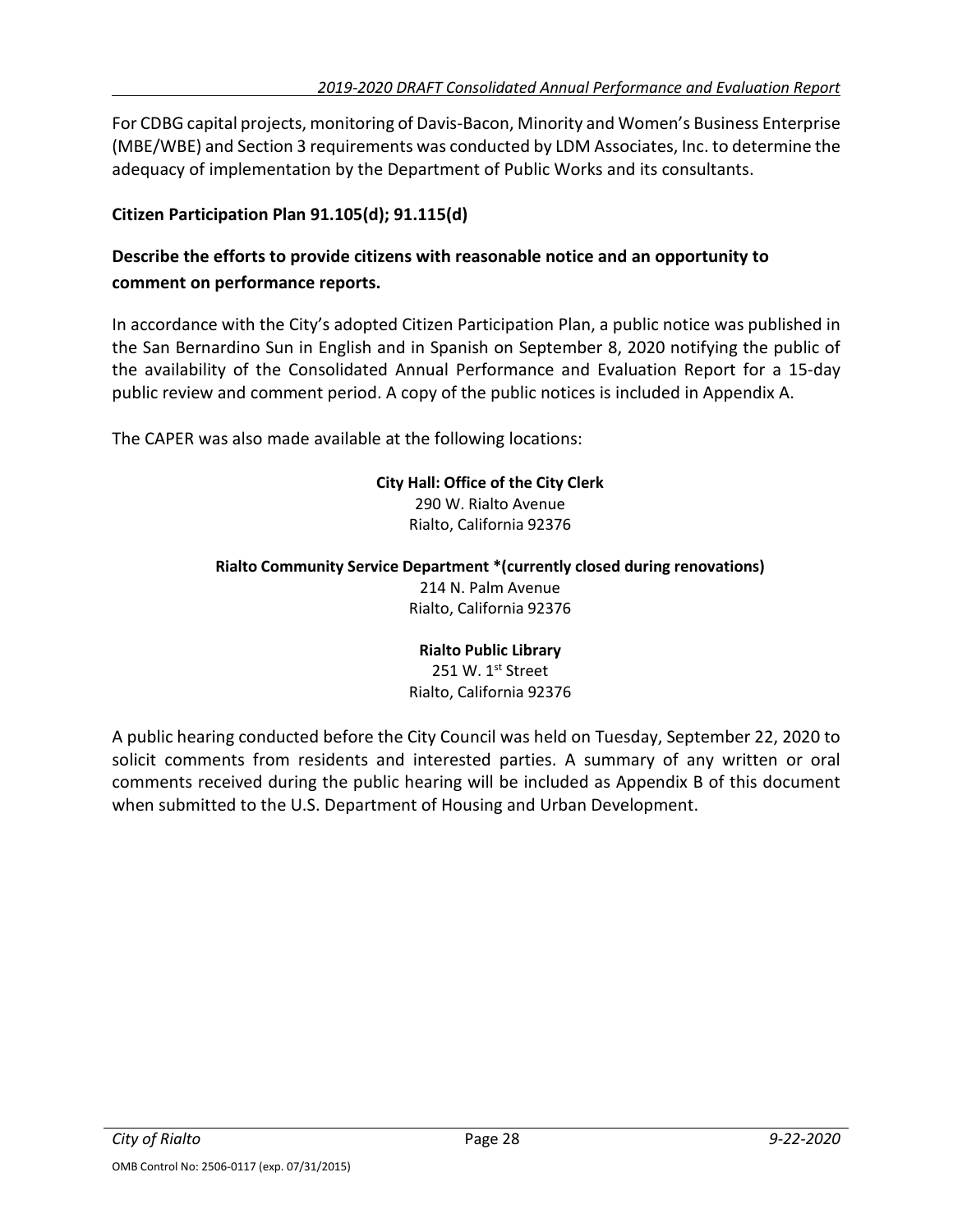For CDBG capital projects, monitoring of Davis-Bacon, Minority and Women's Business Enterprise (MBE/WBE) and Section 3 requirements was conducted by LDM Associates, Inc. to determine the adequacy of implementation by the Department of Public Works and its consultants.

**Citizen Participation Plan 91.105(d); 91.115(d)**

**Describe the efforts to provide citizens with reasonable notice and an opportunity to comment on performance reports.**

In accordance with the City's adopted Citizen Participation Plan, a public notice was published in the San Bernardino Sun in English and in Spanish on September 8, 2020 notifying the public of the availability of the Consolidated Annual Performance and Evaluation Report for a 15-day public review and comment period. A copy of the public notices is included in Appendix A.

The CAPER was also made available at the following locations:

**City Hall: Office of the City Clerk**
290 W. Rialto Avenue
Rialto, California 92376

**Rialto Community Service Department *(currently closed during renovations)**
214 N. Palm Avenue
Rialto, California 92376

**Rialto Public Library**
251 W. 1st Street
Rialto, California 92376

A public hearing conducted before the City Council was held on Tuesday, September 22, 2020 to solicit comments from residents and interested parties. A summary of any written or oral comments received during the public hearing will be included as Appendix B of this document when submitted to the U.S. Department of Housing and Urban Development.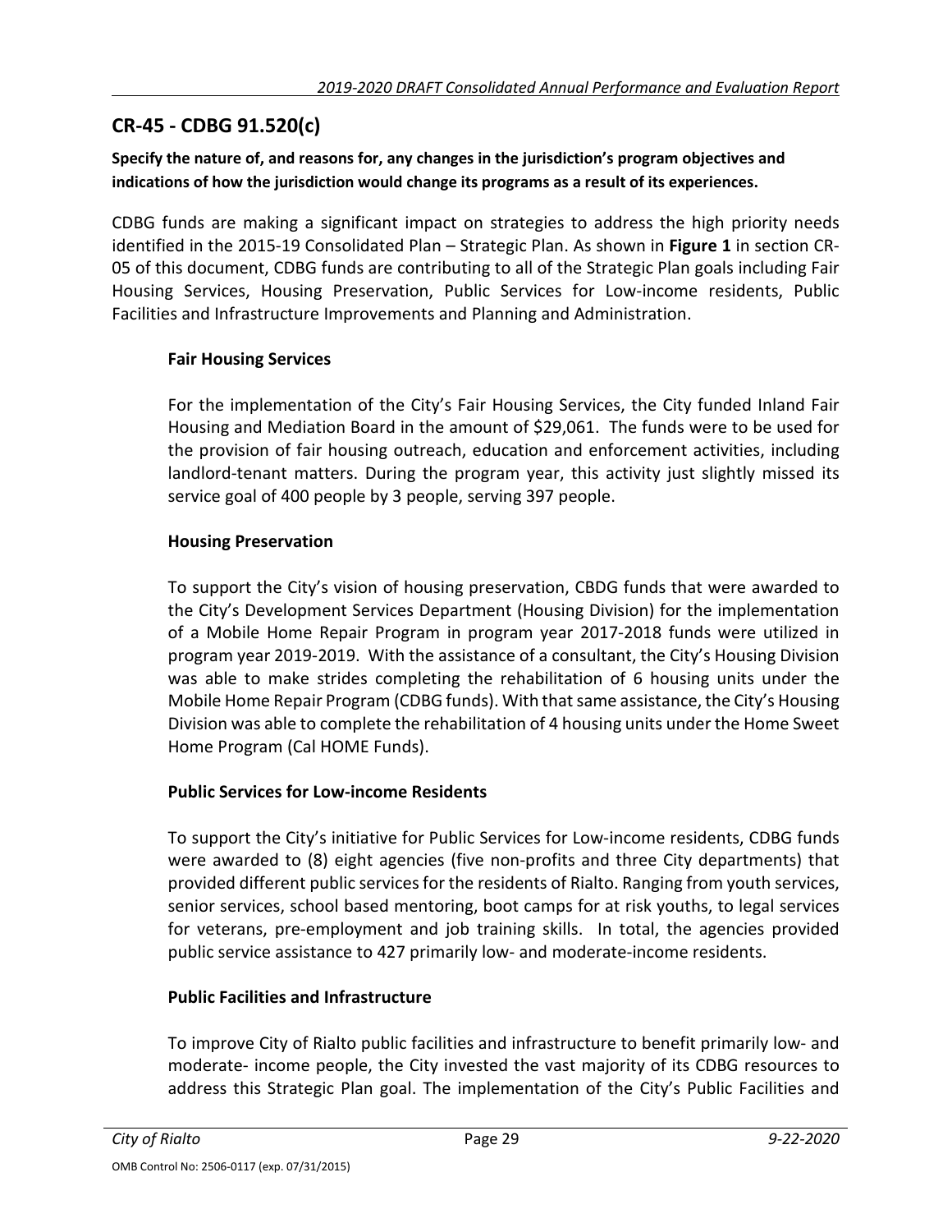## CR-45 - CDBG 91.520(c)

**Specify the nature of, and reasons for, any changes in the jurisdiction's program objectives and indications of how the jurisdiction would change its programs as a result of its experiences.**

CDBG funds are making a significant impact on strategies to address the high priority needs identified in the 2015-19 Consolidated Plan – Strategic Plan. As shown in **Figure 1** in section CR-05 of this document, CDBG funds are contributing to all of the Strategic Plan goals including Fair Housing Services, Housing Preservation, Public Services for Low-income residents, Public Facilities and Infrastructure Improvements and Planning and Administration.

### Fair Housing Services

For the implementation of the City's Fair Housing Services, the City funded Inland Fair Housing and Mediation Board in the amount of $29,061. The funds were to be used for the provision of fair housing outreach, education and enforcement activities, including landlord-tenant matters. During the program year, this activity just slightly missed its service goal of 400 people by 3 people, serving 397 people.

### Housing Preservation

To support the City's vision of housing preservation, CBDG funds that were awarded to the City's Development Services Department (Housing Division) for the implementation of a Mobile Home Repair Program in program year 2017-2018 funds were utilized in program year 2019-2019. With the assistance of a consultant, the City's Housing Division was able to make strides completing the rehabilitation of 6 housing units under the Mobile Home Repair Program (CDBG funds). With that same assistance, the City's Housing Division was able to complete the rehabilitation of 4 housing units under the Home Sweet Home Program (Cal HOME Funds).

### Public Services for Low-income Residents

To support the City's initiative for Public Services for Low-income residents, CDBG funds were awarded to (8) eight agencies (five non-profits and three City departments) that provided different public services for the residents of Rialto. Ranging from youth services, senior services, school based mentoring, boot camps for at risk youths, to legal services for veterans, pre-employment and job training skills. In total, the agencies provided public service assistance to 427 primarily low- and moderate-income residents.

### Public Facilities and Infrastructure

To improve City of Rialto public facilities and infrastructure to benefit primarily low- and moderate- income people, the City invested the vast majority of its CDBG resources to address this Strategic Plan goal. The implementation of the City's Public Facilities and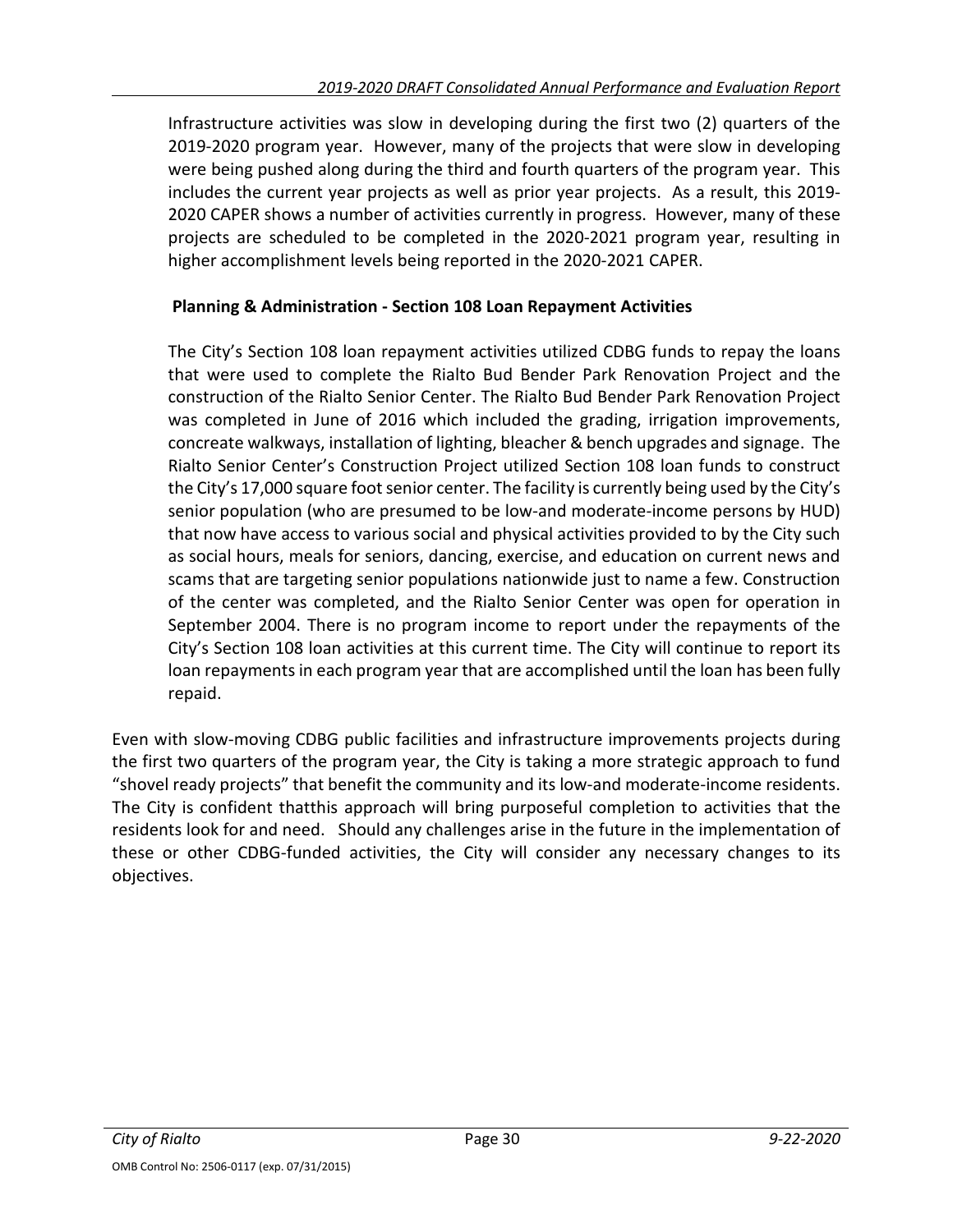Infrastructure activities was slow in developing during the first two (2) quarters of the 2019-2020 program year. However, many of the projects that were slow in developing were being pushed along during the third and fourth quarters of the program year. This includes the current year projects as well as prior year projects. As a result, this 2019-2020 CAPER shows a number of activities currently in progress. However, many of these projects are scheduled to be completed in the 2020-2021 program year, resulting in higher accomplishment levels being reported in the 2020-2021 CAPER.

**Planning & Administration - Section 108 Loan Repayment Activities**

The City's Section 108 loan repayment activities utilized CDBG funds to repay the loans that were used to complete the Rialto Bud Bender Park Renovation Project and the construction of the Rialto Senior Center. The Rialto Bud Bender Park Renovation Project was completed in June of 2016 which included the grading, irrigation improvements, concreate walkways, installation of lighting, bleacher & bench upgrades and signage. The Rialto Senior Center's Construction Project utilized Section 108 loan funds to construct the City's 17,000 square foot senior center. The facility is currently being used by the City's senior population (who are presumed to be low-and moderate-income persons by HUD) that now have access to various social and physical activities provided to by the City such as social hours, meals for seniors, dancing, exercise, and education on current news and scams that are targeting senior populations nationwide just to name a few. Construction of the center was completed, and the Rialto Senior Center was open for operation in September 2004. There is no program income to report under the repayments of the City's Section 108 loan activities at this current time. The City will continue to report its loan repayments in each program year that are accomplished until the loan has been fully repaid.

Even with slow-moving CDBG public facilities and infrastructure improvements projects during the first two quarters of the program year, the City is taking a more strategic approach to fund "shovel ready projects" that benefit the community and its low-and moderate-income residents. The City is confident thatthis approach will bring purposeful completion to activities that the residents look for and need. Should any challenges arise in the future in the implementation of these or other CDBG-funded activities, the City will consider any necessary changes to its objectives.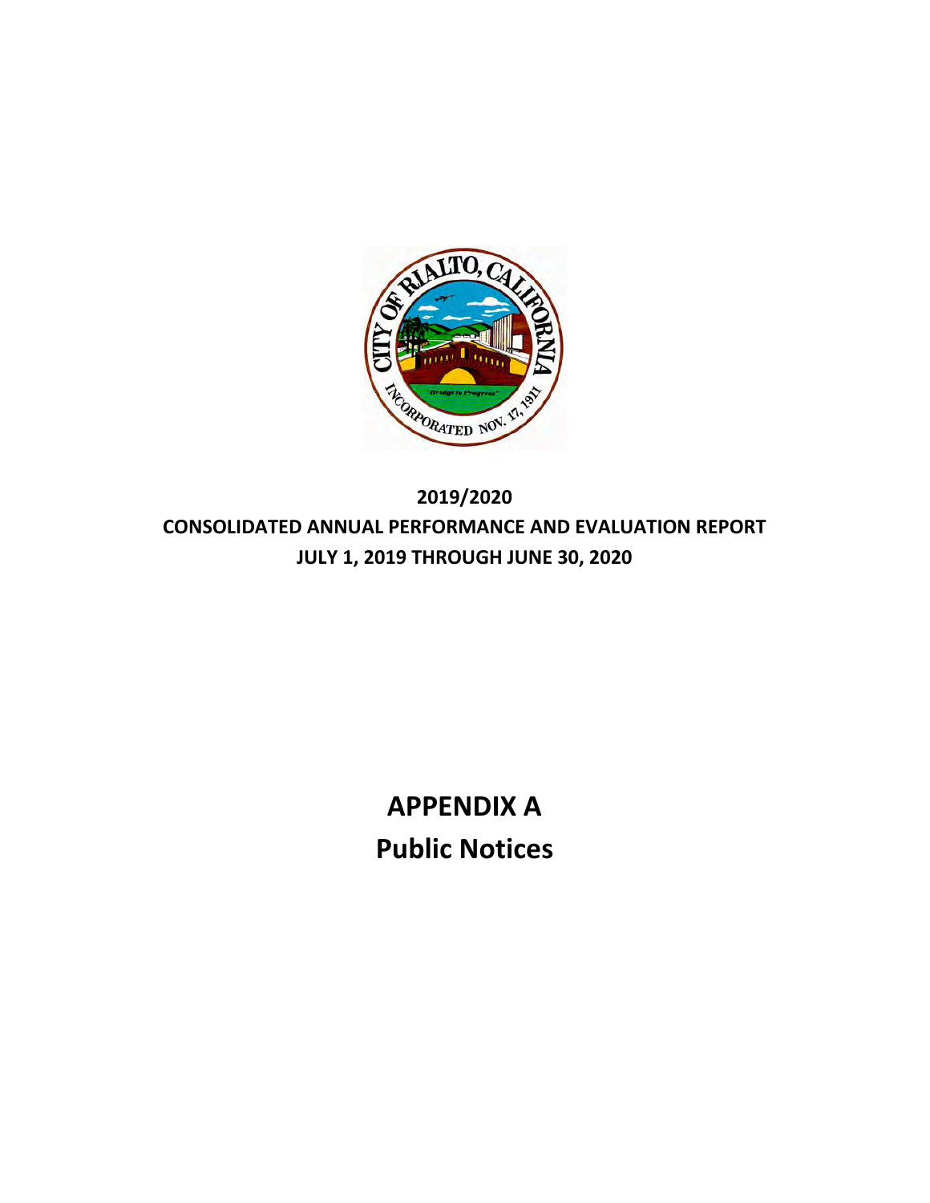**2019/2020**

**CONSOLIDATED ANNUAL PERFORMANCE AND EVALUATION REPORT**

**JULY 1, 2019 THROUGH JUNE 30, 2020**

# APPENDIX A

# Public Notices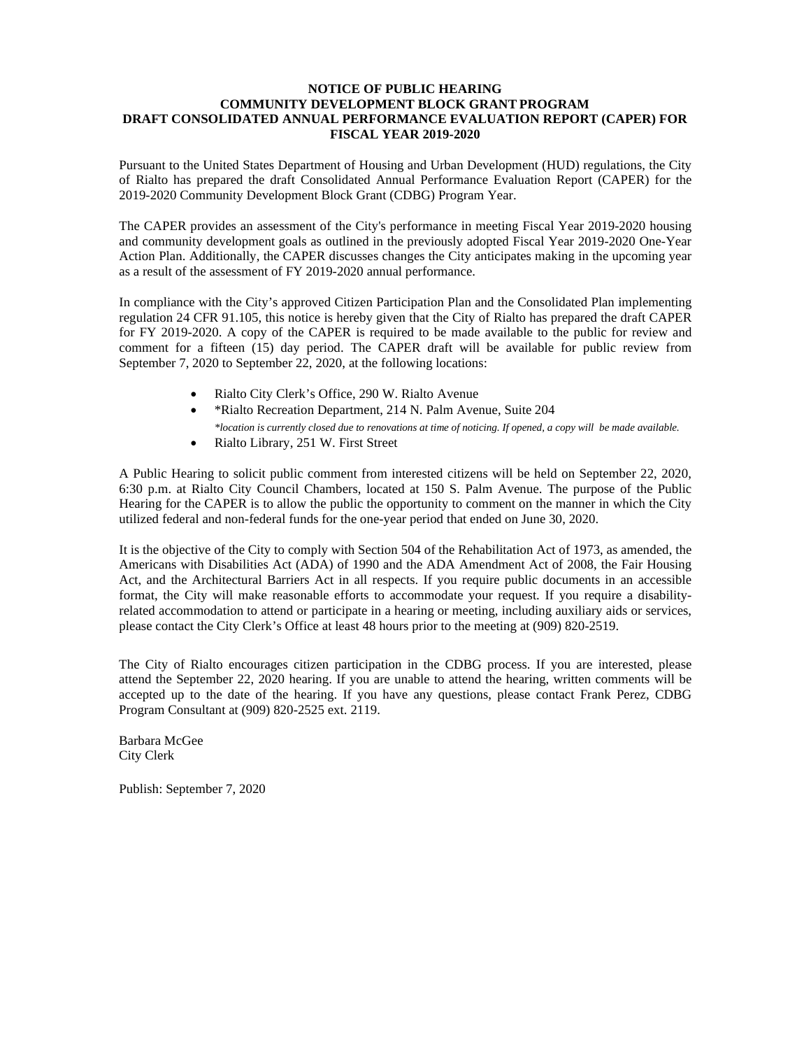# NOTICE OF PUBLIC HEARING
# COMMUNITY DEVELOPMENT BLOCK GRANT PROGRAM
# DRAFT CONSOLIDATED ANNUAL PERFORMANCE EVALUATION REPORT (CAPER) FOR FISCAL YEAR 2019-2020

Pursuant to the United States Department of Housing and Urban Development (HUD) regulations, the City of Rialto has prepared the draft Consolidated Annual Performance Evaluation Report (CAPER) for the 2019-2020 Community Development Block Grant (CDBG) Program Year.

The CAPER provides an assessment of the City's performance in meeting Fiscal Year 2019-2020 housing and community development goals as outlined in the previously adopted Fiscal Year 2019-2020 One-Year Action Plan. Additionally, the CAPER discusses changes the City anticipates making in the upcoming year as a result of the assessment of FY 2019-2020 annual performance.

In compliance with the City's approved Citizen Participation Plan and the Consolidated Plan implementing regulation 24 CFR 91.105, this notice is hereby given that the City of Rialto has prepared the draft CAPER for FY 2019-2020. A copy of the CAPER is required to be made available to the public for review and comment for a fifteen (15) day period. The CAPER draft will be available for public review from September 7, 2020 to September 22, 2020, at the following locations:

- Rialto City Clerk's Office, 290 W. Rialto Avenue
- *Rialto Recreation Department, 214 N. Palm Avenue, Suite 204
  *\*location is currently closed due to renovations at time of noticing. If opened, a copy will be made available.*
- Rialto Library, 251 W. First Street

A Public Hearing to solicit public comment from interested citizens will be held on September 22, 2020, 6:30 p.m. at Rialto City Council Chambers, located at 150 S. Palm Avenue. The purpose of the Public Hearing for the CAPER is to allow the public the opportunity to comment on the manner in which the City utilized federal and non-federal funds for the one-year period that ended on June 30, 2020.

It is the objective of the City to comply with Section 504 of the Rehabilitation Act of 1973, as amended, the Americans with Disabilities Act (ADA) of 1990 and the ADA Amendment Act of 2008, the Fair Housing Act, and the Architectural Barriers Act in all respects. If you require public documents in an accessible format, the City will make reasonable efforts to accommodate your request. If you require a disability-related accommodation to attend or participate in a hearing or meeting, including auxiliary aids or services, please contact the City Clerk's Office at least 48 hours prior to the meeting at (909) 820-2519.

The City of Rialto encourages citizen participation in the CDBG process. If you are interested, please attend the September 22, 2020 hearing. If you are unable to attend the hearing, written comments will be accepted up to the date of the hearing. If you have any questions, please contact Frank Perez, CDBG Program Consultant at (909) 820-2525 ext. 2119.

Barbara McGee
City Clerk

Publish: September 7, 2020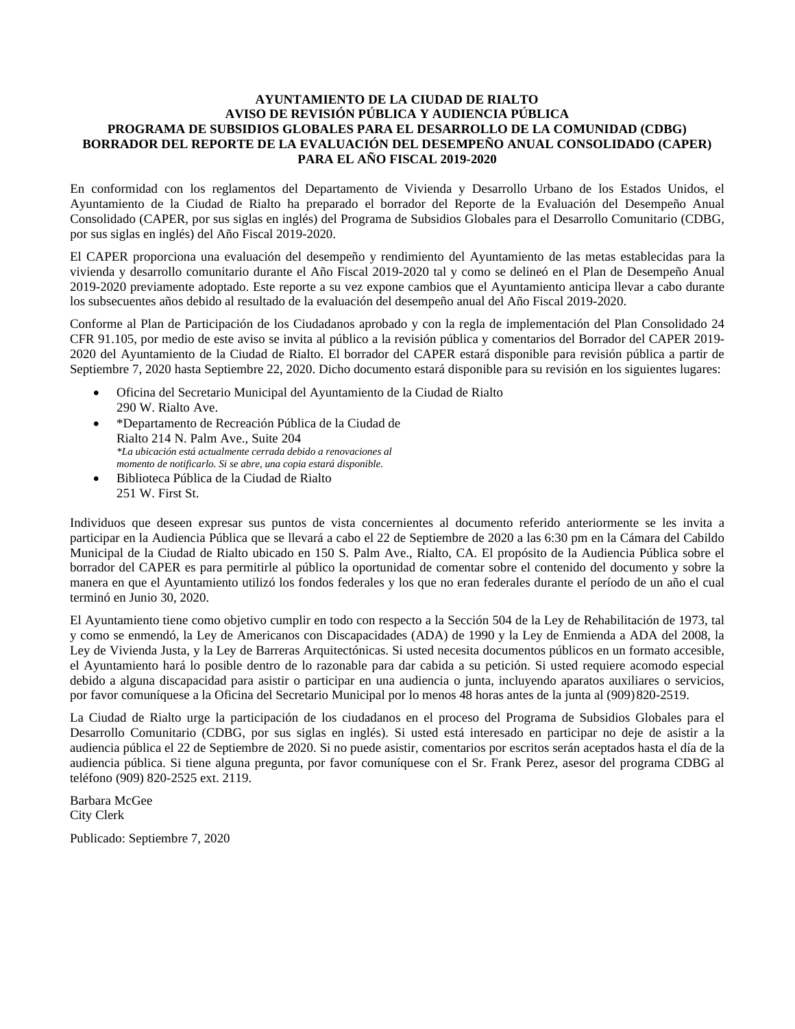**AYUNTAMIENTO DE LA CIUDAD DE RIALTO**
**AVISO DE REVISIÓN PÚBLICA Y AUDIENCIA PÚBLICA**
**PROGRAMA DE SUBSIDIOS GLOBALES PARA EL DESARROLLO DE LA COMUNIDAD (CDBG)**
**BORRADOR DEL REPORTE DE LA EVALUACIÓN DEL DESEMPEÑO ANUAL CONSOLIDADO (CAPER)**
**PARA EL AÑO FISCAL 2019-2020**

En conformidad con los reglamentos del Departamento de Vivienda y Desarrollo Urbano de los Estados Unidos, el Ayuntamiento de la Ciudad de Rialto ha preparado el borrador del Reporte de la Evaluación del Desempeño Anual Consolidado (CAPER, por sus siglas en inglés) del Programa de Subsidios Globales para el Desarrollo Comunitario (CDBG, por sus siglas en inglés) del Año Fiscal 2019-2020.

El CAPER proporciona una evaluación del desempeño y rendimiento del Ayuntamiento de las metas establecidas para la vivienda y desarrollo comunitario durante el Año Fiscal 2019-2020 tal y como se delineó en el Plan de Desempeño Anual 2019-2020 previamente adoptado. Este reporte a su vez expone cambios que el Ayuntamiento anticipa llevar a cabo durante los subsecuentes años debido al resultado de la evaluación del desempeño anual del Año Fiscal 2019-2020.

Conforme al Plan de Participación de los Ciudadanos aprobado y con la regla de implementación del Plan Consolidado 24 CFR 91.105, por medio de este aviso se invita al público a la revisión pública y comentarios del Borrador del CAPER 2019-2020 del Ayuntamiento de la Ciudad de Rialto. El borrador del CAPER estará disponible para revisión pública a partir de Septiembre 7, 2020 hasta Septiembre 22, 2020. Dicho documento estará disponible para su revisión en los siguientes lugares:

- Oficina del Secretario Municipal del Ayuntamiento de la Ciudad de Rialto
  290 W. Rialto Ave.
- *Departamento de Recreación Pública de la Ciudad de Rialto 214 N. Palm Ave., Suite 204
  *\*La ubicación está actualmente cerrada debido a renovaciones al momento de notificarlo. Si se abre, una copia estará disponible.*
- Biblioteca Pública de la Ciudad de Rialto
  251 W. First St.

Individuos que deseen expresar sus puntos de vista concernientes al documento referido anteriormente se les invita a participar en la Audiencia Pública que se llevará a cabo el 22 de Septiembre de 2020 a las 6:30 pm en la Cámara del Cabildo Municipal de la Ciudad de Rialto ubicado en 150 S. Palm Ave., Rialto, CA. El propósito de la Audiencia Pública sobre el borrador del CAPER es para permitirle al público la oportunidad de comentar sobre el contenido del documento y sobre la manera en que el Ayuntamiento utilizó los fondos federales y los que no eran federales durante el período de un año el cual terminó en Junio 30, 2020.

El Ayuntamiento tiene como objetivo cumplir en todo con respecto a la Sección 504 de la Ley de Rehabilitación de 1973, tal y como se enmendó, la Ley de Americanos con Discapacidades (ADA) de 1990 y la Ley de Enmienda a ADA del 2008, la Ley de Vivienda Justa, y la Ley de Barreras Arquitectónicas. Si usted necesita documentos públicos en un formato accesible, el Ayuntamiento hará lo posible dentro de lo razonable para dar cabida a su petición. Si usted requiere acomodo especial debido a alguna discapacidad para asistir o participar en una audiencia o junta, incluyendo aparatos auxiliares o servicios, por favor comuníquese a la Oficina del Secretario Municipal por lo menos 48 horas antes de la junta al (909) 820-2519.

La Ciudad de Rialto urge la participación de los ciudadanos en el proceso del Programa de Subsidios Globales para el Desarrollo Comunitario (CDBG, por sus siglas en inglés). Si usted está interesado en participar no deje de asistir a la audiencia pública el 22 de Septiembre de 2020. Si no puede asistir, comentarios por escritos serán aceptados hasta el día de la audiencia pública. Si tiene alguna pregunta, por favor comuníquese con el Sr. Frank Perez, asesor del programa CDBG al teléfono (909) 820-2525 ext. 2119.

Barbara McGee
City Clerk

Publicado: Septiembre 7, 2020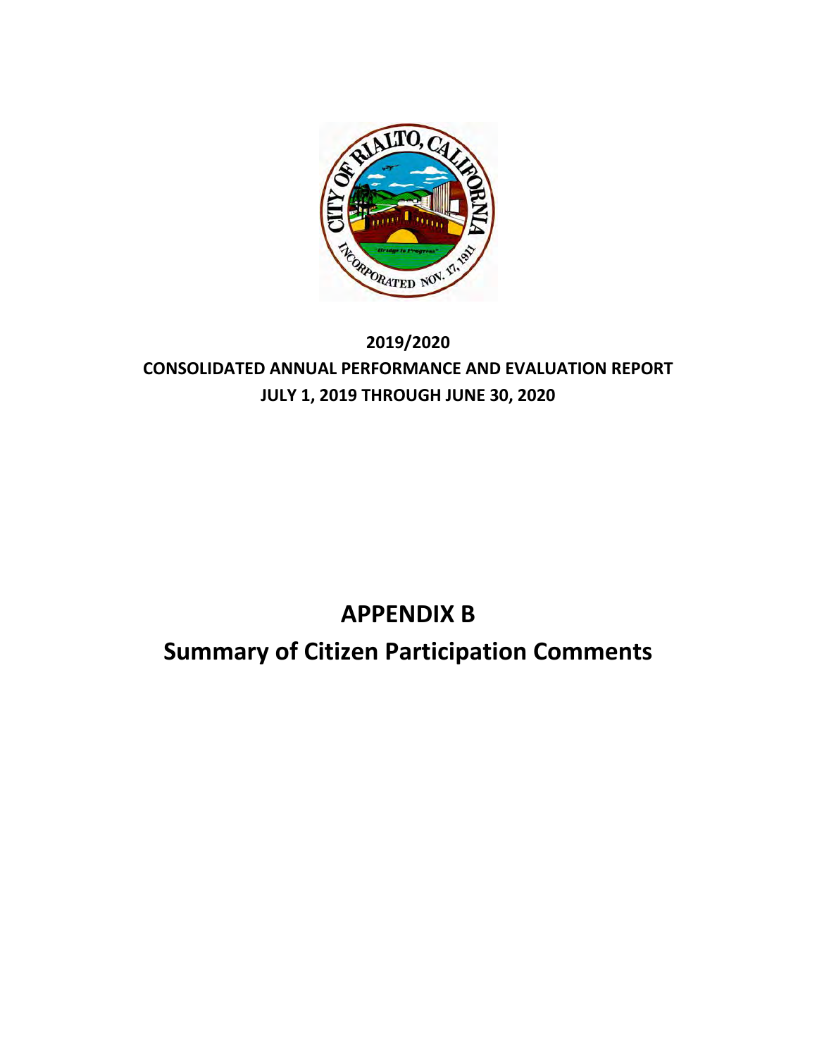**2019/2020**

**CONSOLIDATED ANNUAL PERFORMANCE AND EVALUATION REPORT**

**JULY 1, 2019 THROUGH JUNE 30, 2020**

# APPENDIX B

## Summary of Citizen Participation Comments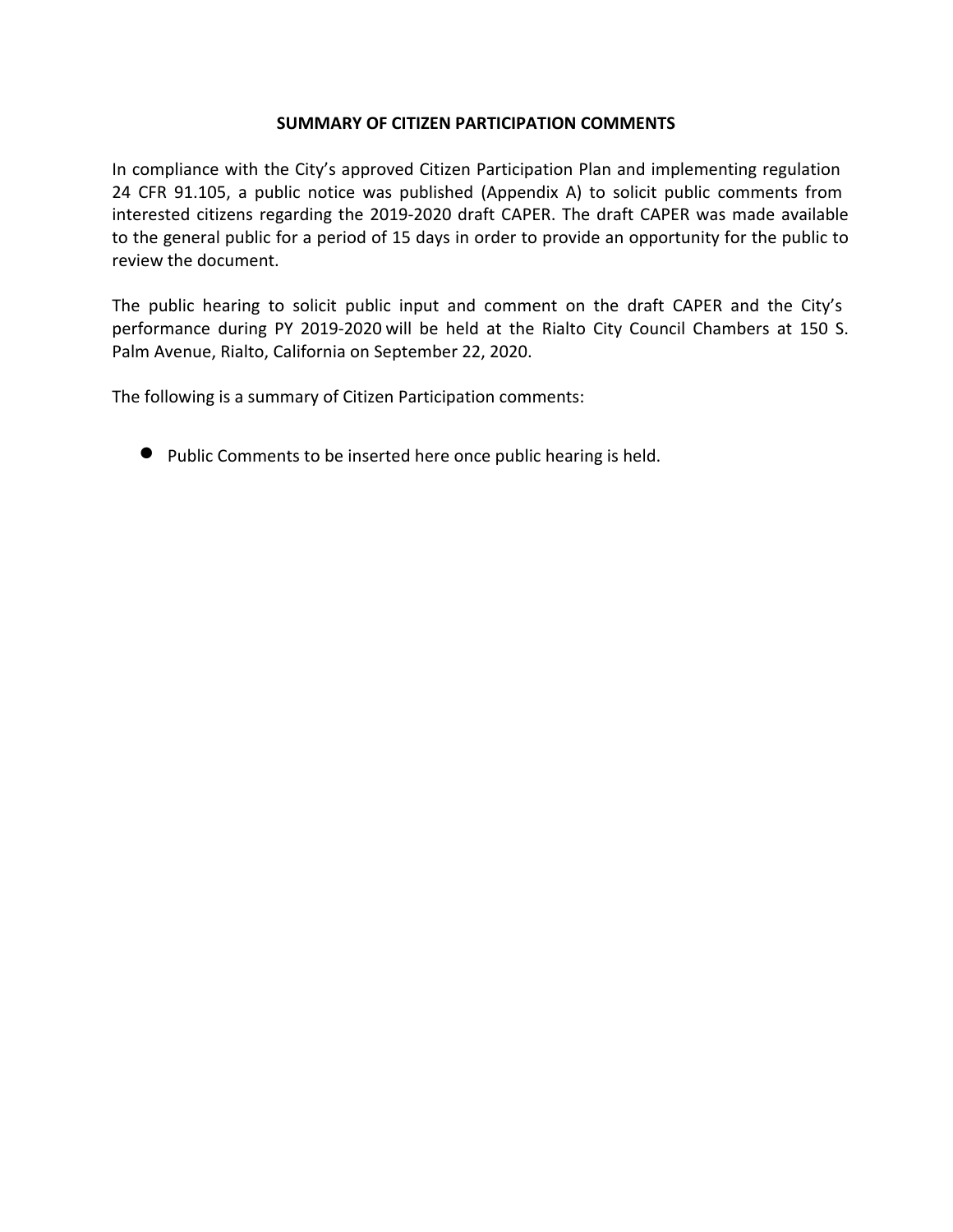## SUMMARY OF CITIZEN PARTICIPATION COMMENTS

In compliance with the City's approved Citizen Participation Plan and implementing regulation 24 CFR 91.105, a public notice was published (Appendix A) to solicit public comments from interested citizens regarding the 2019-2020 draft CAPER. The draft CAPER was made available to the general public for a period of 15 days in order to provide an opportunity for the public to review the document.

The public hearing to solicit public input and comment on the draft CAPER and the City's performance during PY 2019-2020 will be held at the Rialto City Council Chambers at 150 S. Palm Avenue, Rialto, California on September 22, 2020.

The following is a summary of Citizen Participation comments:

- Public Comments to be inserted here once public hearing is held.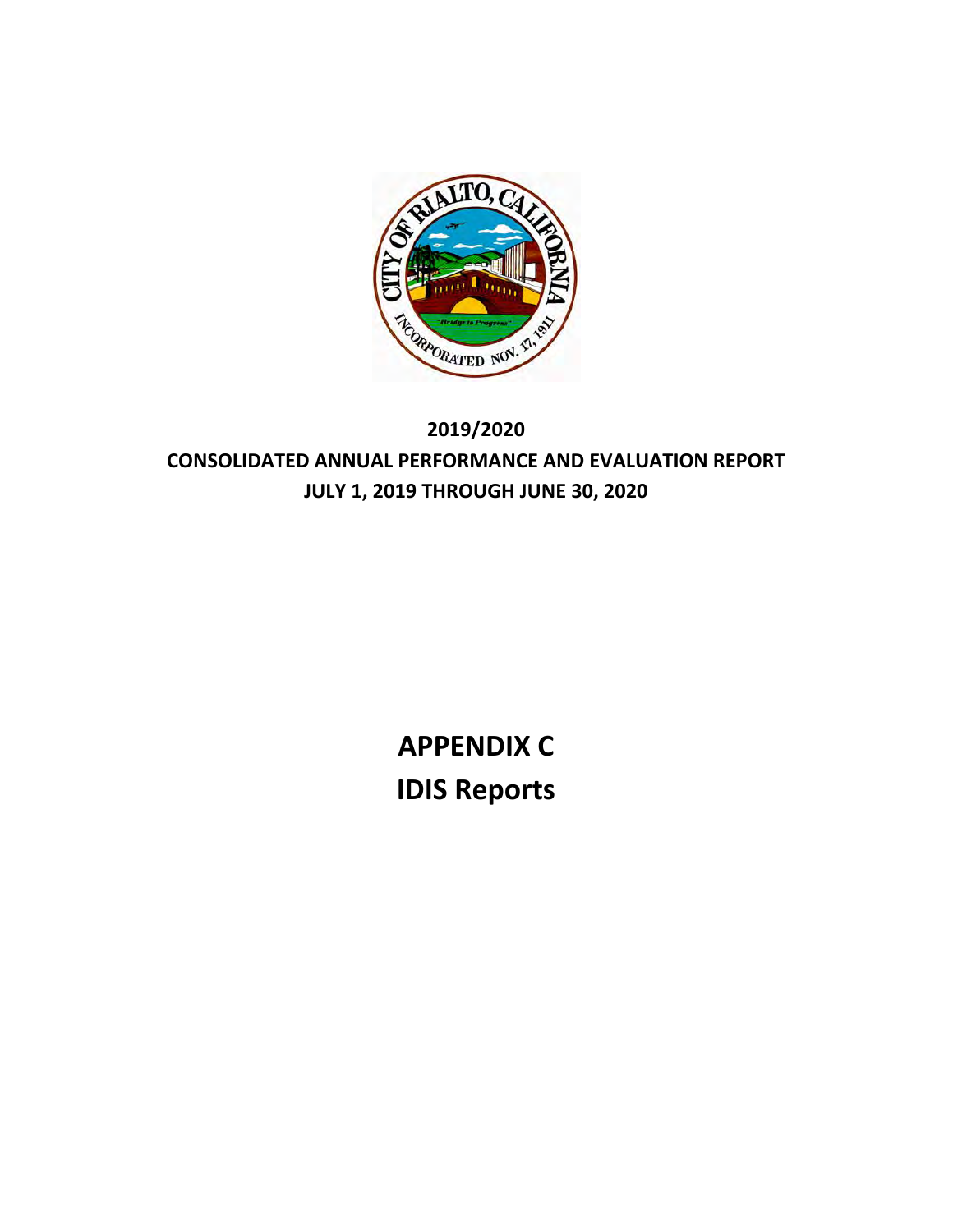**2019/2020**

**CONSOLIDATED ANNUAL PERFORMANCE AND EVALUATION REPORT**

**JULY 1, 2019 THROUGH JUNE 30, 2020**

# APPENDIX C

# IDIS Reports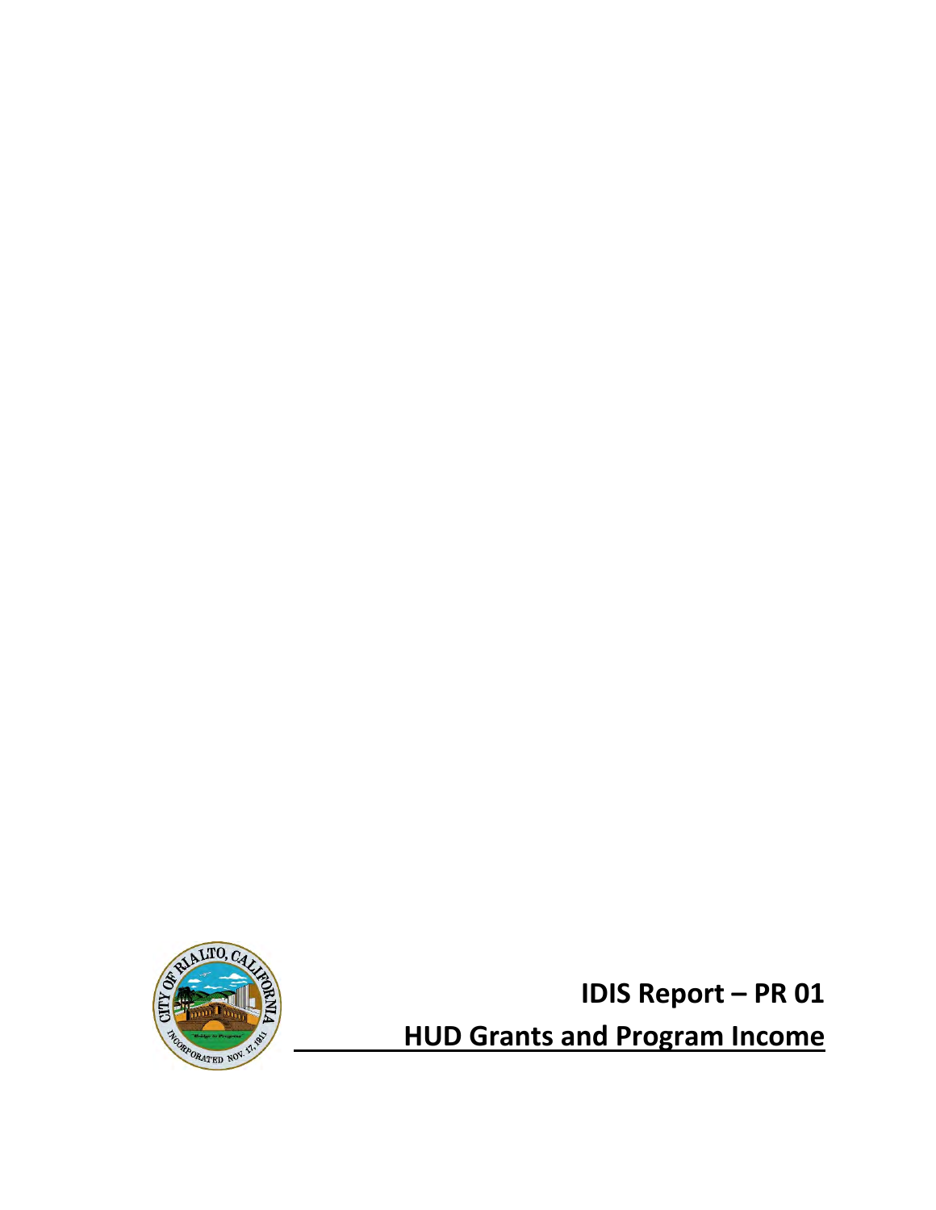# IDIS Report – PR 01

## HUD Grants and Program Income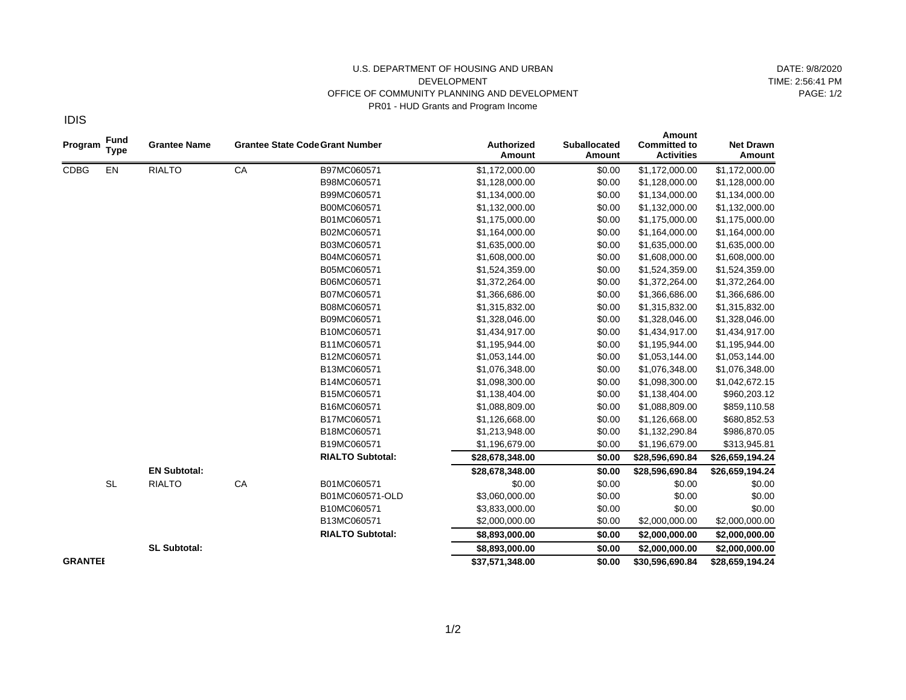U.S. DEPARTMENT OF HOUSING AND URBAN DEVELOPMENT
OFFICE OF COMMUNITY PLANNING AND DEVELOPMENT
PR01 - HUD Grants and Program Income

DATE: 9/8/2020
TIME: 2:56:41 PM
PAGE: 1/2

IDIS

| Program | Fund Type | Grantee Name | Grantee State Code | Grant Number | Authorized Amount | Suballocated Amount | Amount Committed to Activities | Net Drawn Amount |
|---|---|---|---|---|---|---|---|---|
| CDBG | EN | RIALTO | CA | B97MC060571 | $1,172,000.00 | $0.00 | $1,172,000.00 | $1,172,000.00 |
| | | | | B98MC060571 | $1,128,000.00 | $0.00 | $1,128,000.00 | $1,128,000.00 |
| | | | | B99MC060571 | $1,134,000.00 | $0.00 | $1,134,000.00 | $1,134,000.00 |
| | | | | B00MC060571 | $1,132,000.00 | $0.00 | $1,132,000.00 | $1,132,000.00 |
| | | | | B01MC060571 | $1,175,000.00 | $0.00 | $1,175,000.00 | $1,175,000.00 |
| | | | | B02MC060571 | $1,164,000.00 | $0.00 | $1,164,000.00 | $1,164,000.00 |
| | | | | B03MC060571 | $1,635,000.00 | $0.00 | $1,635,000.00 | $1,635,000.00 |
| | | | | B04MC060571 | $1,608,000.00 | $0.00 | $1,608,000.00 | $1,608,000.00 |
| | | | | B05MC060571 | $1,524,359.00 | $0.00 | $1,524,359.00 | $1,524,359.00 |
| | | | | B06MC060571 | $1,372,264.00 | $0.00 | $1,372,264.00 | $1,372,264.00 |
| | | | | B07MC060571 | $1,366,686.00 | $0.00 | $1,366,686.00 | $1,366,686.00 |
| | | | | B08MC060571 | $1,315,832.00 | $0.00 | $1,315,832.00 | $1,315,832.00 |
| | | | | B09MC060571 | $1,328,046.00 | $0.00 | $1,328,046.00 | $1,328,046.00 |
| | | | | B10MC060571 | $1,434,917.00 | $0.00 | $1,434,917.00 | $1,434,917.00 |
| | | | | B11MC060571 | $1,195,944.00 | $0.00 | $1,195,944.00 | $1,195,944.00 |
| | | | | B12MC060571 | $1,053,144.00 | $0.00 | $1,053,144.00 | $1,053,144.00 |
| | | | | B13MC060571 | $1,076,348.00 | $0.00 | $1,076,348.00 | $1,076,348.00 |
| | | | | B14MC060571 | $1,098,300.00 | $0.00 | $1,098,300.00 | $1,042,672.15 |
| | | | | B15MC060571 | $1,138,404.00 | $0.00 | $1,138,404.00 | $960,203.12 |
| | | | | B16MC060571 | $1,088,809.00 | $0.00 | $1,088,809.00 | $859,110.58 |
| | | | | B17MC060571 | $1,126,668.00 | $0.00 | $1,126,668.00 | $680,852.53 |
| | | | | B18MC060571 | $1,213,948.00 | $0.00 | $1,132,290.84 | $986,870.05 |
| | | | | B19MC060571 | $1,196,679.00 | $0.00 | $1,196,679.00 | $313,945.81 |
| | | | | **RIALTO Subtotal:** | **$28,678,348.00** | **$0.00** | **$28,596,690.84** | **$26,659,194.24** |
| | | **EN Subtotal:** | | | **$28,678,348.00** | **$0.00** | **$28,596,690.84** | **$26,659,194.24** |
| | SL | RIALTO | CA | B01MC060571 | $0.00 | $0.00 | $0.00 | $0.00 |
| | | | | B01MC060571-OLD | $3,060,000.00 | $0.00 | $0.00 | $0.00 |
| | | | | B10MC060571 | $3,833,000.00 | $0.00 | $0.00 | $0.00 |
| | | | | B13MC060571 | $2,000,000.00 | $0.00 | $2,000,000.00 | $2,000,000.00 |
| | | | | **RIALTO Subtotal:** | **$8,893,000.00** | **$0.00** | **$2,000,000.00** | **$2,000,000.00** |
| | | **SL Subtotal:** | | | **$8,893,000.00** | **$0.00** | **$2,000,000.00** | **$2,000,000.00** |
| **GRANTEE** | | | | | **$37,571,348.00** | **$0.00** | **$30,596,690.84** | **$28,659,194.24** |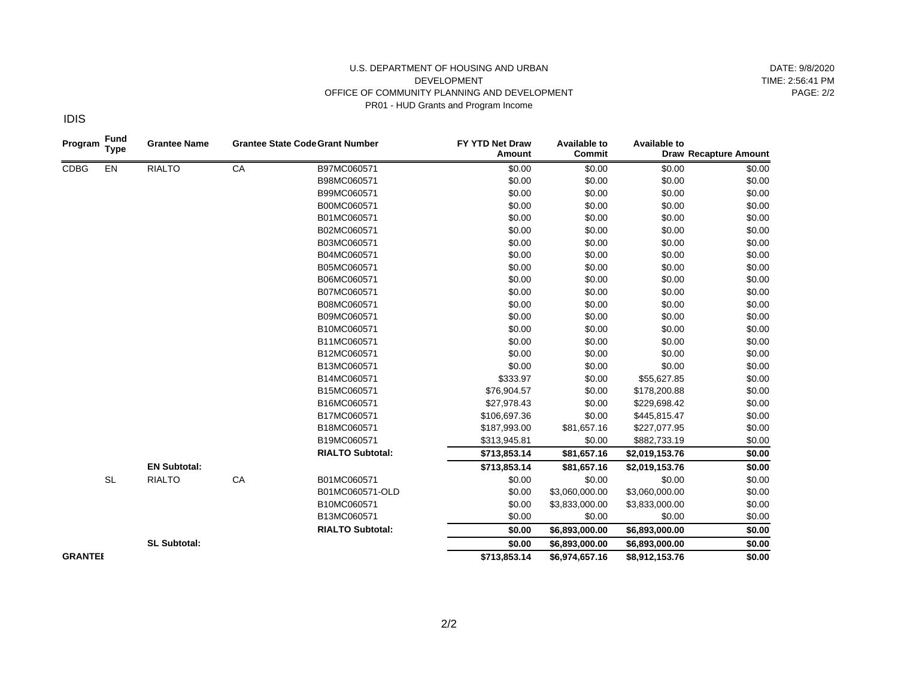U.S. DEPARTMENT OF HOUSING AND URBAN DEVELOPMENT
OFFICE OF COMMUNITY PLANNING AND DEVELOPMENT
PR01 - HUD Grants and Program Income

DATE: 9/8/2020
TIME: 2:56:41 PM
PAGE: 2/2

IDIS

| Program | Fund Type | Grantee Name | Grantee State Code | Grant Number | FY YTD Net Draw Amount | Available to Commit | Available to Draw | Recapture Amount |
|---|---|---|---|---|---|---|---|---|
| CDBG | EN | RIALTO | CA | B97MC060571 | $0.00 | $0.00 | $0.00 | $0.00 |
| | | | | B98MC060571 | $0.00 | $0.00 | $0.00 | $0.00 |
| | | | | B99MC060571 | $0.00 | $0.00 | $0.00 | $0.00 |
| | | | | B00MC060571 | $0.00 | $0.00 | $0.00 | $0.00 |
| | | | | B01MC060571 | $0.00 | $0.00 | $0.00 | $0.00 |
| | | | | B02MC060571 | $0.00 | $0.00 | $0.00 | $0.00 |
| | | | | B03MC060571 | $0.00 | $0.00 | $0.00 | $0.00 |
| | | | | B04MC060571 | $0.00 | $0.00 | $0.00 | $0.00 |
| | | | | B05MC060571 | $0.00 | $0.00 | $0.00 | $0.00 |
| | | | | B06MC060571 | $0.00 | $0.00 | $0.00 | $0.00 |
| | | | | B07MC060571 | $0.00 | $0.00 | $0.00 | $0.00 |
| | | | | B08MC060571 | $0.00 | $0.00 | $0.00 | $0.00 |
| | | | | B09MC060571 | $0.00 | $0.00 | $0.00 | $0.00 |
| | | | | B10MC060571 | $0.00 | $0.00 | $0.00 | $0.00 |
| | | | | B11MC060571 | $0.00 | $0.00 | $0.00 | $0.00 |
| | | | | B12MC060571 | $0.00 | $0.00 | $0.00 | $0.00 |
| | | | | B13MC060571 | $0.00 | $0.00 | $0.00 | $0.00 |
| | | | | B14MC060571 | $333.97 | $0.00 | $55,627.85 | $0.00 |
| | | | | B15MC060571 | $76,904.57 | $0.00 | $178,200.88 | $0.00 |
| | | | | B16MC060571 | $27,978.43 | $0.00 | $229,698.42 | $0.00 |
| | | | | B17MC060571 | $106,697.36 | $0.00 | $445,815.47 | $0.00 |
| | | | | B18MC060571 | $187,993.00 | $81,657.16 | $227,077.95 | $0.00 |
| | | | | B19MC060571 | $313,945.81 | $0.00 | $882,733.19 | $0.00 |
| | | | | **RIALTO Subtotal:** | **$713,853.14** | **$81,657.16** | **$2,019,153.76** | **$0.00** |
| | | **EN Subtotal:** | | | **$713,853.14** | **$81,657.16** | **$2,019,153.76** | **$0.00** |
| | SL | RIALTO | CA | B01MC060571 | $0.00 | $0.00 | $0.00 | $0.00 |
| | | | | B01MC060571-OLD | $0.00 | $3,060,000.00 | $3,060,000.00 | $0.00 |
| | | | | B10MC060571 | $0.00 | $3,833,000.00 | $3,833,000.00 | $0.00 |
| | | | | B13MC060571 | $0.00 | $0.00 | $0.00 | $0.00 |
| | | | | **RIALTO Subtotal:** | **$0.00** | **$6,893,000.00** | **$6,893,000.00** | **$0.00** |
| | | **SL Subtotal:** | | | **$0.00** | **$6,893,000.00** | **$6,893,000.00** | **$0.00** |
| **GRANTEE** | | | | | **$713,853.14** | **$6,974,657.16** | **$8,912,153.76** | **$0.00** |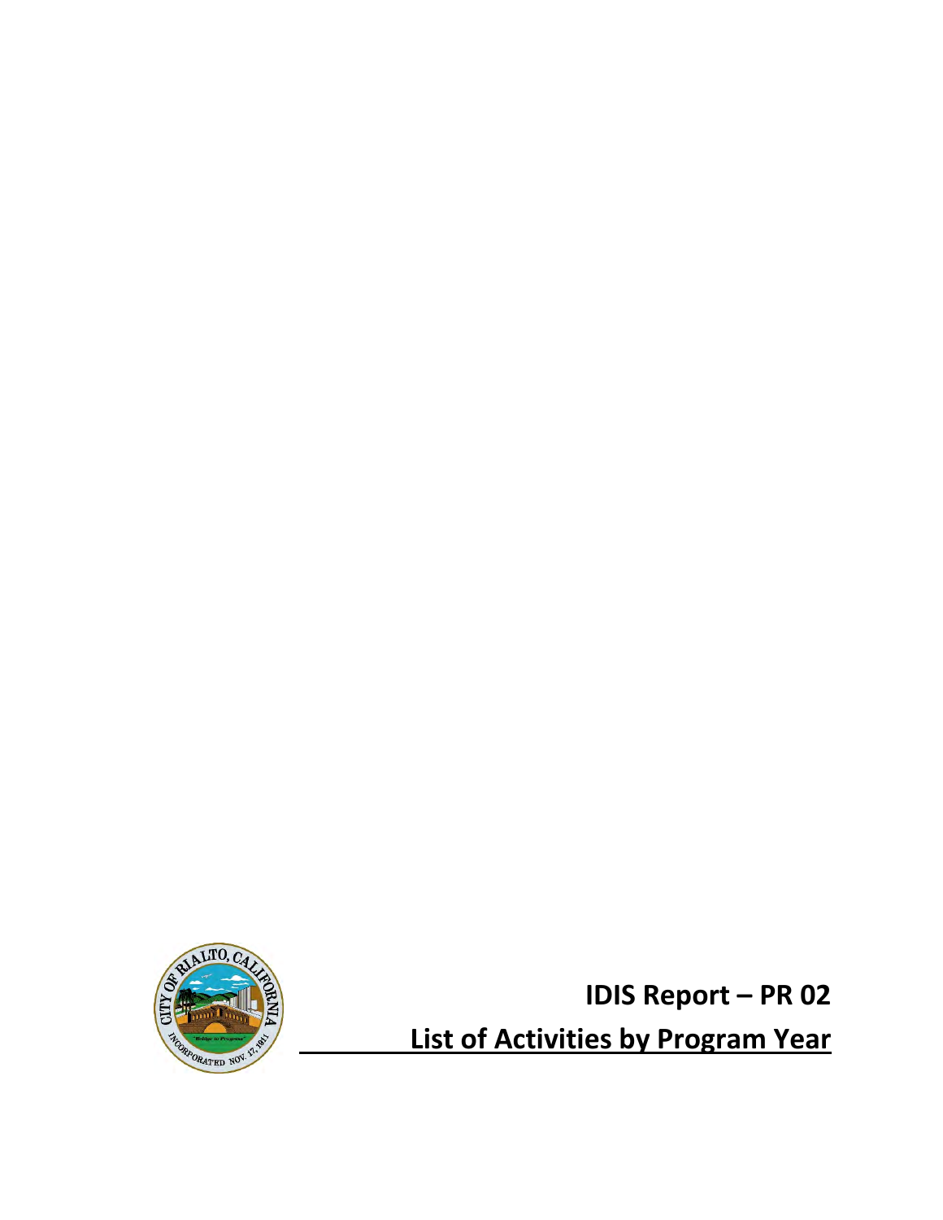# IDIS Report – PR 02

## List of Activities by Program Year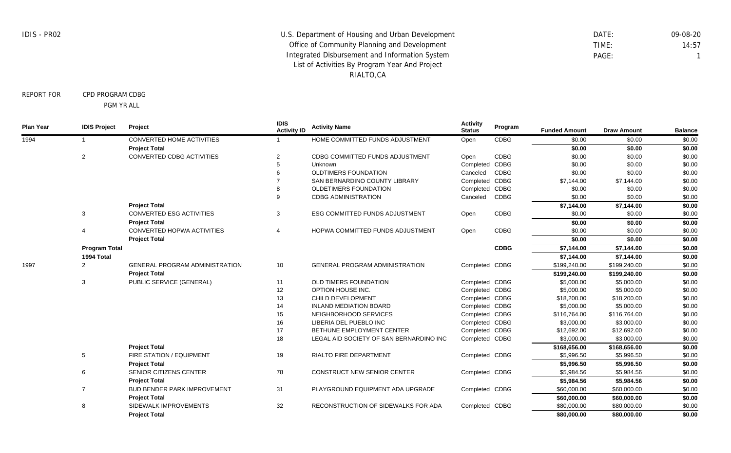IDIS - PR02

U.S. Department of Housing and Urban Development
Office of Community Planning and Development
Integrated Disbursement and Information System
List of Activities By Program Year And Project
RIALTO,CA

DATE: 09-08-20
TIME: 14:57
PAGE: 1

REPORT FOR CPD PROGRAM CDBG
PGM YR ALL

| Plan Year | IDIS Project | Project | IDIS Activity ID | Activity Name | Activity Status | Program | Funded Amount | Draw Amount | Balance |
|---|---|---|---|---|---|---|---|---|---|
| 1994 | 1 | CONVERTED HOME ACTIVITIES | 1 | HOME COMMITTED FUNDS ADJUSTMENT | Open | CDBG | $0.00 | $0.00 | $0.00 |
| | | **Project Total** | | | | | **$0.00** | **$0.00** | **$0.00** |
| | 2 | CONVERTED CDBG ACTIVITIES | 2 | CDBG COMMITTED FUNDS ADJUSTMENT | Open | CDBG | $0.00 | $0.00 | $0.00 |
| | | | 5 | Unknown | Completed | CDBG | $0.00 | $0.00 | $0.00 |
| | | | 6 | OLDTIMERS FOUNDATION | Canceled | CDBG | $0.00 | $0.00 | $0.00 |
| | | | 7 | SAN BERNARDINO COUNTY LIBRARY | Completed | CDBG | $7,144.00 | $7,144.00 | $0.00 |
| | | | 8 | OLDETIMERS FOUNDATION | Completed | CDBG | $0.00 | $0.00 | $0.00 |
| | | | 9 | CDBG ADMINISTRATION | Canceled | CDBG | $0.00 | $0.00 | $0.00 |
| | | **Project Total** | | | | | **$7,144.00** | **$7,144.00** | **$0.00** |
| | 3 | CONVERTED ESG ACTIVITIES | 3 | ESG COMMITTED FUNDS ADJUSTMENT | Open | CDBG | $0.00 | $0.00 | $0.00 |
| | | **Project Total** | | | | | **$0.00** | **$0.00** | **$0.00** |
| | 4 | CONVERTED HOPWA ACTIVITIES | 4 | HOPWA COMMITTED FUNDS ADJUSTMENT | Open | CDBG | $0.00 | $0.00 | $0.00 |
| | | **Project Total** | | | | | **$0.00** | **$0.00** | **$0.00** |
| | **Program Total** | | | | | **CDBG** | **$7,144.00** | **$7,144.00** | **$0.00** |
| | **1994 Total** | | | | | | **$7,144.00** | **$7,144.00** | **$0.00** |
| 1997 | 2 | GENERAL PROGRAM ADMINISTRATION | 10 | GENERAL PROGRAM ADMINISTRATION | Completed | CDBG | $199,240.00 | $199,240.00 | $0.00 |
| | | **Project Total** | | | | | **$199,240.00** | **$199,240.00** | **$0.00** |
| | 3 | PUBLIC SERVICE (GENERAL) | 11 | OLD TIMERS FOUNDATION | Completed | CDBG | $5,000.00 | $5,000.00 | $0.00 |
| | | | 12 | OPTION HOUSE INC. | Completed | CDBG | $5,000.00 | $5,000.00 | $0.00 |
| | | | 13 | CHILD DEVELOPMENT | Completed | CDBG | $18,200.00 | $18,200.00 | $0.00 |
| | | | 14 | INLAND MEDIATION BOARD | Completed | CDBG | $5,000.00 | $5,000.00 | $0.00 |
| | | | 15 | NEIGHBORHOOD SERVICES | Completed | CDBG | $116,764.00 | $116,764.00 | $0.00 |
| | | | 16 | LIBERIA DEL PUEBLO INC | Completed | CDBG | $3,000.00 | $3,000.00 | $0.00 |
| | | | 17 | BETHUNE EMPLOYMENT CENTER | Completed | CDBG | $12,692.00 | $12,692.00 | $0.00 |
| | | | 18 | LEGAL AID SOCIETY OF SAN BERNARDINO INC | Completed | CDBG | $3,000.00 | $3,000.00 | $0.00 |
| | | **Project Total** | | | | | **$168,656.00** | **$168,656.00** | **$0.00** |
| | 5 | FIRE STATION / EQUIPMENT | 19 | RIALTO FIRE DEPARTMENT | Completed | CDBG | $5,996.50 | $5,996.50 | $0.00 |
| | | **Project Total** | | | | | **$5,996.50** | **$5,996.50** | **$0.00** |
| | 6 | SENIOR CITIZENS CENTER | 78 | CONSTRUCT NEW SENIOR CENTER | Completed | CDBG | $5,984.56 | $5,984.56 | $0.00 |
| | | **Project Total** | | | | | **$5,984.56** | **$5,984.56** | **$0.00** |
| | 7 | BUD BENDER PARK IMPROVEMENT | 31 | PLAYGROUND EQUIPMENT ADA UPGRADE | Completed | CDBG | $60,000.00 | $60,000.00 | $0.00 |
| | | **Project Total** | | | | | **$60,000.00** | **$60,000.00** | **$0.00** |
| | 8 | SIDEWALK IMPROVEMENTS | 32 | RECONSTRUCTION OF SIDEWALKS FOR ADA | Completed | CDBG | $80,000.00 | $80,000.00 | $0.00 |
| | | **Project Total** | | | | | **$80,000.00** | **$80,000.00** | **$0.00** |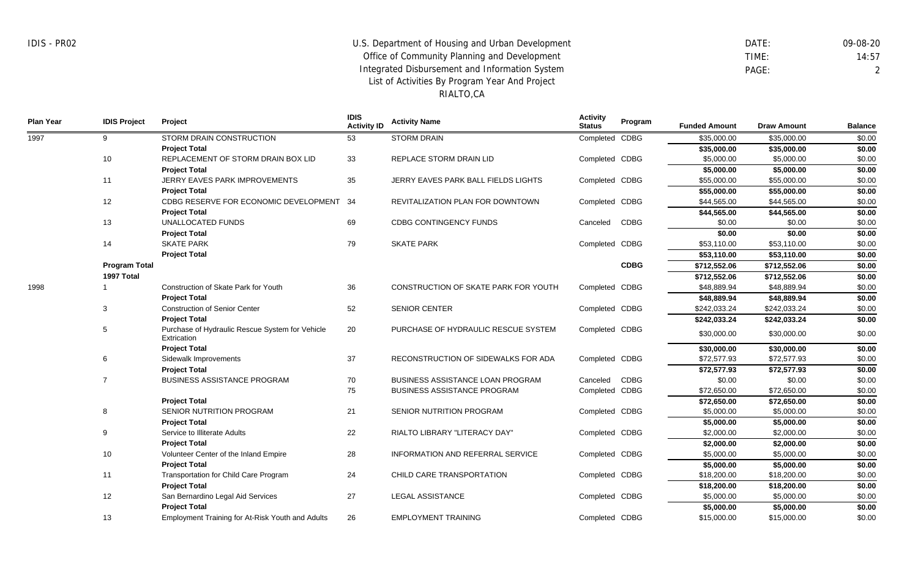U.S. Department of Housing and Urban Development
Office of Community Planning and Development
Integrated Disbursement and Information System
List of Activities By Program Year And Project
RIALTO,CA

IDIS - PR02

DATE: 09-08-20
TIME: 14:57
PAGE: 2

| Plan Year | IDIS Project | Project | IDIS Activity ID | Activity Name | Activity Status | Program | Funded Amount | Draw Amount | Balance |
|---|---|---|---|---|---|---|---|---|---|
| 1997 | 9 | STORM DRAIN CONSTRUCTION | 53 | STORM DRAIN | Completed | CDBG | $35,000.00 | $35,000.00 | $0.00 |
| | | **Project Total** | | | | | **$35,000.00** | **$35,000.00** | **$0.00** |
| | 10 | REPLACEMENT OF STORM DRAIN BOX LID | 33 | REPLACE STORM DRAIN LID | Completed | CDBG | $5,000.00 | $5,000.00 | $0.00 |
| | | **Project Total** | | | | | **$5,000.00** | **$5,000.00** | **$0.00** |
| | 11 | JERRY EAVES PARK IMPROVEMENTS | 35 | JERRY EAVES PARK BALL FIELDS LIGHTS | Completed | CDBG | $55,000.00 | $55,000.00 | $0.00 |
| | | **Project Total** | | | | | **$55,000.00** | **$55,000.00** | **$0.00** |
| | 12 | CDBG RESERVE FOR ECONOMIC DEVELOPMENT | 34 | REVITALIZATION PLAN FOR DOWNTOWN | Completed | CDBG | $44,565.00 | $44,565.00 | $0.00 |
| | | **Project Total** | | | | | **$44,565.00** | **$44,565.00** | **$0.00** |
| | 13 | UNALLOCATED FUNDS | 69 | CDBG CONTINGENCY FUNDS | Canceled | CDBG | $0.00 | $0.00 | $0.00 |
| | | **Project Total** | | | | | **$0.00** | **$0.00** | **$0.00** |
| | 14 | SKATE PARK | 79 | SKATE PARK | Completed | CDBG | $53,110.00 | $53,110.00 | $0.00 |
| | | **Project Total** | | | | | **$53,110.00** | **$53,110.00** | **$0.00** |
| | **Program Total** | | | | | **CDBG** | **$712,552.06** | **$712,552.06** | **$0.00** |
| | **1997 Total** | | | | | | **$712,552.06** | **$712,552.06** | **$0.00** |
| 1998 | 1 | Construction of Skate Park for Youth | 36 | CONSTRUCTION OF SKATE PARK FOR YOUTH | Completed | CDBG | $48,889.94 | $48,889.94 | $0.00 |
| | | **Project Total** | | | | | **$48,889.94** | **$48,889.94** | **$0.00** |
| | 3 | Construction of Senior Center | 52 | SENIOR CENTER | Completed | CDBG | $242,033.24 | $242,033.24 | $0.00 |
| | | **Project Total** | | | | | **$242,033.24** | **$242,033.24** | **$0.00** |
| | 5 | Purchase of Hydraulic Rescue System for Vehicle Extrication | 20 | PURCHASE OF HYDRAULIC RESCUE SYSTEM | Completed | CDBG | $30,000.00 | $30,000.00 | $0.00 |
| | | **Project Total** | | | | | **$30,000.00** | **$30,000.00** | **$0.00** |
| | 6 | Sidewalk Improvements | 37 | RECONSTRUCTION OF SIDEWALKS FOR ADA | Completed | CDBG | $72,577.93 | $72,577.93 | $0.00 |
| | | **Project Total** | | | | | **$72,577.93** | **$72,577.93** | **$0.00** |
| | 7 | BUSINESS ASSISTANCE PROGRAM | 70 | BUSINESS ASSISTANCE LOAN PROGRAM | Canceled | CDBG | $0.00 | $0.00 | $0.00 |
| | | | 75 | BUSINESS ASSISTANCE PROGRAM | Completed | CDBG | $72,650.00 | $72,650.00 | $0.00 |
| | | **Project Total** | | | | | **$72,650.00** | **$72,650.00** | **$0.00** |
| | 8 | SENIOR NUTRITION PROGRAM | 21 | SENIOR NUTRITION PROGRAM | Completed | CDBG | $5,000.00 | $5,000.00 | $0.00 |
| | | **Project Total** | | | | | **$5,000.00** | **$5,000.00** | **$0.00** |
| | 9 | Service to Illiterate Adults | 22 | RIALTO LIBRARY "LITERACY DAY" | Completed | CDBG | $2,000.00 | $2,000.00 | $0.00 |
| | | **Project Total** | | | | | **$2,000.00** | **$2,000.00** | **$0.00** |
| | 10 | Volunteer Center of the Inland Empire | 28 | INFORMATION AND REFERRAL SERVICE | Completed | CDBG | $5,000.00 | $5,000.00 | $0.00 |
| | | **Project Total** | | | | | **$5,000.00** | **$5,000.00** | **$0.00** |
| | 11 | Transportation for Child Care Program | 24 | CHILD CARE TRANSPORTATION | Completed | CDBG | $18,200.00 | $18,200.00 | $0.00 |
| | | **Project Total** | | | | | **$18,200.00** | **$18,200.00** | **$0.00** |
| | 12 | San Bernardino Legal Aid Services | 27 | LEGAL ASSISTANCE | Completed | CDBG | $5,000.00 | $5,000.00 | $0.00 |
| | | **Project Total** | | | | | **$5,000.00** | **$5,000.00** | **$0.00** |
| | 13 | Employment Training for At-Risk Youth and Adults | 26 | EMPLOYMENT TRAINING | Completed | CDBG | $15,000.00 | $15,000.00 | $0.00 |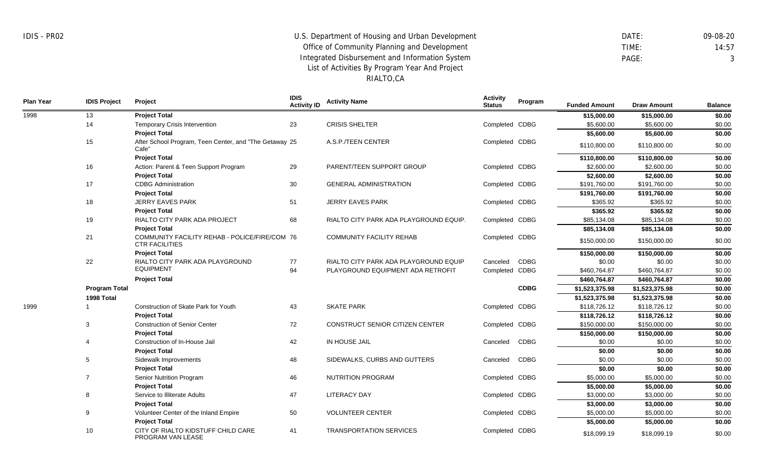IDIS - PR02

U.S. Department of Housing and Urban Development
Office of Community Planning and Development
Integrated Disbursement and Information System
List of Activities By Program Year And Project
RIALTO,CA

DATE: 09-08-20
TIME: 14:57

| Plan Year | IDIS Project | Project | IDIS Activity ID | Activity Name | Activity Status | Program | Funded Amount | Draw Amount | Balance |
|---|---|---|---|---|---|---|---|---|---|
| 1998 | 13 | **Project Total** | | | | | **$15,000.00** | **$15,000.00** | **$0.00** |
| | 14 | Temporary Crisis Intervention | 23 | CRISIS SHELTER | Completed | CDBG | $5,600.00 | $5,600.00 | $0.00 |
| | | **Project Total** | | | | | **$5,600.00** | **$5,600.00** | **$0.00** |
| | 15 | After School Program, Teen Center, and "The Getaway Cafe" | 25 | A.S.P./TEEN CENTER | Completed | CDBG | $110,800.00 | $110,800.00 | $0.00 |
| | | **Project Total** | | | | | **$110,800.00** | **$110,800.00** | **$0.00** |
| | 16 | Action: Parent & Teen Support Program | 29 | PARENT/TEEN SUPPORT GROUP | Completed | CDBG | $2,600.00 | $2,600.00 | $0.00 |
| | | **Project Total** | | | | | **$2,600.00** | **$2,600.00** | **$0.00** |
| | 17 | CDBG Administration | 30 | GENERAL ADMINISTRATION | Completed | CDBG | $191,760.00 | $191,760.00 | $0.00 |
| | | **Project Total** | | | | | **$191,760.00** | **$191,760.00** | **$0.00** |
| | 18 | JERRY EAVES PARK | 51 | JERRY EAVES PARK | Completed | CDBG | $365.92 | $365.92 | $0.00 |
| | | **Project Total** | | | | | **$365.92** | **$365.92** | **$0.00** |
| | 19 | RIALTO CITY PARK ADA PROJECT | 68 | RIALTO CITY PARK ADA PLAYGROUND EQUIP. | Completed | CDBG | $85,134.08 | $85,134.08 | $0.00 |
| | | **Project Total** | | | | | **$85,134.08** | **$85,134.08** | **$0.00** |
| | 21 | COMMUNITY FACILITY REHAB - POLICE/FIRE/COM CTR FACILITIES | 76 | COMMUNITY FACILITY REHAB | Completed | CDBG | $150,000.00 | $150,000.00 | $0.00 |
| | | **Project Total** | | | | | **$150,000.00** | **$150,000.00** | **$0.00** |
| | 22 | RIALTO CITY PARK ADA PLAYGROUND EQUIPMENT | 77 | RIALTO CITY PARK ADA PLAYGROUND EQUIP | Canceled | CDBG | $0.00 | $0.00 | $0.00 |
| | | | 94 | PLAYGROUND EQUIPMENT ADA RETROFIT | Completed | CDBG | $460,764.87 | $460,764.87 | $0.00 |
| | | **Project Total** | | | | | **$460,764.87** | **$460,764.87** | **$0.00** |
| | **Program Total** | | | | | **CDBG** | **$1,523,375.98** | **$1,523,375.98** | **$0.00** |
| | **1998 Total** | | | | | | **$1,523,375.98** | **$1,523,375.98** | **$0.00** |
| 1999 | 1 | Construction of Skate Park for Youth | 43 | SKATE PARK | Completed | CDBG | $118,726.12 | $118,726.12 | $0.00 |
| | | **Project Total** | | | | | **$118,726.12** | **$118,726.12** | **$0.00** |
| | 3 | Construction of Senior Center | 72 | CONSTRUCT SENIOR CITIZEN CENTER | Completed | CDBG | $150,000.00 | $150,000.00 | $0.00 |
| | | **Project Total** | | | | | **$150,000.00** | **$150,000.00** | **$0.00** |
| | 4 | Construction of In-House Jail | 42 | IN HOUSE JAIL | Canceled | CDBG | $0.00 | $0.00 | $0.00 |
| | | **Project Total** | | | | | **$0.00** | **$0.00** | **$0.00** |
| | 5 | Sidewalk Improvements | 48 | SIDEWALKS, CURBS AND GUTTERS | Canceled | CDBG | $0.00 | $0.00 | $0.00 |
| | | **Project Total** | | | | | **$0.00** | **$0.00** | **$0.00** |
| | 7 | Senior Nutrition Program | 46 | NUTRITION PROGRAM | Completed | CDBG | $5,000.00 | $5,000.00 | $0.00 |
| | | **Project Total** | | | | | **$5,000.00** | **$5,000.00** | **$0.00** |
| | 8 | Service to Illiterate Adults | 47 | LITERACY DAY | Completed | CDBG | $3,000.00 | $3,000.00 | $0.00 |
| | | **Project Total** | | | | | **$3,000.00** | **$3,000.00** | **$0.00** |
| | 9 | Volunteer Center of the Inland Empire | 50 | VOLUNTEER CENTER | Completed | CDBG | $5,000.00 | $5,000.00 | $0.00 |
| | | **Project Total** | | | | | **$5,000.00** | **$5,000.00** | **$0.00** |
| | 10 | CITY OF RIALTO KIDSTUFF CHILD CARE PROGRAM VAN LEASE | 41 | TRANSPORTATION SERVICES | Completed | CDBG | $18,099.19 | $18,099.19 | $0.00 |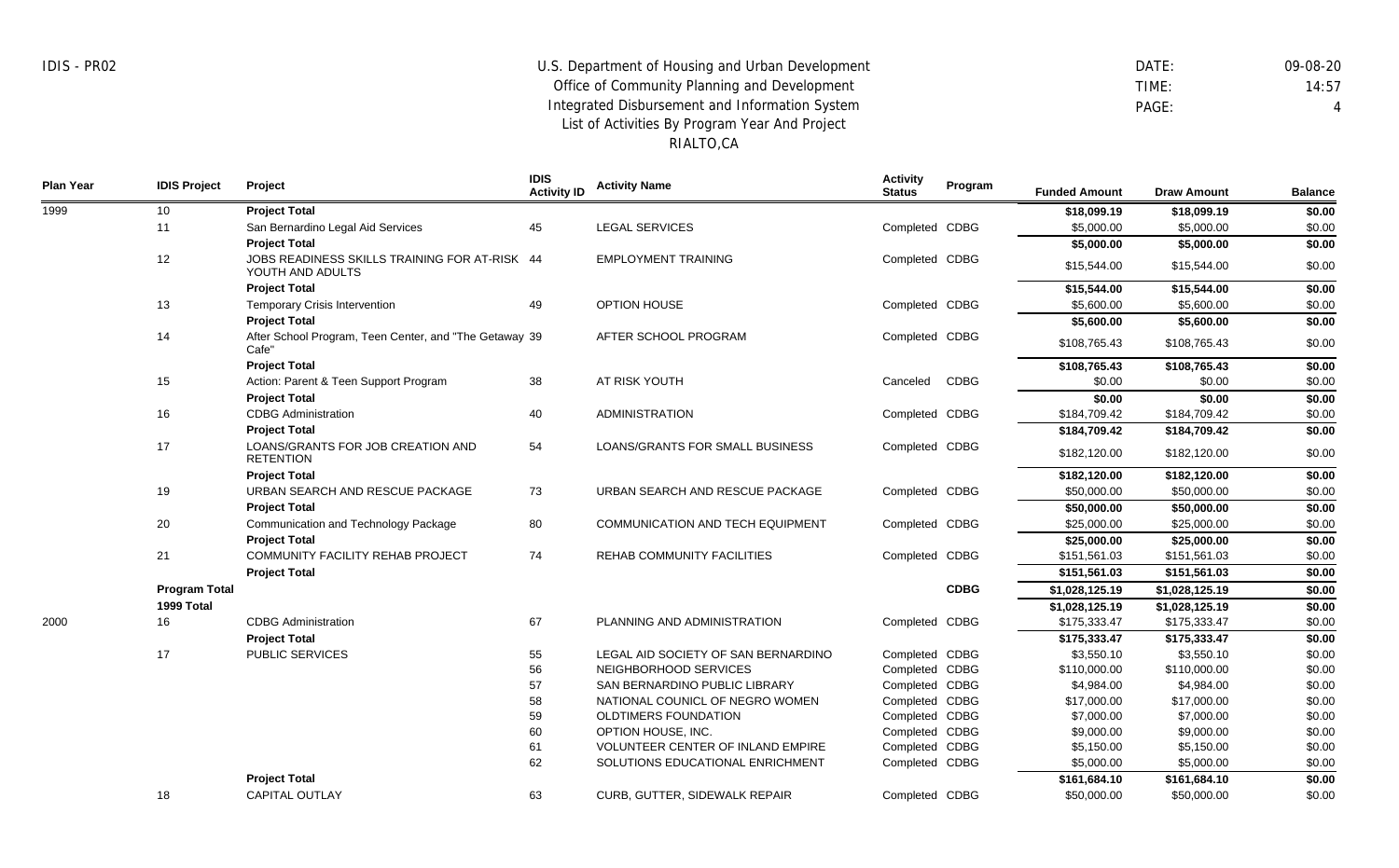IDIS - PR02

U.S. Department of Housing and Urban Development
Office of Community Planning and Development
Integrated Disbursement and Information System
List of Activities By Program Year And Project
RIALTO,CA

DATE: 09-08-20
TIME: 14:57

| Plan Year | IDIS Project | Project | IDIS Activity ID | Activity Name | Activity Status | Program | Funded Amount | Draw Amount | Balance |
|---|---|---|---|---|---|---|---|---|---|
| 1999 | 10 | **Project Total** | | | | | **$18,099.19** | **$18,099.19** | **$0.00** |
| | 11 | San Bernardino Legal Aid Services | 45 | LEGAL SERVICES | Completed | CDBG | $5,000.00 | $5,000.00 | $0.00 |
| | | **Project Total** | | | | | **$5,000.00** | **$5,000.00** | **$0.00** |
| | 12 | JOBS READINESS SKILLS TRAINING FOR AT-RISK YOUTH AND ADULTS | 44 | EMPLOYMENT TRAINING | Completed | CDBG | $15,544.00 | $15,544.00 | $0.00 |
| | | **Project Total** | | | | | **$15,544.00** | **$15,544.00** | **$0.00** |
| | 13 | Temporary Crisis Intervention | 49 | OPTION HOUSE | Completed | CDBG | $5,600.00 | $5,600.00 | $0.00 |
| | | **Project Total** | | | | | **$5,600.00** | **$5,600.00** | **$0.00** |
| | 14 | After School Program, Teen Center, and "The Getaway Cafe" | 39 | AFTER SCHOOL PROGRAM | Completed | CDBG | $108,765.43 | $108,765.43 | $0.00 |
| | | **Project Total** | | | | | **$108,765.43** | **$108,765.43** | **$0.00** |
| | 15 | Action: Parent & Teen Support Program | 38 | AT RISK YOUTH | Canceled | CDBG | $0.00 | $0.00 | $0.00 |
| | | **Project Total** | | | | | **$0.00** | **$0.00** | **$0.00** |
| | 16 | CDBG Administration | 40 | ADMINISTRATION | Completed | CDBG | $184,709.42 | $184,709.42 | $0.00 |
| | | **Project Total** | | | | | **$184,709.42** | **$184,709.42** | **$0.00** |
| | 17 | LOANS/GRANTS FOR JOB CREATION AND RETENTION | 54 | LOANS/GRANTS FOR SMALL BUSINESS | Completed | CDBG | $182,120.00 | $182,120.00 | $0.00 |
| | | **Project Total** | | | | | **$182,120.00** | **$182,120.00** | **$0.00** |
| | 19 | URBAN SEARCH AND RESCUE PACKAGE | 73 | URBAN SEARCH AND RESCUE PACKAGE | Completed | CDBG | $50,000.00 | $50,000.00 | $0.00 |
| | | **Project Total** | | | | | **$50,000.00** | **$50,000.00** | **$0.00** |
| | 20 | Communication and Technology Package | 80 | COMMUNICATION AND TECH EQUIPMENT | Completed | CDBG | $25,000.00 | $25,000.00 | $0.00 |
| | | **Project Total** | | | | | **$25,000.00** | **$25,000.00** | **$0.00** |
| | 21 | COMMUNITY FACILITY REHAB PROJECT | 74 | REHAB COMMUNITY FACILITIES | Completed | CDBG | $151,561.03 | $151,561.03 | $0.00 |
| | | **Project Total** | | | | | **$151,561.03** | **$151,561.03** | **$0.00** |
| | **Program Total** | | | | | **CDBG** | **$1,028,125.19** | **$1,028,125.19** | **$0.00** |
| | **1999 Total** | | | | | | **$1,028,125.19** | **$1,028,125.19** | **$0.00** |
| 2000 | 16 | CDBG Administration | 67 | PLANNING AND ADMINISTRATION | Completed | CDBG | $175,333.47 | $175,333.47 | $0.00 |
| | | **Project Total** | | | | | **$175,333.47** | **$175,333.47** | **$0.00** |
| | 17 | PUBLIC SERVICES | 55 | LEGAL AID SOCIETY OF SAN BERNARDINO | Completed | CDBG | $3,550.10 | $3,550.10 | $0.00 |
| | | | 56 | NEIGHBORHOOD SERVICES | Completed | CDBG | $110,000.00 | $110,000.00 | $0.00 |
| | | | 57 | SAN BERNARDINO PUBLIC LIBRARY | Completed | CDBG | $4,984.00 | $4,984.00 | $0.00 |
| | | | 58 | NATIONAL COUNICL OF NEGRO WOMEN | Completed | CDBG | $17,000.00 | $17,000.00 | $0.00 |
| | | | 59 | OLDTIMERS FOUNDATION | Completed | CDBG | $7,000.00 | $7,000.00 | $0.00 |
| | | | 60 | OPTION HOUSE, INC. | Completed | CDBG | $9,000.00 | $9,000.00 | $0.00 |
| | | | 61 | VOLUNTEER CENTER OF INLAND EMPIRE | Completed | CDBG | $5,150.00 | $5,150.00 | $0.00 |
| | | | 62 | SOLUTIONS EDUCATIONAL ENRICHMENT | Completed | CDBG | $5,000.00 | $5,000.00 | $0.00 |
| | | **Project Total** | | | | | **$161,684.10** | **$161,684.10** | **$0.00** |
| | 18 | CAPITAL OUTLAY | 63 | CURB, GUTTER, SIDEWALK REPAIR | Completed | CDBG | $50,000.00 | $50,000.00 | $0.00 |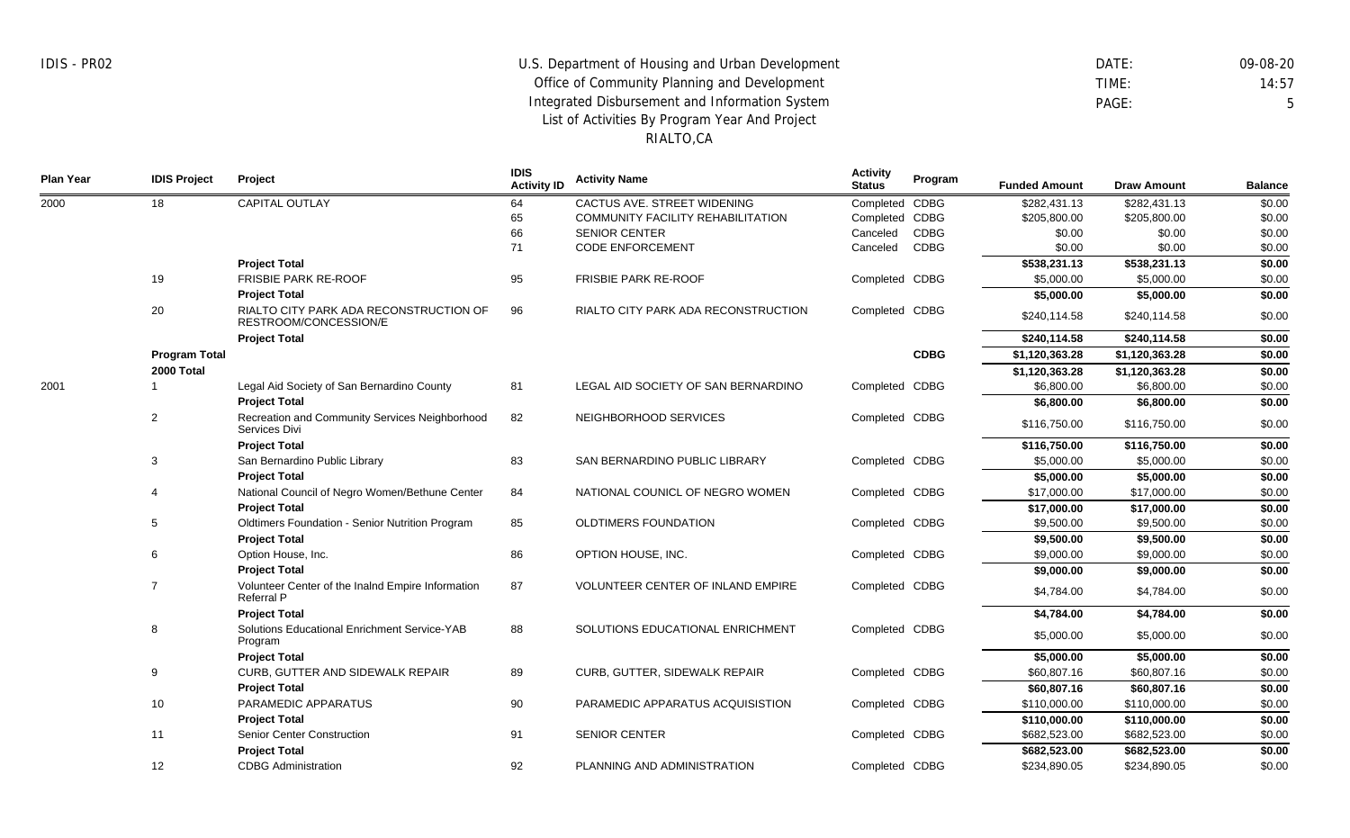IDIS - PR02

U.S. Department of Housing and Urban Development
Office of Community Planning and Development
Integrated Disbursement and Information System
List of Activities By Program Year And Project
RIALTO,CA

DATE: 09-08-20
TIME: 14:57
PAGE: 5

| Plan Year | IDIS Project | Project | IDIS Activity ID | Activity Name | Activity Status | Program | Funded Amount | Draw Amount | Balance |
|---|---|---|---|---|---|---|---|---|---|
| 2000 | 18 | CAPITAL OUTLAY | 64 | CACTUS AVE. STREET WIDENING | Completed | CDBG | $282,431.13 | $282,431.13 | $0.00 |
| | | | 65 | COMMUNITY FACILITY REHABILITATION | Completed | CDBG | $205,800.00 | $205,800.00 | $0.00 |
| | | | 66 | SENIOR CENTER | Canceled | CDBG | $0.00 | $0.00 | $0.00 |
| | | | 71 | CODE ENFORCEMENT | Canceled | CDBG | $0.00 | $0.00 | $0.00 |
| | | **Project Total** | | | | | **$538,231.13** | **$538,231.13** | **$0.00** |
| | 19 | FRISBIE PARK RE-ROOF | 95 | FRISBIE PARK RE-ROOF | Completed | CDBG | $5,000.00 | $5,000.00 | $0.00 |
| | | **Project Total** | | | | | **$5,000.00** | **$5,000.00** | **$0.00** |
| | 20 | RIALTO CITY PARK ADA RECONSTRUCTION OF RESTROOM/CONCESSION/E | 96 | RIALTO CITY PARK ADA RECONSTRUCTION | Completed | CDBG | $240,114.58 | $240,114.58 | $0.00 |
| | | **Project Total** | | | | | **$240,114.58** | **$240,114.58** | **$0.00** |
| | **Program Total** | | | | | **CDBG** | **$1,120,363.28** | **$1,120,363.28** | **$0.00** |
| | **2000 Total** | | | | | | **$1,120,363.28** | **$1,120,363.28** | **$0.00** |
| 2001 | 1 | Legal Aid Society of San Bernardino County | 81 | LEGAL AID SOCIETY OF SAN BERNARDINO | Completed | CDBG | $6,800.00 | $6,800.00 | $0.00 |
| | | **Project Total** | | | | | **$6,800.00** | **$6,800.00** | **$0.00** |
| | 2 | Recreation and Community Services Neighborhood Services Divi | 82 | NEIGHBORHOOD SERVICES | Completed | CDBG | $116,750.00 | $116,750.00 | $0.00 |
| | | **Project Total** | | | | | **$116,750.00** | **$116,750.00** | **$0.00** |
| | 3 | San Bernardino Public Library | 83 | SAN BERNARDINO PUBLIC LIBRARY | Completed | CDBG | $5,000.00 | $5,000.00 | $0.00 |
| | | **Project Total** | | | | | **$5,000.00** | **$5,000.00** | **$0.00** |
| | 4 | National Council of Negro Women/Bethune Center | 84 | NATIONAL COUNICL OF NEGRO WOMEN | Completed | CDBG | $17,000.00 | $17,000.00 | $0.00 |
| | | **Project Total** | | | | | **$17,000.00** | **$17,000.00** | **$0.00** |
| | 5 | Oldtimers Foundation - Senior Nutrition Program | 85 | OLDTIMERS FOUNDATION | Completed | CDBG | $9,500.00 | $9,500.00 | $0.00 |
| | | **Project Total** | | | | | **$9,500.00** | **$9,500.00** | **$0.00** |
| | 6 | Option House, Inc. | 86 | OPTION HOUSE, INC. | Completed | CDBG | $9,000.00 | $9,000.00 | $0.00 |
| | | **Project Total** | | | | | **$9,000.00** | **$9,000.00** | **$0.00** |
| | 7 | Volunteer Center of the Inalnd Empire Information Referral P | 87 | VOLUNTEER CENTER OF INLAND EMPIRE | Completed | CDBG | $4,784.00 | $4,784.00 | $0.00 |
| | | **Project Total** | | | | | **$4,784.00** | **$4,784.00** | **$0.00** |
| | 8 | Solutions Educational Enrichment Service-YAB Program | 88 | SOLUTIONS EDUCATIONAL ENRICHMENT | Completed | CDBG | $5,000.00 | $5,000.00 | $0.00 |
| | | **Project Total** | | | | | **$5,000.00** | **$5,000.00** | **$0.00** |
| | 9 | CURB, GUTTER AND SIDEWALK REPAIR | 89 | CURB, GUTTER, SIDEWALK REPAIR | Completed | CDBG | $60,807.16 | $60,807.16 | $0.00 |
| | | **Project Total** | | | | | **$60,807.16** | **$60,807.16** | **$0.00** |
| | 10 | PARAMEDIC APPARATUS | 90 | PARAMEDIC APPARATUS ACQUISISTION | Completed | CDBG | $110,000.00 | $110,000.00 | $0.00 |
| | | **Project Total** | | | | | **$110,000.00** | **$110,000.00** | **$0.00** |
| | 11 | Senior Center Construction | 91 | SENIOR CENTER | Completed | CDBG | $682,523.00 | $682,523.00 | $0.00 |
| | | **Project Total** | | | | | **$682,523.00** | **$682,523.00** | **$0.00** |
| | 12 | CDBG Administration | 92 | PLANNING AND ADMINISTRATION | Completed | CDBG | $234,890.05 | $234,890.05 | $0.00 |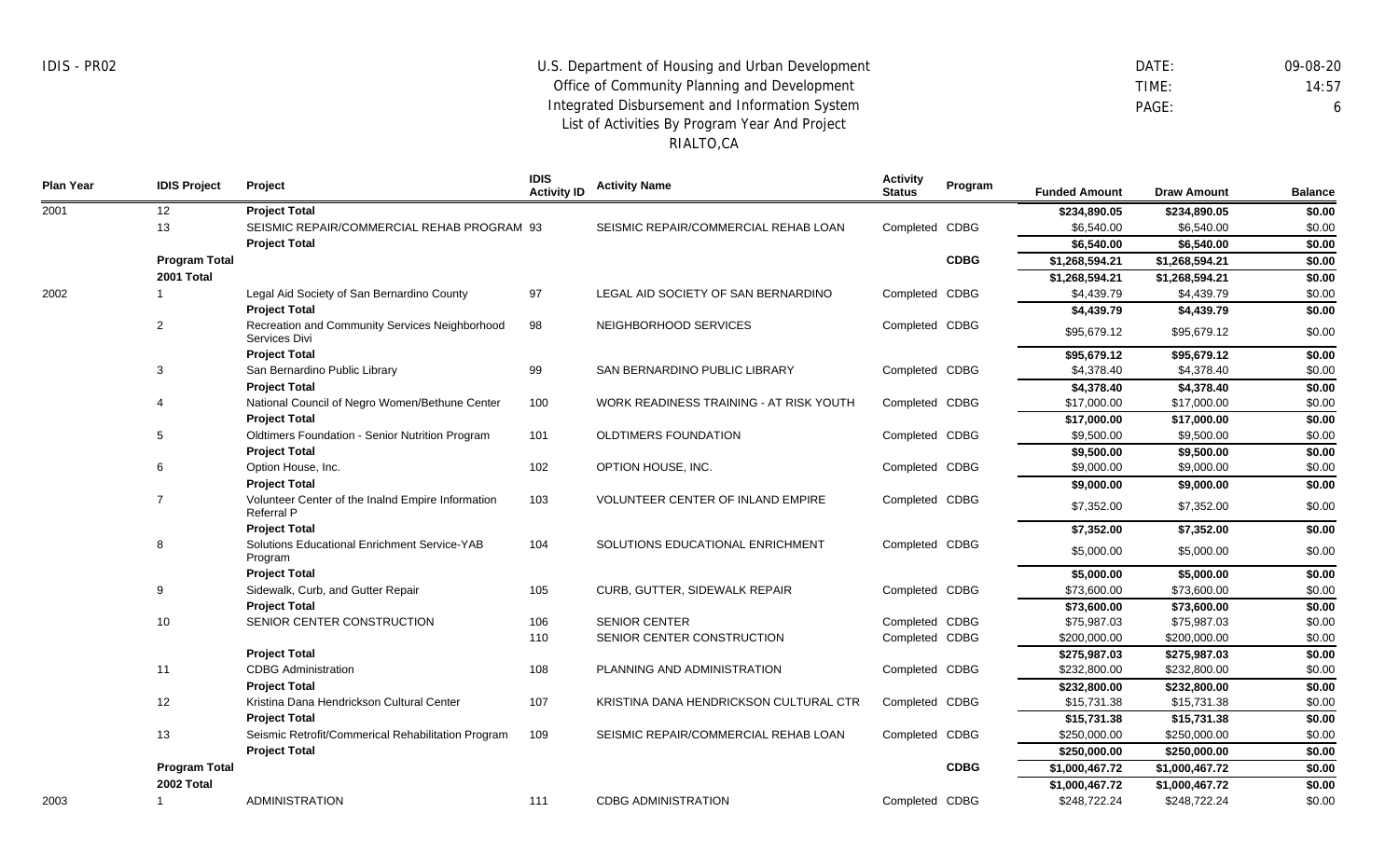IDIS - PR02

U.S. Department of Housing and Urban Development
Office of Community Planning and Development
Integrated Disbursement and Information System
List of Activities By Program Year And Project
RIALTO,CA

DATE: 09-08-20
TIME: 14:57
PAGE: 6

| Plan Year | IDIS Project | Project | IDIS Activity ID | Activity Name | Activity Status | Program | Funded Amount | Draw Amount | Balance |
|---|---|---|---|---|---|---|---|---|---|
| 2001 | 12 | **Project Total** | | | | | **$234,890.05** | **$234,890.05** | **$0.00** |
| | 13 | SEISMIC REPAIR/COMMERCIAL REHAB PROGRAM | 93 | SEISMIC REPAIR/COMMERCIAL REHAB LOAN | Completed | CDBG | $6,540.00 | $6,540.00 | $0.00 |
| | | **Project Total** | | | | | **$6,540.00** | **$6,540.00** | **$0.00** |
| | **Program Total** | | | | | **CDBG** | **$1,268,594.21** | **$1,268,594.21** | **$0.00** |
| | **2001 Total** | | | | | | **$1,268,594.21** | **$1,268,594.21** | **$0.00** |
| 2002 | 1 | Legal Aid Society of San Bernardino County | 97 | LEGAL AID SOCIETY OF SAN BERNARDINO | Completed | CDBG | $4,439.79 | $4,439.79 | $0.00 |
| | | **Project Total** | | | | | **$4,439.79** | **$4,439.79** | **$0.00** |
| | 2 | Recreation and Community Services Neighborhood Services Divi | 98 | NEIGHBORHOOD SERVICES | Completed | CDBG | $95,679.12 | $95,679.12 | $0.00 |
| | | **Project Total** | | | | | **$95,679.12** | **$95,679.12** | **$0.00** |
| | 3 | San Bernardino Public Library | 99 | SAN BERNARDINO PUBLIC LIBRARY | Completed | CDBG | $4,378.40 | $4,378.40 | $0.00 |
| | | **Project Total** | | | | | **$4,378.40** | **$4,378.40** | **$0.00** |
| | 4 | National Council of Negro Women/Bethune Center | 100 | WORK READINESS TRAINING - AT RISK YOUTH | Completed | CDBG | $17,000.00 | $17,000.00 | $0.00 |
| | | **Project Total** | | | | | **$17,000.00** | **$17,000.00** | **$0.00** |
| | 5 | Oldtimers Foundation - Senior Nutrition Program | 101 | OLDTIMERS FOUNDATION | Completed | CDBG | $9,500.00 | $9,500.00 | $0.00 |
| | | **Project Total** | | | | | **$9,500.00** | **$9,500.00** | **$0.00** |
| | 6 | Option House, Inc. | 102 | OPTION HOUSE, INC. | Completed | CDBG | $9,000.00 | $9,000.00 | $0.00 |
| | | **Project Total** | | | | | **$9,000.00** | **$9,000.00** | **$0.00** |
| | 7 | Volunteer Center of the Inalnd Empire Information Referral P | 103 | VOLUNTEER CENTER OF INLAND EMPIRE | Completed | CDBG | $7,352.00 | $7,352.00 | $0.00 |
| | | **Project Total** | | | | | **$7,352.00** | **$7,352.00** | **$0.00** |
| | 8 | Solutions Educational Enrichment Service-YAB Program | 104 | SOLUTIONS EDUCATIONAL ENRICHMENT | Completed | CDBG | $5,000.00 | $5,000.00 | $0.00 |
| | | **Project Total** | | | | | **$5,000.00** | **$5,000.00** | **$0.00** |
| | 9 | Sidewalk, Curb, and Gutter Repair | 105 | CURB, GUTTER, SIDEWALK REPAIR | Completed | CDBG | $73,600.00 | $73,600.00 | $0.00 |
| | | **Project Total** | | | | | **$73,600.00** | **$73,600.00** | **$0.00** |
| | 10 | SENIOR CENTER CONSTRUCTION | 106 | SENIOR CENTER | Completed | CDBG | $75,987.03 | $75,987.03 | $0.00 |
| | | | 110 | SENIOR CENTER CONSTRUCTION | Completed | CDBG | $200,000.00 | $200,000.00 | $0.00 |
| | | **Project Total** | | | | | **$275,987.03** | **$275,987.03** | **$0.00** |
| | 11 | CDBG Administration | 108 | PLANNING AND ADMINISTRATION | Completed | CDBG | $232,800.00 | $232,800.00 | $0.00 |
| | | **Project Total** | | | | | **$232,800.00** | **$232,800.00** | **$0.00** |
| | 12 | Kristina Dana Hendrickson Cultural Center | 107 | KRISTINA DANA HENDRICKSON CULTURAL CTR | Completed | CDBG | $15,731.38 | $15,731.38 | $0.00 |
| | | **Project Total** | | | | | **$15,731.38** | **$15,731.38** | **$0.00** |
| | 13 | Seismic Retrofit/Commerical Rehabilitation Program | 109 | SEISMIC REPAIR/COMMERCIAL REHAB LOAN | Completed | CDBG | $250,000.00 | $250,000.00 | $0.00 |
| | | **Project Total** | | | | | **$250,000.00** | **$250,000.00** | **$0.00** |
| | **Program Total** | | | | | **CDBG** | **$1,000,467.72** | **$1,000,467.72** | **$0.00** |
| | **2002 Total** | | | | | | **$1,000,467.72** | **$1,000,467.72** | **$0.00** |
| 2003 | 1 | ADMINISTRATION | 111 | CDBG ADMINISTRATION | Completed | CDBG | $248,722.24 | $248,722.24 | $0.00 |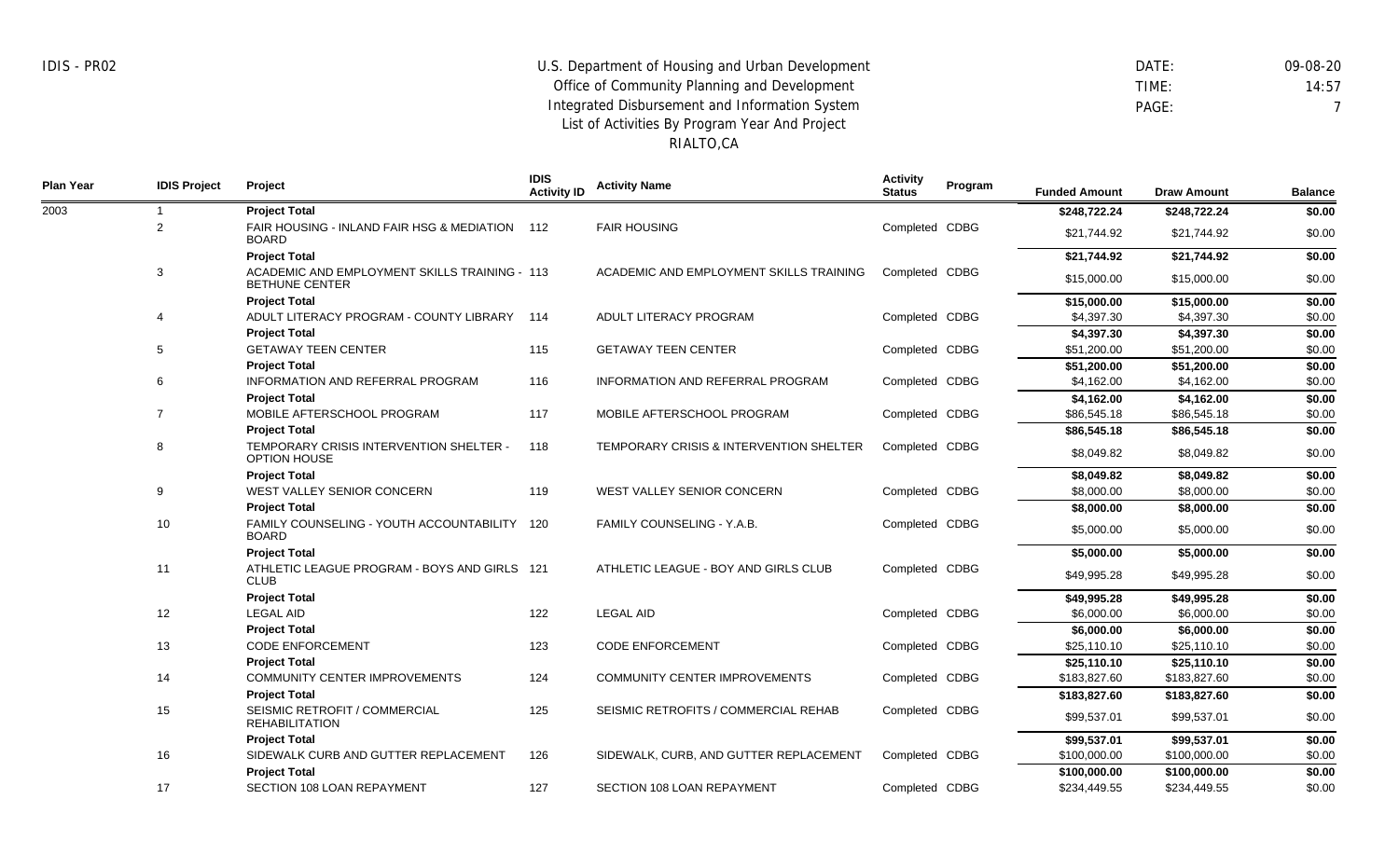IDIS - PR02

U.S. Department of Housing and Urban Development
Office of Community Planning and Development
Integrated Disbursement and Information System
List of Activities By Program Year And Project
RIALTO,CA

DATE: 09-08-20
TIME: 14:57
PAGE: 7

| Plan Year | IDIS Project | Project | IDIS Activity ID | Activity Name | Activity Status | Program | Funded Amount | Draw Amount | Balance |
|---|---|---|---|---|---|---|---|---|---|
| 2003 | 1 | **Project Total** | | | | | **$248,722.24** | **$248,722.24** | **$0.00** |
| | 2 | FAIR HOUSING - INLAND FAIR HSG & MEDIATION BOARD | 112 | FAIR HOUSING | Completed | CDBG | $21,744.92 | $21,744.92 | $0.00 |
| | | **Project Total** | | | | | **$21,744.92** | **$21,744.92** | **$0.00** |
| | 3 | ACADEMIC AND EMPLOYMENT SKILLS TRAINING - BETHUNE CENTER | 113 | ACADEMIC AND EMPLOYMENT SKILLS TRAINING | Completed | CDBG | $15,000.00 | $15,000.00 | $0.00 |
| | | **Project Total** | | | | | **$15,000.00** | **$15,000.00** | **$0.00** |
| | 4 | ADULT LITERACY PROGRAM - COUNTY LIBRARY | 114 | ADULT LITERACY PROGRAM | Completed | CDBG | $4,397.30 | $4,397.30 | $0.00 |
| | | **Project Total** | | | | | **$4,397.30** | **$4,397.30** | **$0.00** |
| | 5 | GETAWAY TEEN CENTER | 115 | GETAWAY TEEN CENTER | Completed | CDBG | $51,200.00 | $51,200.00 | $0.00 |
| | | **Project Total** | | | | | **$51,200.00** | **$51,200.00** | **$0.00** |
| | 6 | INFORMATION AND REFERRAL PROGRAM | 116 | INFORMATION AND REFERRAL PROGRAM | Completed | CDBG | $4,162.00 | $4,162.00 | $0.00 |
| | | **Project Total** | | | | | **$4,162.00** | **$4,162.00** | **$0.00** |
| | 7 | MOBILE AFTERSCHOOL PROGRAM | 117 | MOBILE AFTERSCHOOL PROGRAM | Completed | CDBG | $86,545.18 | $86,545.18 | $0.00 |
| | | **Project Total** | | | | | **$86,545.18** | **$86,545.18** | **$0.00** |
| | 8 | TEMPORARY CRISIS INTERVENTION SHELTER - OPTION HOUSE | 118 | TEMPORARY CRISIS & INTERVENTION SHELTER | Completed | CDBG | $8,049.82 | $8,049.82 | $0.00 |
| | | **Project Total** | | | | | **$8,049.82** | **$8,049.82** | **$0.00** |
| | 9 | WEST VALLEY SENIOR CONCERN | 119 | WEST VALLEY SENIOR CONCERN | Completed | CDBG | $8,000.00 | $8,000.00 | $0.00 |
| | | **Project Total** | | | | | **$8,000.00** | **$8,000.00** | **$0.00** |
| | 10 | FAMILY COUNSELING - YOUTH ACCOUNTABILITY BOARD | 120 | FAMILY COUNSELING - Y.A.B. | Completed | CDBG | $5,000.00 | $5,000.00 | $0.00 |
| | | **Project Total** | | | | | **$5,000.00** | **$5,000.00** | **$0.00** |
| | 11 | ATHLETIC LEAGUE PROGRAM - BOYS AND GIRLS CLUB | 121 | ATHLETIC LEAGUE - BOY AND GIRLS CLUB | Completed | CDBG | $49,995.28 | $49,995.28 | $0.00 |
| | | **Project Total** | | | | | **$49,995.28** | **$49,995.28** | **$0.00** |
| | 12 | LEGAL AID | 122 | LEGAL AID | Completed | CDBG | $6,000.00 | $6,000.00 | $0.00 |
| | | **Project Total** | | | | | **$6,000.00** | **$6,000.00** | **$0.00** |
| | 13 | CODE ENFORCEMENT | 123 | CODE ENFORCEMENT | Completed | CDBG | $25,110.10 | $25,110.10 | $0.00 |
| | | **Project Total** | | | | | **$25,110.10** | **$25,110.10** | **$0.00** |
| | 14 | COMMUNITY CENTER IMPROVEMENTS | 124 | COMMUNITY CENTER IMPROVEMENTS | Completed | CDBG | $183,827.60 | $183,827.60 | $0.00 |
| | | **Project Total** | | | | | **$183,827.60** | **$183,827.60** | **$0.00** |
| | 15 | SEISMIC RETROFIT / COMMERCIAL REHABILITATION | 125 | SEISMIC RETROFITS / COMMERCIAL REHAB | Completed | CDBG | $99,537.01 | $99,537.01 | $0.00 |
| | | **Project Total** | | | | | **$99,537.01** | **$99,537.01** | **$0.00** |
| | 16 | SIDEWALK CURB AND GUTTER REPLACEMENT | 126 | SIDEWALK, CURB, AND GUTTER REPLACEMENT | Completed | CDBG | $100,000.00 | $100,000.00 | $0.00 |
| | | **Project Total** | | | | | **$100,000.00** | **$100,000.00** | **$0.00** |
| | 17 | SECTION 108 LOAN REPAYMENT | 127 | SECTION 108 LOAN REPAYMENT | Completed | CDBG | $234,449.55 | $234,449.55 | $0.00 |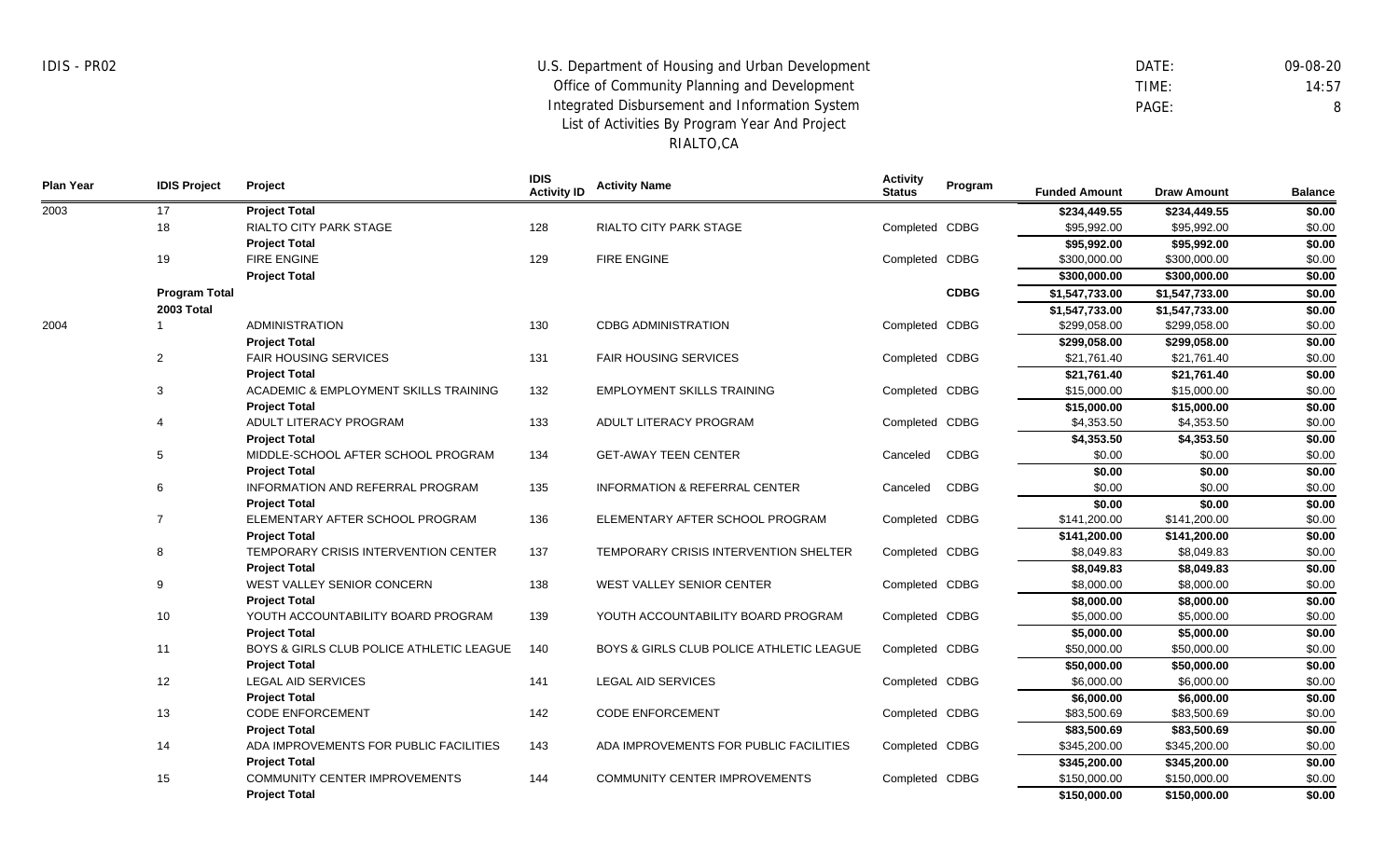IDIS - PR02

U.S. Department of Housing and Urban Development
Office of Community Planning and Development
Integrated Disbursement and Information System
List of Activities By Program Year And Project
RIALTO,CA

DATE: 09-08-20
TIME: 14:57
PAGE: 8

| Plan Year | IDIS Project | Project | IDIS Activity ID | Activity Name | Activity Status | Program | Funded Amount | Draw Amount | Balance |
|---|---|---|---|---|---|---|---|---|---|
| 2003 | 17 | **Project Total** | | | | | **$234,449.55** | **$234,449.55** | **$0.00** |
| | 18 | RIALTO CITY PARK STAGE | 128 | RIALTO CITY PARK STAGE | Completed | CDBG | $95,992.00 | $95,992.00 | $0.00 |
| | | **Project Total** | | | | | **$95,992.00** | **$95,992.00** | **$0.00** |
| | 19 | FIRE ENGINE | 129 | FIRE ENGINE | Completed | CDBG | $300,000.00 | $300,000.00 | $0.00 |
| | | **Project Total** | | | | | **$300,000.00** | **$300,000.00** | **$0.00** |
| | **Program Total** | | | | | **CDBG** | **$1,547,733.00** | **$1,547,733.00** | **$0.00** |
| | **2003 Total** | | | | | | **$1,547,733.00** | **$1,547,733.00** | **$0.00** |
| 2004 | 1 | ADMINISTRATION | 130 | CDBG ADMINISTRATION | Completed | CDBG | $299,058.00 | $299,058.00 | $0.00 |
| | | **Project Total** | | | | | **$299,058.00** | **$299,058.00** | **$0.00** |
| | 2 | FAIR HOUSING SERVICES | 131 | FAIR HOUSING SERVICES | Completed | CDBG | $21,761.40 | $21,761.40 | $0.00 |
| | | **Project Total** | | | | | **$21,761.40** | **$21,761.40** | **$0.00** |
| | 3 | ACADEMIC & EMPLOYMENT SKILLS TRAINING | 132 | EMPLOYMENT SKILLS TRAINING | Completed | CDBG | $15,000.00 | $15,000.00 | $0.00 |
| | | **Project Total** | | | | | **$15,000.00** | **$15,000.00** | **$0.00** |
| | 4 | ADULT LITERACY PROGRAM | 133 | ADULT LITERACY PROGRAM | Completed | CDBG | $4,353.50 | $4,353.50 | $0.00 |
| | | **Project Total** | | | | | **$4,353.50** | **$4,353.50** | **$0.00** |
| | 5 | MIDDLE-SCHOOL AFTER SCHOOL PROGRAM | 134 | GET-AWAY TEEN CENTER | Canceled | CDBG | $0.00 | $0.00 | $0.00 |
| | | **Project Total** | | | | | **$0.00** | **$0.00** | **$0.00** |
| | 6 | INFORMATION AND REFERRAL PROGRAM | 135 | INFORMATION & REFERRAL CENTER | Canceled | CDBG | $0.00 | $0.00 | $0.00 |
| | | **Project Total** | | | | | **$0.00** | **$0.00** | **$0.00** |
| | 7 | ELEMENTARY AFTER SCHOOL PROGRAM | 136 | ELEMENTARY AFTER SCHOOL PROGRAM | Completed | CDBG | $141,200.00 | $141,200.00 | $0.00 |
| | | **Project Total** | | | | | **$141,200.00** | **$141,200.00** | **$0.00** |
| | 8 | TEMPORARY CRISIS INTERVENTION CENTER | 137 | TEMPORARY CRISIS INTERVENTION SHELTER | Completed | CDBG | $8,049.83 | $8,049.83 | $0.00 |
| | | **Project Total** | | | | | **$8,049.83** | **$8,049.83** | **$0.00** |
| | 9 | WEST VALLEY SENIOR CONCERN | 138 | WEST VALLEY SENIOR CENTER | Completed | CDBG | $8,000.00 | $8,000.00 | $0.00 |
| | | **Project Total** | | | | | **$8,000.00** | **$8,000.00** | **$0.00** |
| | 10 | YOUTH ACCOUNTABILITY BOARD PROGRAM | 139 | YOUTH ACCOUNTABILITY BOARD PROGRAM | Completed | CDBG | $5,000.00 | $5,000.00 | $0.00 |
| | | **Project Total** | | | | | **$5,000.00** | **$5,000.00** | **$0.00** |
| | 11 | BOYS & GIRLS CLUB POLICE ATHLETIC LEAGUE | 140 | BOYS & GIRLS CLUB POLICE ATHLETIC LEAGUE | Completed | CDBG | $50,000.00 | $50,000.00 | $0.00 |
| | | **Project Total** | | | | | **$50,000.00** | **$50,000.00** | **$0.00** |
| | 12 | LEGAL AID SERVICES | 141 | LEGAL AID SERVICES | Completed | CDBG | $6,000.00 | $6,000.00 | $0.00 |
| | | **Project Total** | | | | | **$6,000.00** | **$6,000.00** | **$0.00** |
| | 13 | CODE ENFORCEMENT | 142 | CODE ENFORCEMENT | Completed | CDBG | $83,500.69 | $83,500.69 | $0.00 |
| | | **Project Total** | | | | | **$83,500.69** | **$83,500.69** | **$0.00** |
| | 14 | ADA IMPROVEMENTS FOR PUBLIC FACILITIES | 143 | ADA IMPROVEMENTS FOR PUBLIC FACILITIES | Completed | CDBG | $345,200.00 | $345,200.00 | $0.00 |
| | | **Project Total** | | | | | **$345,200.00** | **$345,200.00** | **$0.00** |
| | 15 | COMMUNITY CENTER IMPROVEMENTS | 144 | COMMUNITY CENTER IMPROVEMENTS | Completed | CDBG | $150,000.00 | $150,000.00 | $0.00 |
| | | **Project Total** | | | | | **$150,000.00** | **$150,000.00** | **$0.00** |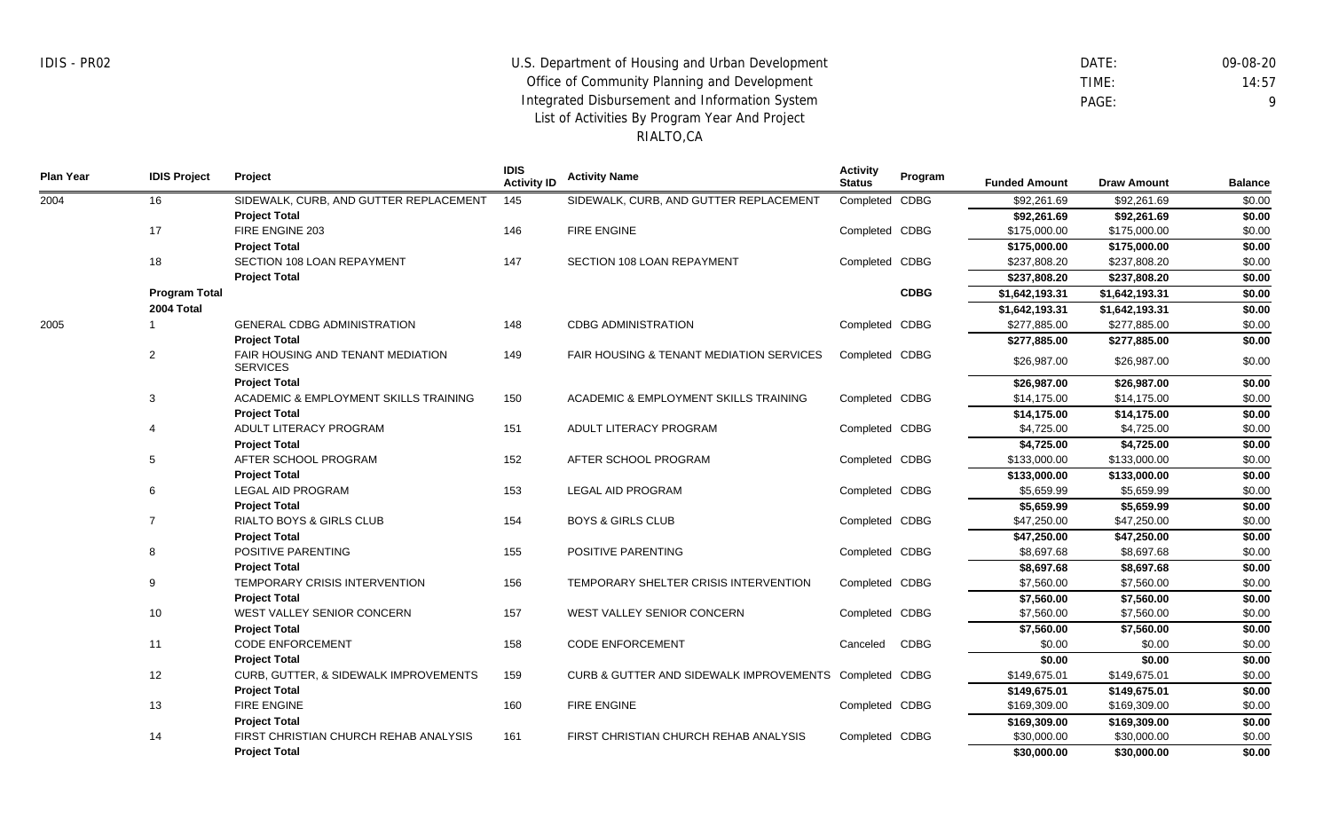U.S. Department of Housing and Urban Development
Office of Community Planning and Development
Integrated Disbursement and Information System
List of Activities By Program Year And Project
RIALTO,CA

IDIS - PR02

DATE: 09-08-20
TIME: 14:57
PAGE: 9

| Plan Year | IDIS Project | Project | IDIS Activity ID | Activity Name | Activity Status | Program | Funded Amount | Draw Amount | Balance |
|---|---|---|---|---|---|---|---|---|---|
| 2004 | 16 | SIDEWALK, CURB, AND GUTTER REPLACEMENT | 145 | SIDEWALK, CURB, AND GUTTER REPLACEMENT | Completed | CDBG | $92,261.69 | $92,261.69 | $0.00 |
| | | **Project Total** | | | | | **$92,261.69** | **$92,261.69** | **$0.00** |
| | 17 | FIRE ENGINE 203 | 146 | FIRE ENGINE | Completed | CDBG | $175,000.00 | $175,000.00 | $0.00 |
| | | **Project Total** | | | | | **$175,000.00** | **$175,000.00** | **$0.00** |
| | 18 | SECTION 108 LOAN REPAYMENT | 147 | SECTION 108 LOAN REPAYMENT | Completed | CDBG | $237,808.20 | $237,808.20 | $0.00 |
| | | **Project Total** | | | | | **$237,808.20** | **$237,808.20** | **$0.00** |
| | **Program Total** | | | | | **CDBG** | **$1,642,193.31** | **$1,642,193.31** | **$0.00** |
| | **2004 Total** | | | | | | **$1,642,193.31** | **$1,642,193.31** | **$0.00** |
| 2005 | 1 | GENERAL CDBG ADMINISTRATION | 148 | CDBG ADMINISTRATION | Completed | CDBG | $277,885.00 | $277,885.00 | $0.00 |
| | | **Project Total** | | | | | **$277,885.00** | **$277,885.00** | **$0.00** |
| | 2 | FAIR HOUSING AND TENANT MEDIATION SERVICES | 149 | FAIR HOUSING & TENANT MEDIATION SERVICES | Completed | CDBG | $26,987.00 | $26,987.00 | $0.00 |
| | | **Project Total** | | | | | **$26,987.00** | **$26,987.00** | **$0.00** |
| | 3 | ACADEMIC & EMPLOYMENT SKILLS TRAINING | 150 | ACADEMIC & EMPLOYMENT SKILLS TRAINING | Completed | CDBG | $14,175.00 | $14,175.00 | $0.00 |
| | | **Project Total** | | | | | **$14,175.00** | **$14,175.00** | **$0.00** |
| | 4 | ADULT LITERACY PROGRAM | 151 | ADULT LITERACY PROGRAM | Completed | CDBG | $4,725.00 | $4,725.00 | $0.00 |
| | | **Project Total** | | | | | **$4,725.00** | **$4,725.00** | **$0.00** |
| | 5 | AFTER SCHOOL PROGRAM | 152 | AFTER SCHOOL PROGRAM | Completed | CDBG | $133,000.00 | $133,000.00 | $0.00 |
| | | **Project Total** | | | | | **$133,000.00** | **$133,000.00** | **$0.00** |
| | 6 | LEGAL AID PROGRAM | 153 | LEGAL AID PROGRAM | Completed | CDBG | $5,659.99 | $5,659.99 | $0.00 |
| | | **Project Total** | | | | | **$5,659.99** | **$5,659.99** | **$0.00** |
| | 7 | RIALTO BOYS & GIRLS CLUB | 154 | BOYS & GIRLS CLUB | Completed | CDBG | $47,250.00 | $47,250.00 | $0.00 |
| | | **Project Total** | | | | | **$47,250.00** | **$47,250.00** | **$0.00** |
| | 8 | POSITIVE PARENTING | 155 | POSITIVE PARENTING | Completed | CDBG | $8,697.68 | $8,697.68 | $0.00 |
| | | **Project Total** | | | | | **$8,697.68** | **$8,697.68** | **$0.00** |
| | 9 | TEMPORARY CRISIS INTERVENTION | 156 | TEMPORARY SHELTER CRISIS INTERVENTION | Completed | CDBG | $7,560.00 | $7,560.00 | $0.00 |
| | | **Project Total** | | | | | **$7,560.00** | **$7,560.00** | **$0.00** |
| | 10 | WEST VALLEY SENIOR CONCERN | 157 | WEST VALLEY SENIOR CONCERN | Completed | CDBG | $7,560.00 | $7,560.00 | $0.00 |
| | | **Project Total** | | | | | **$7,560.00** | **$7,560.00** | **$0.00** |
| | 11 | CODE ENFORCEMENT | 158 | CODE ENFORCEMENT | Canceled | CDBG | $0.00 | $0.00 | $0.00 |
| | | **Project Total** | | | | | **$0.00** | **$0.00** | **$0.00** |
| | 12 | CURB, GUTTER, & SIDEWALK IMPROVEMENTS | 159 | CURB & GUTTER AND SIDEWALK IMPROVEMENTS | Completed | CDBG | $149,675.01 | $149,675.01 | $0.00 |
| | | **Project Total** | | | | | **$149,675.01** | **$149,675.01** | **$0.00** |
| | 13 | FIRE ENGINE | 160 | FIRE ENGINE | Completed | CDBG | $169,309.00 | $169,309.00 | $0.00 |
| | | **Project Total** | | | | | **$169,309.00** | **$169,309.00** | **$0.00** |
| | 14 | FIRST CHRISTIAN CHURCH REHAB ANALYSIS | 161 | FIRST CHRISTIAN CHURCH REHAB ANALYSIS | Completed | CDBG | $30,000.00 | $30,000.00 | $0.00 |
| | | **Project Total** | | | | | **$30,000.00** | **$30,000.00** | **$0.00** |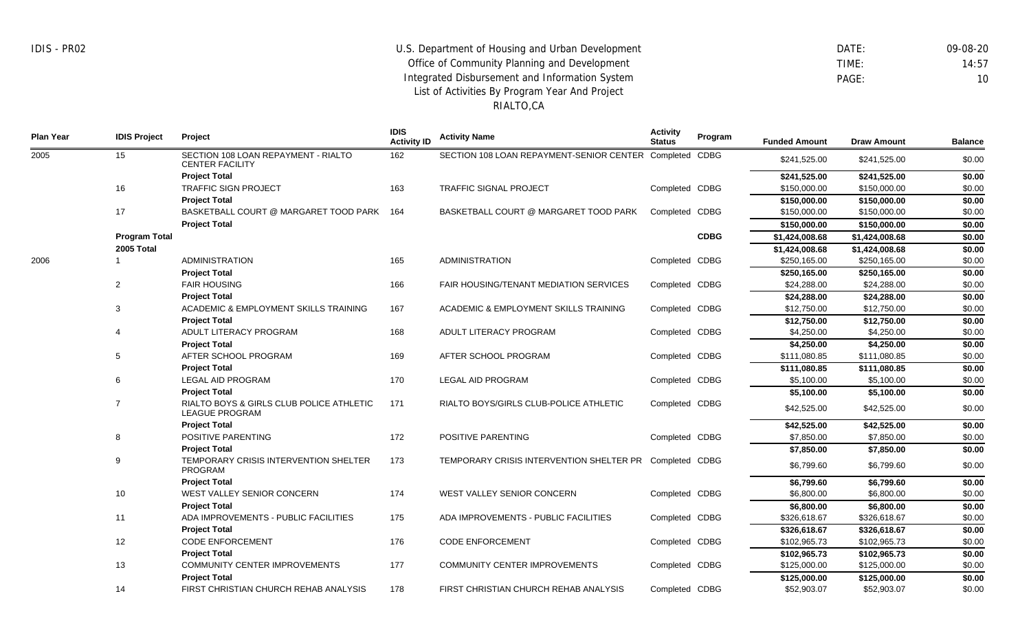# U.S. Department of Housing and Urban Development
## Office of Community Planning and Development
## Integrated Disbursement and Information System
## List of Activities By Program Year And Project
## RIALTO,CA

IDIS - PR02

DATE: 09-08-20
TIME: 14:57
PAGE: 10

| Plan Year | IDIS Project | Project | IDIS Activity ID | Activity Name | Activity Status | Program | Funded Amount | Draw Amount | Balance |
|---|---|---|---|---|---|---|---|---|---|
| 2005 | 15 | SECTION 108 LOAN REPAYMENT - RIALTO CENTER FACILITY | 162 | SECTION 108 LOAN REPAYMENT-SENIOR CENTER | Completed | CDBG | $241,525.00 | $241,525.00 | $0.00 |
| | | **Project Total** | | | | | **$241,525.00** | **$241,525.00** | **$0.00** |
| | 16 | TRAFFIC SIGN PROJECT | 163 | TRAFFIC SIGNAL PROJECT | Completed | CDBG | $150,000.00 | $150,000.00 | $0.00 |
| | | **Project Total** | | | | | **$150,000.00** | **$150,000.00** | **$0.00** |
| | 17 | BASKETBALL COURT @ MARGARET TOOD PARK | 164 | BASKETBALL COURT @ MARGARET TOOD PARK | Completed | CDBG | $150,000.00 | $150,000.00 | $0.00 |
| | | **Project Total** | | | | | **$150,000.00** | **$150,000.00** | **$0.00** |
| | **Program Total** | | | | | **CDBG** | **$1,424,008.68** | **$1,424,008.68** | **$0.00** |
| | **2005 Total** | | | | | | **$1,424,008.68** | **$1,424,008.68** | **$0.00** |
| 2006 | 1 | ADMINISTRATION | 165 | ADMINISTRATION | Completed | CDBG | $250,165.00 | $250,165.00 | $0.00 |
| | | **Project Total** | | | | | **$250,165.00** | **$250,165.00** | **$0.00** |
| | 2 | FAIR HOUSING | 166 | FAIR HOUSING/TENANT MEDIATION SERVICES | Completed | CDBG | $24,288.00 | $24,288.00 | $0.00 |
| | | **Project Total** | | | | | **$24,288.00** | **$24,288.00** | **$0.00** |
| | 3 | ACADEMIC & EMPLOYMENT SKILLS TRAINING | 167 | ACADEMIC & EMPLOYMENT SKILLS TRAINING | Completed | CDBG | $12,750.00 | $12,750.00 | $0.00 |
| | | **Project Total** | | | | | **$12,750.00** | **$12,750.00** | **$0.00** |
| | 4 | ADULT LITERACY PROGRAM | 168 | ADULT LITERACY PROGRAM | Completed | CDBG | $4,250.00 | $4,250.00 | $0.00 |
| | | **Project Total** | | | | | **$4,250.00** | **$4,250.00** | **$0.00** |
| | 5 | AFTER SCHOOL PROGRAM | 169 | AFTER SCHOOL PROGRAM | Completed | CDBG | $111,080.85 | $111,080.85 | $0.00 |
| | | **Project Total** | | | | | **$111,080.85** | **$111,080.85** | **$0.00** |
| | 6 | LEGAL AID PROGRAM | 170 | LEGAL AID PROGRAM | Completed | CDBG | $5,100.00 | $5,100.00 | $0.00 |
| | | **Project Total** | | | | | **$5,100.00** | **$5,100.00** | **$0.00** |
| | 7 | RIALTO BOYS & GIRLS CLUB POLICE ATHLETIC LEAGUE PROGRAM | 171 | RIALTO BOYS/GIRLS CLUB-POLICE ATHLETIC | Completed | CDBG | $42,525.00 | $42,525.00 | $0.00 |
| | | **Project Total** | | | | | **$42,525.00** | **$42,525.00** | **$0.00** |
| | 8 | POSITIVE PARENTING | 172 | POSITIVE PARENTING | Completed | CDBG | $7,850.00 | $7,850.00 | $0.00 |
| | | **Project Total** | | | | | **$7,850.00** | **$7,850.00** | **$0.00** |
| | 9 | TEMPORARY CRISIS INTERVENTION SHELTER PROGRAM | 173 | TEMPORARY CRISIS INTERVENTION SHELTER PR | Completed | CDBG | $6,799.60 | $6,799.60 | $0.00 |
| | | **Project Total** | | | | | **$6,799.60** | **$6,799.60** | **$0.00** |
| | 10 | WEST VALLEY SENIOR CONCERN | 174 | WEST VALLEY SENIOR CONCERN | Completed | CDBG | $6,800.00 | $6,800.00 | $0.00 |
| | | **Project Total** | | | | | **$6,800.00** | **$6,800.00** | **$0.00** |
| | 11 | ADA IMPROVEMENTS - PUBLIC FACILITIES | 175 | ADA IMPROVEMENTS - PUBLIC FACILITIES | Completed | CDBG | $326,618.67 | $326,618.67 | $0.00 |
| | | **Project Total** | | | | | **$326,618.67** | **$326,618.67** | **$0.00** |
| | 12 | CODE ENFORCEMENT | 176 | CODE ENFORCEMENT | Completed | CDBG | $102,965.73 | $102,965.73 | $0.00 |
| | | **Project Total** | | | | | **$102,965.73** | **$102,965.73** | **$0.00** |
| | 13 | COMMUNITY CENTER IMPROVEMENTS | 177 | COMMUNITY CENTER IMPROVEMENTS | Completed | CDBG | $125,000.00 | $125,000.00 | $0.00 |
| | | **Project Total** | | | | | **$125,000.00** | **$125,000.00** | **$0.00** |
| | 14 | FIRST CHRISTIAN CHURCH REHAB ANALYSIS | 178 | FIRST CHRISTIAN CHURCH REHAB ANALYSIS | Completed | CDBG | $52,903.07 | $52,903.07 | $0.00 |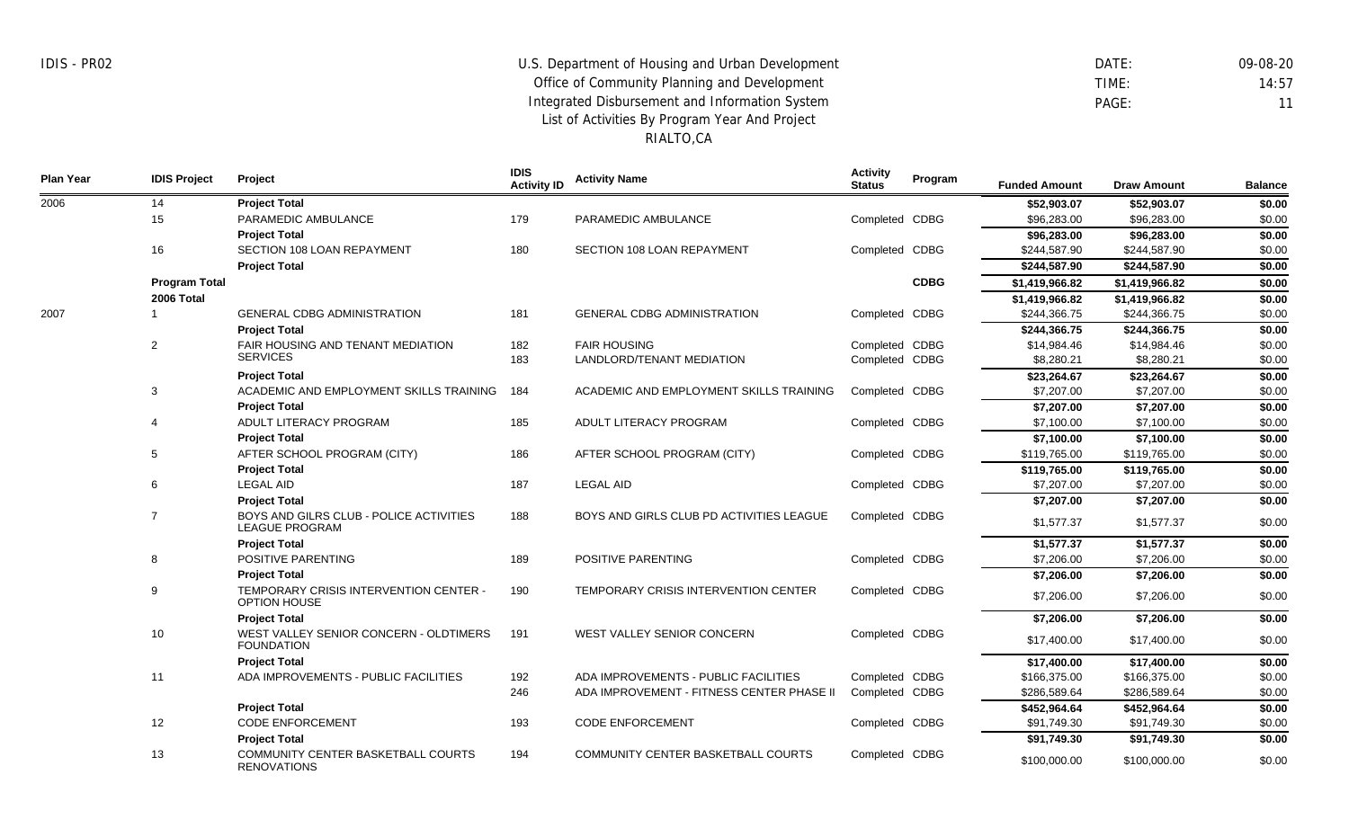U.S. Department of Housing and Urban Development
Office of Community Planning and Development
Integrated Disbursement and Information System
List of Activities By Program Year And Project
RIALTO,CA

IDIS - PR02

DATE: 09-08-20
TIME: 14:57

| Plan Year | IDIS Project | Project | IDIS Activity ID | Activity Name | Activity Status | Program | Funded Amount | Draw Amount | Balance |
|---|---|---|---|---|---|---|---|---|---|
| 2006 | 14 | **Project Total** | | | | | **$52,903.07** | **$52,903.07** | **$0.00** |
| | 15 | PARAMEDIC AMBULANCE | 179 | PARAMEDIC AMBULANCE | Completed | CDBG | $96,283.00 | $96,283.00 | $0.00 |
| | | **Project Total** | | | | | **$96,283.00** | **$96,283.00** | **$0.00** |
| | 16 | SECTION 108 LOAN REPAYMENT | 180 | SECTION 108 LOAN REPAYMENT | Completed | CDBG | $244,587.90 | $244,587.90 | $0.00 |
| | | **Project Total** | | | | | **$244,587.90** | **$244,587.90** | **$0.00** |
| | **Program Total** | | | | | **CDBG** | **$1,419,966.82** | **$1,419,966.82** | **$0.00** |
| | **2006 Total** | | | | | | **$1,419,966.82** | **$1,419,966.82** | **$0.00** |
| 2007 | 1 | GENERAL CDBG ADMINISTRATION | 181 | GENERAL CDBG ADMINISTRATION | Completed | CDBG | $244,366.75 | $244,366.75 | $0.00 |
| | | **Project Total** | | | | | **$244,366.75** | **$244,366.75** | **$0.00** |
| | 2 | FAIR HOUSING AND TENANT MEDIATION SERVICES | 182 | FAIR HOUSING | Completed | CDBG | $14,984.46 | $14,984.46 | $0.00 |
| | | | 183 | LANDLORD/TENANT MEDIATION | Completed | CDBG | $8,280.21 | $8,280.21 | $0.00 |
| | | **Project Total** | | | | | **$23,264.67** | **$23,264.67** | **$0.00** |
| | 3 | ACADEMIC AND EMPLOYMENT SKILLS TRAINING | 184 | ACADEMIC AND EMPLOYMENT SKILLS TRAINING | Completed | CDBG | $7,207.00 | $7,207.00 | $0.00 |
| | | **Project Total** | | | | | **$7,207.00** | **$7,207.00** | **$0.00** |
| | 4 | ADULT LITERACY PROGRAM | 185 | ADULT LITERACY PROGRAM | Completed | CDBG | $7,100.00 | $7,100.00 | $0.00 |
| | | **Project Total** | | | | | **$7,100.00** | **$7,100.00** | **$0.00** |
| | 5 | AFTER SCHOOL PROGRAM (CITY) | 186 | AFTER SCHOOL PROGRAM (CITY) | Completed | CDBG | $119,765.00 | $119,765.00 | $0.00 |
| | | **Project Total** | | | | | **$119,765.00** | **$119,765.00** | **$0.00** |
| | 6 | LEGAL AID | 187 | LEGAL AID | Completed | CDBG | $7,207.00 | $7,207.00 | $0.00 |
| | | **Project Total** | | | | | **$7,207.00** | **$7,207.00** | **$0.00** |
| | 7 | BOYS AND GILRS CLUB - POLICE ACTIVITIES LEAGUE PROGRAM | 188 | BOYS AND GIRLS CLUB PD ACTIVITIES LEAGUE | Completed | CDBG | $1,577.37 | $1,577.37 | $0.00 |
| | | **Project Total** | | | | | **$1,577.37** | **$1,577.37** | **$0.00** |
| | 8 | POSITIVE PARENTING | 189 | POSITIVE PARENTING | Completed | CDBG | $7,206.00 | $7,206.00 | $0.00 |
| | | **Project Total** | | | | | **$7,206.00** | **$7,206.00** | **$0.00** |
| | 9 | TEMPORARY CRISIS INTERVENTION CENTER - OPTION HOUSE | 190 | TEMPORARY CRISIS INTERVENTION CENTER | Completed | CDBG | $7,206.00 | $7,206.00 | $0.00 |
| | | **Project Total** | | | | | **$7,206.00** | **$7,206.00** | **$0.00** |
| | 10 | WEST VALLEY SENIOR CONCERN - OLDTIMERS FOUNDATION | 191 | WEST VALLEY SENIOR CONCERN | Completed | CDBG | $17,400.00 | $17,400.00 | $0.00 |
| | | **Project Total** | | | | | **$17,400.00** | **$17,400.00** | **$0.00** |
| | 11 | ADA IMPROVEMENTS - PUBLIC FACILITIES | 192 | ADA IMPROVEMENTS - PUBLIC FACILITIES | Completed | CDBG | $166,375.00 | $166,375.00 | $0.00 |
| | | | 246 | ADA IMPROVEMENT - FITNESS CENTER PHASE II | Completed | CDBG | $286,589.64 | $286,589.64 | $0.00 |
| | | **Project Total** | | | | | **$452,964.64** | **$452,964.64** | **$0.00** |
| | 12 | CODE ENFORCEMENT | 193 | CODE ENFORCEMENT | Completed | CDBG | $91,749.30 | $91,749.30 | $0.00 |
| | | **Project Total** | | | | | **$91,749.30** | **$91,749.30** | **$0.00** |
| | 13 | COMMUNITY CENTER BASKETBALL COURTS RENOVATIONS | 194 | COMMUNITY CENTER BASKETBALL COURTS | Completed | CDBG | $100,000.00 | $100,000.00 | $0.00 |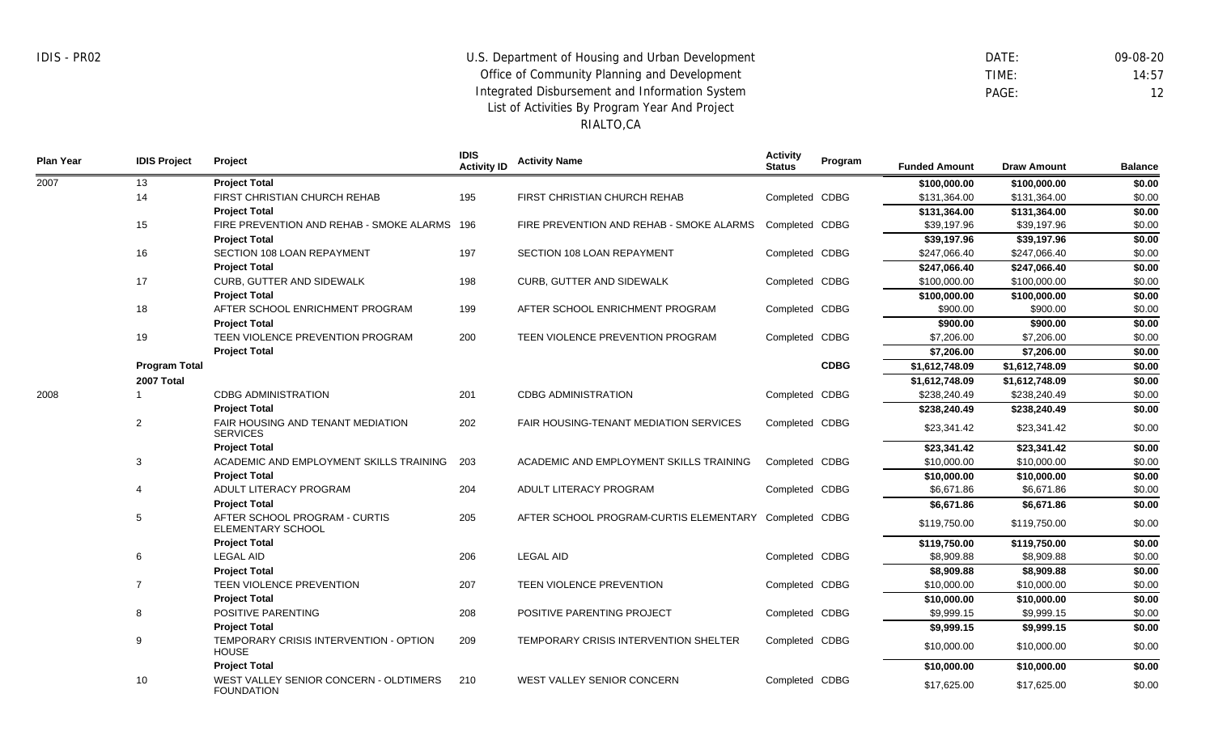IDIS - PR02

U.S. Department of Housing and Urban Development
Office of Community Planning and Development
Integrated Disbursement and Information System
List of Activities By Program Year And Project
RIALTO,CA

DATE: 09-08-20
TIME: 14:57
PAGE: 12

| Plan Year | IDIS Project | Project | IDIS Activity ID | Activity Name | Activity Status | Program | Funded Amount | Draw Amount | Balance |
|---|---|---|---|---|---|---|---|---|---|
| 2007 | 13 | **Project Total** | | | | | **$100,000.00** | **$100,000.00** | **$0.00** |
| | 14 | FIRST CHRISTIAN CHURCH REHAB | 195 | FIRST CHRISTIAN CHURCH REHAB | Completed | CDBG | $131,364.00 | $131,364.00 | $0.00 |
| | | **Project Total** | | | | | **$131,364.00** | **$131,364.00** | **$0.00** |
| | 15 | FIRE PREVENTION AND REHAB - SMOKE ALARMS | 196 | FIRE PREVENTION AND REHAB - SMOKE ALARMS | Completed | CDBG | $39,197.96 | $39,197.96 | $0.00 |
| | | **Project Total** | | | | | **$39,197.96** | **$39,197.96** | **$0.00** |
| | 16 | SECTION 108 LOAN REPAYMENT | 197 | SECTION 108 LOAN REPAYMENT | Completed | CDBG | $247,066.40 | $247,066.40 | $0.00 |
| | | **Project Total** | | | | | **$247,066.40** | **$247,066.40** | **$0.00** |
| | 17 | CURB, GUTTER AND SIDEWALK | 198 | CURB, GUTTER AND SIDEWALK | Completed | CDBG | $100,000.00 | $100,000.00 | $0.00 |
| | | **Project Total** | | | | | **$100,000.00** | **$100,000.00** | **$0.00** |
| | 18 | AFTER SCHOOL ENRICHMENT PROGRAM | 199 | AFTER SCHOOL ENRICHMENT PROGRAM | Completed | CDBG | $900.00 | $900.00 | $0.00 |
| | | **Project Total** | | | | | **$900.00** | **$900.00** | **$0.00** |
| | 19 | TEEN VIOLENCE PREVENTION PROGRAM | 200 | TEEN VIOLENCE PREVENTION PROGRAM | Completed | CDBG | $7,206.00 | $7,206.00 | $0.00 |
| | | **Project Total** | | | | | **$7,206.00** | **$7,206.00** | **$0.00** |
| | **Program Total** | | | | | **CDBG** | **$1,612,748.09** | **$1,612,748.09** | **$0.00** |
| | **2007 Total** | | | | | | **$1,612,748.09** | **$1,612,748.09** | **$0.00** |
| 2008 | 1 | CDBG ADMINISTRATION | 201 | CDBG ADMINISTRATION | Completed | CDBG | $238,240.49 | $238,240.49 | $0.00 |
| | | **Project Total** | | | | | **$238,240.49** | **$238,240.49** | **$0.00** |
| | 2 | FAIR HOUSING AND TENANT MEDIATION SERVICES | 202 | FAIR HOUSING-TENANT MEDIATION SERVICES | Completed | CDBG | $23,341.42 | $23,341.42 | $0.00 |
| | | **Project Total** | | | | | **$23,341.42** | **$23,341.42** | **$0.00** |
| | 3 | ACADEMIC AND EMPLOYMENT SKILLS TRAINING | 203 | ACADEMIC AND EMPLOYMENT SKILLS TRAINING | Completed | CDBG | $10,000.00 | $10,000.00 | $0.00 |
| | | **Project Total** | | | | | **$10,000.00** | **$10,000.00** | **$0.00** |
| | 4 | ADULT LITERACY PROGRAM | 204 | ADULT LITERACY PROGRAM | Completed | CDBG | $6,671.86 | $6,671.86 | $0.00 |
| | | **Project Total** | | | | | **$6,671.86** | **$6,671.86** | **$0.00** |
| | 5 | AFTER SCHOOL PROGRAM - CURTIS ELEMENTARY SCHOOL | 205 | AFTER SCHOOL PROGRAM-CURTIS ELEMENTARY | Completed | CDBG | $119,750.00 | $119,750.00 | $0.00 |
| | | **Project Total** | | | | | **$119,750.00** | **$119,750.00** | **$0.00** |
| | 6 | LEGAL AID | 206 | LEGAL AID | Completed | CDBG | $8,909.88 | $8,909.88 | $0.00 |
| | | **Project Total** | | | | | **$8,909.88** | **$8,909.88** | **$0.00** |
| | 7 | TEEN VIOLENCE PREVENTION | 207 | TEEN VIOLENCE PREVENTION | Completed | CDBG | $10,000.00 | $10,000.00 | $0.00 |
| | | **Project Total** | | | | | **$10,000.00** | **$10,000.00** | **$0.00** |
| | 8 | POSITIVE PARENTING | 208 | POSITIVE PARENTING PROJECT | Completed | CDBG | $9,999.15 | $9,999.15 | $0.00 |
| | | **Project Total** | | | | | **$9,999.15** | **$9,999.15** | **$0.00** |
| | 9 | TEMPORARY CRISIS INTERVENTION - OPTION HOUSE | 209 | TEMPORARY CRISIS INTERVENTION SHELTER | Completed | CDBG | $10,000.00 | $10,000.00 | $0.00 |
| | | **Project Total** | | | | | **$10,000.00** | **$10,000.00** | **$0.00** |
| | 10 | WEST VALLEY SENIOR CONCERN - OLDTIMERS FOUNDATION | 210 | WEST VALLEY SENIOR CONCERN | Completed | CDBG | $17,625.00 | $17,625.00 | $0.00 |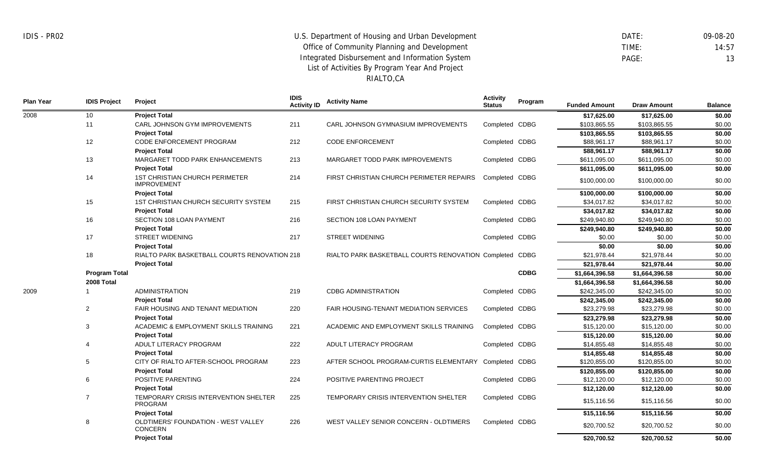IDIS - PR02

U.S. Department of Housing and Urban Development
Office of Community Planning and Development
Integrated Disbursement and Information System
List of Activities By Program Year And Project
RIALTO,CA

DATE: 09-08-20
TIME: 14:57

| Plan Year | IDIS Project | Project | IDIS Activity ID | Activity Name | Activity Status | Program | Funded Amount | Draw Amount | Balance |
|---|---|---|---|---|---|---|---|---|---|
| 2008 | 10 | **Project Total** | | | | | **$17,625.00** | **$17,625.00** | **$0.00** |
| | 11 | CARL JOHNSON GYM IMPROVEMENTS | 211 | CARL JOHNSON GYMNASIUM IMPROVEMENTS | Completed | CDBG | $103,865.55 | $103,865.55 | $0.00 |
| | | **Project Total** | | | | | **$103,865.55** | **$103,865.55** | **$0.00** |
| | 12 | CODE ENFORCEMENT PROGRAM | 212 | CODE ENFORCEMENT | Completed | CDBG | $88,961.17 | $88,961.17 | $0.00 |
| | | **Project Total** | | | | | **$88,961.17** | **$88,961.17** | **$0.00** |
| | 13 | MARGARET TODD PARK ENHANCEMENTS | 213 | MARGARET TODD PARK IMPROVEMENTS | Completed | CDBG | $611,095.00 | $611,095.00 | $0.00 |
| | | **Project Total** | | | | | **$611,095.00** | **$611,095.00** | **$0.00** |
| | 14 | 1ST CHRISTIAN CHURCH PERIMETER IMPROVEMENT | 214 | FIRST CHRISTIAN CHURCH PERIMETER REPAIRS | Completed | CDBG | $100,000.00 | $100,000.00 | $0.00 |
| | | **Project Total** | | | | | **$100,000.00** | **$100,000.00** | **$0.00** |
| | 15 | 1ST CHRISTIAN CHURCH SECURITY SYSTEM | 215 | FIRST CHRISTIAN CHURCH SECURITY SYSTEM | Completed | CDBG | $34,017.82 | $34,017.82 | $0.00 |
| | | **Project Total** | | | | | **$34,017.82** | **$34,017.82** | **$0.00** |
| | 16 | SECTION 108 LOAN PAYMENT | 216 | SECTION 108 LOAN PAYMENT | Completed | CDBG | $249,940.80 | $249,940.80 | $0.00 |
| | | **Project Total** | | | | | **$249,940.80** | **$249,940.80** | **$0.00** |
| | 17 | STREET WIDENING | 217 | STREET WIDENING | Completed | CDBG | $0.00 | $0.00 | $0.00 |
| | | **Project Total** | | | | | **$0.00** | **$0.00** | **$0.00** |
| | 18 | RIALTO PARK BASKETBALL COURTS RENOVATION | 218 | RIALTO PARK BASKETBALL COURTS RENOVATION | Completed | CDBG | $21,978.44 | $21,978.44 | $0.00 |
| | | **Project Total** | | | | | **$21,978.44** | **$21,978.44** | **$0.00** |
| | **Program Total** | | | | | **CDBG** | **$1,664,396.58** | **$1,664,396.58** | **$0.00** |
| | **2008 Total** | | | | | | **$1,664,396.58** | **$1,664,396.58** | **$0.00** |
| 2009 | 1 | ADMINISTRATION | 219 | CDBG ADMINISTRATION | Completed | CDBG | $242,345.00 | $242,345.00 | $0.00 |
| | | **Project Total** | | | | | **$242,345.00** | **$242,345.00** | **$0.00** |
| | 2 | FAIR HOUSING AND TENANT MEDIATION | 220 | FAIR HOUSING-TENANT MEDIATION SERVICES | Completed | CDBG | $23,279.98 | $23,279.98 | $0.00 |
| | | **Project Total** | | | | | **$23,279.98** | **$23,279.98** | **$0.00** |
| | 3 | ACADEMIC & EMPLOYMENT SKILLS TRAINING | 221 | ACADEMIC AND EMPLOYMENT SKILLS TRAINING | Completed | CDBG | $15,120.00 | $15,120.00 | $0.00 |
| | | **Project Total** | | | | | **$15,120.00** | **$15,120.00** | **$0.00** |
| | 4 | ADULT LITERACY PROGRAM | 222 | ADULT LITERACY PROGRAM | Completed | CDBG | $14,855.48 | $14,855.48 | $0.00 |
| | | **Project Total** | | | | | **$14,855.48** | **$14,855.48** | **$0.00** |
| | 5 | CITY OF RIALTO AFTER-SCHOOL PROGRAM | 223 | AFTER SCHOOL PROGRAM-CURTIS ELEMENTARY | Completed | CDBG | $120,855.00 | $120,855.00 | $0.00 |
| | | **Project Total** | | | | | **$120,855.00** | **$120,855.00** | **$0.00** |
| | 6 | POSITIVE PARENTING | 224 | POSITIVE PARENTING PROJECT | Completed | CDBG | $12,120.00 | $12,120.00 | $0.00 |
| | | **Project Total** | | | | | **$12,120.00** | **$12,120.00** | **$0.00** |
| | 7 | TEMPORARY CRISIS INTERVENTION SHELTER PROGRAM | 225 | TEMPORARY CRISIS INTERVENTION SHELTER | Completed | CDBG | $15,116.56 | $15,116.56 | $0.00 |
| | | **Project Total** | | | | | **$15,116.56** | **$15,116.56** | **$0.00** |
| | 8 | OLDTIMERS' FOUNDATION - WEST VALLEY CONCERN | 226 | WEST VALLEY SENIOR CONCERN - OLDTIMERS | Completed | CDBG | $20,700.52 | $20,700.52 | $0.00 |
| | | **Project Total** | | | | | **$20,700.52** | **$20,700.52** | **$0.00** |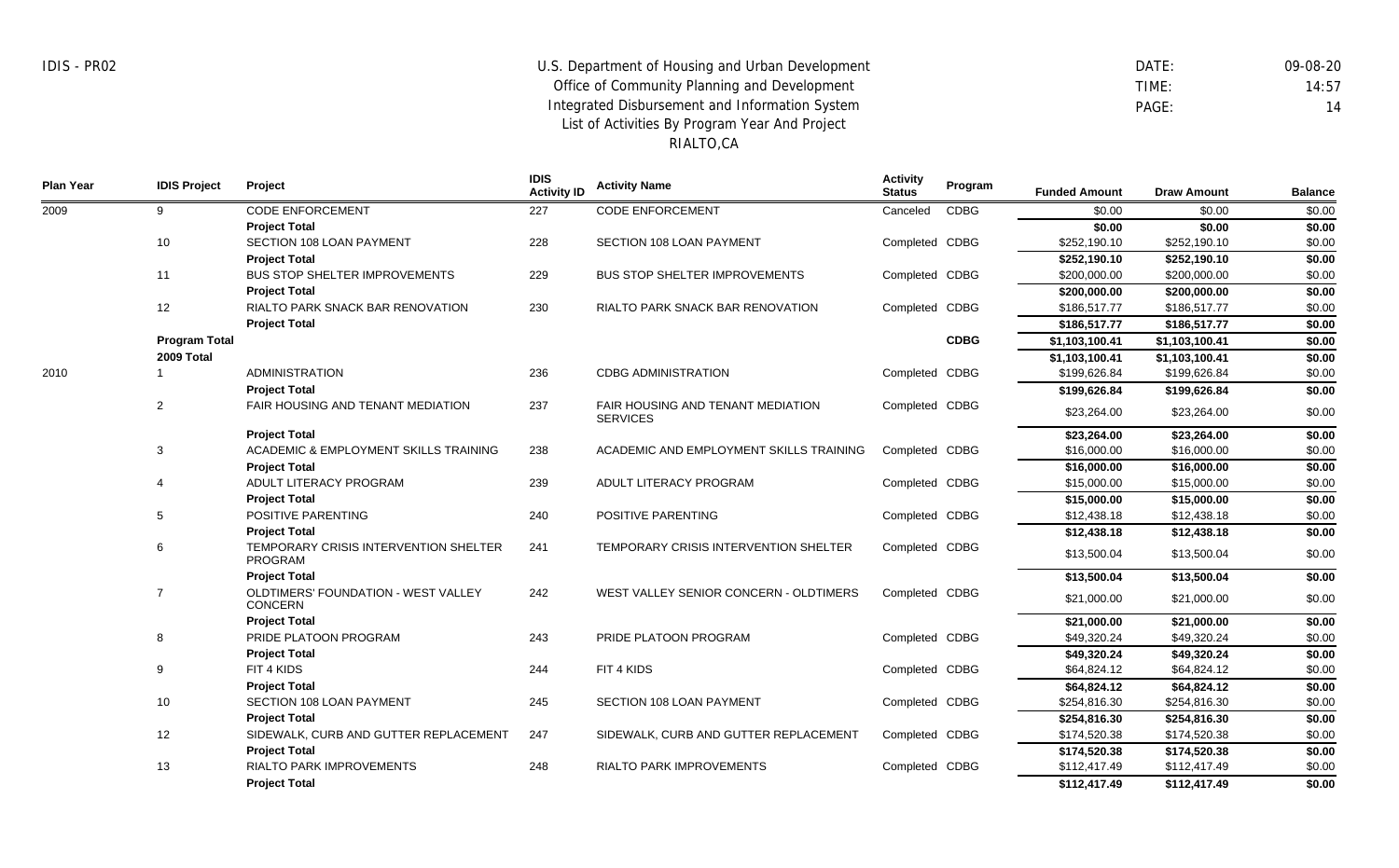IDIS - PR02

U.S. Department of Housing and Urban Development
Office of Community Planning and Development
Integrated Disbursement and Information System
List of Activities By Program Year And Project
RIALTO,CA

DATE: 09-08-20
TIME: 14:57
PAGE: 14

| Plan Year | IDIS Project | Project | IDIS Activity ID | Activity Name | Activity Status | Program | Funded Amount | Draw Amount | Balance |
|---|---|---|---|---|---|---|---|---|---|
| 2009 | 9 | CODE ENFORCEMENT | 227 | CODE ENFORCEMENT | Canceled | CDBG | $0.00 | $0.00 | $0.00 |
| | | **Project Total** | | | | | **$0.00** | **$0.00** | **$0.00** |
| | 10 | SECTION 108 LOAN PAYMENT | 228 | SECTION 108 LOAN PAYMENT | Completed | CDBG | $252,190.10 | $252,190.10 | $0.00 |
| | | **Project Total** | | | | | **$252,190.10** | **$252,190.10** | **$0.00** |
| | 11 | BUS STOP SHELTER IMPROVEMENTS | 229 | BUS STOP SHELTER IMPROVEMENTS | Completed | CDBG | $200,000.00 | $200,000.00 | $0.00 |
| | | **Project Total** | | | | | **$200,000.00** | **$200,000.00** | **$0.00** |
| | 12 | RIALTO PARK SNACK BAR RENOVATION | 230 | RIALTO PARK SNACK BAR RENOVATION | Completed | CDBG | $186,517.77 | $186,517.77 | $0.00 |
| | | **Project Total** | | | | | **$186,517.77** | **$186,517.77** | **$0.00** |
| | **Program Total** | | | | | **CDBG** | **$1,103,100.41** | **$1,103,100.41** | **$0.00** |
| | **2009 Total** | | | | | | **$1,103,100.41** | **$1,103,100.41** | **$0.00** |
| 2010 | 1 | ADMINISTRATION | 236 | CDBG ADMINISTRATION | Completed | CDBG | $199,626.84 | $199,626.84 | $0.00 |
| | | **Project Total** | | | | | **$199,626.84** | **$199,626.84** | **$0.00** |
| | 2 | FAIR HOUSING AND TENANT MEDIATION | 237 | FAIR HOUSING AND TENANT MEDIATION SERVICES | Completed | CDBG | $23,264.00 | $23,264.00 | $0.00 |
| | | **Project Total** | | | | | **$23,264.00** | **$23,264.00** | **$0.00** |
| | 3 | ACADEMIC & EMPLOYMENT SKILLS TRAINING | 238 | ACADEMIC AND EMPLOYMENT SKILLS TRAINING | Completed | CDBG | $16,000.00 | $16,000.00 | $0.00 |
| | | **Project Total** | | | | | **$16,000.00** | **$16,000.00** | **$0.00** |
| | 4 | ADULT LITERACY PROGRAM | 239 | ADULT LITERACY PROGRAM | Completed | CDBG | $15,000.00 | $15,000.00 | $0.00 |
| | | **Project Total** | | | | | **$15,000.00** | **$15,000.00** | **$0.00** |
| | 5 | POSITIVE PARENTING | 240 | POSITIVE PARENTING | Completed | CDBG | $12,438.18 | $12,438.18 | $0.00 |
| | | **Project Total** | | | | | **$12,438.18** | **$12,438.18** | **$0.00** |
| | 6 | TEMPORARY CRISIS INTERVENTION SHELTER PROGRAM | 241 | TEMPORARY CRISIS INTERVENTION SHELTER | Completed | CDBG | $13,500.04 | $13,500.04 | $0.00 |
| | | **Project Total** | | | | | **$13,500.04** | **$13,500.04** | **$0.00** |
| | 7 | OLDTIMERS' FOUNDATION - WEST VALLEY CONCERN | 242 | WEST VALLEY SENIOR CONCERN - OLDTIMERS | Completed | CDBG | $21,000.00 | $21,000.00 | $0.00 |
| | | **Project Total** | | | | | **$21,000.00** | **$21,000.00** | **$0.00** |
| | 8 | PRIDE PLATOON PROGRAM | 243 | PRIDE PLATOON PROGRAM | Completed | CDBG | $49,320.24 | $49,320.24 | $0.00 |
| | | **Project Total** | | | | | **$49,320.24** | **$49,320.24** | **$0.00** |
| | 9 | FIT 4 KIDS | 244 | FIT 4 KIDS | Completed | CDBG | $64,824.12 | $64,824.12 | $0.00 |
| | | **Project Total** | | | | | **$64,824.12** | **$64,824.12** | **$0.00** |
| | 10 | SECTION 108 LOAN PAYMENT | 245 | SECTION 108 LOAN PAYMENT | Completed | CDBG | $254,816.30 | $254,816.30 | $0.00 |
| | | **Project Total** | | | | | **$254,816.30** | **$254,816.30** | **$0.00** |
| | 12 | SIDEWALK, CURB AND GUTTER REPLACEMENT | 247 | SIDEWALK, CURB AND GUTTER REPLACEMENT | Completed | CDBG | $174,520.38 | $174,520.38 | $0.00 |
| | | **Project Total** | | | | | **$174,520.38** | **$174,520.38** | **$0.00** |
| | 13 | RIALTO PARK IMPROVEMENTS | 248 | RIALTO PARK IMPROVEMENTS | Completed | CDBG | $112,417.49 | $112,417.49 | $0.00 |
| | | **Project Total** | | | | | **$112,417.49** | **$112,417.49** | **$0.00** |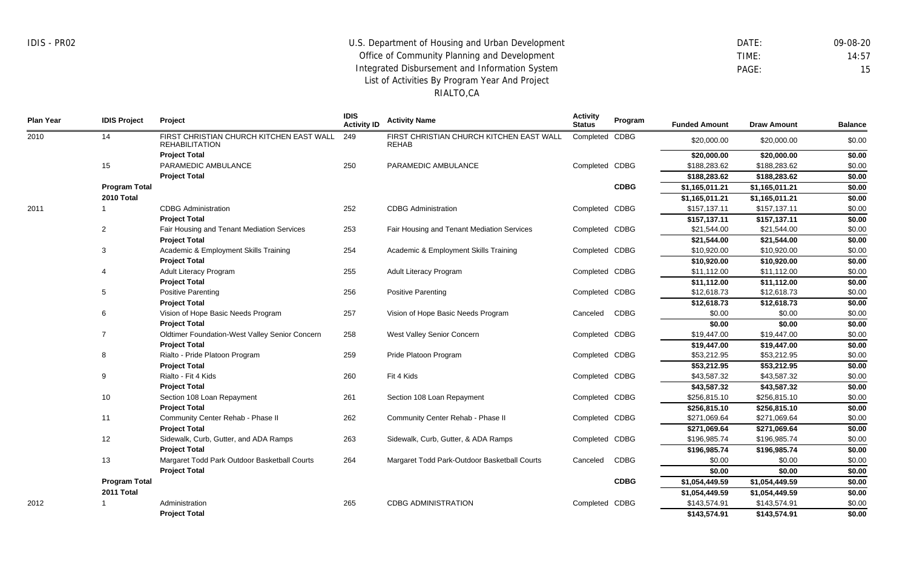IDIS - PR02

U.S. Department of Housing and Urban Development
Office of Community Planning and Development
Integrated Disbursement and Information System
List of Activities By Program Year And Project
RIALTO,CA

DATE: 09-08-20
TIME: 14:57

| Plan Year | IDIS Project | Project | IDIS Activity ID | Activity Name | Activity Status | Program | Funded Amount | Draw Amount | Balance |
|---|---|---|---|---|---|---|---|---|---|
| 2010 | 14 | FIRST CHRISTIAN CHURCH KITCHEN EAST WALL REHABILITATION | 249 | FIRST CHRISTIAN CHURCH KITCHEN EAST WALL REHAB | Completed | CDBG | $20,000.00 | $20,000.00 | $0.00 |
| | | **Project Total** | | | | | **$20,000.00** | **$20,000.00** | **$0.00** |
| | 15 | PARAMEDIC AMBULANCE | 250 | PARAMEDIC AMBULANCE | Completed | CDBG | $188,283.62 | $188,283.62 | $0.00 |
| | | **Project Total** | | | | | **$188,283.62** | **$188,283.62** | **$0.00** |
| | **Program Total** | | | | | **CDBG** | **$1,165,011.21** | **$1,165,011.21** | **$0.00** |
| | **2010 Total** | | | | | | **$1,165,011.21** | **$1,165,011.21** | **$0.00** |
| 2011 | 1 | CDBG Administration | 252 | CDBG Administration | Completed | CDBG | $157,137.11 | $157,137.11 | $0.00 |
| | | **Project Total** | | | | | **$157,137.11** | **$157,137.11** | **$0.00** |
| | 2 | Fair Housing and Tenant Mediation Services | 253 | Fair Housing and Tenant Mediation Services | Completed | CDBG | $21,544.00 | $21,544.00 | $0.00 |
| | | **Project Total** | | | | | **$21,544.00** | **$21,544.00** | **$0.00** |
| | 3 | Academic & Employment Skills Training | 254 | Academic & Employment Skills Training | Completed | CDBG | $10,920.00 | $10,920.00 | $0.00 |
| | | **Project Total** | | | | | **$10,920.00** | **$10,920.00** | **$0.00** |
| | 4 | Adult Literacy Program | 255 | Adult Literacy Program | Completed | CDBG | $11,112.00 | $11,112.00 | $0.00 |
| | | **Project Total** | | | | | **$11,112.00** | **$11,112.00** | **$0.00** |
| | 5 | Positive Parenting | 256 | Positive Parenting | Completed | CDBG | $12,618.73 | $12,618.73 | $0.00 |
| | | **Project Total** | | | | | **$12,618.73** | **$12,618.73** | **$0.00** |
| | 6 | Vision of Hope Basic Needs Program | 257 | Vision of Hope Basic Needs Program | Canceled | CDBG | $0.00 | $0.00 | $0.00 |
| | | **Project Total** | | | | | **$0.00** | **$0.00** | **$0.00** |
| | 7 | Oldtimer Foundation-West Valley Senior Concern | 258 | West Valley Senior Concern | Completed | CDBG | $19,447.00 | $19,447.00 | $0.00 |
| | | **Project Total** | | | | | **$19,447.00** | **$19,447.00** | **$0.00** |
| | 8 | Rialto - Pride Platoon Program | 259 | Pride Platoon Program | Completed | CDBG | $53,212.95 | $53,212.95 | $0.00 |
| | | **Project Total** | | | | | **$53,212.95** | **$53,212.95** | **$0.00** |
| | 9 | Rialto - Fit 4 Kids | 260 | Fit 4 Kids | Completed | CDBG | $43,587.32 | $43,587.32 | $0.00 |
| | | **Project Total** | | | | | **$43,587.32** | **$43,587.32** | **$0.00** |
| | 10 | Section 108 Loan Repayment | 261 | Section 108 Loan Repayment | Completed | CDBG | $256,815.10 | $256,815.10 | $0.00 |
| | | **Project Total** | | | | | **$256,815.10** | **$256,815.10** | **$0.00** |
| | 11 | Community Center Rehab - Phase II | 262 | Community Center Rehab - Phase II | Completed | CDBG | $271,069.64 | $271,069.64 | $0.00 |
| | | **Project Total** | | | | | **$271,069.64** | **$271,069.64** | **$0.00** |
| | 12 | Sidewalk, Curb, Gutter, and ADA Ramps | 263 | Sidewalk, Curb, Gutter, & ADA Ramps | Completed | CDBG | $196,985.74 | $196,985.74 | $0.00 |
| | | **Project Total** | | | | | **$196,985.74** | **$196,985.74** | **$0.00** |
| | 13 | Margaret Todd Park Outdoor Basketball Courts | 264 | Margaret Todd Park-Outdoor Basketball Courts | Canceled | CDBG | $0.00 | $0.00 | $0.00 |
| | | **Project Total** | | | | | **$0.00** | **$0.00** | **$0.00** |
| | **Program Total** | | | | | **CDBG** | **$1,054,449.59** | **$1,054,449.59** | **$0.00** |
| | **2011 Total** | | | | | | **$1,054,449.59** | **$1,054,449.59** | **$0.00** |
| 2012 | 1 | Administration | 265 | CDBG ADMINISTRATION | Completed | CDBG | $143,574.91 | $143,574.91 | $0.00 |
| | | **Project Total** | | | | | **$143,574.91** | **$143,574.91** | **$0.00** |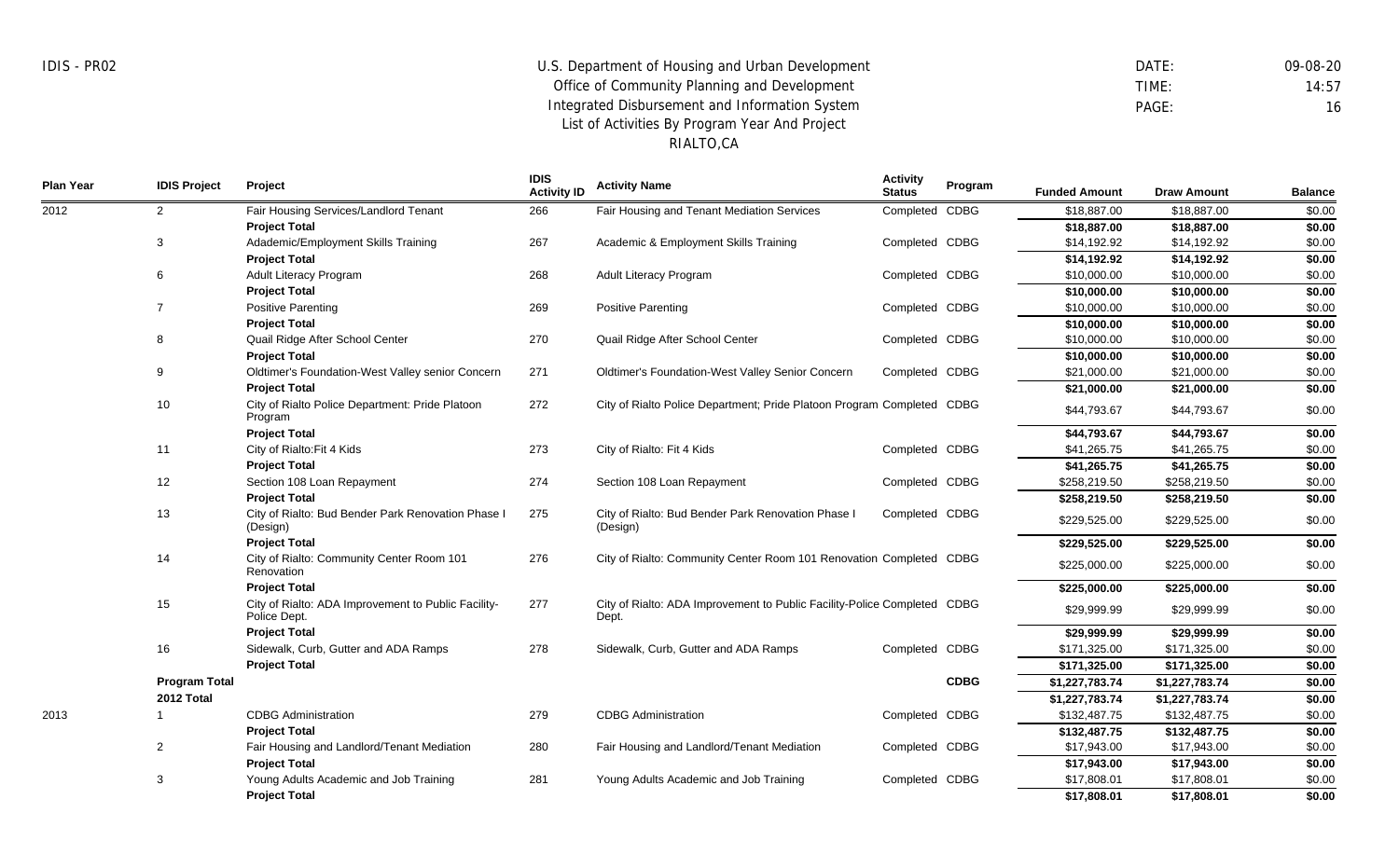IDIS - PR02

U.S. Department of Housing and Urban Development
Office of Community Planning and Development
Integrated Disbursement and Information System
List of Activities By Program Year And Project
RIALTO,CA

DATE: 09-08-20
TIME: 14:57
PAGE: 16

| Plan Year | IDIS Project | Project | IDIS Activity ID | Activity Name | Activity Status | Program | Funded Amount | Draw Amount | Balance |
|---|---|---|---|---|---|---|---|---|---|
| 2012 | 2 | Fair Housing Services/Landlord Tenant | 266 | Fair Housing and Tenant Mediation Services | Completed | CDBG | $18,887.00 | $18,887.00 | $0.00 |
| | | **Project Total** | | | | | **$18,887.00** | **$18,887.00** | **$0.00** |
| | 3 | Adademic/Employment Skills Training | 267 | Academic & Employment Skills Training | Completed | CDBG | $14,192.92 | $14,192.92 | $0.00 |
| | | **Project Total** | | | | | **$14,192.92** | **$14,192.92** | **$0.00** |
| | 6 | Adult Literacy Program | 268 | Adult Literacy Program | Completed | CDBG | $10,000.00 | $10,000.00 | $0.00 |
| | | **Project Total** | | | | | **$10,000.00** | **$10,000.00** | **$0.00** |
| | 7 | Positive Parenting | 269 | Positive Parenting | Completed | CDBG | $10,000.00 | $10,000.00 | $0.00 |
| | | **Project Total** | | | | | **$10,000.00** | **$10,000.00** | **$0.00** |
| | 8 | Quail Ridge After School Center | 270 | Quail Ridge After School Center | Completed | CDBG | $10,000.00 | $10,000.00 | $0.00 |
| | | **Project Total** | | | | | **$10,000.00** | **$10,000.00** | **$0.00** |
| | 9 | Oldtimer's Foundation-West Valley senior Concern | 271 | Oldtimer's Foundation-West Valley Senior Concern | Completed | CDBG | $21,000.00 | $21,000.00 | $0.00 |
| | | **Project Total** | | | | | **$21,000.00** | **$21,000.00** | **$0.00** |
| | 10 | City of Rialto Police Department: Pride Platoon Program | 272 | City of Rialto Police Department; Pride Platoon Program | Completed | CDBG | $44,793.67 | $44,793.67 | $0.00 |
| | | **Project Total** | | | | | **$44,793.67** | **$44,793.67** | **$0.00** |
| | 11 | City of Rialto:Fit 4 Kids | 273 | City of Rialto: Fit 4 Kids | Completed | CDBG | $41,265.75 | $41,265.75 | $0.00 |
| | | **Project Total** | | | | | **$41,265.75** | **$41,265.75** | **$0.00** |
| | 12 | Section 108 Loan Repayment | 274 | Section 108 Loan Repayment | Completed | CDBG | $258,219.50 | $258,219.50 | $0.00 |
| | | **Project Total** | | | | | **$258,219.50** | **$258,219.50** | **$0.00** |
| | 13 | City of Rialto: Bud Bender Park Renovation Phase I (Design) | 275 | City of Rialto: Bud Bender Park Renovation Phase I (Design) | Completed | CDBG | $229,525.00 | $229,525.00 | $0.00 |
| | | **Project Total** | | | | | **$229,525.00** | **$229,525.00** | **$0.00** |
| | 14 | City of Rialto: Community Center Room 101 Renovation | 276 | City of Rialto: Community Center Room 101 Renovation | Completed | CDBG | $225,000.00 | $225,000.00 | $0.00 |
| | | **Project Total** | | | | | **$225,000.00** | **$225,000.00** | **$0.00** |
| | 15 | City of Rialto: ADA Improvement to Public Facility-Police Dept. | 277 | City of Rialto: ADA Improvement to Public Facility-Police Dept. | Completed | CDBG | $29,999.99 | $29,999.99 | $0.00 |
| | | **Project Total** | | | | | **$29,999.99** | **$29,999.99** | **$0.00** |
| | 16 | Sidewalk, Curb, Gutter and ADA Ramps | 278 | Sidewalk, Curb, Gutter and ADA Ramps | Completed | CDBG | $171,325.00 | $171,325.00 | $0.00 |
| | | **Project Total** | | | | | **$171,325.00** | **$171,325.00** | **$0.00** |
| | **Program Total** | | | | | **CDBG** | **$1,227,783.74** | **$1,227,783.74** | **$0.00** |
| | **2012 Total** | | | | | | **$1,227,783.74** | **$1,227,783.74** | **$0.00** |
| 2013 | 1 | CDBG Administration | 279 | CDBG Administration | Completed | CDBG | $132,487.75 | $132,487.75 | $0.00 |
| | | **Project Total** | | | | | **$132,487.75** | **$132,487.75** | **$0.00** |
| | 2 | Fair Housing and Landlord/Tenant Mediation | 280 | Fair Housing and Landlord/Tenant Mediation | Completed | CDBG | $17,943.00 | $17,943.00 | $0.00 |
| | | **Project Total** | | | | | **$17,943.00** | **$17,943.00** | **$0.00** |
| | 3 | Young Adults Academic and Job Training | 281 | Young Adults Academic and Job Training | Completed | CDBG | $17,808.01 | $17,808.01 | $0.00 |
| | | **Project Total** | | | | | **$17,808.01** | **$17,808.01** | **$0.00** |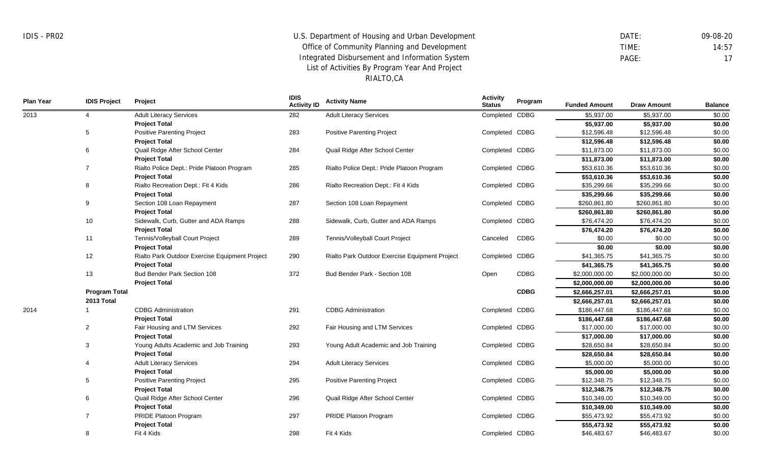IDIS - PR02

U.S. Department of Housing and Urban Development
Office of Community Planning and Development
Integrated Disbursement and Information System
List of Activities By Program Year And Project
RIALTO,CA

DATE: 09-08-20
TIME: 14:57

| Plan Year | IDIS Project | Project | IDIS Activity ID | Activity Name | Activity Status | Program | Funded Amount | Draw Amount | Balance |
|---|---|---|---|---|---|---|---|---|---|
| 2013 | 4 | Adult Literacy Services | 282 | Adult Literacy Services | Completed | CDBG | $5,937.00 | $5,937.00 | $0.00 |
| | | **Project Total** | | | | | **$5,937.00** | **$5,937.00** | **$0.00** |
| | 5 | Positive Parenting Project | 283 | Positive Parenting Project | Completed | CDBG | $12,596.48 | $12,596.48 | $0.00 |
| | | **Project Total** | | | | | **$12,596.48** | **$12,596.48** | **$0.00** |
| | 6 | Quail Ridge After School Center | 284 | Quail Ridge After School Center | Completed | CDBG | $11,873.00 | $11,873.00 | $0.00 |
| | | **Project Total** | | | | | **$11,873.00** | **$11,873.00** | **$0.00** |
| | 7 | Rialto Police Dept.: Pride Platoon Program | 285 | Rialto Police Dept.: Pride Platoon Program | Completed | CDBG | $53,610.36 | $53,610.36 | $0.00 |
| | | **Project Total** | | | | | **$53,610.36** | **$53,610.36** | **$0.00** |
| | 8 | Rialto Recreation Dept.: Fit 4 Kids | 286 | Rialto Recreation Dept.: Fit 4 Kids | Completed | CDBG | $35,299.66 | $35,299.66 | $0.00 |
| | | **Project Total** | | | | | **$35,299.66** | **$35,299.66** | **$0.00** |
| | 9 | Section 108 Loan Repayment | 287 | Section 108 Loan Repayment | Completed | CDBG | $260,861.80 | $260,861.80 | $0.00 |
| | | **Project Total** | | | | | **$260,861.80** | **$260,861.80** | **$0.00** |
| | 10 | Sidewalk, Curb, Gutter and ADA Ramps | 288 | Sidewalk, Curb, Gutter and ADA Ramps | Completed | CDBG | $76,474.20 | $76,474.20 | $0.00 |
| | | **Project Total** | | | | | **$76,474.20** | **$76,474.20** | **$0.00** |
| | 11 | Tennis/Volleyball Court Project | 289 | Tennis/Volleyball Court Project | Canceled | CDBG | $0.00 | $0.00 | $0.00 |
| | | **Project Total** | | | | | **$0.00** | **$0.00** | **$0.00** |
| | 12 | Rialto Park Outdoor Exercise Equipment Project | 290 | Rialto Park Outdoor Exercise Equipment Project | Completed | CDBG | $41,365.75 | $41,365.75 | $0.00 |
| | | **Project Total** | | | | | **$41,365.75** | **$41,365.75** | **$0.00** |
| | 13 | Bud Bender Park Section 108 | 372 | Bud Bender Park - Section 108 | Open | CDBG | $2,000,000.00 | $2,000,000.00 | $0.00 |
| | | **Project Total** | | | | | **$2,000,000.00** | **$2,000,000.00** | **$0.00** |
| | **Program Total** | | | | | **CDBG** | **$2,666,257.01** | **$2,666,257.01** | **$0.00** |
| | **2013 Total** | | | | | | **$2,666,257.01** | **$2,666,257.01** | **$0.00** |
| 2014 | 1 | CDBG Administration | 291 | CDBG Administration | Completed | CDBG | $186,447.68 | $186,447.68 | $0.00 |
| | | **Project Total** | | | | | **$186,447.68** | **$186,447.68** | **$0.00** |
| | 2 | Fair Housing and LTM Services | 292 | Fair Housing and LTM Services | Completed | CDBG | $17,000.00 | $17,000.00 | $0.00 |
| | | **Project Total** | | | | | **$17,000.00** | **$17,000.00** | **$0.00** |
| | 3 | Young Adults Academic and Job Training | 293 | Young Adult Academic and Job Training | Completed | CDBG | $28,650.84 | $28,650.84 | $0.00 |
| | | **Project Total** | | | | | **$28,650.84** | **$28,650.84** | **$0.00** |
| | 4 | Adult Literacy Services | 294 | Adult Literacy Services | Completed | CDBG | $5,000.00 | $5,000.00 | $0.00 |
| | | **Project Total** | | | | | **$5,000.00** | **$5,000.00** | **$0.00** |
| | 5 | Positive Parenting Project | 295 | Positive Parenting Project | Completed | CDBG | $12,348.75 | $12,348.75 | $0.00 |
| | | **Project Total** | | | | | **$12,348.75** | **$12,348.75** | **$0.00** |
| | 6 | Quail Ridge After School Center | 296 | Quail Ridge After School Center | Completed | CDBG | $10,349.00 | $10,349.00 | $0.00 |
| | | **Project Total** | | | | | **$10,349.00** | **$10,349.00** | **$0.00** |
| | 7 | PRIDE Platoon Program | 297 | PRIDE Platoon Program | Completed | CDBG | $55,473.92 | $55,473.92 | $0.00 |
| | | **Project Total** | | | | | **$55,473.92** | **$55,473.92** | **$0.00** |
| | 8 | Fit 4 Kids | 298 | Fit 4 Kids | Completed | CDBG | $46,483.67 | $46,483.67 | $0.00 |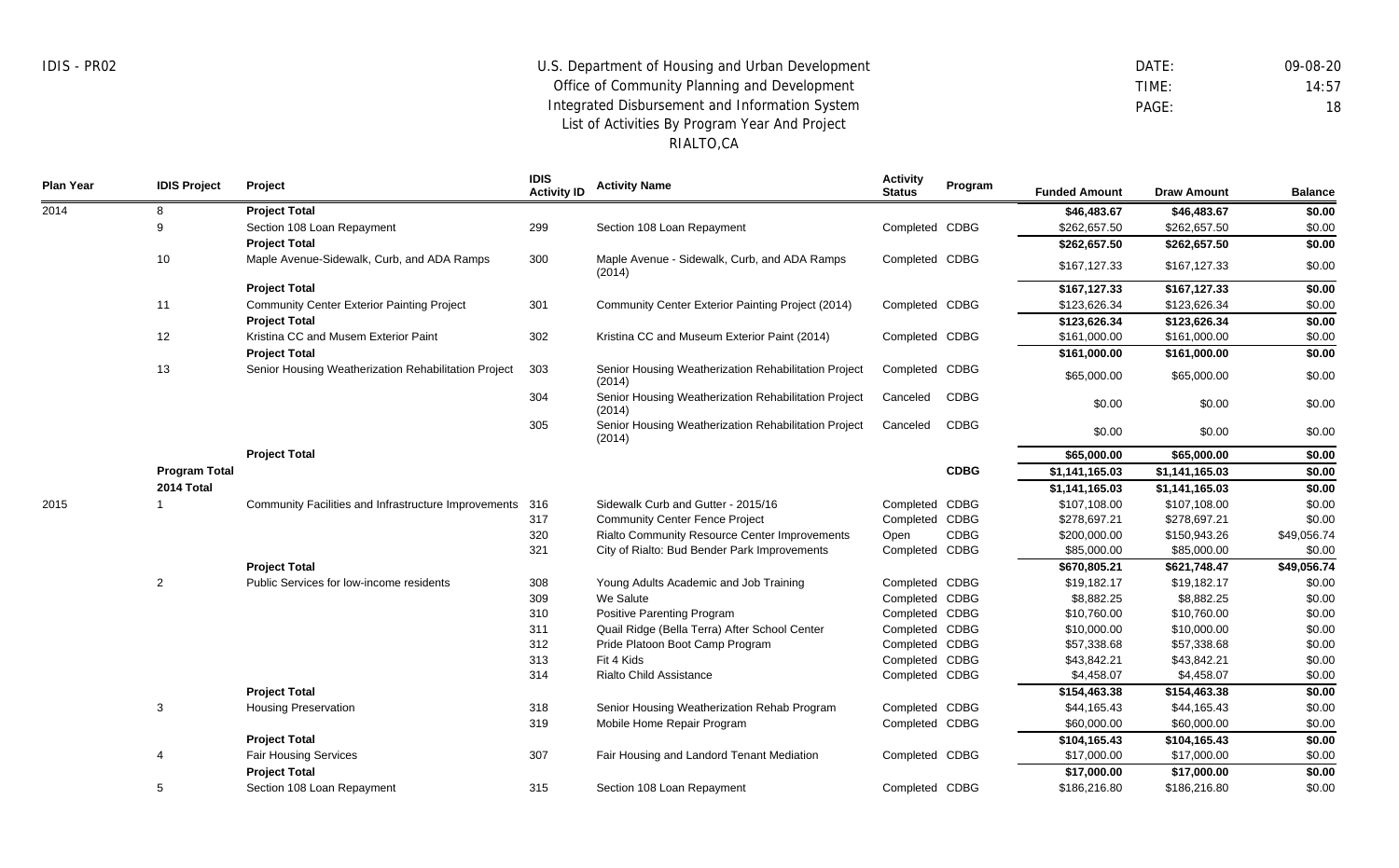# U.S. Department of Housing and Urban Development
## Office of Community Planning and Development
## Integrated Disbursement and Information System
## List of Activities By Program Year And Project
## RIALTO,CA

IDIS - PR02

DATE: 09-08-20
TIME: 14:57

| Plan Year | IDIS Project | Project | IDIS Activity ID | Activity Name | Activity Status | Program | Funded Amount | Draw Amount | Balance |
|---|---|---|---|---|---|---|---|---|---|
| 2014 | 8 | **Project Total** | | | | | **$46,483.67** | **$46,483.67** | **$0.00** |
| | 9 | Section 108 Loan Repayment | 299 | Section 108 Loan Repayment | Completed | CDBG | $262,657.50 | $262,657.50 | $0.00 |
| | | **Project Total** | | | | | **$262,657.50** | **$262,657.50** | **$0.00** |
| | 10 | Maple Avenue-Sidewalk, Curb, and ADA Ramps | 300 | Maple Avenue - Sidewalk, Curb, and ADA Ramps (2014) | Completed | CDBG | $167,127.33 | $167,127.33 | $0.00 |
| | | **Project Total** | | | | | **$167,127.33** | **$167,127.33** | **$0.00** |
| | 11 | Community Center Exterior Painting Project | 301 | Community Center Exterior Painting Project (2014) | Completed | CDBG | $123,626.34 | $123,626.34 | $0.00 |
| | | **Project Total** | | | | | **$123,626.34** | **$123,626.34** | **$0.00** |
| | 12 | Kristina CC and Musem Exterior Paint | 302 | Kristina CC and Museum Exterior Paint (2014) | Completed | CDBG | $161,000.00 | $161,000.00 | $0.00 |
| | | **Project Total** | | | | | **$161,000.00** | **$161,000.00** | **$0.00** |
| | 13 | Senior Housing Weatherization Rehabilitation Project | 303 | Senior Housing Weatherization Rehabilitation Project (2014) | Completed | CDBG | $65,000.00 | $65,000.00 | $0.00 |
| | | | 304 | Senior Housing Weatherization Rehabilitation Project (2014) | Canceled | CDBG | $0.00 | $0.00 | $0.00 |
| | | | 305 | Senior Housing Weatherization Rehabilitation Project (2014) | Canceled | CDBG | $0.00 | $0.00 | $0.00 |
| | | **Project Total** | | | | | **$65,000.00** | **$65,000.00** | **$0.00** |
| | **Program Total** | | | | | **CDBG** | **$1,141,165.03** | **$1,141,165.03** | **$0.00** |
| | **2014 Total** | | | | | | **$1,141,165.03** | **$1,141,165.03** | **$0.00** |
| 2015 | 1 | Community Facilities and Infrastructure Improvements | 316 | Sidewalk Curb and Gutter - 2015/16 | Completed | CDBG | $107,108.00 | $107,108.00 | $0.00 |
| | | | 317 | Community Center Fence Project | Completed | CDBG | $278,697.21 | $278,697.21 | $0.00 |
| | | | 320 | Rialto Community Resource Center Improvements | Open | CDBG | $200,000.00 | $150,943.26 | $49,056.74 |
| | | | 321 | City of Rialto: Bud Bender Park Improvements | Completed | CDBG | $85,000.00 | $85,000.00 | $0.00 |
| | | **Project Total** | | | | | **$670,805.21** | **$621,748.47** | **$49,056.74** |
| | 2 | Public Services for low-income residents | 308 | Young Adults Academic and Job Training | Completed | CDBG | $19,182.17 | $19,182.17 | $0.00 |
| | | | 309 | We Salute | Completed | CDBG | $8,882.25 | $8,882.25 | $0.00 |
| | | | 310 | Positive Parenting Program | Completed | CDBG | $10,760.00 | $10,760.00 | $0.00 |
| | | | 311 | Quail Ridge (Bella Terra) After School Center | Completed | CDBG | $10,000.00 | $10,000.00 | $0.00 |
| | | | 312 | Pride Platoon Boot Camp Program | Completed | CDBG | $57,338.68 | $57,338.68 | $0.00 |
| | | | 313 | Fit 4 Kids | Completed | CDBG | $43,842.21 | $43,842.21 | $0.00 |
| | | | 314 | Rialto Child Assistance | Completed | CDBG | $4,458.07 | $4,458.07 | $0.00 |
| | | **Project Total** | | | | | **$154,463.38** | **$154,463.38** | **$0.00** |
| | 3 | Housing Preservation | 318 | Senior Housing Weatherization Rehab Program | Completed | CDBG | $44,165.43 | $44,165.43 | $0.00 |
| | | | 319 | Mobile Home Repair Program | Completed | CDBG | $60,000.00 | $60,000.00 | $0.00 |
| | | **Project Total** | | | | | **$104,165.43** | **$104,165.43** | **$0.00** |
| | 4 | Fair Housing Services | 307 | Fair Housing and Landord Tenant Mediation | Completed | CDBG | $17,000.00 | $17,000.00 | $0.00 |
| | | **Project Total** | | | | | **$17,000.00** | **$17,000.00** | **$0.00** |
| | 5 | Section 108 Loan Repayment | 315 | Section 108 Loan Repayment | Completed | CDBG | $186,216.80 | $186,216.80 | $0.00 |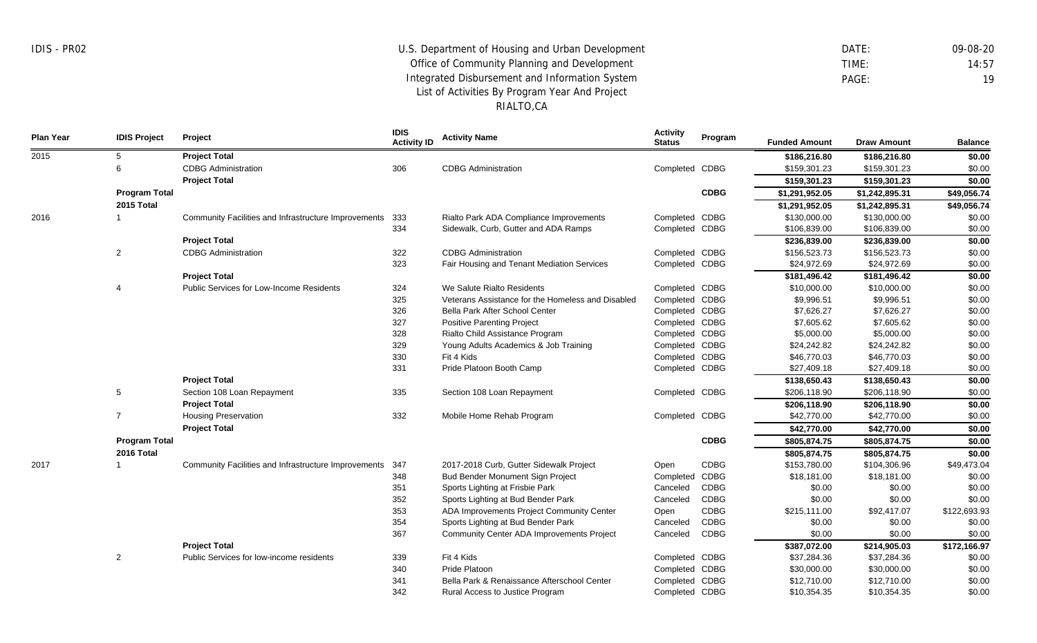IDIS - PR02

U.S. Department of Housing and Urban Development
Office of Community Planning and Development
Integrated Disbursement and Information System
List of Activities By Program Year And Project
RIALTO,CA

DATE: 09-08-20
TIME: 14:57
PAGE: 19

| Plan Year | IDIS Project | Project | IDIS Activity ID | Activity Name | Activity Status | Program | Funded Amount | Draw Amount | Balance |
|---|---|---|---|---|---|---|---|---|---|
| 2015 | 5 | **Project Total** | | | | | **$186,216.80** | **$186,216.80** | **$0.00** |
| | 6 | CDBG Administration | 306 | CDBG Administration | Completed | CDBG | $159,301.23 | $159,301.23 | $0.00 |
| | | **Project Total** | | | | | **$159,301.23** | **$159,301.23** | **$0.00** |
| | **Program Total** | | | | | **CDBG** | **$1,291,952.05** | **$1,242,895.31** | **$49,056.74** |
| | **2015 Total** | | | | | | **$1,291,952.05** | **$1,242,895.31** | **$49,056.74** |
| 2016 | 1 | Community Facilities and Infrastructure Improvements | 333 | Rialto Park ADA Compliance Improvements | Completed | CDBG | $130,000.00 | $130,000.00 | $0.00 |
| | | | 334 | Sidewalk, Curb, Gutter and ADA Ramps | Completed | CDBG | $106,839.00 | $106,839.00 | $0.00 |
| | | **Project Total** | | | | | **$236,839.00** | **$236,839.00** | **$0.00** |
| | 2 | CDBG Administration | 322 | CDBG Administration | Completed | CDBG | $156,523.73 | $156,523.73 | $0.00 |
| | | | 323 | Fair Housing and Tenant Mediation Services | Completed | CDBG | $24,972.69 | $24,972.69 | $0.00 |
| | | **Project Total** | | | | | **$181,496.42** | **$181,496.42** | **$0.00** |
| | 4 | Public Services for Low-Income Residents | 324 | We Salute Rialto Residents | Completed | CDBG | $10,000.00 | $10,000.00 | $0.00 |
| | | | 325 | Veterans Assistance for the Homeless and Disabled | Completed | CDBG | $9,996.51 | $9,996.51 | $0.00 |
| | | | 326 | Bella Park After School Center | Completed | CDBG | $7,626.27 | $7,626.27 | $0.00 |
| | | | 327 | Positive Parenting Project | Completed | CDBG | $7,605.62 | $7,605.62 | $0.00 |
| | | | 328 | Rialto Child Assistance Program | Completed | CDBG | $5,000.00 | $5,000.00 | $0.00 |
| | | | 329 | Young Adults Academics & Job Training | Completed | CDBG | $24,242.82 | $24,242.82 | $0.00 |
| | | | 330 | Fit 4 Kids | Completed | CDBG | $46,770.03 | $46,770.03 | $0.00 |
| | | | 331 | Pride Platoon Booth Camp | Completed | CDBG | $27,409.18 | $27,409.18 | $0.00 |
| | | **Project Total** | | | | | **$138,650.43** | **$138,650.43** | **$0.00** |
| | 5 | Section 108 Loan Repayment | 335 | Section 108 Loan Repayment | Completed | CDBG | $206,118.90 | $206,118.90 | $0.00 |
| | | **Project Total** | | | | | **$206,118.90** | **$206,118.90** | **$0.00** |
| | 7 | Housing Preservation | 332 | Mobile Home Rehab Program | Completed | CDBG | $42,770.00 | $42,770.00 | $0.00 |
| | | **Project Total** | | | | | **$42,770.00** | **$42,770.00** | **$0.00** |
| | **Program Total** | | | | | **CDBG** | **$805,874.75** | **$805,874.75** | **$0.00** |
| | **2016 Total** | | | | | | **$805,874.75** | **$805,874.75** | **$0.00** |
| 2017 | 1 | Community Facilities and Infrastructure Improvements | 347 | 2017-2018 Curb, Gutter Sidewalk Project | Open | CDBG | $153,780.00 | $104,306.96 | $49,473.04 |
| | | | 348 | Bud Bender Monument Sign Project | Completed | CDBG | $18,181.00 | $18,181.00 | $0.00 |
| | | | 351 | Sports Lighting at Frisbie Park | Canceled | CDBG | $0.00 | $0.00 | $0.00 |
| | | | 352 | Sports Lighting at Bud Bender Park | Canceled | CDBG | $0.00 | $0.00 | $0.00 |
| | | | 353 | ADA Improvements Project Community Center | Open | CDBG | $215,111.00 | $92,417.07 | $122,693.93 |
| | | | 354 | Sports Lighting at Bud Bender Park | Canceled | CDBG | $0.00 | $0.00 | $0.00 |
| | | | 367 | Community Center ADA Improvements Project | Canceled | CDBG | $0.00 | $0.00 | $0.00 |
| | | **Project Total** | | | | | **$387,072.00** | **$214,905.03** | **$172,166.97** |
| | 2 | Public Services for low-income residents | 339 | Fit 4 Kids | Completed | CDBG | $37,284.36 | $37,284.36 | $0.00 |
| | | | 340 | Pride Platoon | Completed | CDBG | $30,000.00 | $30,000.00 | $0.00 |
| | | | 341 | Bella Park & Renaissance Afterschool Center | Completed | CDBG | $12,710.00 | $12,710.00 | $0.00 |
| | | | 342 | Rural Access to Justice Program | Completed | CDBG | $10,354.35 | $10,354.35 | $0.00 |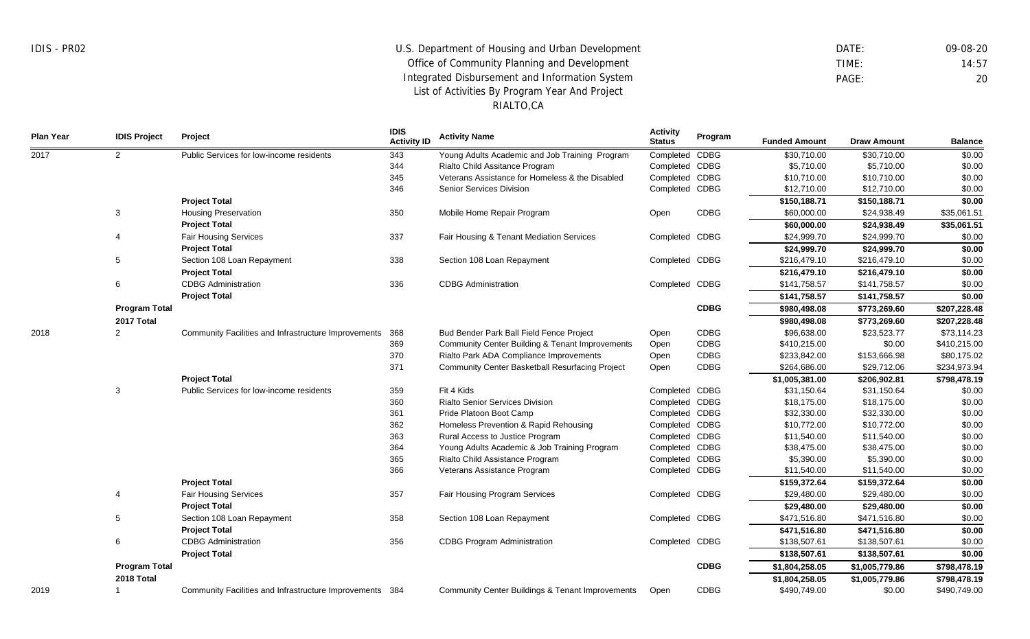IDIS - PR02

U.S. Department of Housing and Urban Development
Office of Community Planning and Development
Integrated Disbursement and Information System
List of Activities By Program Year And Project
RIALTO,CA

DATE: 09-08-20
TIME: 14:57

| Plan Year | IDIS Project | Project | IDIS Activity ID | Activity Name | Activity Status | Program | Funded Amount | Draw Amount | Balance |
|---|---|---|---|---|---|---|---|---|---|
| 2017 | 2 | Public Services for low-income residents | 343 | Young Adults Academic and Job Training Program | Completed | CDBG | $30,710.00 | $30,710.00 | $0.00 |
| | | | 344 | Rialto Child Assitance Program | Completed | CDBG | $5,710.00 | $5,710.00 | $0.00 |
| | | | 345 | Veterans Assistance for Homeless & the Disabled | Completed | CDBG | $10,710.00 | $10,710.00 | $0.00 |
| | | | 346 | Senior Services Division | Completed | CDBG | $12,710.00 | $12,710.00 | $0.00 |
| | | **Project Total** | | | | | **$150,188.71** | **$150,188.71** | **$0.00** |
| | 3 | Housing Preservation | 350 | Mobile Home Repair Program | Open | CDBG | $60,000.00 | $24,938.49 | $35,061.51 |
| | | **Project Total** | | | | | **$60,000.00** | **$24,938.49** | **$35,061.51** |
| | 4 | Fair Housing Services | 337 | Fair Housing & Tenant Mediation Services | Completed | CDBG | $24,999.70 | $24,999.70 | $0.00 |
| | | **Project Total** | | | | | **$24,999.70** | **$24,999.70** | **$0.00** |
| | 5 | Section 108 Loan Repayment | 338 | Section 108 Loan Repayment | Completed | CDBG | $216,479.10 | $216,479.10 | $0.00 |
| | | **Project Total** | | | | | **$216,479.10** | **$216,479.10** | **$0.00** |
| | 6 | CDBG Administration | 336 | CDBG Administration | Completed | CDBG | $141,758.57 | $141,758.57 | $0.00 |
| | | **Project Total** | | | | | **$141,758.57** | **$141,758.57** | **$0.00** |
| | **Program Total** | | | | | **CDBG** | **$980,498.08** | **$773,269.60** | **$207,228.48** |
| | **2017 Total** | | | | | | **$980,498.08** | **$773,269.60** | **$207,228.48** |
| 2018 | 2 | Community Facilities and Infrastructure Improvements | 368 | Bud Bender Park Ball Field Fence Project | Open | CDBG | $96,638.00 | $23,523.77 | $73,114.23 |
| | | | 369 | Community Center Building & Tenant Improvements | Open | CDBG | $410,215.00 | $0.00 | $410,215.00 |
| | | | 370 | Rialto Park ADA Compliance Improvements | Open | CDBG | $233,842.00 | $153,666.98 | $80,175.02 |
| | | | 371 | Community Center Basketball Resurfacing Project | Open | CDBG | $264,686.00 | $29,712.06 | $234,973.94 |
| | | **Project Total** | | | | | **$1,005,381.00** | **$206,902.81** | **$798,478.19** |
| | 3 | Public Services for low-income residents | 359 | Fit 4 Kids | Completed | CDBG | $31,150.64 | $31,150.64 | $0.00 |
| | | | 360 | Rialto Senior Services Division | Completed | CDBG | $18,175.00 | $18,175.00 | $0.00 |
| | | | 361 | Pride Platoon Boot Camp | Completed | CDBG | $32,330.00 | $32,330.00 | $0.00 |
| | | | 362 | Homeless Prevention & Rapid Rehousing | Completed | CDBG | $10,772.00 | $10,772.00 | $0.00 |
| | | | 363 | Rural Access to Justice Program | Completed | CDBG | $11,540.00 | $11,540.00 | $0.00 |
| | | | 364 | Young Adults Academic & Job Training Program | Completed | CDBG | $38,475.00 | $38,475.00 | $0.00 |
| | | | 365 | Rialto Child Assistance Program | Completed | CDBG | $5,390.00 | $5,390.00 | $0.00 |
| | | | 366 | Veterans Assistance Program | Completed | CDBG | $11,540.00 | $11,540.00 | $0.00 |
| | | **Project Total** | | | | | **$159,372.64** | **$159,372.64** | **$0.00** |
| | 4 | Fair Housing Services | 357 | Fair Housing Program Services | Completed | CDBG | $29,480.00 | $29,480.00 | $0.00 |
| | | **Project Total** | | | | | **$29,480.00** | **$29,480.00** | **$0.00** |
| | 5 | Section 108 Loan Repayment | 358 | Section 108 Loan Repayment | Completed | CDBG | $471,516.80 | $471,516.80 | $0.00 |
| | | **Project Total** | | | | | **$471,516.80** | **$471,516.80** | **$0.00** |
| | 6 | CDBG Administration | 356 | CDBG Program Administration | Completed | CDBG | $138,507.61 | $138,507.61 | $0.00 |
| | | **Project Total** | | | | | **$138,507.61** | **$138,507.61** | **$0.00** |
| | **Program Total** | | | | | **CDBG** | **$1,804,258.05** | **$1,005,779.86** | **$798,478.19** |
| | **2018 Total** | | | | | | **$1,804,258.05** | **$1,005,779.86** | **$798,478.19** |
| 2019 | 1 | Community Facilities and Infrastructure Improvements | 384 | Community Center Buildings & Tenant Improvements | Open | CDBG | $490,749.00 | $0.00 | $490,749.00 |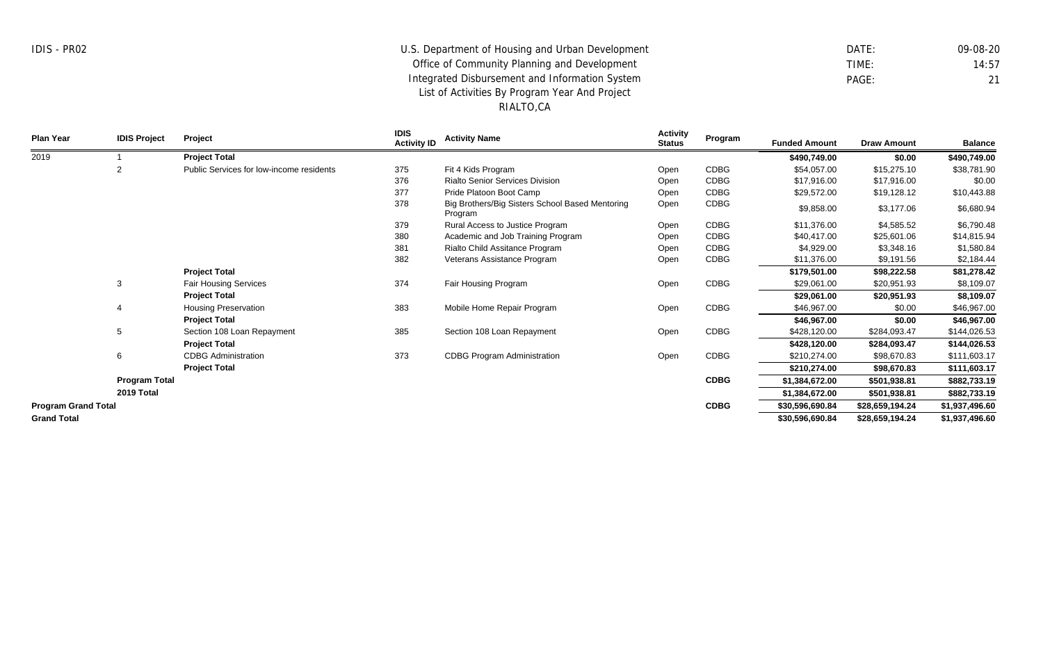IDIS - PR02

U.S. Department of Housing and Urban Development
Office of Community Planning and Development
Integrated Disbursement and Information System
List of Activities By Program Year And Project
RIALTO,CA

DATE: 09-08-20
TIME: 14:57
PAGE: 21

| Plan Year | IDIS Project | Project | IDIS Activity ID | Activity Name | Activity Status | Program | Funded Amount | Draw Amount | Balance |
|---|---|---|---|---|---|---|---|---|---|
| 2019 | 1 | **Project Total** | | | | | **$490,749.00** | **$0.00** | **$490,749.00** |
| | 2 | Public Services for low-income residents | 375 | Fit 4 Kids Program | Open | CDBG | $54,057.00 | $15,275.10 | $38,781.90 |
| | | | 376 | Rialto Senior Services Division | Open | CDBG | $17,916.00 | $17,916.00 | $0.00 |
| | | | 377 | Pride Platoon Boot Camp | Open | CDBG | $29,572.00 | $19,128.12 | $10,443.88 |
| | | | 378 | Big Brothers/Big Sisters School Based Mentoring Program | Open | CDBG | $9,858.00 | $3,177.06 | $6,680.94 |
| | | | 379 | Rural Access to Justice Program | Open | CDBG | $11,376.00 | $4,585.52 | $6,790.48 |
| | | | 380 | Academic and Job Training Program | Open | CDBG | $40,417.00 | $25,601.06 | $14,815.94 |
| | | | 381 | Rialto Child Assitance Program | Open | CDBG | $4,929.00 | $3,348.16 | $1,580.84 |
| | | | 382 | Veterans Assistance Program | Open | CDBG | $11,376.00 | $9,191.56 | $2,184.44 |
| | | **Project Total** | | | | | **$179,501.00** | **$98,222.58** | **$81,278.42** |
| | 3 | Fair Housing Services | 374 | Fair Housing Program | Open | CDBG | $29,061.00 | $20,951.93 | $8,109.07 |
| | | **Project Total** | | | | | **$29,061.00** | **$20,951.93** | **$8,109.07** |
| | 4 | Housing Preservation | 383 | Mobile Home Repair Program | Open | CDBG | $46,967.00 | $0.00 | $46,967.00 |
| | | **Project Total** | | | | | **$46,967.00** | **$0.00** | **$46,967.00** |
| | 5 | Section 108 Loan Repayment | 385 | Section 108 Loan Repayment | Open | CDBG | $428,120.00 | $284,093.47 | $144,026.53 |
| | | **Project Total** | | | | | **$428,120.00** | **$284,093.47** | **$144,026.53** |
| | 6 | CDBG Administration | 373 | CDBG Program Administration | Open | CDBG | $210,274.00 | $98,670.83 | $111,603.17 |
| | | **Project Total** | | | | | **$210,274.00** | **$98,670.83** | **$111,603.17** |
| | **Program Total** | | | | | **CDBG** | **$1,384,672.00** | **$501,938.81** | **$882,733.19** |
| | **2019 Total** | | | | | | **$1,384,672.00** | **$501,938.81** | **$882,733.19** |
| **Program Grand Total** | | | | | | **CDBG** | **$30,596,690.84** | **$28,659,194.24** | **$1,937,496.60** |
| **Grand Total** | | | | | | | **$30,596,690.84** | **$28,659,194.24** | **$1,937,496.60** |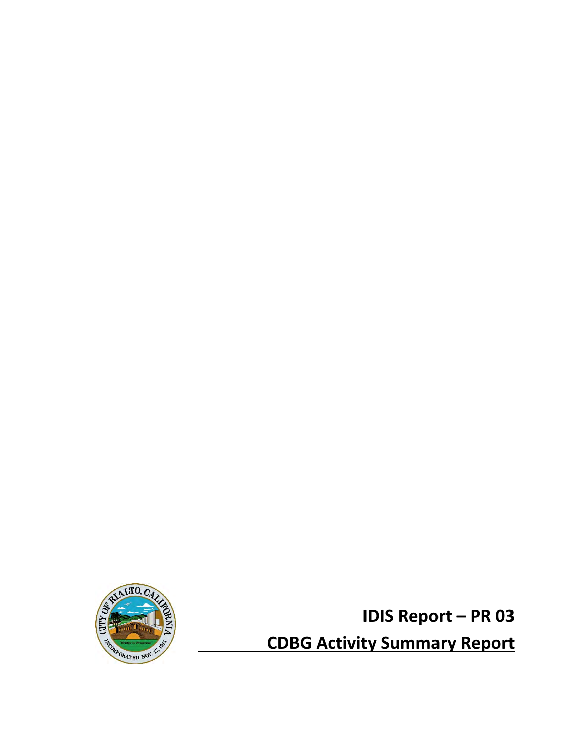# IDIS Report – PR 03

## CDBG Activity Summary Report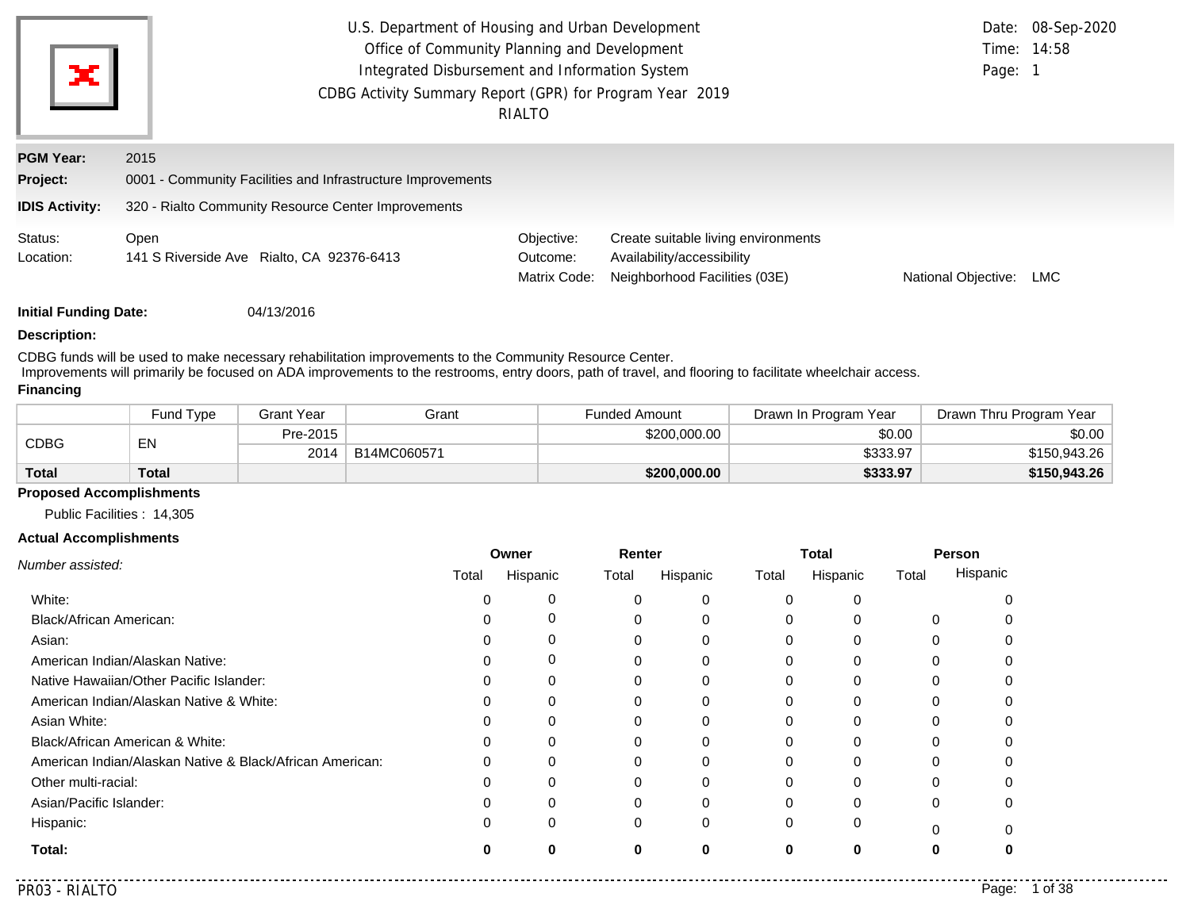U.S. Department of Housing and Urban Development
Office of Community Planning and Development
Integrated Disbursement and Information System
CDBG Activity Summary Report (GPR) for Program Year 2019
RIALTO

Date: 08-Sep-2020
Time: 14:58

**PGM Year:** 2015

**Project:** 0001 - Community Facilities and Infrastructure Improvements

**IDIS Activity:** 320 - Rialto Community Resource Center Improvements

Status: Open
Location: 141 S Riverside Ave Rialto, CA 92376-6413

Objective: Create suitable living environments
Outcome: Availability/accessibility
Matrix Code: Neighborhood Facilities (03E)
National Objective: LMC

**Initial Funding Date:** 04/13/2016

**Description:**

CDBG funds will be used to make necessary rehabilitation improvements to the Community Resource Center.
Improvements will primarily be focused on ADA improvements to the restrooms, entry doors, path of travel, and flooring to facilitate wheelchair access.

**Financing**

| | Fund Type | Grant Year | Grant | Funded Amount | Drawn In Program Year | Drawn Thru Program Year |
|---|---|---|---|---|---|---|
| CDBG | EN | Pre-2015 | | $200,000.00 | $0.00 | $0.00 |
| | | 2014 | B14MC060571 | | $333.97 | $150,943.26 |
| **Total** | **Total** | | | **$200,000.00** | **$333.97** | **$150,943.26** |

**Proposed Accomplishments**

Public Facilities : 14,305

**Actual Accomplishments**

| *Number assisted:* | Owner | | Renter | | Total | | Person | |
|---|---|---|---|---|---|---|---|---|
| | Total | Hispanic | Total | Hispanic | Total | Hispanic | Total | Hispanic |
| White: | 0 | 0 | 0 | 0 | 0 | 0 | | 0 |
| Black/African American: | 0 | 0 | 0 | 0 | 0 | 0 | 0 | 0 |
| Asian: | 0 | 0 | 0 | 0 | 0 | 0 | 0 | 0 |
| American Indian/Alaskan Native: | 0 | 0 | 0 | 0 | 0 | 0 | 0 | 0 |
| Native Hawaiian/Other Pacific Islander: | 0 | 0 | 0 | 0 | 0 | 0 | 0 | 0 |
| American Indian/Alaskan Native & White: | 0 | 0 | 0 | 0 | 0 | 0 | 0 | 0 |
| Asian White: | 0 | 0 | 0 | 0 | 0 | 0 | 0 | 0 |
| Black/African American & White: | 0 | 0 | 0 | 0 | 0 | 0 | 0 | 0 |
| American Indian/Alaskan Native & Black/African American: | 0 | 0 | 0 | 0 | 0 | 0 | 0 | 0 |
| Other multi-racial: | 0 | 0 | 0 | 0 | 0 | 0 | 0 | 0 |
| Asian/Pacific Islander: | 0 | 0 | 0 | 0 | 0 | 0 | 0 | 0 |
| Hispanic: | 0 | 0 | 0 | 0 | 0 | 0 | 0 | 0 |
| **Total:** | **0** | **0** | **0** | **0** | **0** | **0** | **0** | **0** |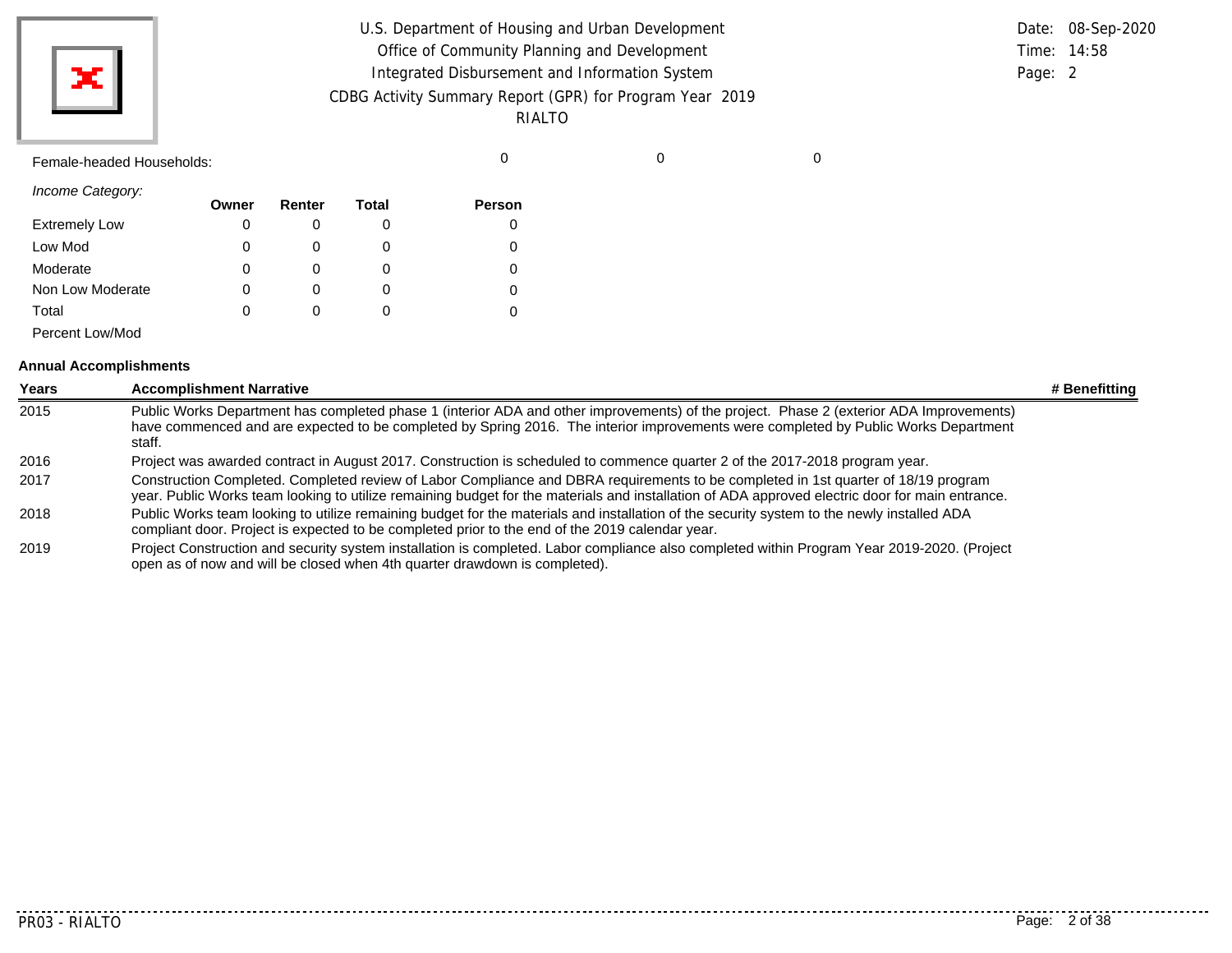Female-headed Households: 0 0 0

*Income Category:*

| | Owner | Renter | Total | Person |
|---|---|---|---|---|
| Extremely Low | 0 | 0 | 0 | 0 |
| Low Mod | 0 | 0 | 0 | 0 |
| Moderate | 0 | 0 | 0 | 0 |
| Non Low Moderate | 0 | 0 | 0 | 0 |
| Total | 0 | 0 | 0 | 0 |
| Percent Low/Mod | | | | |

**Annual Accomplishments**

| Years | Accomplishment Narrative | # Benefitting |
|---|---|---|
| 2015 | Public Works Department has completed phase 1 (interior ADA and other improvements) of the project. Phase 2 (exterior ADA Improvements) have commenced and are expected to be completed by Spring 2016. The interior improvements were completed by Public Works Department staff. | |
| 2016 | Project was awarded contract in August 2017. Construction is scheduled to commence quarter 2 of the 2017-2018 program year. | |
| 2017 | Construction Completed. Completed review of Labor Compliance and DBRA requirements to be completed in 1st quarter of 18/19 program year. Public Works team looking to utilize remaining budget for the materials and installation of ADA approved electric door for main entrance. | |
| 2018 | Public Works team looking to utilize remaining budget for the materials and installation of the security system to the newly installed ADA compliant door. Project is expected to be completed prior to the end of the 2019 calendar year. | |
| 2019 | Project Construction and security system installation is completed. Labor compliance also completed within Program Year 2019-2020. (Project open as of now and will be closed when 4th quarter drawdown is completed). | |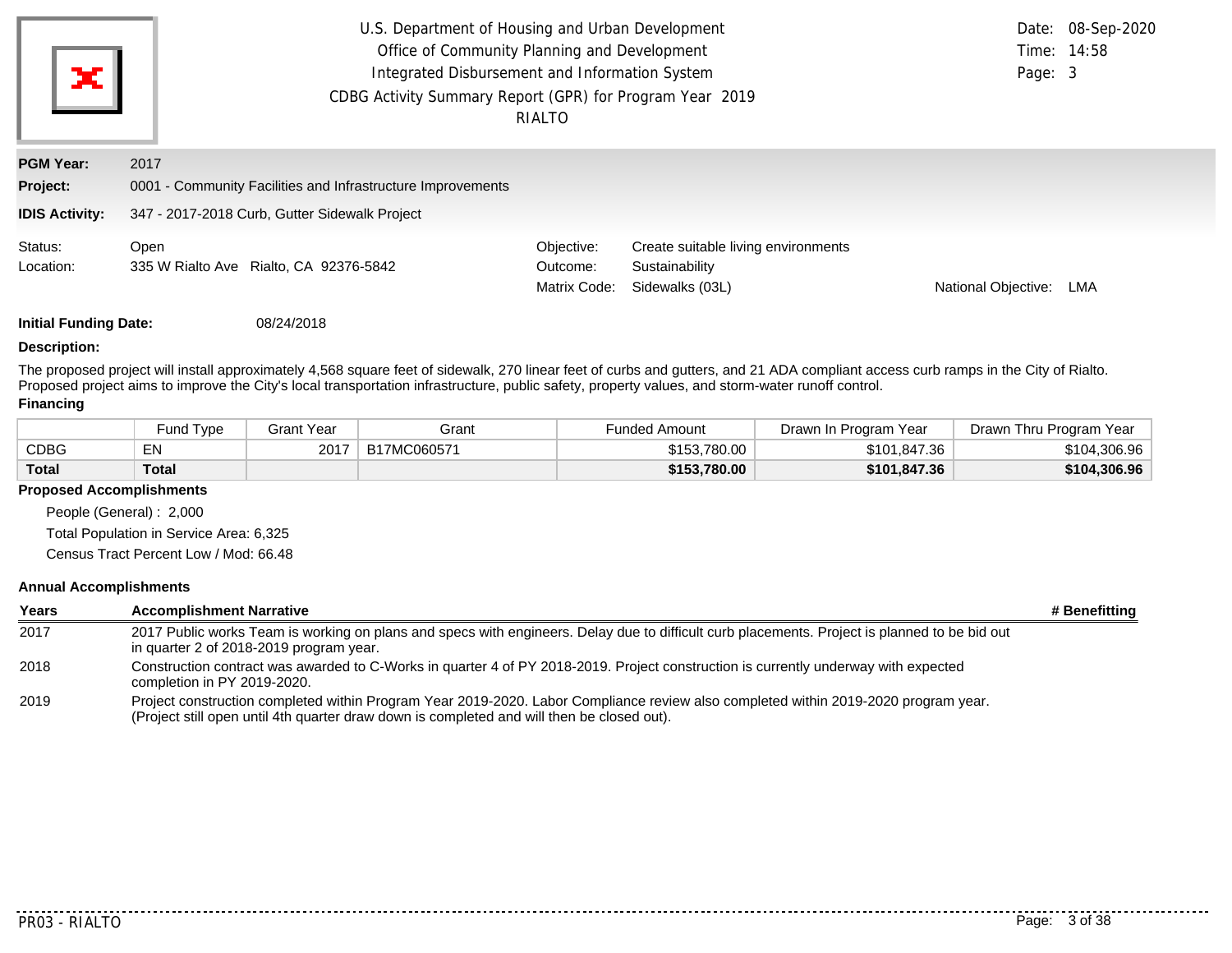U.S. Department of Housing and Urban Development
Office of Community Planning and Development
Integrated Disbursement and Information System
CDBG Activity Summary Report (GPR) for Program Year 2019
RIALTO

Date: 08-Sep-2020
Time: 14:58

**PGM Year:** 2017

**Project:** 0001 - Community Facilities and Infrastructure Improvements

**IDIS Activity:** 347 - 2017-2018 Curb, Gutter Sidewalk Project

Status: Open
Location: 335 W Rialto Ave Rialto, CA 92376-5842

Objective: Create suitable living environments
Outcome: Sustainability
Matrix Code: Sidewalks (03L)
National Objective: LMA

**Initial Funding Date:** 08/24/2018

**Description:**

The proposed project will install approximately 4,568 square feet of sidewalk, 270 linear feet of curbs and gutters, and 21 ADA compliant access curb ramps in the City of Rialto. Proposed project aims to improve the City's local transportation infrastructure, public safety, property values, and storm-water runoff control.

**Financing**

| | Fund Type | Grant Year | Grant | Funded Amount | Drawn In Program Year | Drawn Thru Program Year |
|---|---|---|---|---|---|---|
| CDBG | EN | 2017 | B17MC060571 | $153,780.00 | $101,847.36 | $104,306.96 |
| **Total** | **Total** | | | **$153,780.00** | **$101,847.36** | **$104,306.96** |

**Proposed Accomplishments**

People (General) : 2,000
Total Population in Service Area: 6,325
Census Tract Percent Low / Mod: 66.48

**Annual Accomplishments**

| Years | Accomplishment Narrative | # Benefitting |
|---|---|---|
| 2017 | 2017 Public works Team is working on plans and specs with engineers. Delay due to difficult curb placements. Project is planned to be bid out in quarter 2 of 2018-2019 program year. | |
| 2018 | Construction contract was awarded to C-Works in quarter 4 of PY 2018-2019. Project construction is currently underway with expected completion in PY 2019-2020. | |
| 2019 | Project construction completed within Program Year 2019-2020. Labor Compliance review also completed within 2019-2020 program year. (Project still open until 4th quarter draw down is completed and will then be closed out). | |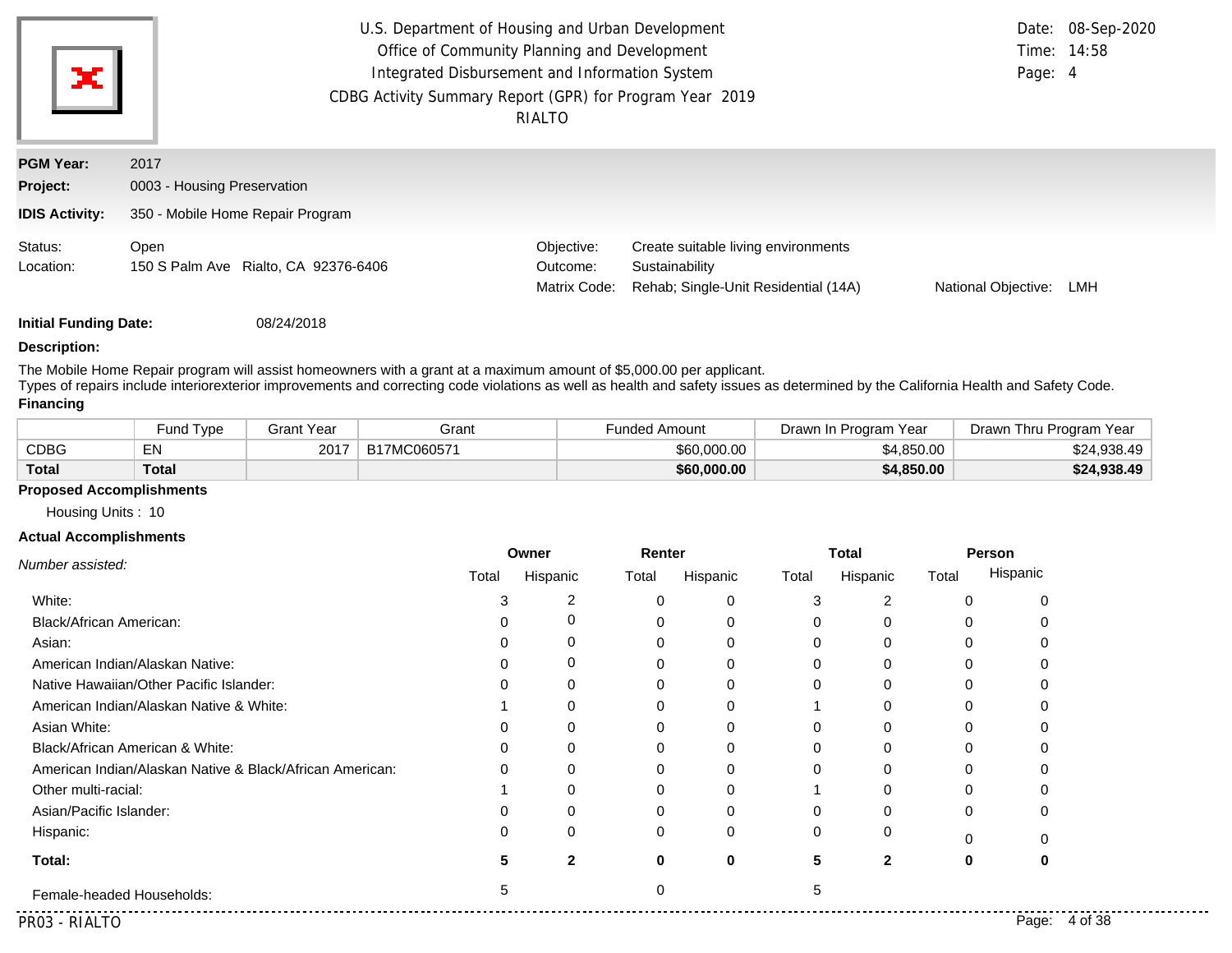U.S. Department of Housing and Urban Development
Office of Community Planning and Development
Integrated Disbursement and Information System
CDBG Activity Summary Report (GPR) for Program Year 2019
RIALTO

Date: 08-Sep-2020
Time: 14:58

**PGM Year:** 2017

**Project:** 0003 - Housing Preservation

**IDIS Activity:** 350 - Mobile Home Repair Program

Status: Open
Location: 150 S Palm Ave Rialto, CA 92376-6406

Objective: Create suitable living environments
Outcome: Sustainability
Matrix Code: Rehab; Single-Unit Residential (14A)
National Objective: LMH

**Initial Funding Date:** 08/24/2018

**Description:**

The Mobile Home Repair program will assist homeowners with a grant at a maximum amount of $5,000.00 per applicant.
Types of repairs include interiorexterior improvements and correcting code violations as well as health and safety issues as determined by the California Health and Safety Code.

**Financing**

| | Fund Type | Grant Year | Grant | Funded Amount | Drawn In Program Year | Drawn Thru Program Year |
|---|---|---|---|---|---|---|
| CDBG | EN | 2017 | B17MC060571 | $60,000.00 | $4,850.00 | $24,938.49 |
| **Total** | **Total** | | | **$60,000.00** | **$4,850.00** | **$24,938.49** |

**Proposed Accomplishments**

Housing Units : 10

**Actual Accomplishments**

| *Number assisted:* | Owner | | Renter | | Total | | Person | |
|---|---|---|---|---|---|---|---|---|
| | Total | Hispanic | Total | Hispanic | Total | Hispanic | Total | Hispanic |
| White: | 3 | 2 | 0 | 0 | 3 | 2 | 0 | 0 |
| Black/African American: | 0 | 0 | 0 | 0 | 0 | 0 | 0 | 0 |
| Asian: | 0 | 0 | 0 | 0 | 0 | 0 | 0 | 0 |
| American Indian/Alaskan Native: | 0 | 0 | 0 | 0 | 0 | 0 | 0 | 0 |
| Native Hawaiian/Other Pacific Islander: | 0 | 0 | 0 | 0 | 0 | 0 | 0 | 0 |
| American Indian/Alaskan Native & White: | 1 | 0 | 0 | 0 | 1 | 0 | 0 | 0 |
| Asian White: | 0 | 0 | 0 | 0 | 0 | 0 | 0 | 0 |
| Black/African American & White: | 0 | 0 | 0 | 0 | 0 | 0 | 0 | 0 |
| American Indian/Alaskan Native & Black/African American: | 0 | 0 | 0 | 0 | 0 | 0 | 0 | 0 |
| Other multi-racial: | 1 | 0 | 0 | 0 | 1 | 0 | 0 | 0 |
| Asian/Pacific Islander: | 0 | 0 | 0 | 0 | 0 | 0 | 0 | 0 |
| Hispanic: | 0 | 0 | 0 | 0 | 0 | 0 | 0 | 0 |
| **Total:** | **5** | **2** | **0** | **0** | **5** | **2** | **0** | **0** |
| Female-headed Households: | 5 | | 0 | | 5 | | | |

PR03 - RIALTO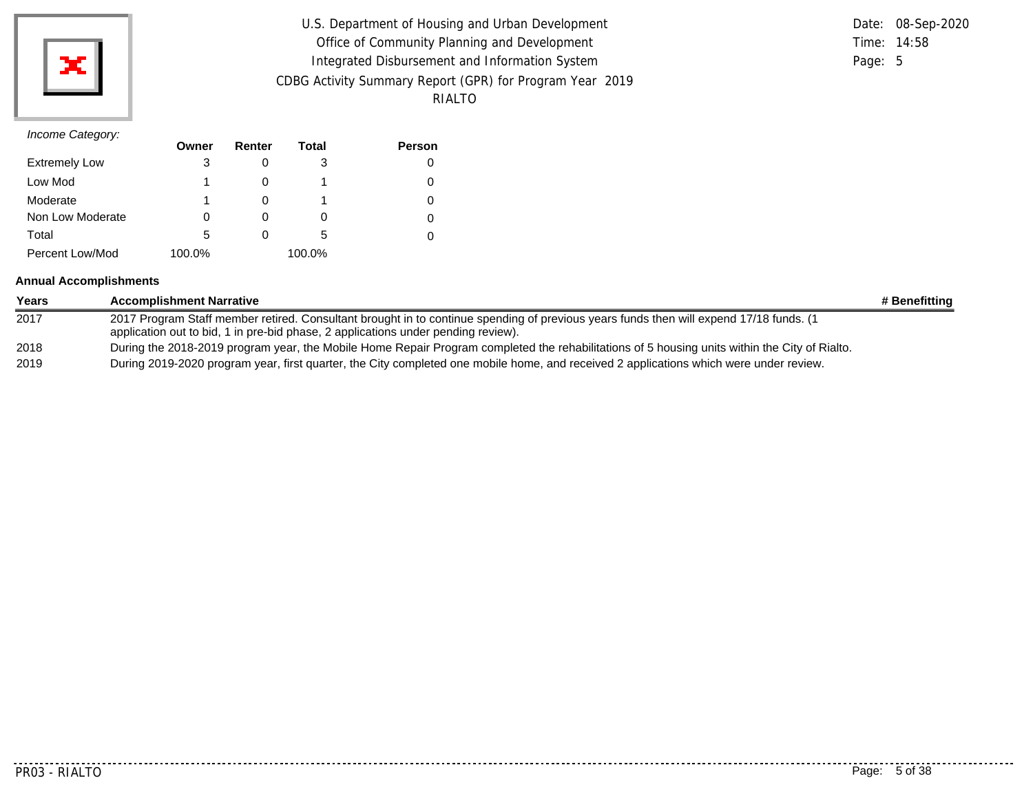*Income Category:*

| | Owner | Renter | Total | Person |
|---|---|---|---|---|
| Extremely Low | 3 | 0 | 3 | 0 |
| Low Mod | 1 | 0 | 1 | 0 |
| Moderate | 1 | 0 | 1 | 0 |
| Non Low Moderate | 0 | 0 | 0 | 0 |
| Total | 5 | 0 | 5 | 0 |
| Percent Low/Mod | 100.0% | | 100.0% | |

**Annual Accomplishments**

| Years | Accomplishment Narrative | # Benefitting |
|---|---|---|
| 2017 | 2017 Program Staff member retired. Consultant brought in to continue spending of previous years funds then will expend 17/18 funds. (1 application out to bid, 1 in pre-bid phase, 2 applications under pending review). | |
| 2018 | During the 2018-2019 program year, the Mobile Home Repair Program completed the rehabilitations of 5 housing units within the City of Rialto. | |
| 2019 | During 2019-2020 program year, first quarter, the City completed one mobile home, and received 2 applications which were under review. | |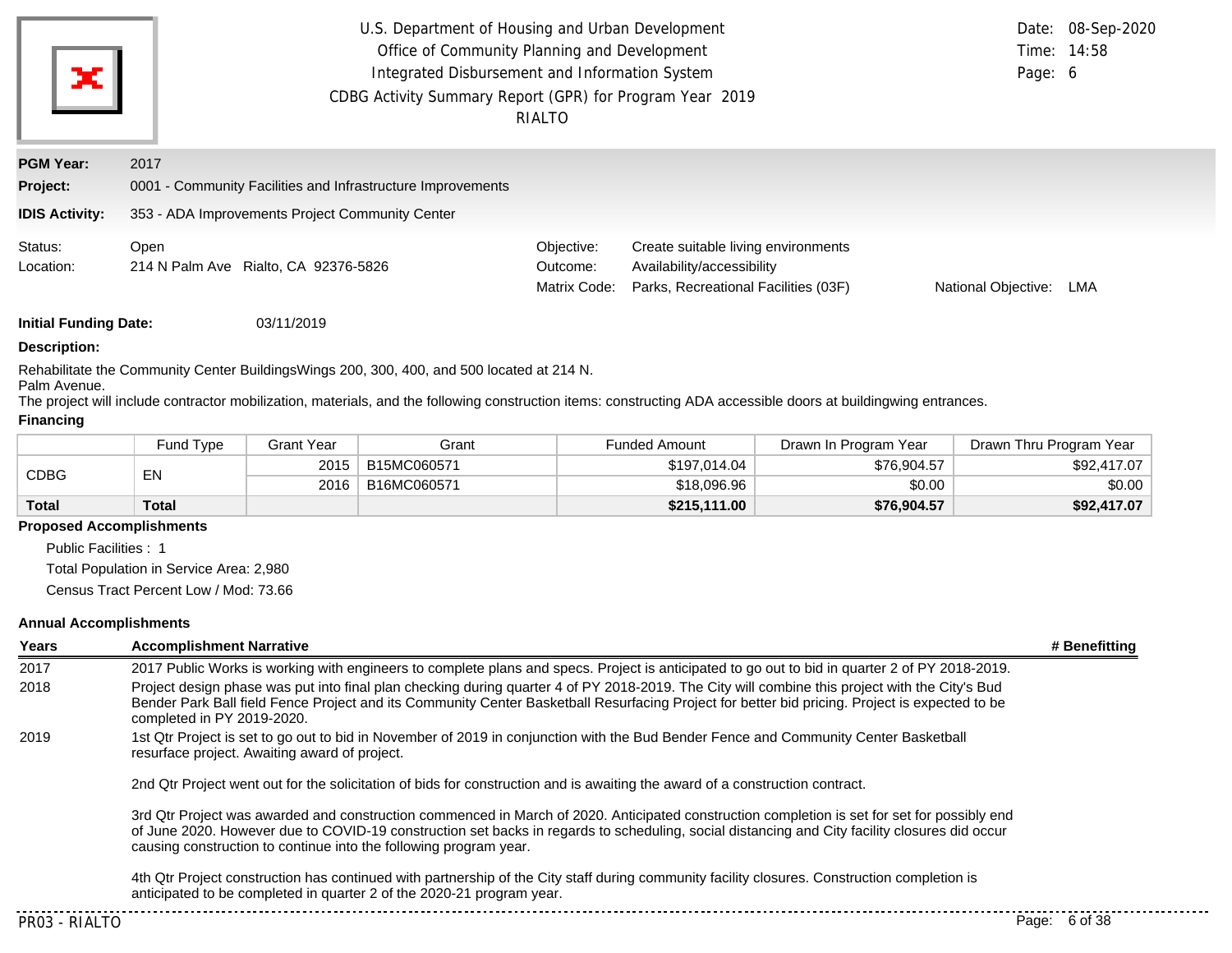U.S. Department of Housing and Urban Development
Office of Community Planning and Development
Integrated Disbursement and Information System
CDBG Activity Summary Report (GPR) for Program Year 2019
RIALTO

Date: 08-Sep-2020
Time: 14:58

**PGM Year:** 2017

**Project:** 0001 - Community Facilities and Infrastructure Improvements

**IDIS Activity:** 353 - ADA Improvements Project Community Center

Status: Open
Location: 214 N Palm Ave Rialto, CA 92376-5826

Objective: Create suitable living environments
Outcome: Availability/accessibility
Matrix Code: Parks, Recreational Facilities (03F)
National Objective: LMA

**Initial Funding Date:** 03/11/2019

**Description:**

Rehabilitate the Community Center BuildingsWings 200, 300, 400, and 500 located at 214 N. Palm Avenue.
The project will include contractor mobilization, materials, and the following construction items: constructing ADA accessible doors at buildingwing entrances.

**Financing**

| | Fund Type | Grant Year | Grant | Funded Amount | Drawn In Program Year | Drawn Thru Program Year |
|---|---|---|---|---|---|---|
| CDBG | EN | 2015 | B15MC060571 | $197,014.04 | $76,904.57 | $92,417.07 |
| | | 2016 | B16MC060571 | $18,096.96 | $0.00 | $0.00 |
| **Total** | **Total** | | | **$215,111.00** | **$76,904.57** | **$92,417.07** |

**Proposed Accomplishments**

Public Facilities : 1
Total Population in Service Area: 2,980
Census Tract Percent Low / Mod: 73.66

**Annual Accomplishments**

| Years | Accomplishment Narrative | # Benefitting |
|---|---|---|
| 2017 | 2017 Public Works is working with engineers to complete plans and specs. Project is anticipated to go out to bid in quarter 2 of PY 2018-2019. | |
| 2018 | Project design phase was put into final plan checking during quarter 4 of PY 2018-2019. The City will combine this project with the City's Bud Bender Park Ball field Fence Project and its Community Center Basketball Resurfacing Project for better bid pricing. Project is expected to be completed in PY 2019-2020. | |
| 2019 | 1st Qtr Project is set to go out to bid in November of 2019 in conjunction with the Bud Bender Fence and Community Center Basketball resurface project. Awaiting award of project.<br><br>2nd Qtr Project went out for the solicitation of bids for construction and is awaiting the award of a construction contract.<br><br>3rd Qtr Project was awarded and construction commenced in March of 2020. Anticipated construction completion is set for set for possibly end of June 2020. However due to COVID-19 construction set backs in regards to scheduling, social distancing and City facility closures did occur causing construction to continue into the following program year.<br><br>4th Qtr Project construction has continued with partnership of the City staff during community facility closures. Construction completion is anticipated to be completed in quarter 2 of the 2020-21 program year. | |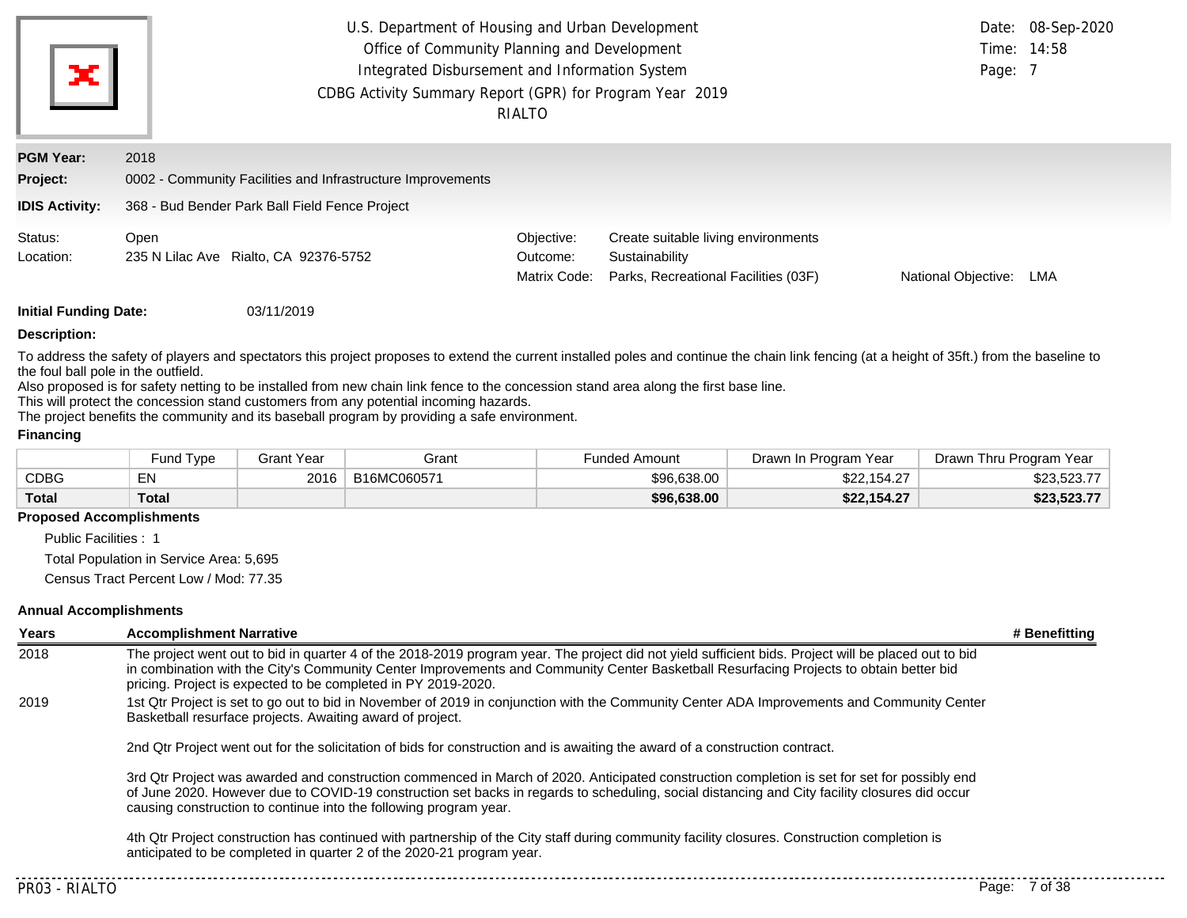U.S. Department of Housing and Urban Development
Office of Community Planning and Development
Integrated Disbursement and Information System
CDBG Activity Summary Report (GPR) for Program Year 2019
RIALTO

Date: 08-Sep-2020
Time: 14:58

**PGM Year:** 2018

**Project:** 0002 - Community Facilities and Infrastructure Improvements

**IDIS Activity:** 368 - Bud Bender Park Ball Field Fence Project

Status: Open
Location: 235 N Lilac Ave Rialto, CA 92376-5752

Objective: Create suitable living environments
Outcome: Sustainability
Matrix Code: Parks, Recreational Facilities (03F)
National Objective: LMA

**Initial Funding Date:** 03/11/2019

**Description:**

To address the safety of players and spectators this project proposes to extend the current installed poles and continue the chain link fencing (at a height of 35ft.) from the baseline to the foul ball pole in the outfield.
Also proposed is for safety netting to be installed from new chain link fence to the concession stand area along the first base line.
This will protect the concession stand customers from any potential incoming hazards.
The project benefits the community and its baseball program by providing a safe environment.

**Financing**

| | Fund Type | Grant Year | Grant | Funded Amount | Drawn In Program Year | Drawn Thru Program Year |
|---|---|---|---|---|---|---|
| CDBG | EN | 2016 | B16MC060571 | $96,638.00 | $22,154.27 | $23,523.77 |
| **Total** | **Total** | | | **$96,638.00** | **$22,154.27** | **$23,523.77** |

**Proposed Accomplishments**

Public Facilities : 1

Total Population in Service Area: 5,695

Census Tract Percent Low / Mod: 77.35

**Annual Accomplishments**

| Years | Accomplishment Narrative | # Benefitting |
|---|---|---|
| 2018 | The project went out to bid in quarter 4 of the 2018-2019 program year. The project did not yield sufficient bids. Project will be placed out to bid in combination with the City's Community Center Improvements and Community Center Basketball Resurfacing Projects to obtain better bid pricing. Project is expected to be completed in PY 2019-2020. | |
| 2019 | 1st Qtr Project is set to go out to bid in November of 2019 in conjunction with the Community Center ADA Improvements and Community Center Basketball resurface projects. Awaiting award of project.<br><br>2nd Qtr Project went out for the solicitation of bids for construction and is awaiting the award of a construction contract.<br><br>3rd Qtr Project was awarded and construction commenced in March of 2020. Anticipated construction completion is set for set for possibly end of June 2020. However due to COVID-19 construction set backs in regards to scheduling, social distancing and City facility closures did occur causing construction to continue into the following program year.<br><br>4th Qtr Project construction has continued with partnership of the City staff during community facility closures. Construction completion is anticipated to be completed in quarter 2 of the 2020-21 program year. | |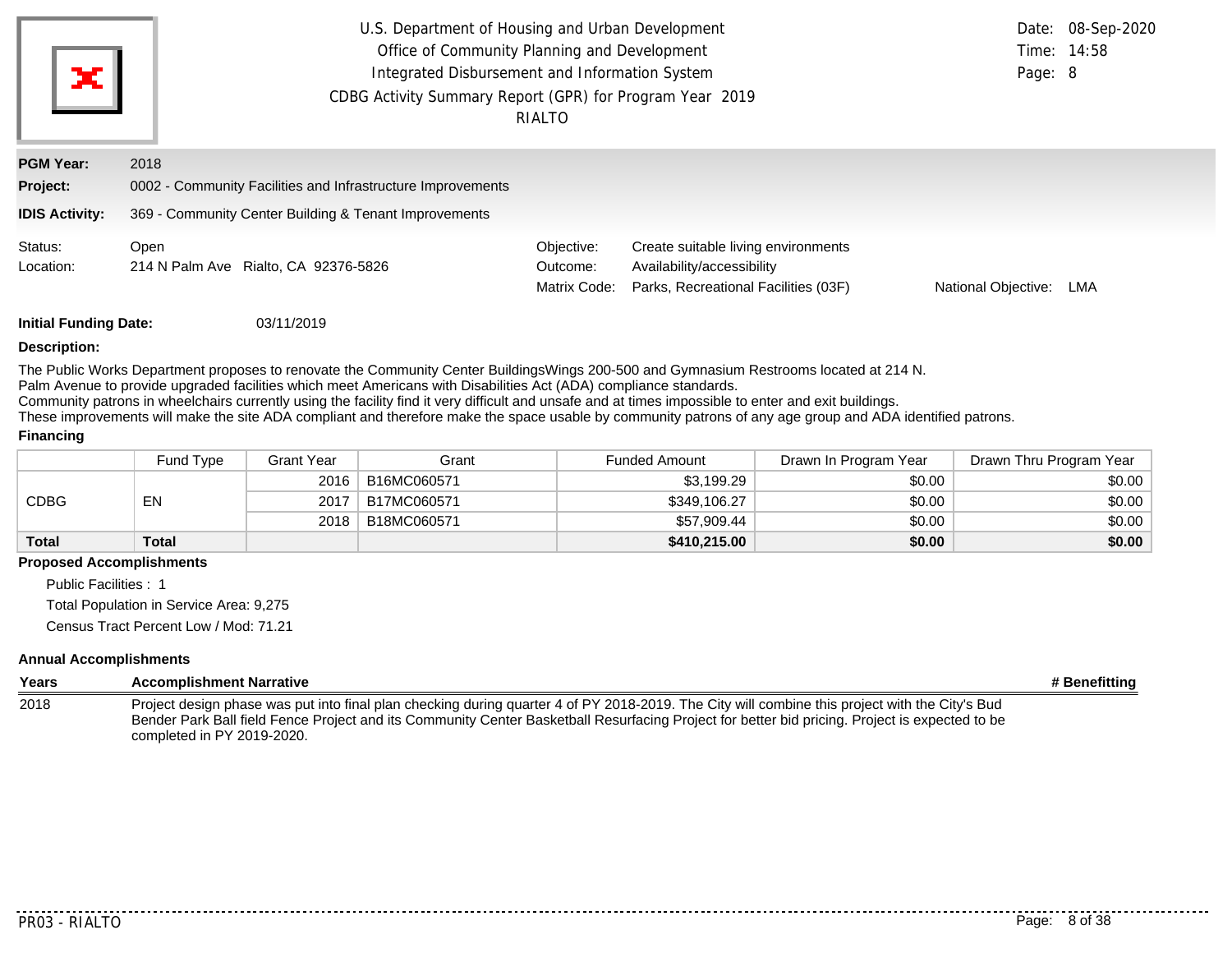U.S. Department of Housing and Urban Development
Office of Community Planning and Development
Integrated Disbursement and Information System
CDBG Activity Summary Report (GPR) for Program Year 2019
RIALTO

Date: 08-Sep-2020
Time: 14:58
Page: 8

**PGM Year:** 2018

**Project:** 0002 - Community Facilities and Infrastructure Improvements

**IDIS Activity:** 369 - Community Center Building & Tenant Improvements

Status: Open
Location: 214 N Palm Ave Rialto, CA 92376-5826

Objective: Create suitable living environments
Outcome: Availability/accessibility
Matrix Code: Parks, Recreational Facilities (03F)
National Objective: LMA

**Initial Funding Date:** 03/11/2019

**Description:**

The Public Works Department proposes to renovate the Community Center BuildingsWings 200-500 and Gymnasium Restrooms located at 214 N. Palm Avenue to provide upgraded facilities which meet Americans with Disabilities Act (ADA) compliance standards.
Community patrons in wheelchairs currently using the facility find it very difficult and unsafe and at times impossible to enter and exit buildings.
These improvements will make the site ADA compliant and therefore make the space usable by community patrons of any age group and ADA identified patrons.

**Financing**

| | Fund Type | Grant Year | Grant | Funded Amount | Drawn In Program Year | Drawn Thru Program Year |
|---|---|---|---|---|---|---|
| CDBG | EN | 2016 | B16MC060571 | $3,199.29 | $0.00 | $0.00 |
| | | 2017 | B17MC060571 | $349,106.27 | $0.00 | $0.00 |
| | | 2018 | B18MC060571 | $57,909.44 | $0.00 | $0.00 |
| **Total** | **Total** | | | **$410,215.00** | **$0.00** | **$0.00** |

**Proposed Accomplishments**

Public Facilities : 1
Total Population in Service Area: 9,275
Census Tract Percent Low / Mod: 71.21

**Annual Accomplishments**

| Years | Accomplishment Narrative | # Benefitting |
|---|---|---|
| 2018 | Project design phase was put into final plan checking during quarter 4 of PY 2018-2019. The City will combine this project with the City's Bud Bender Park Ball field Fence Project and its Community Center Basketball Resurfacing Project for better bid pricing. Project is expected to be completed in PY 2019-2020. | |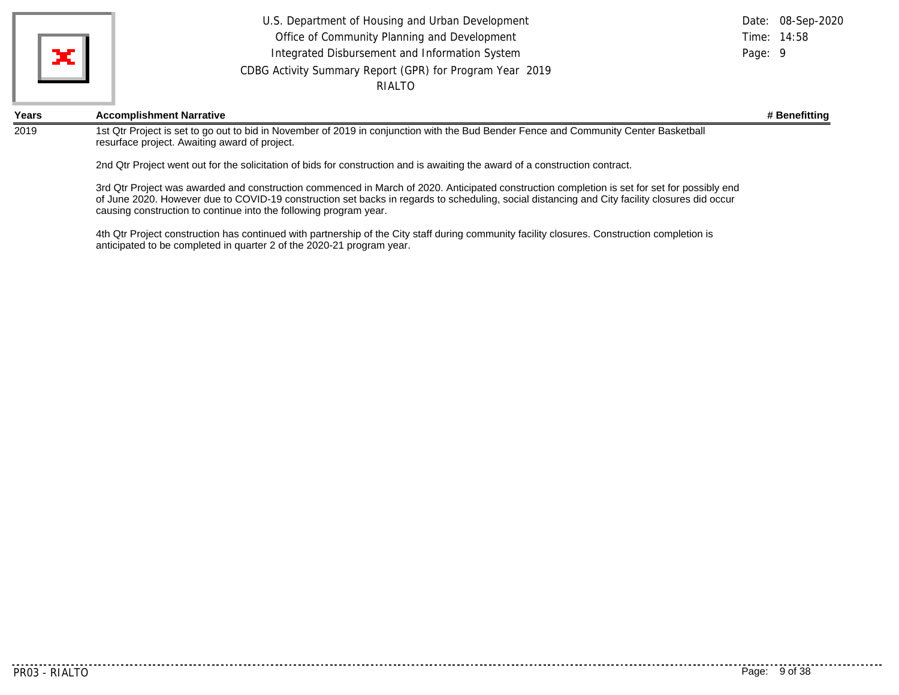| Years | Accomplishment Narrative | # Benefitting |
|---|---|---|
| 2019 | 1st Qtr Project is set to go out to bid in November of 2019 in conjunction with the Bud Bender Fence and Community Center Basketball resurface project. Awaiting award of project.<br><br>2nd Qtr Project went out for the solicitation of bids for construction and is awaiting the award of a construction contract.<br><br>3rd Qtr Project was awarded and construction commenced in March of 2020. Anticipated construction completion is set for set for possibly end of June 2020. However due to COVID-19 construction set backs in regards to scheduling, social distancing and City facility closures did occur causing construction to continue into the following program year.<br><br>4th Qtr Project construction has continued with partnership of the City staff during community facility closures. Construction completion is anticipated to be completed in quarter 2 of the 2020-21 program year. | |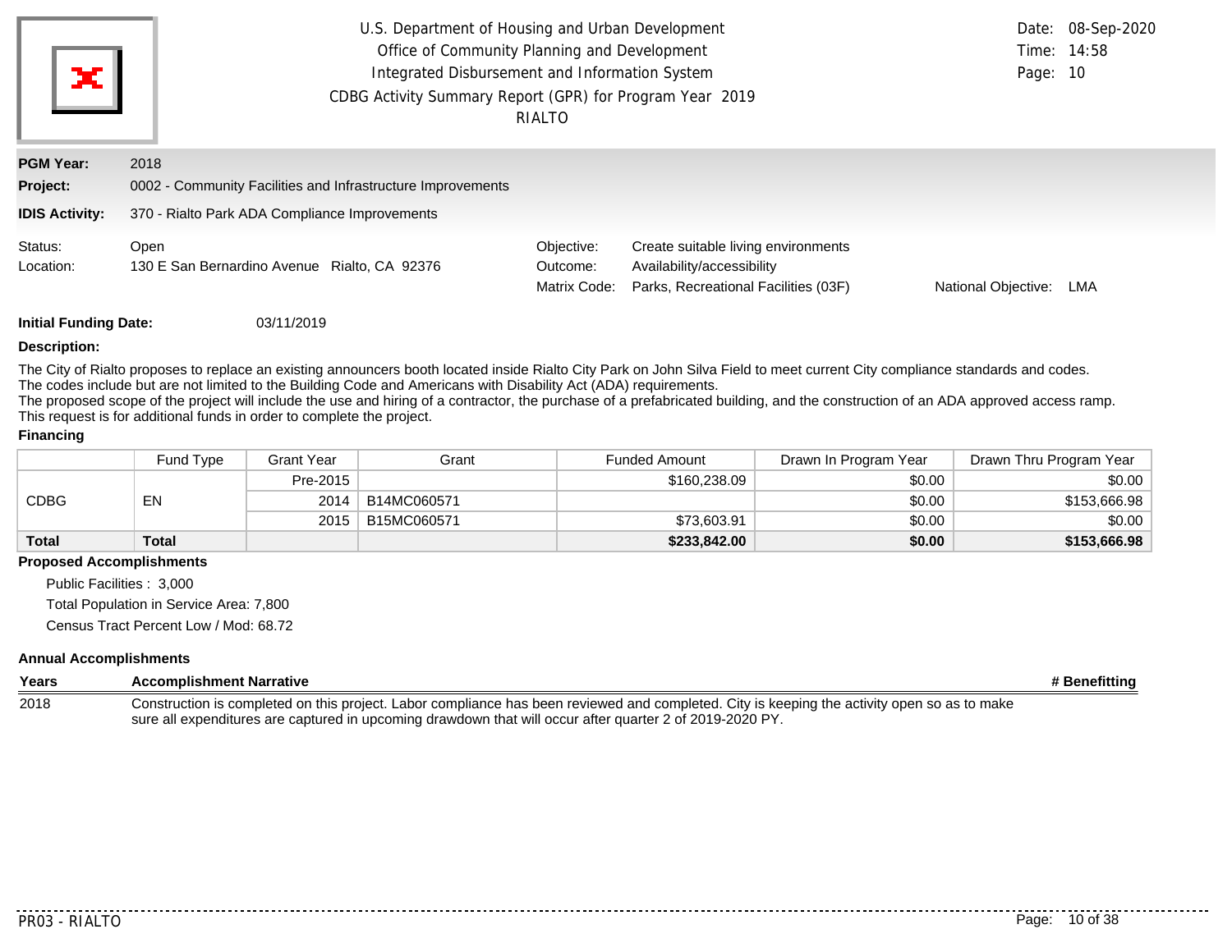U.S. Department of Housing and Urban Development
Office of Community Planning and Development
Integrated Disbursement and Information System
CDBG Activity Summary Report (GPR) for Program Year 2019
RIALTO

Date: 08-Sep-2020
Time: 14:58

**PGM Year:** 2018

**Project:** 0002 - Community Facilities and Infrastructure Improvements

**IDIS Activity:** 370 - Rialto Park ADA Compliance Improvements

Status: Open
Location: 130 E San Bernardino Avenue Rialto, CA 92376

Objective: Create suitable living environments
Outcome: Availability/accessibility
Matrix Code: Parks, Recreational Facilities (03F)
National Objective: LMA

**Initial Funding Date:** 03/11/2019

**Description:**

The City of Rialto proposes to replace an existing announcers booth located inside Rialto City Park on John Silva Field to meet current City compliance standards and codes.
The codes include but are not limited to the Building Code and Americans with Disability Act (ADA) requirements.
The proposed scope of the project will include the use and hiring of a contractor, the purchase of a prefabricated building, and the construction of an ADA approved access ramp.
This request is for additional funds in order to complete the project.

**Financing**

| | Fund Type | Grant Year | Grant | Funded Amount | Drawn In Program Year | Drawn Thru Program Year |
|---|---|---|---|---|---|---|
| CDBG | EN | Pre-2015 | | $160,238.09 | $0.00 | $0.00 |
| | | 2014 | B14MC060571 | | $0.00 | $153,666.98 |
| | | 2015 | B15MC060571 | $73,603.91 | $0.00 | $0.00 |
| **Total** | **Total** | | | **$233,842.00** | **$0.00** | **$153,666.98** |

**Proposed Accomplishments**

Public Facilities : 3,000
Total Population in Service Area: 7,800
Census Tract Percent Low / Mod: 68.72

**Annual Accomplishments**

| Years | Accomplishment Narrative | # Benefitting |
|---|---|---|
| 2018 | Construction is completed on this project. Labor compliance has been reviewed and completed. City is keeping the activity open so as to make sure all expenditures are captured in upcoming drawdown that will occur after quarter 2 of 2019-2020 PY. | |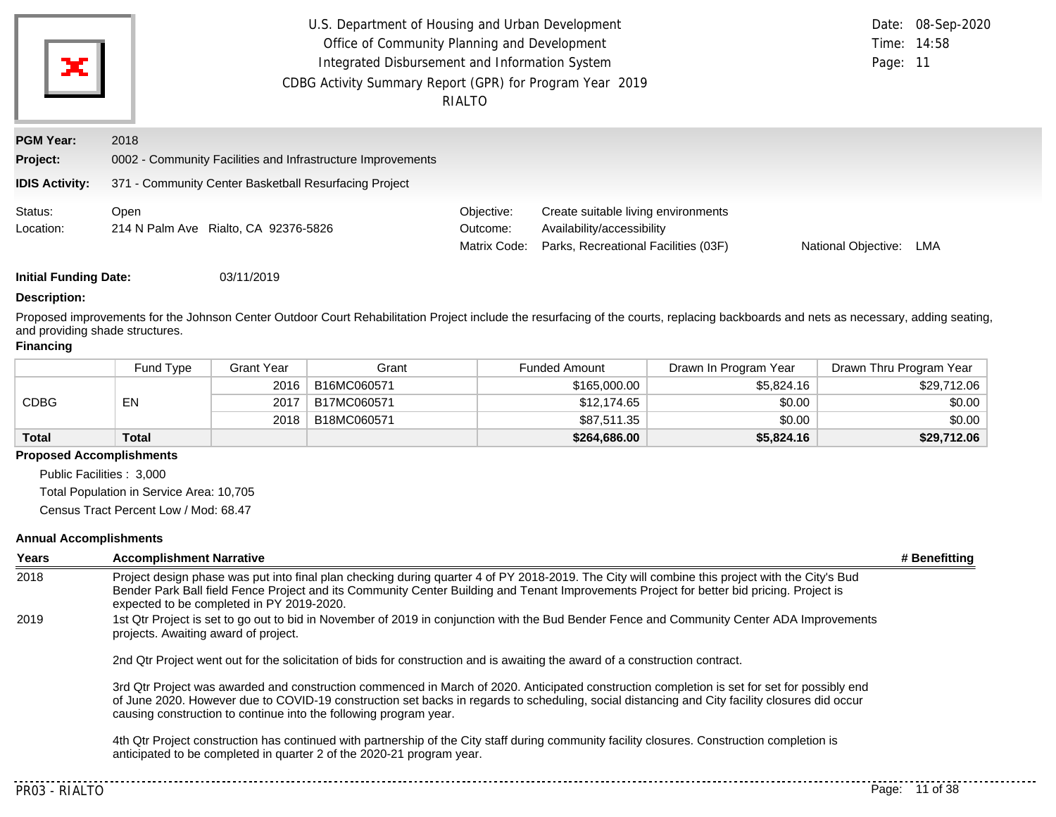U.S. Department of Housing and Urban Development
Office of Community Planning and Development
Integrated Disbursement and Information System
CDBG Activity Summary Report (GPR) for Program Year 2019
RIALTO

Date: 08-Sep-2020
Time: 14:58

**PGM Year:** 2018
**Project:** 0002 - Community Facilities and Infrastructure Improvements
**IDIS Activity:** 371 - Community Center Basketball Resurfacing Project

Status: Open
Location: 214 N Palm Ave Rialto, CA 92376-5826

Objective: Create suitable living environments
Outcome: Availability/accessibility
Matrix Code: Parks, Recreational Facilities (03F)
National Objective: LMA

**Initial Funding Date:** 03/11/2019

**Description:**

Proposed improvements for the Johnson Center Outdoor Court Rehabilitation Project include the resurfacing of the courts, replacing backboards and nets as necessary, adding seating, and providing shade structures.

**Financing**

| | Fund Type | Grant Year | Grant | Funded Amount | Drawn In Program Year | Drawn Thru Program Year |
|---|---|---|---|---|---|---|
| CDBG | EN | 2016 | B16MC060571 | $165,000.00 | $5,824.16 | $29,712.06 |
| | | 2017 | B17MC060571 | $12,174.65 | $0.00 | $0.00 |
| | | 2018 | B18MC060571 | $87,511.35 | $0.00 | $0.00 |
| **Total** | **Total** | | | **$264,686.00** | **$5,824.16** | **$29,712.06** |

**Proposed Accomplishments**

Public Facilities : 3,000
Total Population in Service Area: 10,705
Census Tract Percent Low / Mod: 68.47

**Annual Accomplishments**

| Years | Accomplishment Narrative | # Benefitting |
|---|---|---|
| 2018 | Project design phase was put into final plan checking during quarter 4 of PY 2018-2019. The City will combine this project with the City's Bud Bender Park Ball field Fence Project and its Community Center Building and Tenant Improvements Project for better bid pricing. Project is expected to be completed in PY 2019-2020. | |
| 2019 | 1st Qtr Project is set to go out to bid in November of 2019 in conjunction with the Bud Bender Fence and Community Center ADA Improvements projects. Awaiting award of project.<br><br>2nd Qtr Project went out for the solicitation of bids for construction and is awaiting the award of a construction contract.<br><br>3rd Qtr Project was awarded and construction commenced in March of 2020. Anticipated construction completion is set for set for possibly end of June 2020. However due to COVID-19 construction set backs in regards to scheduling, social distancing and City facility closures did occur causing construction to continue into the following program year.<br><br>4th Qtr Project construction has continued with partnership of the City staff during community facility closures. Construction completion is anticipated to be completed in quarter 2 of the 2020-21 program year. | |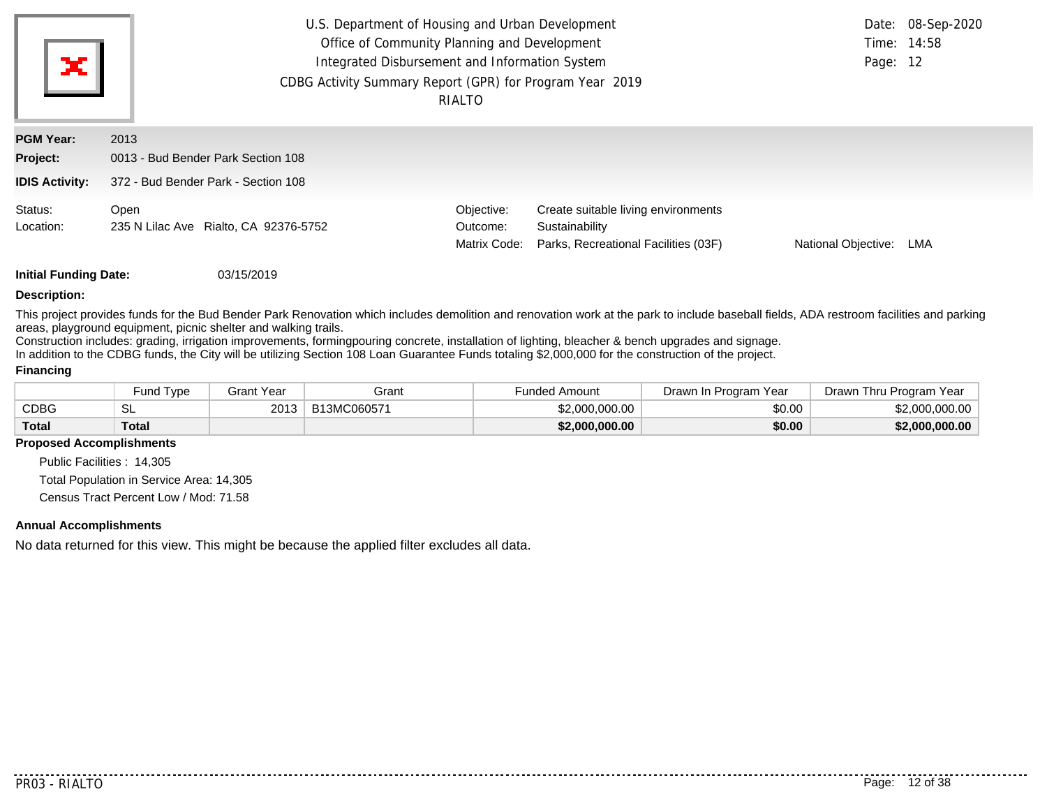U.S. Department of Housing and Urban Development
Office of Community Planning and Development
Integrated Disbursement and Information System
CDBG Activity Summary Report (GPR) for Program Year 2019
RIALTO

Date: 08-Sep-2020
Time: 14:58
Page: 12

**PGM Year:** 2013
**Project:** 0013 - Bud Bender Park Section 108
**IDIS Activity:** 372 - Bud Bender Park - Section 108

Status: Open
Location: 235 N Lilac Ave Rialto, CA 92376-5752

Objective: Create suitable living environments
Outcome: Sustainability
Matrix Code: Parks, Recreational Facilities (03F)
National Objective: LMA

**Initial Funding Date:** 03/15/2019

**Description:**

This project provides funds for the Bud Bender Park Renovation which includes demolition and renovation work at the park to include baseball fields, ADA restroom facilities and parking areas, playground equipment, picnic shelter and walking trails.
Construction includes: grading, irrigation improvements, formingpouring concrete, installation of lighting, bleacher & bench upgrades and signage.
In addition to the CDBG funds, the City will be utilizing Section 108 Loan Guarantee Funds totaling $2,000,000 for the construction of the project.

**Financing**

| | Fund Type | Grant Year | Grant | Funded Amount | Drawn In Program Year | Drawn Thru Program Year |
|---|---|---|---|---|---|---|
| CDBG | SL | 2013 | B13MC060571 | $2,000,000.00 | $0.00 | $2,000,000.00 |
| **Total** | **Total** | | | **$2,000,000.00** | **$0.00** | **$2,000,000.00** |

**Proposed Accomplishments**

Public Facilities : 14,305
Total Population in Service Area: 14,305
Census Tract Percent Low / Mod: 71.58

**Annual Accomplishments**

No data returned for this view. This might be because the applied filter excludes all data.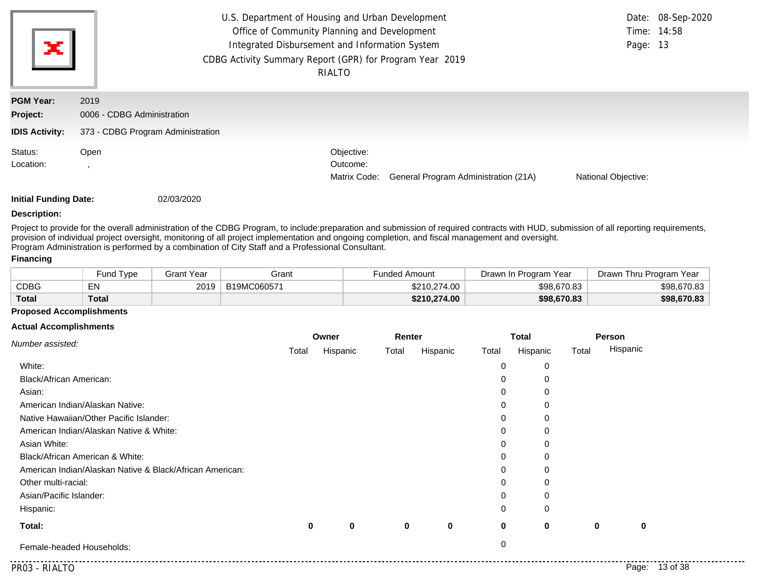U.S. Department of Housing and Urban Development
Office of Community Planning and Development
Integrated Disbursement and Information System
CDBG Activity Summary Report (GPR) for Program Year 2019
RIALTO

Date: 08-Sep-2020
Time: 14:58

**PGM Year:** 2019
**Project:** 0006 - CDBG Administration
**IDIS Activity:** 373 - CDBG Program Administration

Status: Open
Location: ,

Objective:
Outcome:
Matrix Code: General Program Administration (21A)
National Objective:

**Initial Funding Date:** 02/03/2020

**Description:**

Project to provide for the overall administration of the CDBG Program, to include:preparation and submission of required contracts with HUD, submission of all reporting requirements, provision of individual project oversight, monitoring of all project implementation and ongoing completion, and fiscal management and oversight.
Program Administration is performed by a combination of City Staff and a Professional Consultant.

**Financing**

| | Fund Type | Grant Year | Grant | Funded Amount | Drawn In Program Year | Drawn Thru Program Year |
|---|---|---|---|---|---|---|
| CDBG | EN | 2019 | B19MC060571 | $210,274.00 | $98,670.83 | $98,670.83 |
| **Total** | **Total** | | | **$210,274.00** | **$98,670.83** | **$98,670.83** |

**Proposed Accomplishments**

**Actual Accomplishments**

| *Number assisted:* | Owner | | Renter | | Total | | Person | |
|---|---|---|---|---|---|---|---|---|
| | Total | Hispanic | Total | Hispanic | Total | Hispanic | Total | Hispanic |
| White: | | | | | 0 | 0 | | |
| Black/African American: | | | | | 0 | 0 | | |
| Asian: | | | | | 0 | 0 | | |
| American Indian/Alaskan Native: | | | | | 0 | 0 | | |
| Native Hawaiian/Other Pacific Islander: | | | | | 0 | 0 | | |
| American Indian/Alaskan Native & White: | | | | | 0 | 0 | | |
| Asian White: | | | | | 0 | 0 | | |
| Black/African American & White: | | | | | 0 | 0 | | |
| American Indian/Alaskan Native & Black/African American: | | | | | 0 | 0 | | |
| Other multi-racial: | | | | | 0 | 0 | | |
| Asian/Pacific Islander: | | | | | 0 | 0 | | |
| Hispanic: | | | | | 0 | 0 | | |
| **Total:** | **0** | **0** | **0** | **0** | **0** | **0** | **0** | **0** |
| Female-headed Households: | | | | | 0 | | | |

PR03 - RIALTO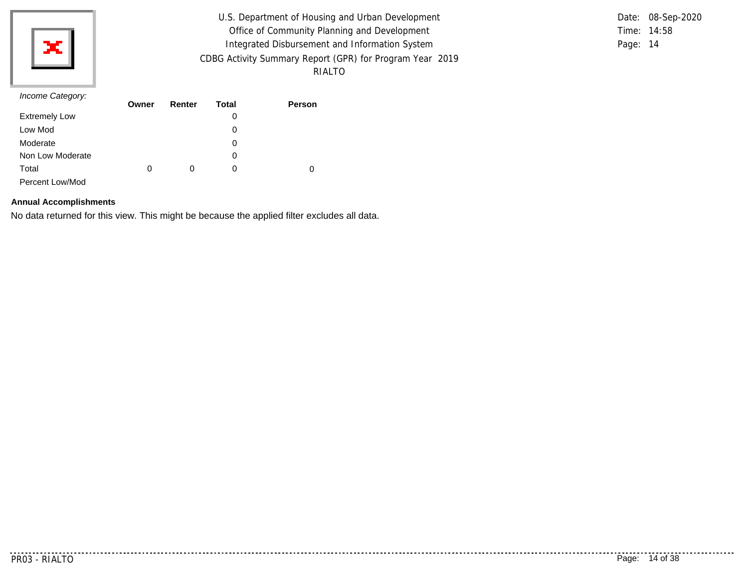| *Income Category:* | Owner | Renter | Total | Person |
|---|---|---|---|---|
| Extremely Low | | | 0 | |
| Low Mod | | | 0 | |
| Moderate | | | 0 | |
| Non Low Moderate | | | 0 | |
| Total | 0 | 0 | 0 | 0 |
| Percent Low/Mod | | | | |

**Annual Accomplishments**

No data returned for this view. This might be because the applied filter excludes all data.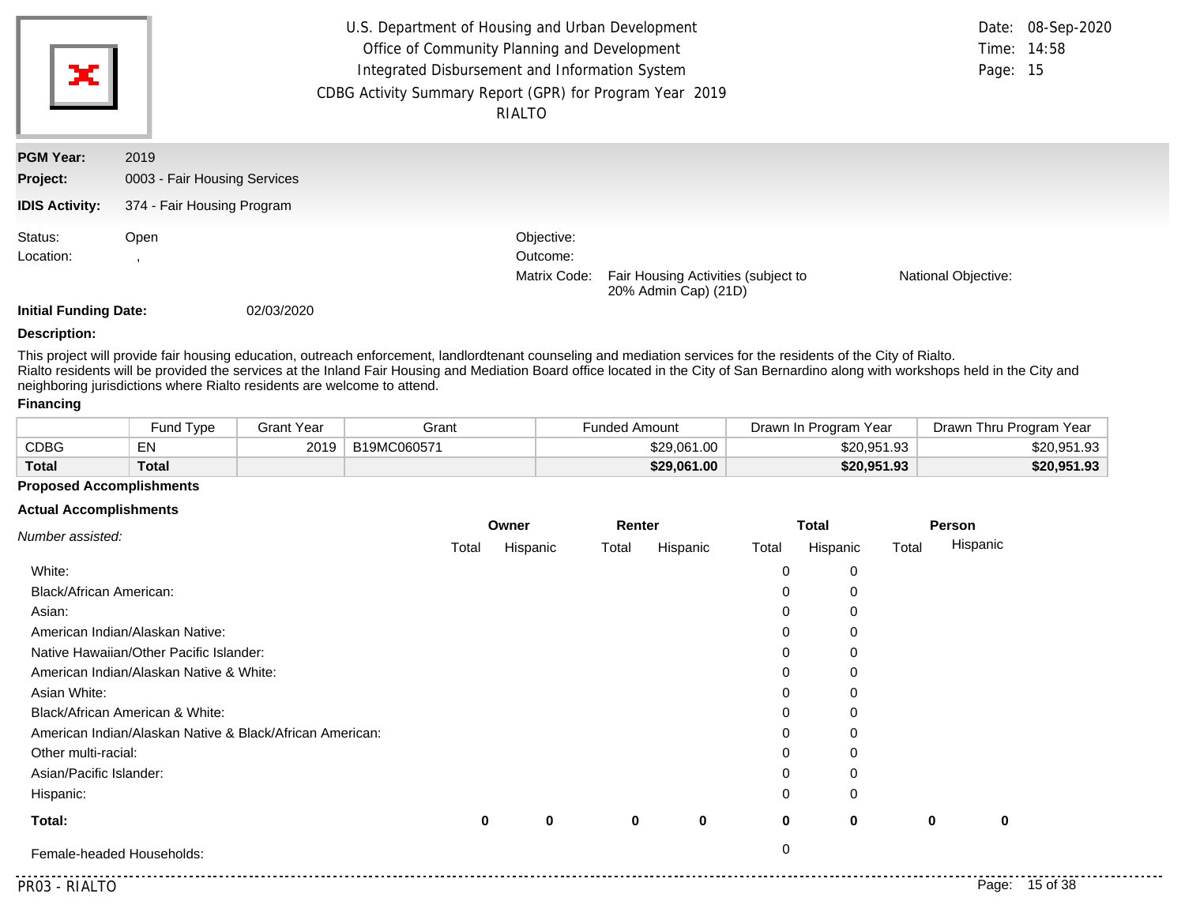U.S. Department of Housing and Urban Development
Office of Community Planning and Development
Integrated Disbursement and Information System
CDBG Activity Summary Report (GPR) for Program Year 2019
RIALTO

Date: 08-Sep-2020
Time: 14:58

**PGM Year:** 2019

**Project:** 0003 - Fair Housing Services

**IDIS Activity:** 374 - Fair Housing Program

Status: Open

Location: ,

Objective:

Outcome:

Matrix Code: Fair Housing Activities (subject to 20% Admin Cap) (21D)

National Objective:

**Initial Funding Date:** 02/03/2020

**Description:**

This project will provide fair housing education, outreach enforcement, landlordtenant counseling and mediation services for the residents of the City of Rialto.
Rialto residents will be provided the services at the Inland Fair Housing and Mediation Board office located in the City of San Bernardino along with workshops held in the City and neighboring jurisdictions where Rialto residents are welcome to attend.

**Financing**

| | Fund Type | Grant Year | Grant | Funded Amount | Drawn In Program Year | Drawn Thru Program Year |
|---|---|---|---|---|---|---|
| CDBG | EN | 2019 | B19MC060571 | $29,061.00 | $20,951.93 | $20,951.93 |
| **Total** | **Total** | | | **$29,061.00** | **$20,951.93** | **$20,951.93** |

**Proposed Accomplishments**

**Actual Accomplishments**

| *Number assisted:* | Owner | | Renter | | Total | | Person | |
|---|---|---|---|---|---|---|---|---|
| | Total | Hispanic | Total | Hispanic | Total | Hispanic | Total | Hispanic |
| White: | | | | | 0 | 0 | | |
| Black/African American: | | | | | 0 | 0 | | |
| Asian: | | | | | 0 | 0 | | |
| American Indian/Alaskan Native: | | | | | 0 | 0 | | |
| Native Hawaiian/Other Pacific Islander: | | | | | 0 | 0 | | |
| American Indian/Alaskan Native & White: | | | | | 0 | 0 | | |
| Asian White: | | | | | 0 | 0 | | |
| Black/African American & White: | | | | | 0 | 0 | | |
| American Indian/Alaskan Native & Black/African American: | | | | | 0 | 0 | | |
| Other multi-racial: | | | | | 0 | 0 | | |
| Asian/Pacific Islander: | | | | | 0 | 0 | | |
| Hispanic: | | | | | 0 | 0 | | |
| **Total:** | **0** | **0** | **0** | **0** | **0** | **0** | **0** | **0** |
| Female-headed Households: | | | | | 0 | | | |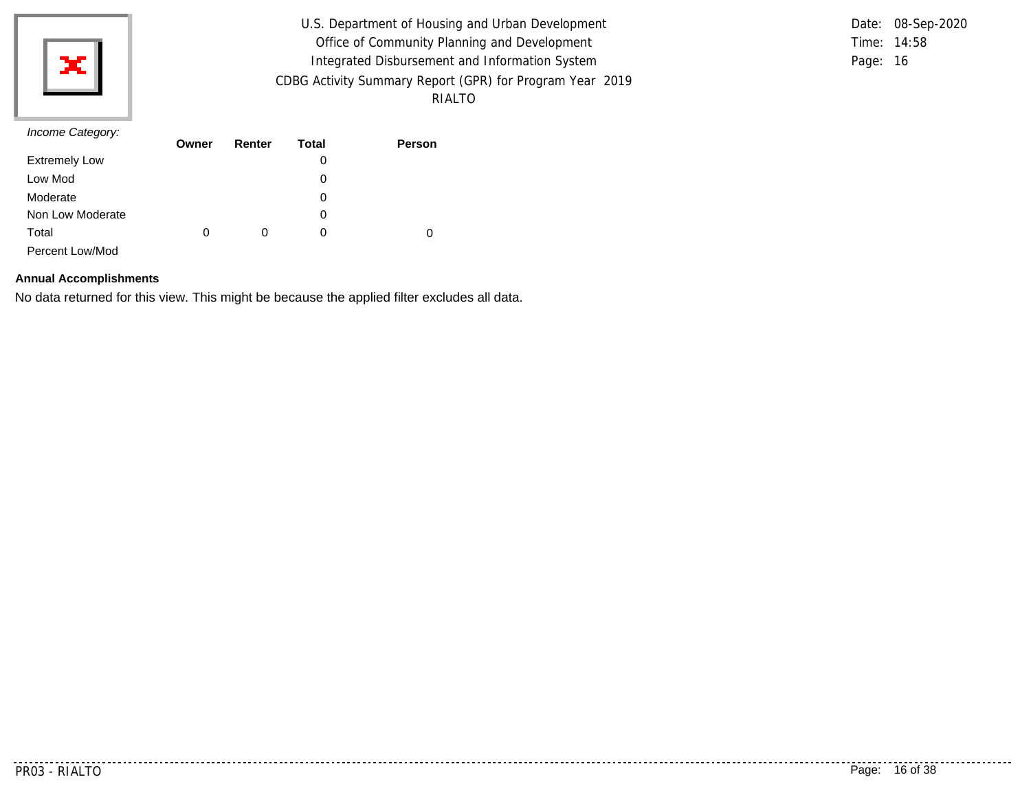*Income Category:*

| | Owner | Renter | Total | Person |
|---|---|---|---|---|
| Extremely Low | | | 0 | |
| Low Mod | | | 0 | |
| Moderate | | | 0 | |
| Non Low Moderate | | | 0 | |
| Total | 0 | 0 | 0 | 0 |
| Percent Low/Mod | | | | |

**Annual Accomplishments**

No data returned for this view. This might be because the applied filter excludes all data.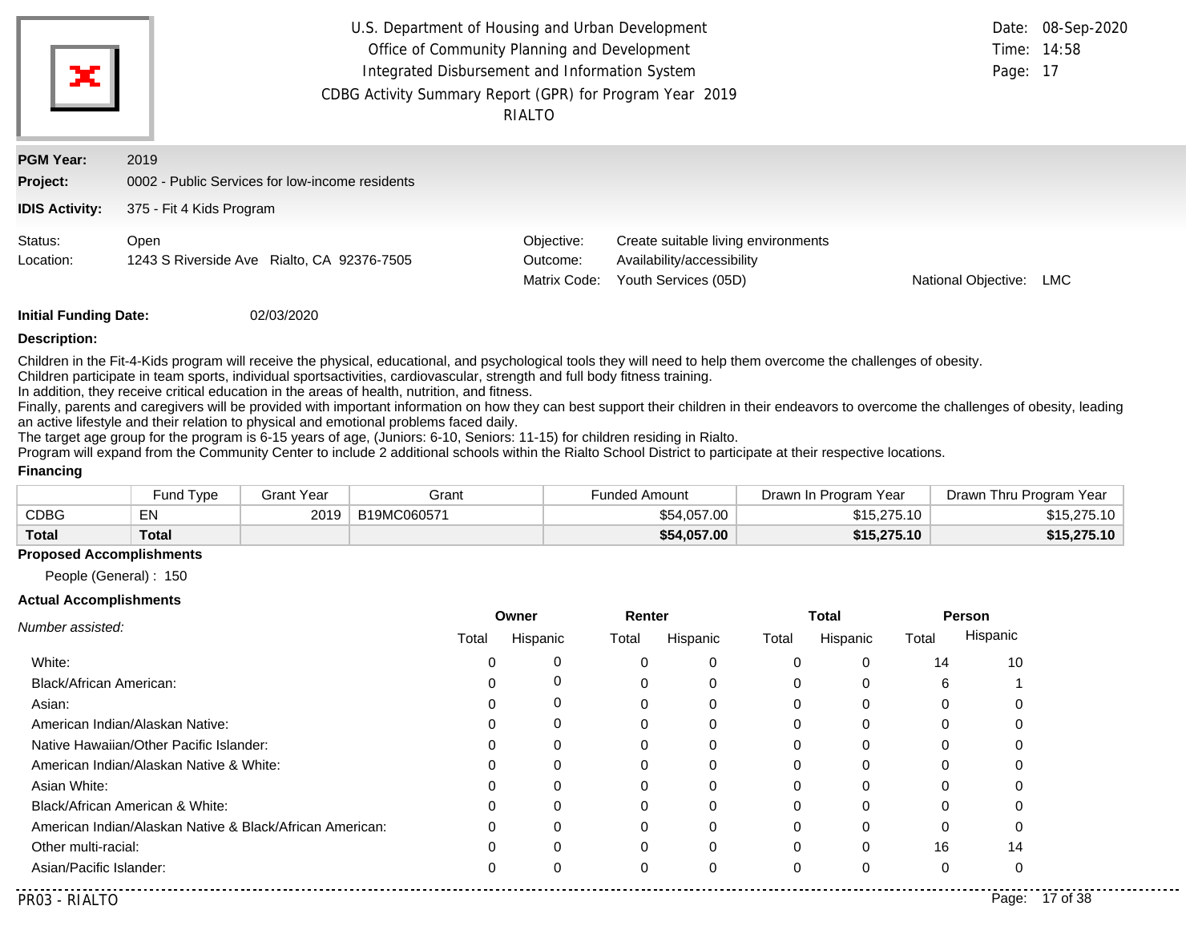U.S. Department of Housing and Urban Development
Office of Community Planning and Development
Integrated Disbursement and Information System
CDBG Activity Summary Report (GPR) for Program Year 2019
RIALTO

Date: 08-Sep-2020
Time: 14:58

**PGM Year:** 2019

**Project:** 0002 - Public Services for low-income residents

**IDIS Activity:** 375 - Fit 4 Kids Program

Status: Open
Location: 1243 S Riverside Ave Rialto, CA 92376-7505

Objective: Create suitable living environments
Outcome: Availability/accessibility
Matrix Code: Youth Services (05D)
National Objective: LMC

**Initial Funding Date:** 02/03/2020

**Description:**

Children in the Fit-4-Kids program will receive the physical, educational, and psychological tools they will need to help them overcome the challenges of obesity.
Children participate in team sports, individual sportsactivities, cardiovascular, strength and full body fitness training.
In addition, they receive critical education in the areas of health, nutrition, and fitness.
Finally, parents and caregivers will be provided with important information on how they can best support their children in their endeavors to overcome the challenges of obesity, leading an active lifestyle and their relation to physical and emotional problems faced daily.
The target age group for the program is 6-15 years of age, (Juniors: 6-10, Seniors: 11-15) for children residing in Rialto.
Program will expand from the Community Center to include 2 additional schools within the Rialto School District to participate at their respective locations.

**Financing**

| | Fund Type | Grant Year | Grant | Funded Amount | Drawn In Program Year | Drawn Thru Program Year |
|---|---|---|---|---|---|---|
| CDBG | EN | 2019 | B19MC060571 | $54,057.00 | $15,275.10 | $15,275.10 |
| **Total** | **Total** | | | **$54,057.00** | **$15,275.10** | **$15,275.10** |

**Proposed Accomplishments**

People (General) : 150

**Actual Accomplishments**

| *Number assisted:* | Owner | | Renter | | Total | | Person | |
|---|---|---|---|---|---|---|---|---|
| | Total | Hispanic | Total | Hispanic | Total | Hispanic | Total | Hispanic |
| White: | 0 | 0 | 0 | 0 | 0 | 0 | 14 | 10 |
| Black/African American: | 0 | 0 | 0 | 0 | 0 | 0 | 6 | 1 |
| Asian: | 0 | 0 | 0 | 0 | 0 | 0 | 0 | 0 |
| American Indian/Alaskan Native: | 0 | 0 | 0 | 0 | 0 | 0 | 0 | 0 |
| Native Hawaiian/Other Pacific Islander: | 0 | 0 | 0 | 0 | 0 | 0 | 0 | 0 |
| American Indian/Alaskan Native & White: | 0 | 0 | 0 | 0 | 0 | 0 | 0 | 0 |
| Asian White: | 0 | 0 | 0 | 0 | 0 | 0 | 0 | 0 |
| Black/African American & White: | 0 | 0 | 0 | 0 | 0 | 0 | 0 | 0 |
| American Indian/Alaskan Native & Black/African American: | 0 | 0 | 0 | 0 | 0 | 0 | 0 | 0 |
| Other multi-racial: | 0 | 0 | 0 | 0 | 0 | 0 | 16 | 14 |
| Asian/Pacific Islander: | 0 | 0 | 0 | 0 | 0 | 0 | 0 | 0 |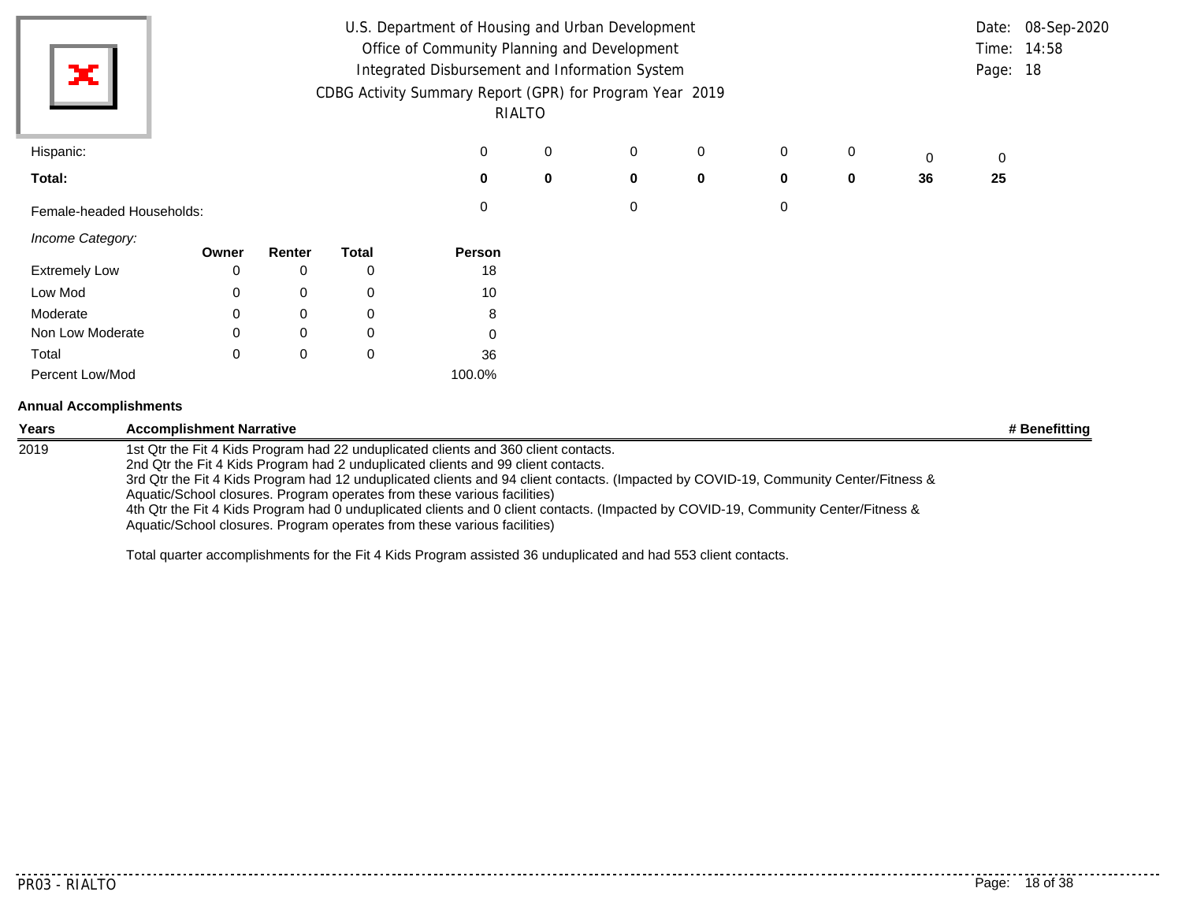| | | | | | | | | |
|---|---|---|---|---|---|---|---|---|
| Hispanic: | 0 | 0 | 0 | 0 | 0 | 0 | 0 | 0 |
| **Total:** | **0** | **0** | **0** | **0** | **0** | **0** | **36** | **25** |
| Female-headed Households: | 0 | | 0 | | 0 | | | |

*Income Category:*

| | Owner | Renter | Total | Person |
|---|---|---|---|---|
| Extremely Low | 0 | 0 | 0 | 18 |
| Low Mod | 0 | 0 | 0 | 10 |
| Moderate | 0 | 0 | 0 | 8 |
| Non Low Moderate | 0 | 0 | 0 | 0 |
| Total | 0 | 0 | 0 | 36 |
| Percent Low/Mod | | | | 100.0% |

**Annual Accomplishments**

| Years | Accomplishment Narrative | # Benefitting |
|---|---|---|
| 2019 | 1st Qtr the Fit 4 Kids Program had 22 unduplicated clients and 360 client contacts.<br>2nd Qtr the Fit 4 Kids Program had 2 unduplicated clients and 99 client contacts.<br>3rd Qtr the Fit 4 Kids Program had 12 unduplicated clients and 94 client contacts. (Impacted by COVID-19, Community Center/Fitness & Aquatic/School closures. Program operates from these various facilities)<br>4th Qtr the Fit 4 Kids Program had 0 unduplicated clients and 0 client contacts. (Impacted by COVID-19, Community Center/Fitness & Aquatic/School closures. Program operates from these various facilities)<br><br>Total quarter accomplishments for the Fit 4 Kids Program assisted 36 unduplicated and had 553 client contacts. | |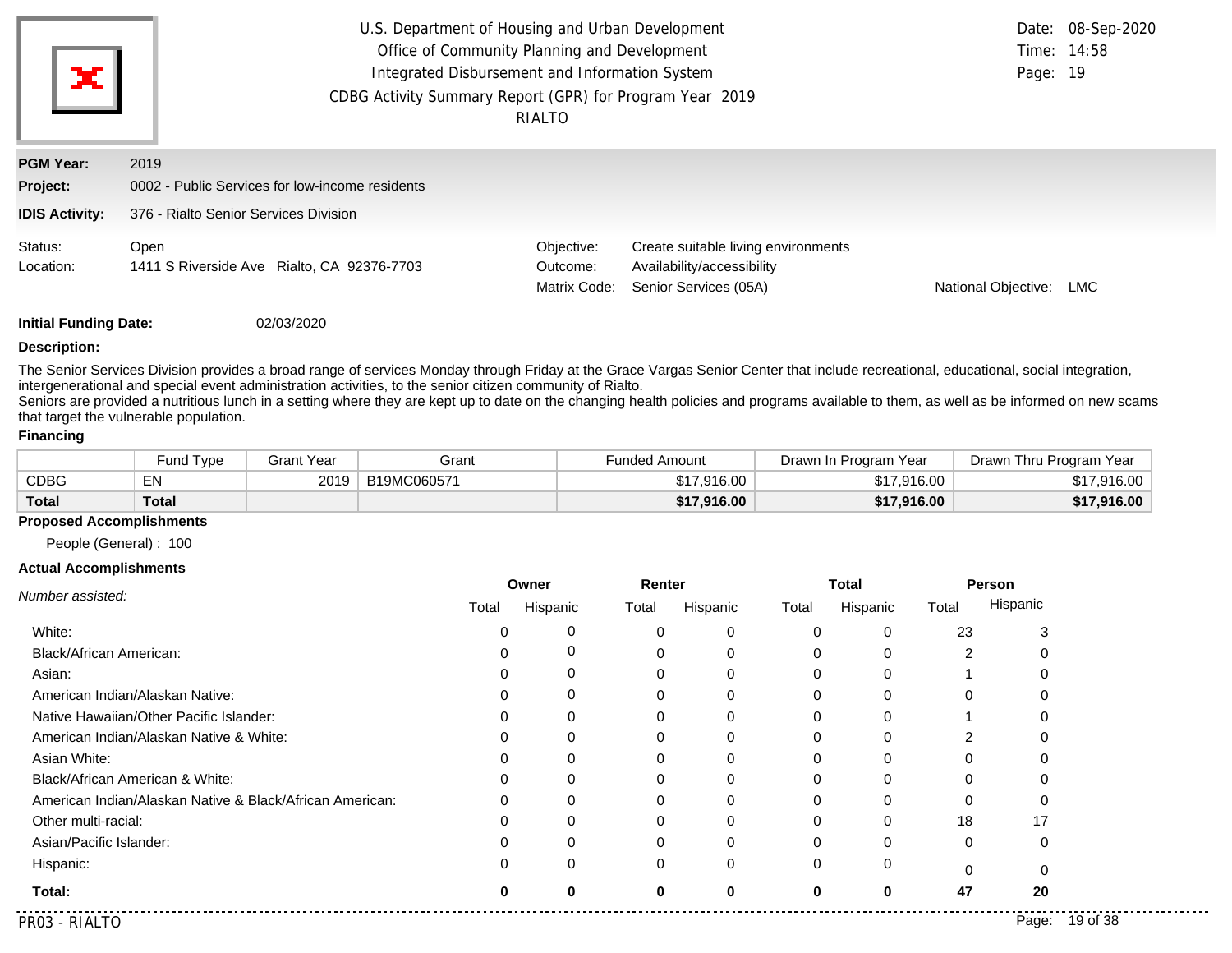U.S. Department of Housing and Urban Development
Office of Community Planning and Development
Integrated Disbursement and Information System
CDBG Activity Summary Report (GPR) for Program Year 2019
RIALTO

Date: 08-Sep-2020
Time: 14:58

**PGM Year:** 2019

**Project:** 0002 - Public Services for low-income residents

**IDIS Activity:** 376 - Rialto Senior Services Division

Status: Open
Location: 1411 S Riverside Ave Rialto, CA 92376-7703

Objective: Create suitable living environments
Outcome: Availability/accessibility
Matrix Code: Senior Services (05A)
National Objective: LMC

**Initial Funding Date:** 02/03/2020

**Description:**

The Senior Services Division provides a broad range of services Monday through Friday at the Grace Vargas Senior Center that include recreational, educational, social integration, intergenerational and special event administration activities, to the senior citizen community of Rialto.
Seniors are provided a nutritious lunch in a setting where they are kept up to date on the changing health policies and programs available to them, as well as be informed on new scams that target the vulnerable population.

**Financing**

| | Fund Type | Grant Year | Grant | Funded Amount | Drawn In Program Year | Drawn Thru Program Year |
|---|---|---|---|---|---|---|
| CDBG | EN | 2019 | B19MC060571 | $17,916.00 | $17,916.00 | $17,916.00 |
| **Total** | **Total** | | | **$17,916.00** | **$17,916.00** | **$17,916.00** |

**Proposed Accomplishments**

People (General) : 100

**Actual Accomplishments**

| *Number assisted:* | Owner | | Renter | | Total | | Person | |
|---|---|---|---|---|---|---|---|---|
| | Total | Hispanic | Total | Hispanic | Total | Hispanic | Total | Hispanic |
| White: | 0 | 0 | 0 | 0 | 0 | 0 | 23 | 3 |
| Black/African American: | 0 | 0 | 0 | 0 | 0 | 0 | 2 | 0 |
| Asian: | 0 | 0 | 0 | 0 | 0 | 0 | 1 | 0 |
| American Indian/Alaskan Native: | 0 | 0 | 0 | 0 | 0 | 0 | 0 | 0 |
| Native Hawaiian/Other Pacific Islander: | 0 | 0 | 0 | 0 | 0 | 0 | 1 | 0 |
| American Indian/Alaskan Native & White: | 0 | 0 | 0 | 0 | 0 | 0 | 2 | 0 |
| Asian White: | 0 | 0 | 0 | 0 | 0 | 0 | 0 | 0 |
| Black/African American & White: | 0 | 0 | 0 | 0 | 0 | 0 | 0 | 0 |
| American Indian/Alaskan Native & Black/African American: | 0 | 0 | 0 | 0 | 0 | 0 | 0 | 0 |
| Other multi-racial: | 0 | 0 | 0 | 0 | 0 | 0 | 18 | 17 |
| Asian/Pacific Islander: | 0 | 0 | 0 | 0 | 0 | 0 | 0 | 0 |
| Hispanic: | 0 | 0 | 0 | 0 | 0 | 0 | 0 | 0 |
| **Total:** | **0** | **0** | **0** | **0** | **0** | **0** | **47** | **20** |

PR03 - RIALTO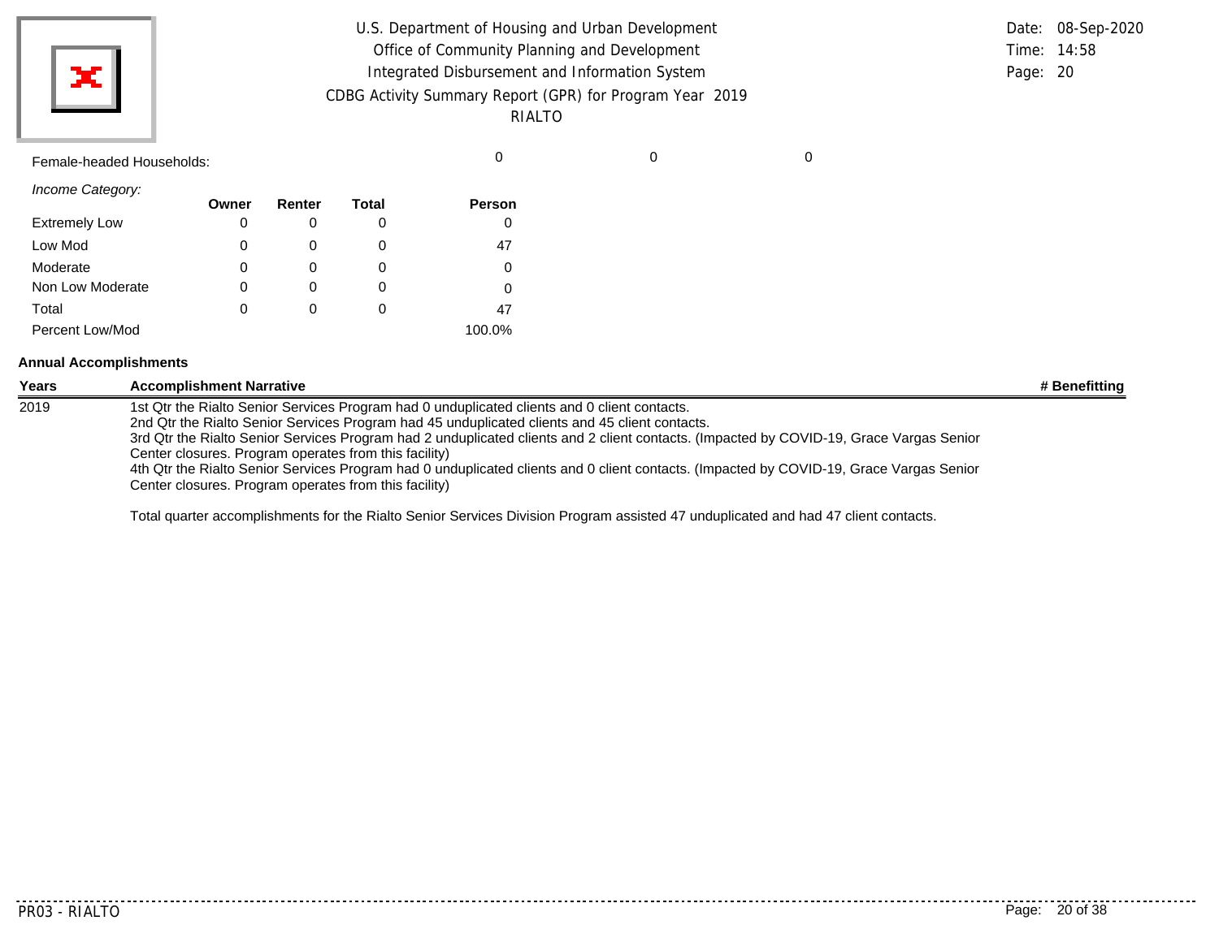Female-headed Households: 0 0 0

*Income Category:*

| | Owner | Renter | Total | Person |
|---|---|---|---|---|
| Extremely Low | 0 | 0 | 0 | 0 |
| Low Mod | 0 | 0 | 0 | 47 |
| Moderate | 0 | 0 | 0 | 0 |
| Non Low Moderate | 0 | 0 | 0 | 0 |
| Total | 0 | 0 | 0 | 47 |
| Percent Low/Mod | | | | 100.0% |

**Annual Accomplishments**

| Years | Accomplishment Narrative | # Benefitting |
|---|---|---|
| 2019 | 1st Qtr the Rialto Senior Services Program had 0 unduplicated clients and 0 client contacts.<br>2nd Qtr the Rialto Senior Services Program had 45 unduplicated clients and 45 client contacts.<br>3rd Qtr the Rialto Senior Services Program had 2 unduplicated clients and 2 client contacts. (Impacted by COVID-19, Grace Vargas Senior Center closures. Program operates from this facility)<br>4th Qtr the Rialto Senior Services Program had 0 unduplicated clients and 0 client contacts. (Impacted by COVID-19, Grace Vargas Senior Center closures. Program operates from this facility)<br><br>Total quarter accomplishments for the Rialto Senior Services Division Program assisted 47 unduplicated and had 47 client contacts. | |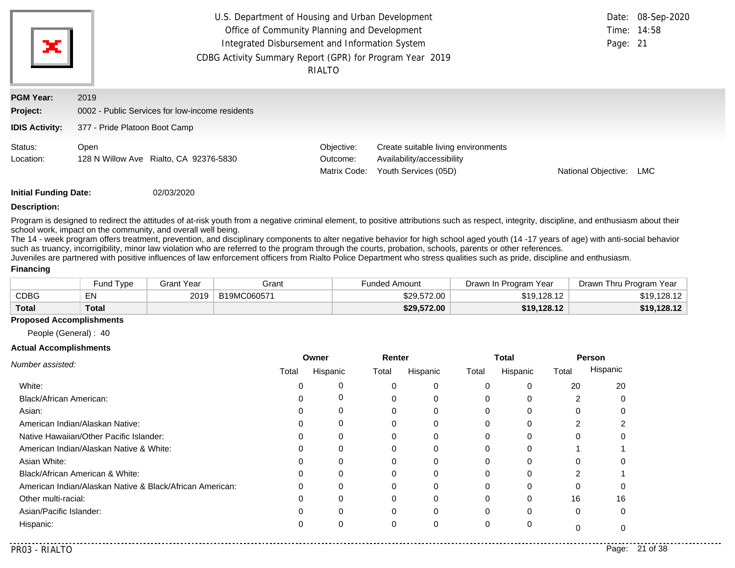U.S. Department of Housing and Urban Development
Office of Community Planning and Development
Integrated Disbursement and Information System
CDBG Activity Summary Report (GPR) for Program Year 2019
RIALTO

Date: 08-Sep-2020
Time: 14:58
Page: 21

**PGM Year:** 2019
**Project:** 0002 - Public Services for low-income residents
**IDIS Activity:** 377 - Pride Platoon Boot Camp

Status: Open
Location: 128 N Willow Ave Rialto, CA 92376-5830

Objective: Create suitable living environments
Outcome: Availability/accessibility
Matrix Code: Youth Services (05D)
National Objective: LMC

**Initial Funding Date:** 02/03/2020

**Description:**

Program is designed to redirect the attitudes of at-risk youth from a negative criminal element, to positive attributions such as respect, integrity, discipline, and enthusiasm about their school work, impact on the community, and overall well being.
The 14 - week program offers treatment, prevention, and disciplinary components to alter negative behavior for high school aged youth (14 -17 years of age) with anti-social behavior such as truancy, incorrigibility, minor law violation who are referred to the program through the courts, probation, schools, parents or other references.
Juveniles are partnered with positive influences of law enforcement officers from Rialto Police Department who stress qualities such as pride, discipline and enthusiasm.

**Financing**

| | Fund Type | Grant Year | Grant | Funded Amount | Drawn In Program Year | Drawn Thru Program Year |
|---|---|---|---|---|---|---|
| CDBG | EN | 2019 | B19MC060571 | $29,572.00 | $19,128.12 | $19,128.12 |
| **Total** | **Total** | | | **$29,572.00** | **$19,128.12** | **$19,128.12** |

**Proposed Accomplishments**

People (General) : 40

**Actual Accomplishments**

| *Number assisted:* | Owner | | Renter | | Total | | Person | |
|---|---|---|---|---|---|---|---|---|
| | Total | Hispanic | Total | Hispanic | Total | Hispanic | Total | Hispanic |
| White: | 0 | 0 | 0 | 0 | 0 | 0 | 20 | 20 |
| Black/African American: | 0 | 0 | 0 | 0 | 0 | 0 | 2 | 0 |
| Asian: | 0 | 0 | 0 | 0 | 0 | 0 | 0 | 0 |
| American Indian/Alaskan Native: | 0 | 0 | 0 | 0 | 0 | 0 | 2 | 2 |
| Native Hawaiian/Other Pacific Islander: | 0 | 0 | 0 | 0 | 0 | 0 | 0 | 0 |
| American Indian/Alaskan Native & White: | 0 | 0 | 0 | 0 | 0 | 0 | 1 | 1 |
| Asian White: | 0 | 0 | 0 | 0 | 0 | 0 | 0 | 0 |
| Black/African American & White: | 0 | 0 | 0 | 0 | 0 | 0 | 2 | 1 |
| American Indian/Alaskan Native & Black/African American: | 0 | 0 | 0 | 0 | 0 | 0 | 0 | 0 |
| Other multi-racial: | 0 | 0 | 0 | 0 | 0 | 0 | 16 | 16 |
| Asian/Pacific Islander: | 0 | 0 | 0 | 0 | 0 | 0 | 0 | 0 |
| Hispanic: | 0 | 0 | 0 | 0 | 0 | 0 | 0 | 0 |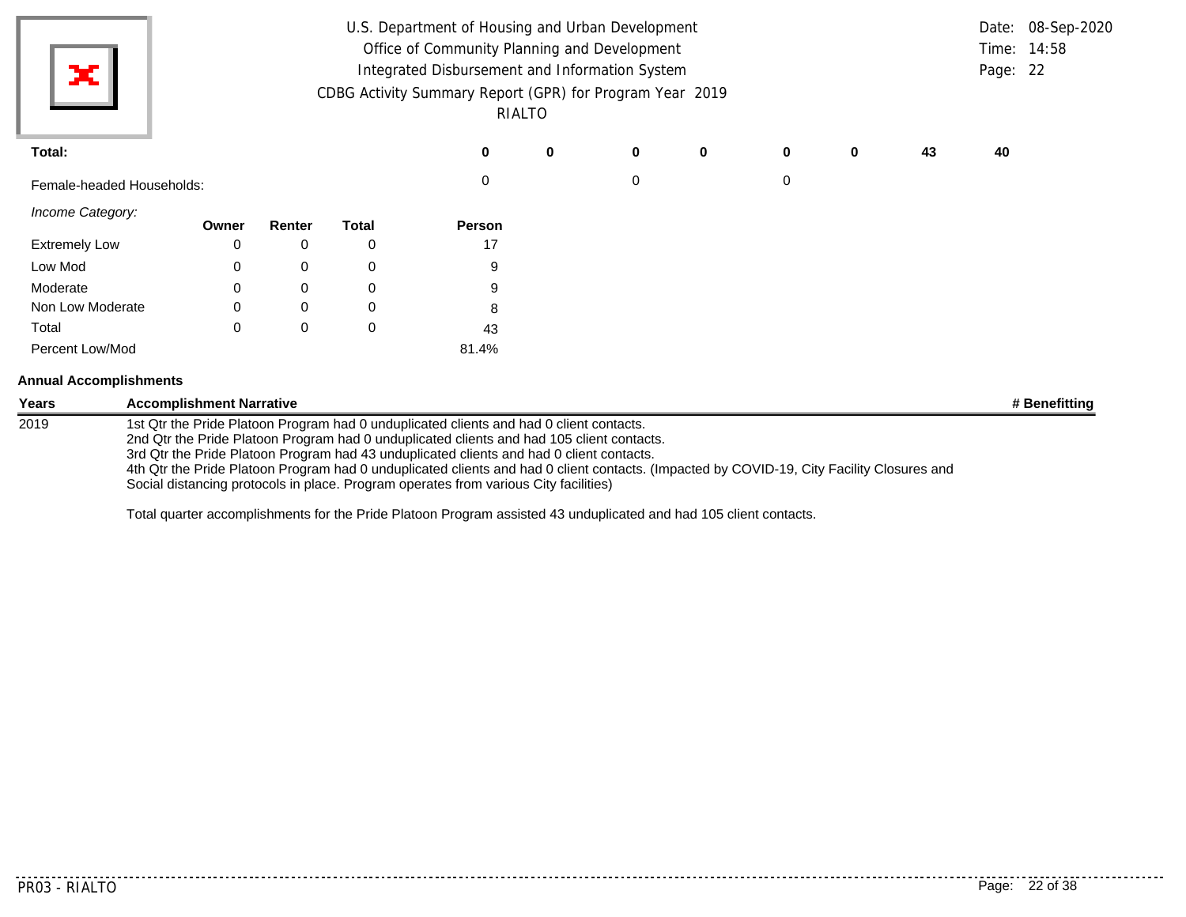U.S. Department of Housing and Urban Development
Office of Community Planning and Development
Integrated Disbursement and Information System
CDBG Activity Summary Report (GPR) for Program Year 2019
RIALTO

Date: 08-Sep-2020
Time: 14:58

| | | | | | | | | |
|---|---|---|---|---|---|---|---|---|
| **Total:** | **0** | **0** | **0** | **0** | **0** | **0** | **43** | **40** |
| Female-headed Households: | 0 | | 0 | | 0 | | | |

*Income Category:*

| | Owner | Renter | Total | Person |
|---|---|---|---|---|
| Extremely Low | 0 | 0 | 0 | 17 |
| Low Mod | 0 | 0 | 0 | 9 |
| Moderate | 0 | 0 | 0 | 9 |
| Non Low Moderate | 0 | 0 | 0 | 8 |
| Total | 0 | 0 | 0 | 43 |
| Percent Low/Mod | | | | 81.4% |

**Annual Accomplishments**

| Years | Accomplishment Narrative | # Benefitting |
|---|---|---|
| 2019 | 1st Qtr the Pride Platoon Program had 0 unduplicated clients and had 0 client contacts.<br>2nd Qtr the Pride Platoon Program had 0 unduplicated clients and had 105 client contacts.<br>3rd Qtr the Pride Platoon Program had 43 unduplicated clients and had 0 client contacts.<br>4th Qtr the Pride Platoon Program had 0 unduplicated clients and had 0 client contacts. (Impacted by COVID-19, City Facility Closures and Social distancing protocols in place. Program operates from various City facilities)<br><br>Total quarter accomplishments for the Pride Platoon Program assisted 43 unduplicated and had 105 client contacts. | |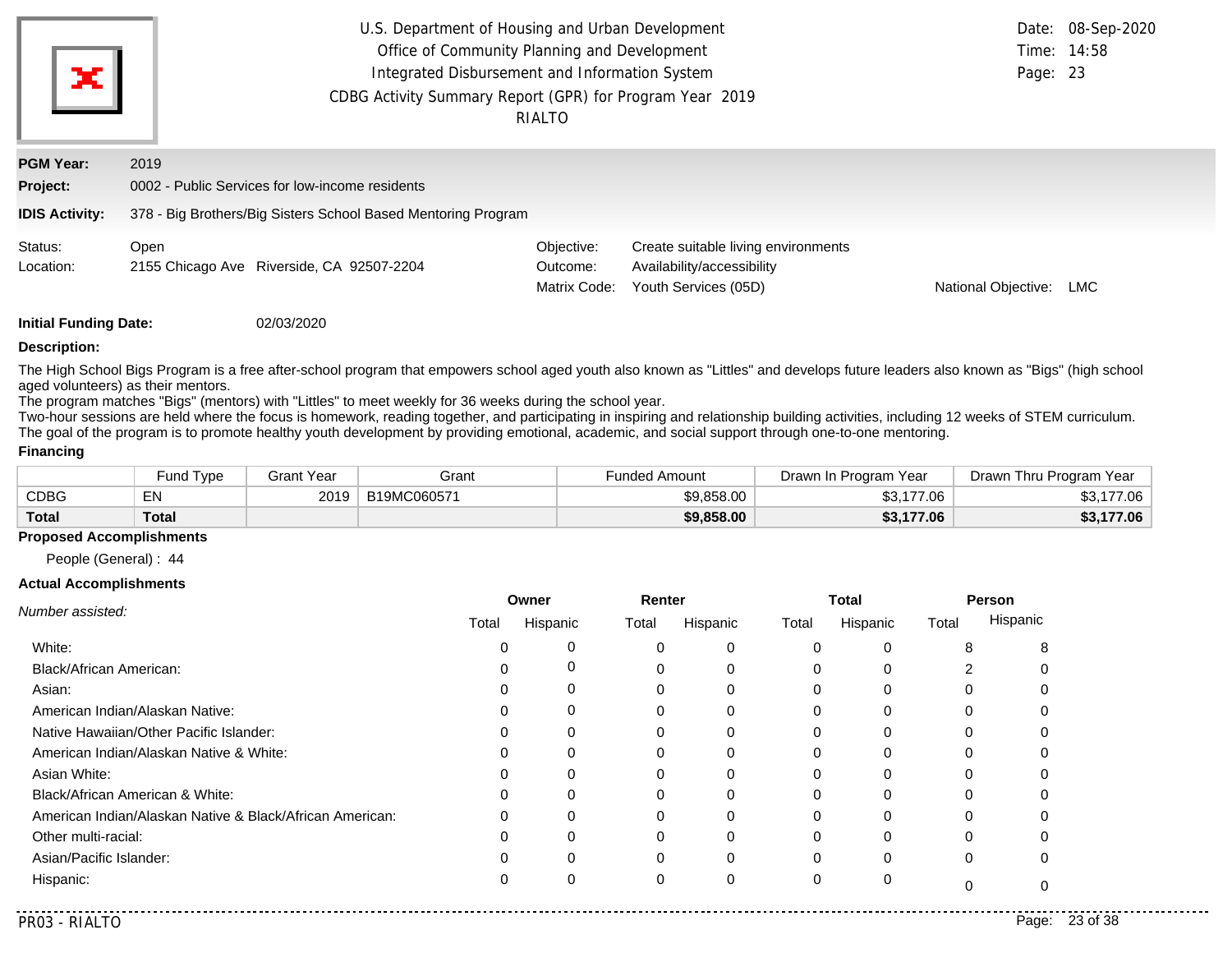U.S. Department of Housing and Urban Development
Office of Community Planning and Development
Integrated Disbursement and Information System
CDBG Activity Summary Report (GPR) for Program Year 2019
RIALTO

Date: 08-Sep-2020
Time: 14:58

**PGM Year:** 2019

**Project:** 0002 - Public Services for low-income residents

**IDIS Activity:** 378 - Big Brothers/Big Sisters School Based Mentoring Program

Status: Open
Location: 2155 Chicago Ave Riverside, CA 92507-2204

Objective: Create suitable living environments
Outcome: Availability/accessibility
Matrix Code: Youth Services (05D)
National Objective: LMC

**Initial Funding Date:** 02/03/2020

**Description:**

The High School Bigs Program is a free after-school program that empowers school aged youth also known as "Littles" and develops future leaders also known as "Bigs" (high school aged volunteers) as their mentors.
The program matches "Bigs" (mentors) with "Littles" to meet weekly for 36 weeks during the school year.
Two-hour sessions are held where the focus is homework, reading together, and participating in inspiring and relationship building activities, including 12 weeks of STEM curriculum.
The goal of the program is to promote healthy youth development by providing emotional, academic, and social support through one-to-one mentoring.

**Financing**

| | Fund Type | Grant Year | Grant | Funded Amount | Drawn In Program Year | Drawn Thru Program Year |
|---|---|---|---|---|---|---|
| CDBG | EN | 2019 | B19MC060571 | $9,858.00 | $3,177.06 | $3,177.06 |
| **Total** | **Total** | | | **$9,858.00** | **$3,177.06** | **$3,177.06** |

**Proposed Accomplishments**

People (General) : 44

**Actual Accomplishments**

| *Number assisted:* | Owner | | Renter | | Total | | Person | |
|---|---|---|---|---|---|---|---|---|
| | Total | Hispanic | Total | Hispanic | Total | Hispanic | Total | Hispanic |
| White: | 0 | 0 | 0 | 0 | 0 | 0 | 8 | 8 |
| Black/African American: | 0 | 0 | 0 | 0 | 0 | 0 | 2 | 0 |
| Asian: | 0 | 0 | 0 | 0 | 0 | 0 | 0 | 0 |
| American Indian/Alaskan Native: | 0 | 0 | 0 | 0 | 0 | 0 | 0 | 0 |
| Native Hawaiian/Other Pacific Islander: | 0 | 0 | 0 | 0 | 0 | 0 | 0 | 0 |
| American Indian/Alaskan Native & White: | 0 | 0 | 0 | 0 | 0 | 0 | 0 | 0 |
| Asian White: | 0 | 0 | 0 | 0 | 0 | 0 | 0 | 0 |
| Black/African American & White: | 0 | 0 | 0 | 0 | 0 | 0 | 0 | 0 |
| American Indian/Alaskan Native & Black/African American: | 0 | 0 | 0 | 0 | 0 | 0 | 0 | 0 |
| Other multi-racial: | 0 | 0 | 0 | 0 | 0 | 0 | 0 | 0 |
| Asian/Pacific Islander: | 0 | 0 | 0 | 0 | 0 | 0 | 0 | 0 |
| Hispanic: | 0 | 0 | 0 | 0 | 0 | 0 | 0 | 0 |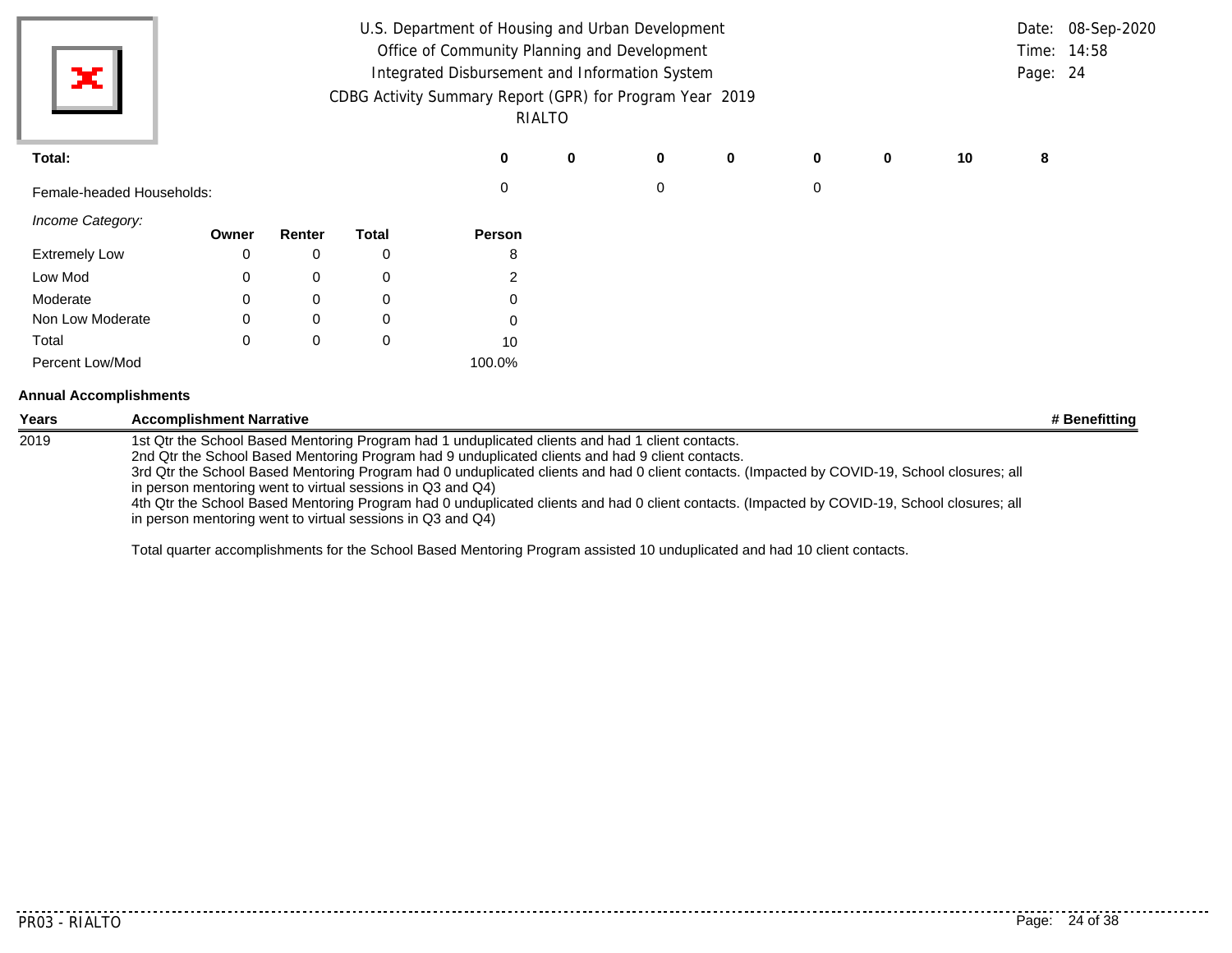U.S. Department of Housing and Urban Development
Office of Community Planning and Development
Integrated Disbursement and Information System
CDBG Activity Summary Report (GPR) for Program Year 2019
RIALTO

Date: 08-Sep-2020
Time: 14:58
Page: 24

| | | | | | | | | |
|---|---|---|---|---|---|---|---|---|
| **Total:** | **0** | **0** | **0** | **0** | **0** | **0** | **10** | **8** |
| Female-headed Households: | 0 | | 0 | | 0 | | | |

*Income Category:*

| | Owner | Renter | Total | Person |
|---|---|---|---|---|
| Extremely Low | 0 | 0 | 0 | 8 |
| Low Mod | 0 | 0 | 0 | 2 |
| Moderate | 0 | 0 | 0 | 0 |
| Non Low Moderate | 0 | 0 | 0 | 0 |
| Total | 0 | 0 | 0 | 10 |
| Percent Low/Mod | | | | 100.0% |

**Annual Accomplishments**

| Years | Accomplishment Narrative | # Benefitting |
|---|---|---|
| 2019 | 1st Qtr the School Based Mentoring Program had 1 unduplicated clients and had 1 client contacts.<br>2nd Qtr the School Based Mentoring Program had 9 unduplicated clients and had 9 client contacts.<br>3rd Qtr the School Based Mentoring Program had 0 unduplicated clients and had 0 client contacts. (Impacted by COVID-19, School closures; all in person mentoring went to virtual sessions in Q3 and Q4)<br>4th Qtr the School Based Mentoring Program had 0 unduplicated clients and had 0 client contacts. (Impacted by COVID-19, School closures; all in person mentoring went to virtual sessions in Q3 and Q4)<br><br>Total quarter accomplishments for the School Based Mentoring Program assisted 10 unduplicated and had 10 client contacts. | |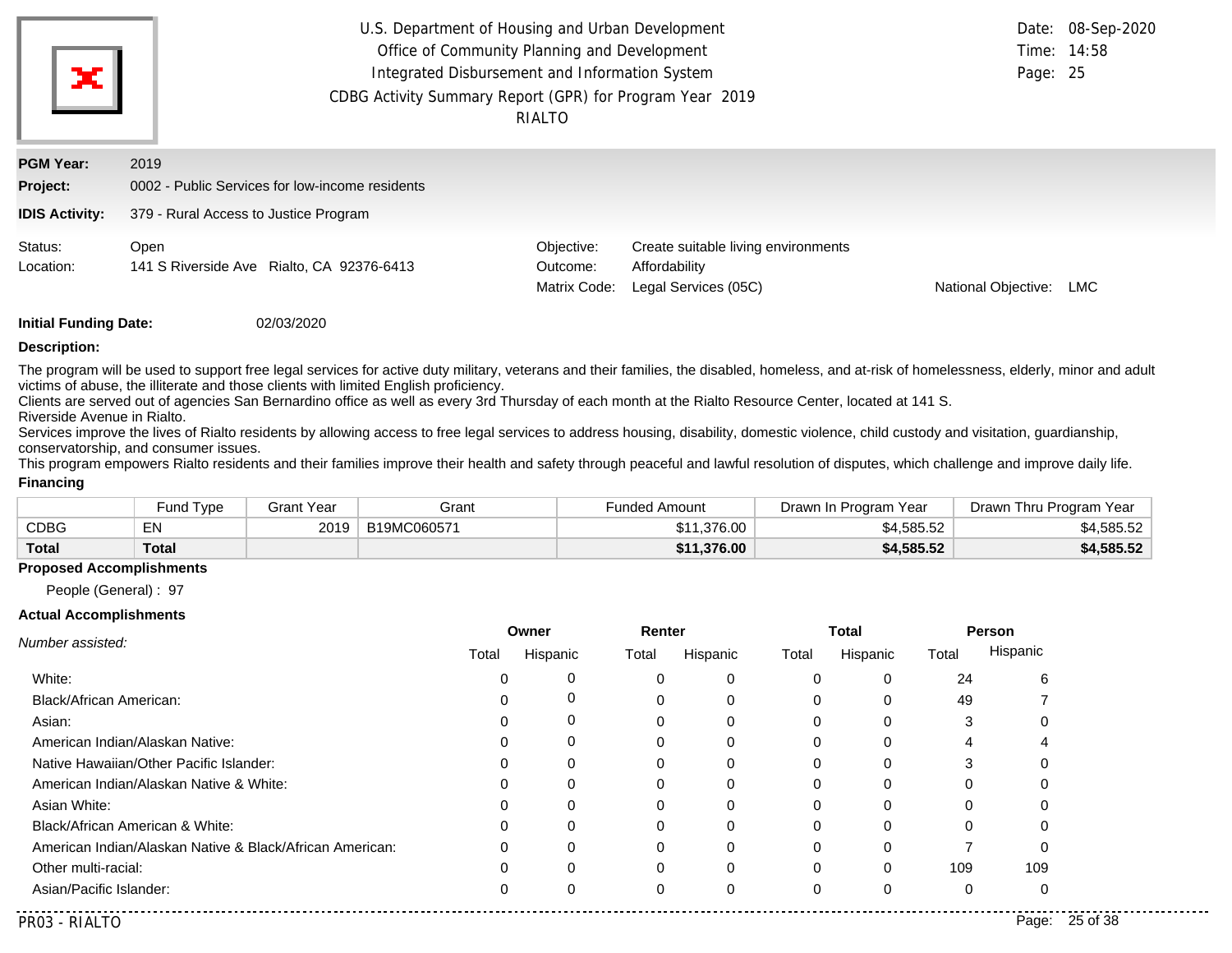U.S. Department of Housing and Urban Development
Office of Community Planning and Development
Integrated Disbursement and Information System
CDBG Activity Summary Report (GPR) for Program Year 2019
RIALTO

Date: 08-Sep-2020
Time: 14:58
Page: 25

**PGM Year:** 2019

**Project:** 0002 - Public Services for low-income residents

**IDIS Activity:** 379 - Rural Access to Justice Program

Status: Open
Location: 141 S Riverside Ave Rialto, CA 92376-6413

Objective: Create suitable living environments
Outcome: Affordability
Matrix Code: Legal Services (05C)
National Objective: LMC

**Initial Funding Date:** 02/03/2020

**Description:**

The program will be used to support free legal services for active duty military, veterans and their families, the disabled, homeless, and at-risk of homelessness, elderly, minor and adult victims of abuse, the illiterate and those clients with limited English proficiency.
Clients are served out of agencies San Bernardino office as well as every 3rd Thursday of each month at the Rialto Resource Center, located at 141 S.
Riverside Avenue in Rialto.
Services improve the lives of Rialto residents by allowing access to free legal services to address housing, disability, domestic violence, child custody and visitation, guardianship, conservatorship, and consumer issues.
This program empowers Rialto residents and their families improve their health and safety through peaceful and lawful resolution of disputes, which challenge and improve daily life.

**Financing**

| | Fund Type | Grant Year | Grant | Funded Amount | Drawn In Program Year | Drawn Thru Program Year |
|---|---|---|---|---|---|---|
| CDBG | EN | 2019 | B19MC060571 | $11,376.00 | $4,585.52 | $4,585.52 |
| **Total** | **Total** | | | **$11,376.00** | **$4,585.52** | **$4,585.52** |

**Proposed Accomplishments**

People (General) : 97

**Actual Accomplishments**

| *Number assisted:* | Owner | | Renter | | Total | | Person | |
|---|---|---|---|---|---|---|---|---|
| | Total | Hispanic | Total | Hispanic | Total | Hispanic | Total | Hispanic |
| White: | 0 | 0 | 0 | 0 | 0 | 0 | 24 | 6 |
| Black/African American: | 0 | 0 | 0 | 0 | 0 | 0 | 49 | 7 |
| Asian: | 0 | 0 | 0 | 0 | 0 | 0 | 3 | 0 |
| American Indian/Alaskan Native: | 0 | 0 | 0 | 0 | 0 | 0 | 4 | 4 |
| Native Hawaiian/Other Pacific Islander: | 0 | 0 | 0 | 0 | 0 | 0 | 3 | 0 |
| American Indian/Alaskan Native & White: | 0 | 0 | 0 | 0 | 0 | 0 | 0 | 0 |
| Asian White: | 0 | 0 | 0 | 0 | 0 | 0 | 0 | 0 |
| Black/African American & White: | 0 | 0 | 0 | 0 | 0 | 0 | 0 | 0 |
| American Indian/Alaskan Native & Black/African American: | 0 | 0 | 0 | 0 | 0 | 0 | 7 | 0 |
| Other multi-racial: | 0 | 0 | 0 | 0 | 0 | 0 | 109 | 109 |
| Asian/Pacific Islander: | 0 | 0 | 0 | 0 | 0 | 0 | 0 | 0 |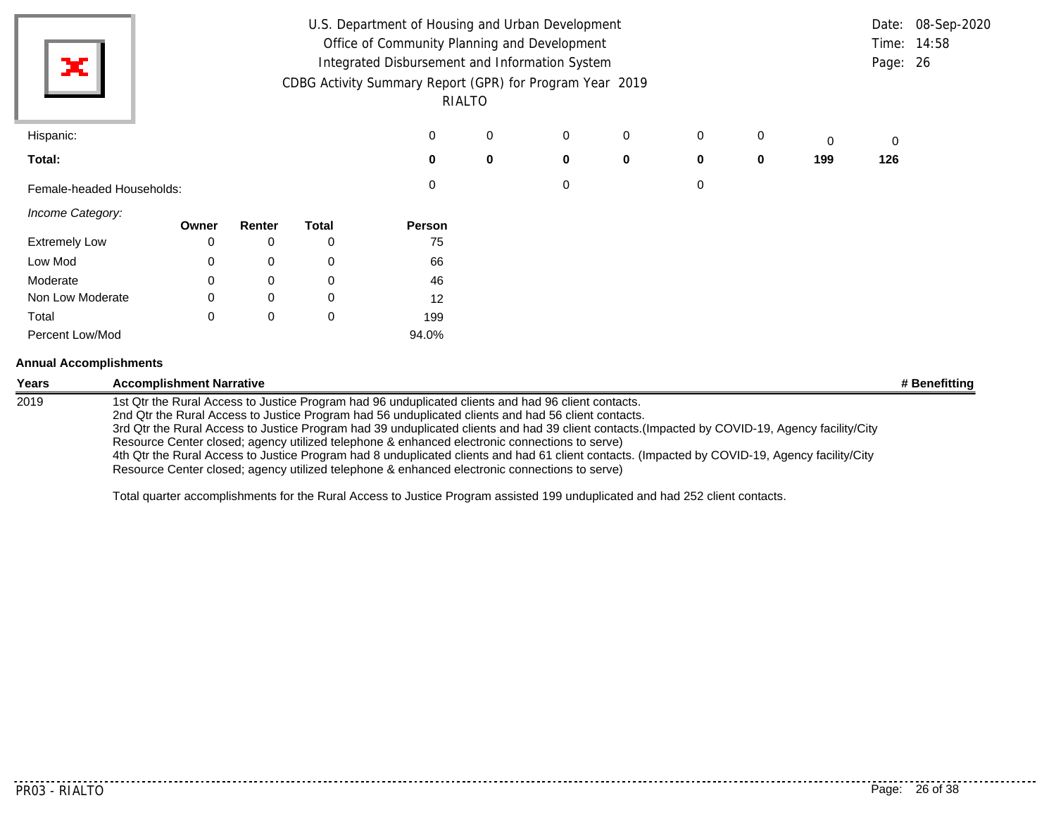| | | | | | | | | |
|---|---|---|---|---|---|---|---|---|
| Hispanic: | 0 | 0 | 0 | 0 | 0 | 0 | 0 | 0 |
| **Total:** | **0** | **0** | **0** | **0** | **0** | **0** | **199** | **126** |
| Female-headed Households: | 0 | | 0 | | 0 | | | |

*Income Category:*

| | Owner | Renter | Total | Person |
|---|---|---|---|---|
| Extremely Low | 0 | 0 | 0 | 75 |
| Low Mod | 0 | 0 | 0 | 66 |
| Moderate | 0 | 0 | 0 | 46 |
| Non Low Moderate | 0 | 0 | 0 | 12 |
| Total | 0 | 0 | 0 | 199 |
| Percent Low/Mod | | | | 94.0% |

**Annual Accomplishments**

| Years | Accomplishment Narrative | # Benefitting |
|---|---|---|
| 2019 | 1st Qtr the Rural Access to Justice Program had 96 unduplicated clients and had 96 client contacts.<br>2nd Qtr the Rural Access to Justice Program had 56 unduplicated clients and had 56 client contacts.<br>3rd Qtr the Rural Access to Justice Program had 39 unduplicated clients and had 39 client contacts.(Impacted by COVID-19, Agency facility/City Resource Center closed; agency utilized telephone & enhanced electronic connections to serve)<br>4th Qtr the Rural Access to Justice Program had 8 unduplicated clients and had 61 client contacts. (Impacted by COVID-19, Agency facility/City Resource Center closed; agency utilized telephone & enhanced electronic connections to serve)<br><br>Total quarter accomplishments for the Rural Access to Justice Program assisted 199 unduplicated and had 252 client contacts. | |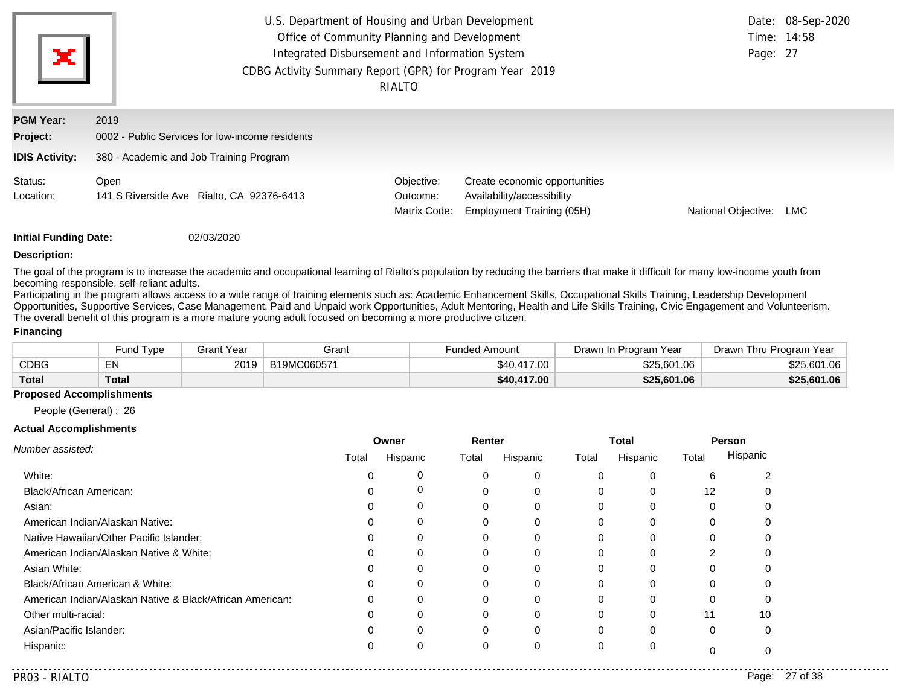U.S. Department of Housing and Urban Development
Office of Community Planning and Development
Integrated Disbursement and Information System
CDBG Activity Summary Report (GPR) for Program Year 2019
RIALTO

Date: 08-Sep-2020
Time: 14:58

**PGM Year:** 2019

**Project:** 0002 - Public Services for low-income residents

**IDIS Activity:** 380 - Academic and Job Training Program

Status: Open
Location: 141 S Riverside Ave Rialto, CA 92376-6413

Objective: Create economic opportunities
Outcome: Availability/accessibility
Matrix Code: Employment Training (05H)
National Objective: LMC

**Initial Funding Date:** 02/03/2020

**Description:**

The goal of the program is to increase the academic and occupational learning of Rialto's population by reducing the barriers that make it difficult for many low-income youth from becoming responsible, self-reliant adults.
Participating in the program allows access to a wide range of training elements such as: Academic Enhancement Skills, Occupational Skills Training, Leadership Development Opportunities, Supportive Services, Case Management, Paid and Unpaid work Opportunities, Adult Mentoring, Health and Life Skills Training, Civic Engagement and Volunteerism.
The overall benefit of this program is a more mature young adult focused on becoming a more productive citizen.

**Financing**

| | Fund Type | Grant Year | Grant | Funded Amount | Drawn In Program Year | Drawn Thru Program Year |
|---|---|---|---|---|---|---|
| CDBG | EN | 2019 | B19MC060571 | $40,417.00 | $25,601.06 | $25,601.06 |
| **Total** | **Total** | | | **$40,417.00** | **$25,601.06** | **$25,601.06** |

**Proposed Accomplishments**

People (General) : 26

**Actual Accomplishments**

| *Number assisted:* | Owner | | Renter | | Total | | Person | |
|---|---|---|---|---|---|---|---|---|
| | Total | Hispanic | Total | Hispanic | Total | Hispanic | Total | Hispanic |
| White: | 0 | 0 | 0 | 0 | 0 | 0 | 6 | 2 |
| Black/African American: | 0 | 0 | 0 | 0 | 0 | 0 | 12 | 0 |
| Asian: | 0 | 0 | 0 | 0 | 0 | 0 | 0 | 0 |
| American Indian/Alaskan Native: | 0 | 0 | 0 | 0 | 0 | 0 | 0 | 0 |
| Native Hawaiian/Other Pacific Islander: | 0 | 0 | 0 | 0 | 0 | 0 | 0 | 0 |
| American Indian/Alaskan Native & White: | 0 | 0 | 0 | 0 | 0 | 0 | 2 | 0 |
| Asian White: | 0 | 0 | 0 | 0 | 0 | 0 | 0 | 0 |
| Black/African American & White: | 0 | 0 | 0 | 0 | 0 | 0 | 0 | 0 |
| American Indian/Alaskan Native & Black/African American: | 0 | 0 | 0 | 0 | 0 | 0 | 0 | 0 |
| Other multi-racial: | 0 | 0 | 0 | 0 | 0 | 0 | 11 | 10 |
| Asian/Pacific Islander: | 0 | 0 | 0 | 0 | 0 | 0 | 0 | 0 |
| Hispanic: | 0 | 0 | 0 | 0 | 0 | 0 | 0 | 0 |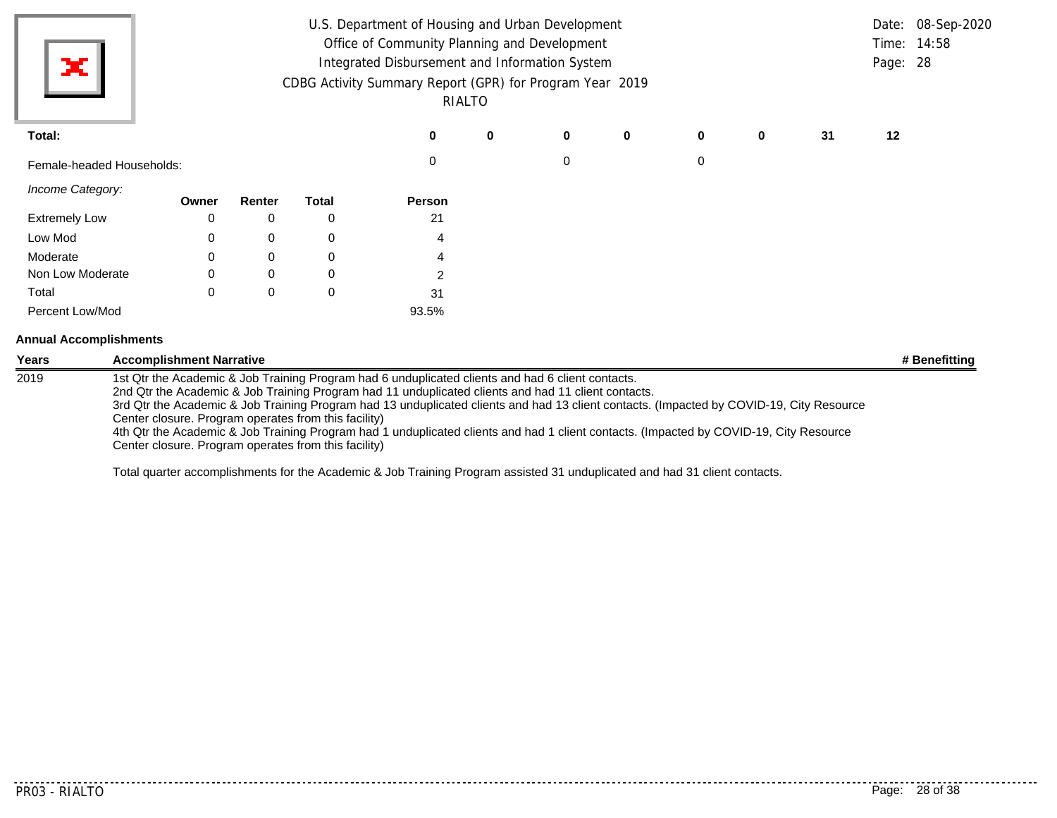| Total: | 0 | 0 | 0 | 0 | 0 | 0 | 31 | 12 |
|---|---|---|---|---|---|---|---|---|
| Female-headed Households: | 0 | | 0 | | 0 | | | |

*Income Category:*

| | Owner | Renter | Total | Person |
|---|---|---|---|---|
| Extremely Low | 0 | 0 | 0 | 21 |
| Low Mod | 0 | 0 | 0 | 4 |
| Moderate | 0 | 0 | 0 | 4 |
| Non Low Moderate | 0 | 0 | 0 | 2 |
| Total | 0 | 0 | 0 | 31 |
| Percent Low/Mod | | | | 93.5% |

**Annual Accomplishments**

| Years | Accomplishment Narrative | # Benefitting |
|---|---|---|
| 2019 | 1st Qtr the Academic & Job Training Program had 6 unduplicated clients and had 6 client contacts.<br>2nd Qtr the Academic & Job Training Program had 11 unduplicated clients and had 11 client contacts.<br>3rd Qtr the Academic & Job Training Program had 13 unduplicated clients and had 13 client contacts. (Impacted by COVID-19, City Resource Center closure. Program operates from this facility)<br>4th Qtr the Academic & Job Training Program had 1 unduplicated clients and had 1 client contacts. (Impacted by COVID-19, City Resource Center closure. Program operates from this facility)<br><br>Total quarter accomplishments for the Academic & Job Training Program assisted 31 unduplicated and had 31 client contacts. | |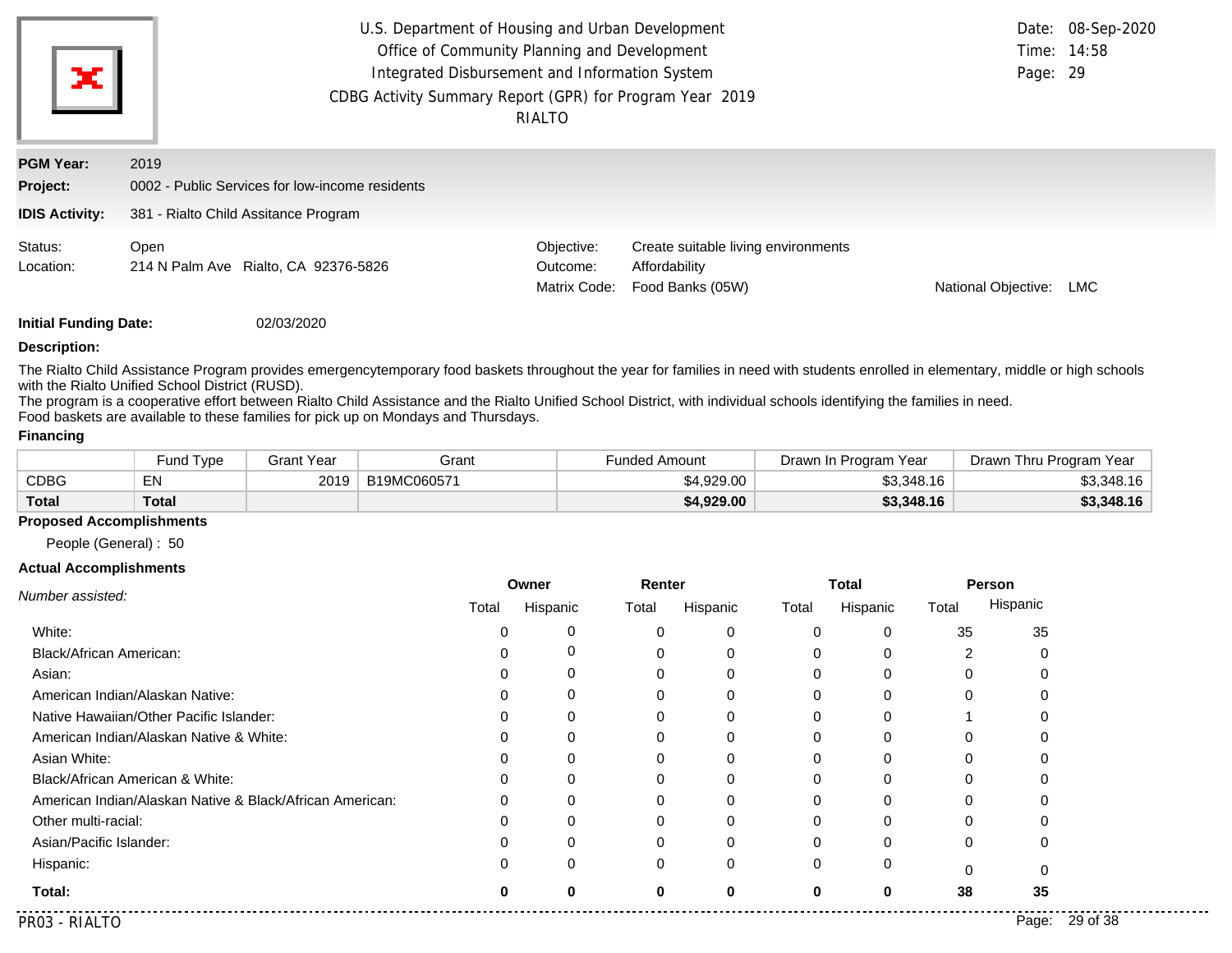U.S. Department of Housing and Urban Development
Office of Community Planning and Development
Integrated Disbursement and Information System
CDBG Activity Summary Report (GPR) for Program Year 2019
RIALTO

Date: 08-Sep-2020
Time: 14:58

**PGM Year:** 2019

**Project:** 0002 - Public Services for low-income residents

**IDIS Activity:** 381 - Rialto Child Assitance Program

Status: Open
Location: 214 N Palm Ave Rialto, CA 92376-5826

Objective: Create suitable living environments
Outcome: Affordability
Matrix Code: Food Banks (05W)
National Objective: LMC

**Initial Funding Date:** 02/03/2020

**Description:**

The Rialto Child Assistance Program provides emergencytemporary food baskets throughout the year for families in need with students enrolled in elementary, middle or high schools with the Rialto Unified School District (RUSD).
The program is a cooperative effort between Rialto Child Assistance and the Rialto Unified School District, with individual schools identifying the families in need.
Food baskets are available to these families for pick up on Mondays and Thursdays.

**Financing**

| | Fund Type | Grant Year | Grant | Funded Amount | Drawn In Program Year | Drawn Thru Program Year |
|---|---|---|---|---|---|---|
| CDBG | EN | 2019 | B19MC060571 | $4,929.00 | $3,348.16 | $3,348.16 |
| **Total** | **Total** | | | **$4,929.00** | **$3,348.16** | **$3,348.16** |

**Proposed Accomplishments**

People (General) : 50

**Actual Accomplishments**

| *Number assisted:* | Owner | | Renter | | Total | | Person | |
|---|---|---|---|---|---|---|---|---|
| | Total | Hispanic | Total | Hispanic | Total | Hispanic | Total | Hispanic |
| White: | 0 | 0 | 0 | 0 | 0 | 0 | 35 | 35 |
| Black/African American: | 0 | 0 | 0 | 0 | 0 | 0 | 2 | 0 |
| Asian: | 0 | 0 | 0 | 0 | 0 | 0 | 0 | 0 |
| American Indian/Alaskan Native: | 0 | 0 | 0 | 0 | 0 | 0 | 0 | 0 |
| Native Hawaiian/Other Pacific Islander: | 0 | 0 | 0 | 0 | 0 | 0 | 1 | 0 |
| American Indian/Alaskan Native & White: | 0 | 0 | 0 | 0 | 0 | 0 | 0 | 0 |
| Asian White: | 0 | 0 | 0 | 0 | 0 | 0 | 0 | 0 |
| Black/African American & White: | 0 | 0 | 0 | 0 | 0 | 0 | 0 | 0 |
| American Indian/Alaskan Native & Black/African American: | 0 | 0 | 0 | 0 | 0 | 0 | 0 | 0 |
| Other multi-racial: | 0 | 0 | 0 | 0 | 0 | 0 | 0 | 0 |
| Asian/Pacific Islander: | 0 | 0 | 0 | 0 | 0 | 0 | 0 | 0 |
| Hispanic: | 0 | 0 | 0 | 0 | 0 | 0 | 0 | 0 |
| **Total:** | **0** | **0** | **0** | **0** | **0** | **0** | **38** | **35** |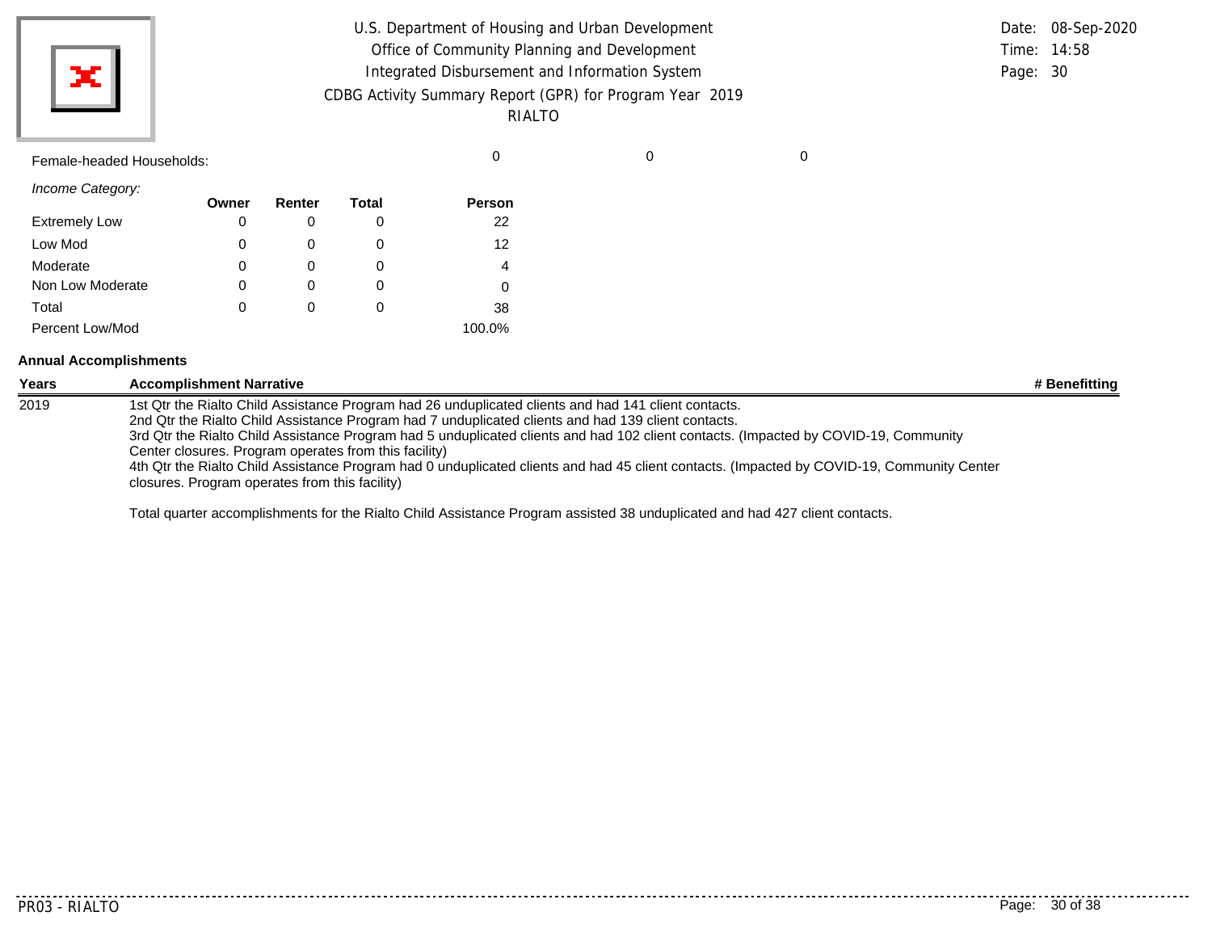Female-headed Households: 0 0 0

*Income Category:*

| | Owner | Renter | Total | Person |
|---|---|---|---|---|
| Extremely Low | 0 | 0 | 0 | 22 |
| Low Mod | 0 | 0 | 0 | 12 |
| Moderate | 0 | 0 | 0 | 4 |
| Non Low Moderate | 0 | 0 | 0 | 0 |
| Total | 0 | 0 | 0 | 38 |
| Percent Low/Mod | | | | 100.0% |

**Annual Accomplishments**

| Years | Accomplishment Narrative | # Benefitting |
|---|---|---|
| 2019 | 1st Qtr the Rialto Child Assistance Program had 26 unduplicated clients and had 141 client contacts. 2nd Qtr the Rialto Child Assistance Program had 7 unduplicated clients and had 139 client contacts. 3rd Qtr the Rialto Child Assistance Program had 5 unduplicated clients and had 102 client contacts. (Impacted by COVID-19, Community Center closures. Program operates from this facility) 4th Qtr the Rialto Child Assistance Program had 0 unduplicated clients and had 45 client contacts. (Impacted by COVID-19, Community Center closures. Program operates from this facility) Total quarter accomplishments for the Rialto Child Assistance Program assisted 38 unduplicated and had 427 client contacts. | |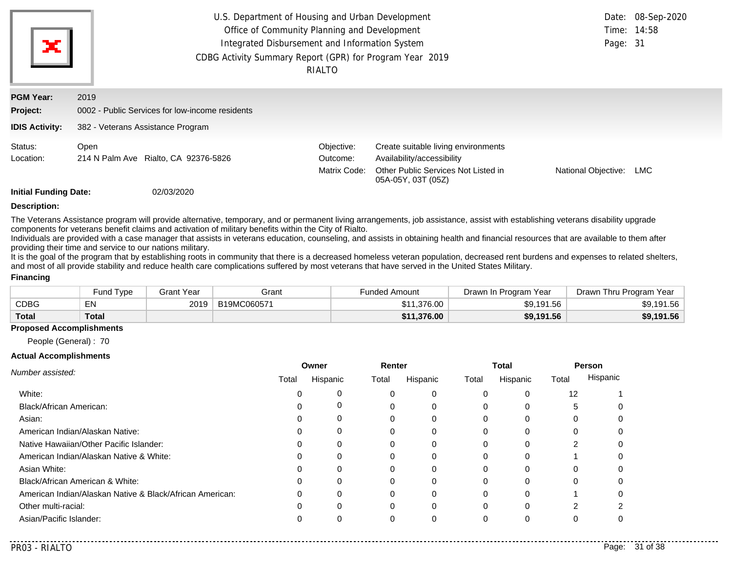U.S. Department of Housing and Urban Development
Office of Community Planning and Development
Integrated Disbursement and Information System
CDBG Activity Summary Report (GPR) for Program Year 2019
RIALTO

Date: 08-Sep-2020
Time: 14:58

**PGM Year:** 2019

**Project:** 0002 - Public Services for low-income residents

**IDIS Activity:** 382 - Veterans Assistance Program

Status: Open
Location: 214 N Palm Ave Rialto, CA 92376-5826

Objective: Create suitable living environments
Outcome: Availability/accessibility
Matrix Code: Other Public Services Not Listed in 05A-05Y, 03T (05Z)
National Objective: LMC

**Initial Funding Date:** 02/03/2020

**Description:**

The Veterans Assistance program will provide alternative, temporary, and or permanent living arrangements, job assistance, assist with establishing veterans disability upgrade components for veterans benefit claims and activation of military benefits within the City of Rialto.
Individuals are provided with a case manager that assists in veterans education, counseling, and assists in obtaining health and financial resources that are available to them after providing their time and service to our nations military.
It is the goal of the program that by establishing roots in community that there is a decreased homeless veteran population, decreased rent burdens and expenses to related shelters, and most of all provide stability and reduce health care complications suffered by most veterans that have served in the United States Military.

**Financing**

| | Fund Type | Grant Year | Grant | Funded Amount | Drawn In Program Year | Drawn Thru Program Year |
|---|---|---|---|---|---|---|
| CDBG | EN | 2019 | B19MC060571 | $11,376.00 | $9,191.56 | $9,191.56 |
| **Total** | **Total** | | | **$11,376.00** | **$9,191.56** | **$9,191.56** |

**Proposed Accomplishments**

People (General) : 70

**Actual Accomplishments**

| *Number assisted:* | Owner | | Renter | | Total | | Person | |
|---|---|---|---|---|---|---|---|---|
| | Total | Hispanic | Total | Hispanic | Total | Hispanic | Total | Hispanic |
| White: | 0 | 0 | 0 | 0 | 0 | 0 | 12 | 1 |
| Black/African American: | 0 | 0 | 0 | 0 | 0 | 0 | 5 | 0 |
| Asian: | 0 | 0 | 0 | 0 | 0 | 0 | 0 | 0 |
| American Indian/Alaskan Native: | 0 | 0 | 0 | 0 | 0 | 0 | 0 | 0 |
| Native Hawaiian/Other Pacific Islander: | 0 | 0 | 0 | 0 | 0 | 0 | 2 | 0 |
| American Indian/Alaskan Native & White: | 0 | 0 | 0 | 0 | 0 | 0 | 1 | 0 |
| Asian White: | 0 | 0 | 0 | 0 | 0 | 0 | 0 | 0 |
| Black/African American & White: | 0 | 0 | 0 | 0 | 0 | 0 | 0 | 0 |
| American Indian/Alaskan Native & Black/African American: | 0 | 0 | 0 | 0 | 0 | 0 | 1 | 0 |
| Other multi-racial: | 0 | 0 | 0 | 0 | 0 | 0 | 2 | 2 |
| Asian/Pacific Islander: | 0 | 0 | 0 | 0 | 0 | 0 | 0 | 0 |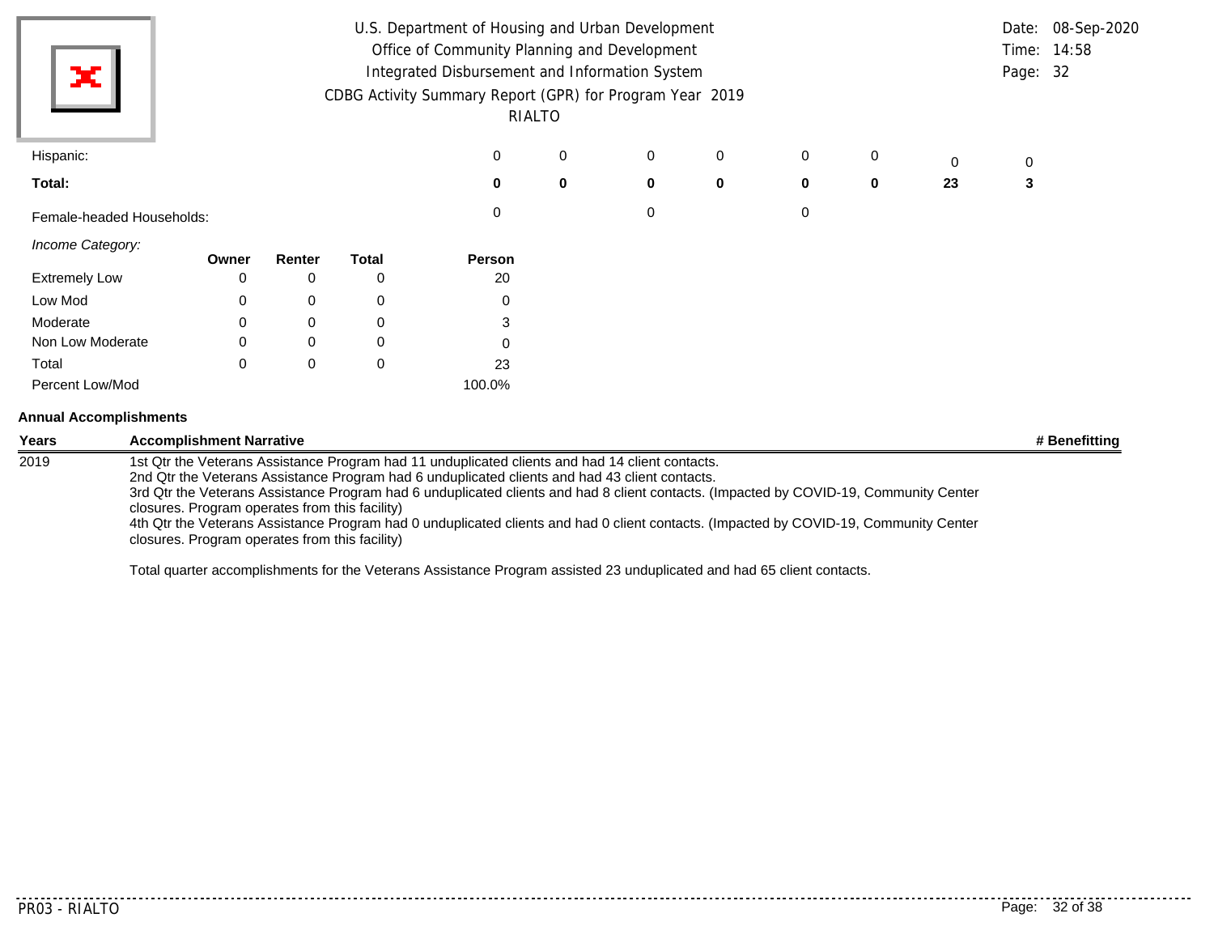U.S. Department of Housing and Urban Development
Office of Community Planning and Development
Integrated Disbursement and Information System
CDBG Activity Summary Report (GPR) for Program Year 2019
RIALTO

Date: 08-Sep-2020
Time: 14:58

| | | | | | | | | |
|---|---|---|---|---|---|---|---|---|
| Hispanic: | 0 | 0 | 0 | 0 | 0 | 0 | 0 | 0 |
| **Total:** | **0** | **0** | **0** | **0** | **0** | **0** | **23** | **3** |
| Female-headed Households: | 0 | | 0 | | 0 | | | |

*Income Category:*

| | Owner | Renter | Total | Person |
|---|---|---|---|---|
| Extremely Low | 0 | 0 | 0 | 20 |
| Low Mod | 0 | 0 | 0 | 0 |
| Moderate | 0 | 0 | 0 | 3 |
| Non Low Moderate | 0 | 0 | 0 | 0 |
| Total | 0 | 0 | 0 | 23 |
| Percent Low/Mod | | | | 100.0% |

**Annual Accomplishments**

| Years | Accomplishment Narrative | # Benefitting |
|---|---|---|
| 2019 | 1st Qtr the Veterans Assistance Program had 11 unduplicated clients and had 14 client contacts.<br>2nd Qtr the Veterans Assistance Program had 6 unduplicated clients and had 43 client contacts.<br>3rd Qtr the Veterans Assistance Program had 6 unduplicated clients and had 8 client contacts. (Impacted by COVID-19, Community Center closures. Program operates from this facility)<br>4th Qtr the Veterans Assistance Program had 0 unduplicated clients and had 0 client contacts. (Impacted by COVID-19, Community Center closures. Program operates from this facility)<br><br>Total quarter accomplishments for the Veterans Assistance Program assisted 23 unduplicated and had 65 client contacts. | |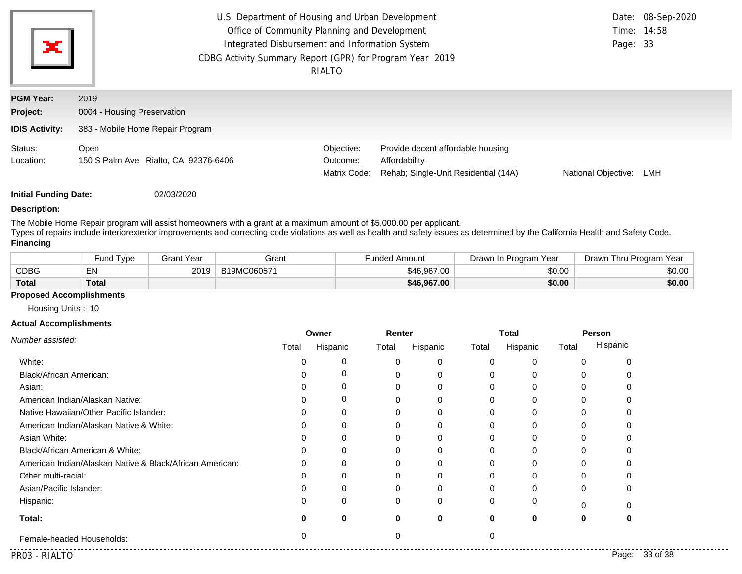U.S. Department of Housing and Urban Development
Office of Community Planning and Development
Integrated Disbursement and Information System
CDBG Activity Summary Report (GPR) for Program Year 2019
RIALTO

Date: 08-Sep-2020
Time: 14:58

**PGM Year:** 2019

**Project:** 0004 - Housing Preservation

**IDIS Activity:** 383 - Mobile Home Repair Program

Status: Open
Location: 150 S Palm Ave Rialto, CA 92376-6406

Objective: Provide decent affordable housing
Outcome: Affordability
Matrix Code: Rehab; Single-Unit Residential (14A)
National Objective: LMH

**Initial Funding Date:** 02/03/2020

**Description:**

The Mobile Home Repair program will assist homeowners with a grant at a maximum amount of $5,000.00 per applicant.
Types of repairs include interiorexterior improvements and correcting code violations as well as health and safety issues as determined by the California Health and Safety Code.

**Financing**

| | Fund Type | Grant Year | Grant | Funded Amount | Drawn In Program Year | Drawn Thru Program Year |
|---|---|---|---|---|---|---|
| CDBG | EN | 2019 | B19MC060571 | $46,967.00 | $0.00 | $0.00 |
| **Total** | **Total** | | | **$46,967.00** | **$0.00** | **$0.00** |

**Proposed Accomplishments**

Housing Units : 10

**Actual Accomplishments**

| *Number assisted:* | Owner | | Renter | | Total | | Person | |
|---|---|---|---|---|---|---|---|---|
| | Total | Hispanic | Total | Hispanic | Total | Hispanic | Total | Hispanic |
| White: | 0 | 0 | 0 | 0 | 0 | 0 | 0 | 0 |
| Black/African American: | 0 | 0 | 0 | 0 | 0 | 0 | 0 | 0 |
| Asian: | 0 | 0 | 0 | 0 | 0 | 0 | 0 | 0 |
| American Indian/Alaskan Native: | 0 | 0 | 0 | 0 | 0 | 0 | 0 | 0 |
| Native Hawaiian/Other Pacific Islander: | 0 | 0 | 0 | 0 | 0 | 0 | 0 | 0 |
| American Indian/Alaskan Native & White: | 0 | 0 | 0 | 0 | 0 | 0 | 0 | 0 |
| Asian White: | 0 | 0 | 0 | 0 | 0 | 0 | 0 | 0 |
| Black/African American & White: | 0 | 0 | 0 | 0 | 0 | 0 | 0 | 0 |
| American Indian/Alaskan Native & Black/African American: | 0 | 0 | 0 | 0 | 0 | 0 | 0 | 0 |
| Other multi-racial: | 0 | 0 | 0 | 0 | 0 | 0 | 0 | 0 |
| Asian/Pacific Islander: | 0 | 0 | 0 | 0 | 0 | 0 | 0 | 0 |
| Hispanic: | 0 | 0 | 0 | 0 | 0 | 0 | 0 | 0 |
| **Total:** | **0** | **0** | **0** | **0** | **0** | **0** | **0** | **0** |
| Female-headed Households: | 0 | | 0 | | 0 | | | |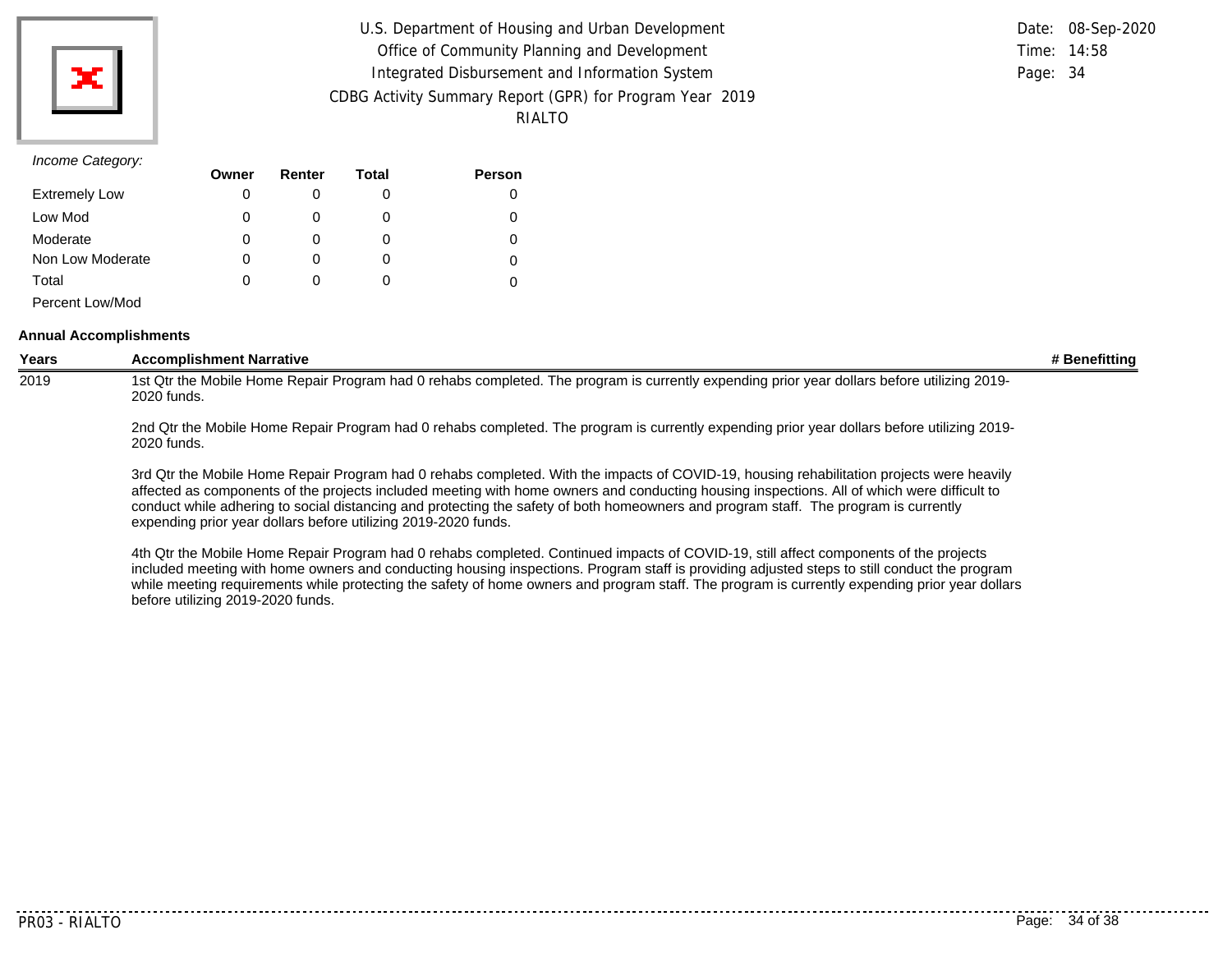*Income Category:*

| | Owner | Renter | Total | Person |
|---|---|---|---|---|
| Extremely Low | 0 | 0 | 0 | 0 |
| Low Mod | 0 | 0 | 0 | 0 |
| Moderate | 0 | 0 | 0 | 0 |
| Non Low Moderate | 0 | 0 | 0 | 0 |
| Total | 0 | 0 | 0 | 0 |
| Percent Low/Mod | | | | |

**Annual Accomplishments**

| Years | Accomplishment Narrative | # Benefitting |
|---|---|---|
| 2019 | 1st Qtr the Mobile Home Repair Program had 0 rehabs completed. The program is currently expending prior year dollars before utilizing 2019-2020 funds.<br><br>2nd Qtr the Mobile Home Repair Program had 0 rehabs completed. The program is currently expending prior year dollars before utilizing 2019-2020 funds.<br><br>3rd Qtr the Mobile Home Repair Program had 0 rehabs completed. With the impacts of COVID-19, housing rehabilitation projects were heavily affected as components of the projects included meeting with home owners and conducting housing inspections. All of which were difficult to conduct while adhering to social distancing and protecting the safety of both homeowners and program staff. The program is currently expending prior year dollars before utilizing 2019-2020 funds.<br><br>4th Qtr the Mobile Home Repair Program had 0 rehabs completed. Continued impacts of COVID-19, still affect components of the projects included meeting with home owners and conducting housing inspections. Program staff is providing adjusted steps to still conduct the program while meeting requirements while protecting the safety of home owners and program staff. The program is currently expending prior year dollars before utilizing 2019-2020 funds. | |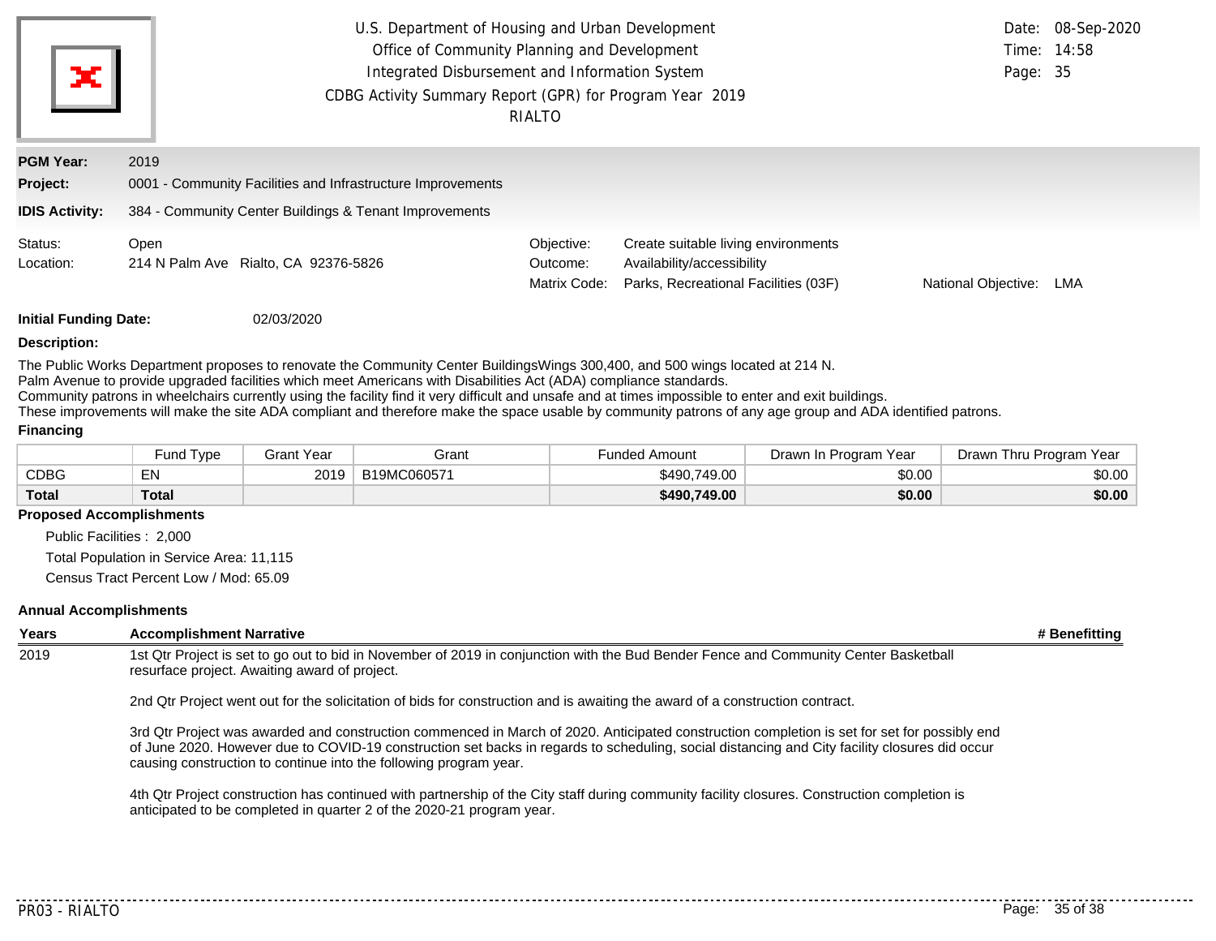U.S. Department of Housing and Urban Development
Office of Community Planning and Development
Integrated Disbursement and Information System
CDBG Activity Summary Report (GPR) for Program Year 2019
RIALTO

Date: 08-Sep-2020
Time: 14:58

**PGM Year:** 2019

**Project:** 0001 - Community Facilities and Infrastructure Improvements

**IDIS Activity:** 384 - Community Center Buildings & Tenant Improvements

Status: Open
Location: 214 N Palm Ave Rialto, CA 92376-5826

Objective: Create suitable living environments
Outcome: Availability/accessibility
Matrix Code: Parks, Recreational Facilities (03F)
National Objective: LMA

**Initial Funding Date:** 02/03/2020

**Description:**

The Public Works Department proposes to renovate the Community Center BuildingsWings 300,400, and 500 wings located at 214 N. Palm Avenue to provide upgraded facilities which meet Americans with Disabilities Act (ADA) compliance standards.
Community patrons in wheelchairs currently using the facility find it very difficult and unsafe and at times impossible to enter and exit buildings.
These improvements will make the site ADA compliant and therefore make the space usable by community patrons of any age group and ADA identified patrons.

**Financing**

| | Fund Type | Grant Year | Grant | Funded Amount | Drawn In Program Year | Drawn Thru Program Year |
|---|---|---|---|---|---|---|
| CDBG | EN | 2019 | B19MC060571 | $490,749.00 | $0.00 | $0.00 |
| **Total** | **Total** | | | **$490,749.00** | **$0.00** | **$0.00** |

**Proposed Accomplishments**

Public Facilities : 2,000
Total Population in Service Area: 11,115
Census Tract Percent Low / Mod: 65.09

**Annual Accomplishments**

| Years | Accomplishment Narrative | # Benefitting |
|---|---|---|
| 2019 | 1st Qtr Project is set to go out to bid in November of 2019 in conjunction with the Bud Bender Fence and Community Center Basketball resurface project. Awaiting award of project. | |
| | 2nd Qtr Project went out for the solicitation of bids for construction and is awaiting the award of a construction contract. | |
| | 3rd Qtr Project was awarded and construction commenced in March of 2020. Anticipated construction completion is set for set for possibly end of June 2020. However due to COVID-19 construction set backs in regards to scheduling, social distancing and City facility closures did occur causing construction to continue into the following program year. | |
| | 4th Qtr Project construction has continued with partnership of the City staff during community facility closures. Construction completion is anticipated to be completed in quarter 2 of the 2020-21 program year. | |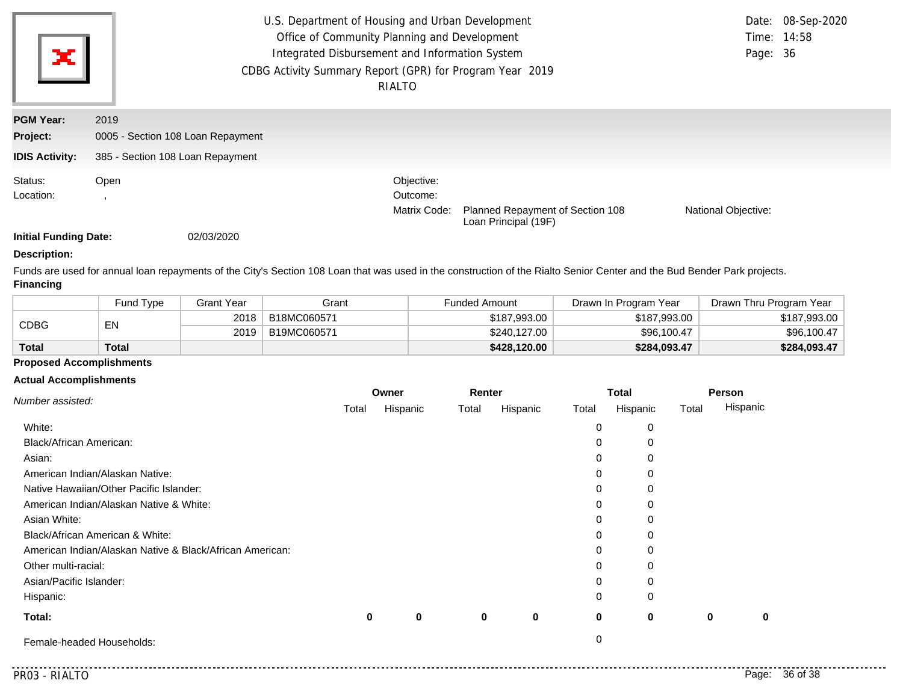U.S. Department of Housing and Urban Development
Office of Community Planning and Development
Integrated Disbursement and Information System
CDBG Activity Summary Report (GPR) for Program Year 2019
RIALTO

Date: 08-Sep-2020
Time: 14:58

**PGM Year:** 2019

**Project:** 0005 - Section 108 Loan Repayment

**IDIS Activity:** 385 - Section 108 Loan Repayment

Status: Open
Location: ,

Objective:
Outcome:
Matrix Code: Planned Repayment of Section 108 Loan Principal (19F)
National Objective:

**Initial Funding Date:** 02/03/2020

**Description:**

Funds are used for annual loan repayments of the City's Section 108 Loan that was used in the construction of the Rialto Senior Center and the Bud Bender Park projects.

**Financing**

| | Fund Type | Grant Year | Grant | Funded Amount | Drawn In Program Year | Drawn Thru Program Year |
|---|---|---|---|---|---|---|
| CDBG | EN | 2018 | B18MC060571 | $187,993.00 | $187,993.00 | $187,993.00 |
| | | 2019 | B19MC060571 | $240,127.00 | $96,100.47 | $96,100.47 |
| **Total** | **Total** | | | **$428,120.00** | **$284,093.47** | **$284,093.47** |

**Proposed Accomplishments**

**Actual Accomplishments**

| *Number assisted:* | Owner Total | Owner Hispanic | Renter Total | Renter Hispanic | Total Total | Total Hispanic | Person Total | Person Hispanic |
|---|---|---|---|---|---|---|---|---|
| White: | | | | | 0 | 0 | | |
| Black/African American: | | | | | 0 | 0 | | |
| Asian: | | | | | 0 | 0 | | |
| American Indian/Alaskan Native: | | | | | 0 | 0 | | |
| Native Hawaiian/Other Pacific Islander: | | | | | 0 | 0 | | |
| American Indian/Alaskan Native & White: | | | | | 0 | 0 | | |
| Asian White: | | | | | 0 | 0 | | |
| Black/African American & White: | | | | | 0 | 0 | | |
| American Indian/Alaskan Native & Black/African American: | | | | | 0 | 0 | | |
| Other multi-racial: | | | | | 0 | 0 | | |
| Asian/Pacific Islander: | | | | | 0 | 0 | | |
| Hispanic: | | | | | 0 | 0 | | |
| **Total:** | **0** | **0** | **0** | **0** | **0** | **0** | **0** | **0** |
| Female-headed Households: | | | | | 0 | | | |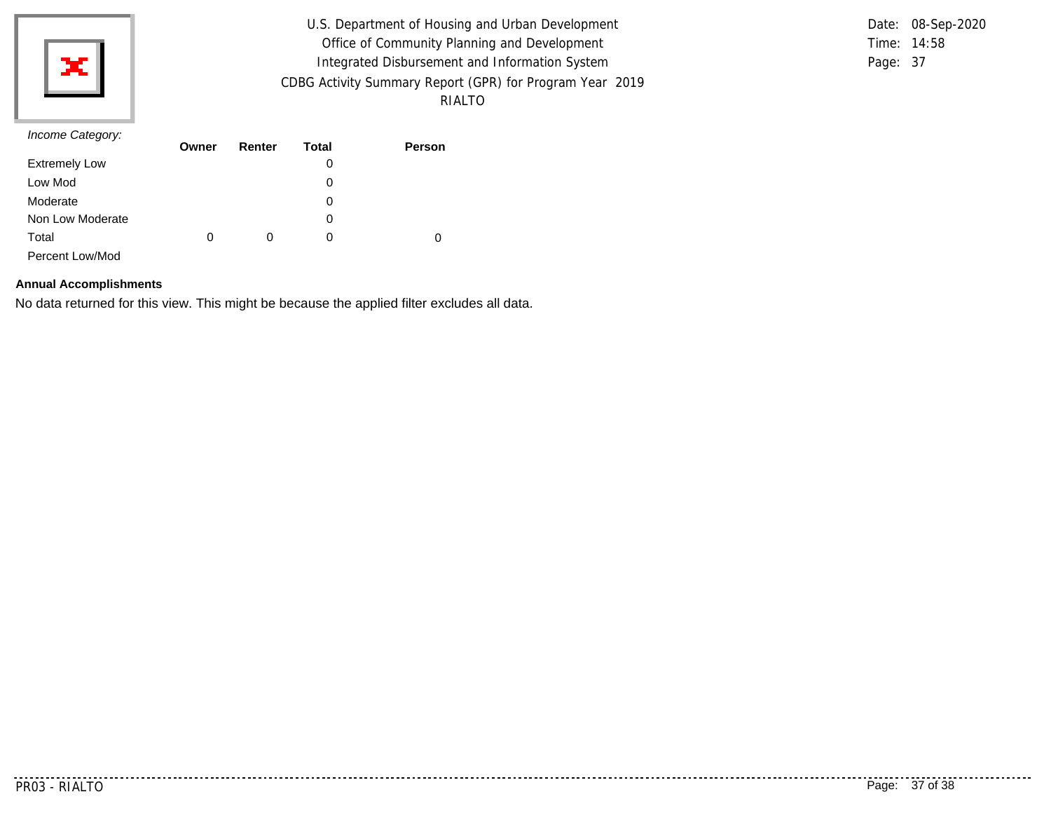*Income Category:*

| | Owner | Renter | Total | Person |
|---|---|---|---|---|
| Extremely Low | | | 0 | |
| Low Mod | | | 0 | |
| Moderate | | | 0 | |
| Non Low Moderate | | | 0 | |
| Total | 0 | 0 | 0 | 0 |
| Percent Low/Mod | | | | |

**Annual Accomplishments**

No data returned for this view. This might be because the applied filter excludes all data.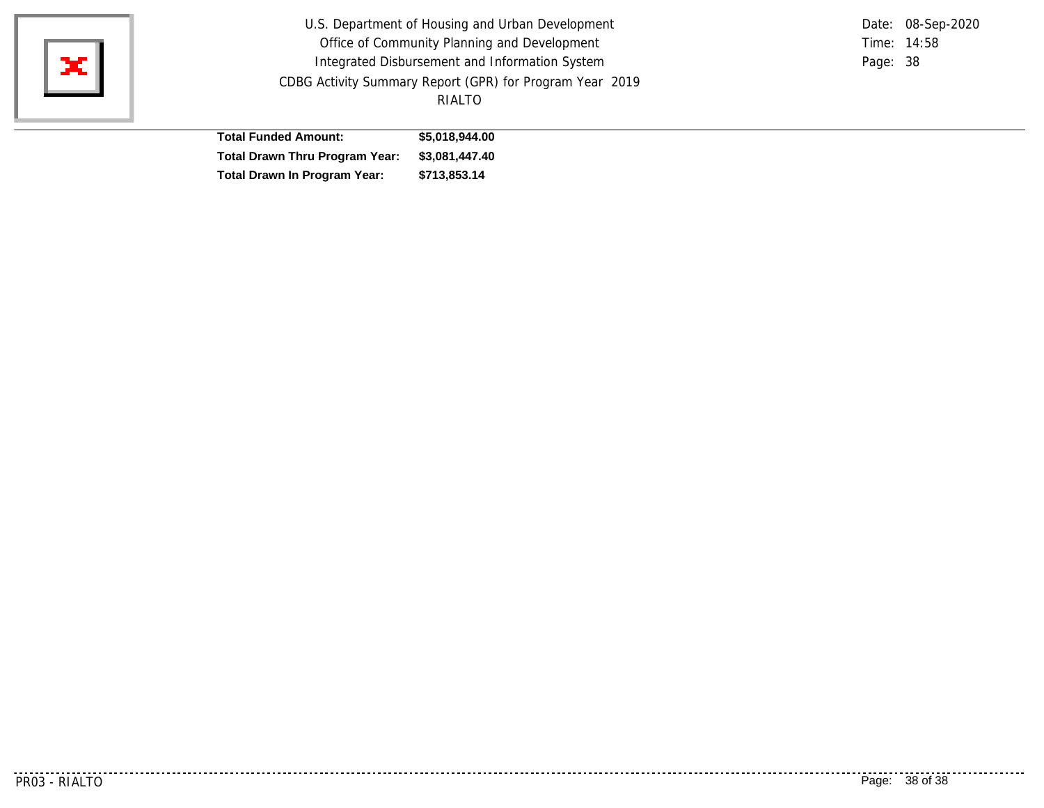| | |
|---|---|
| **Total Funded Amount:** | **$5,018,944.00** |
| **Total Drawn Thru Program Year:** | **$3,081,447.40** |
| **Total Drawn In Program Year:** | **$713,853.14** |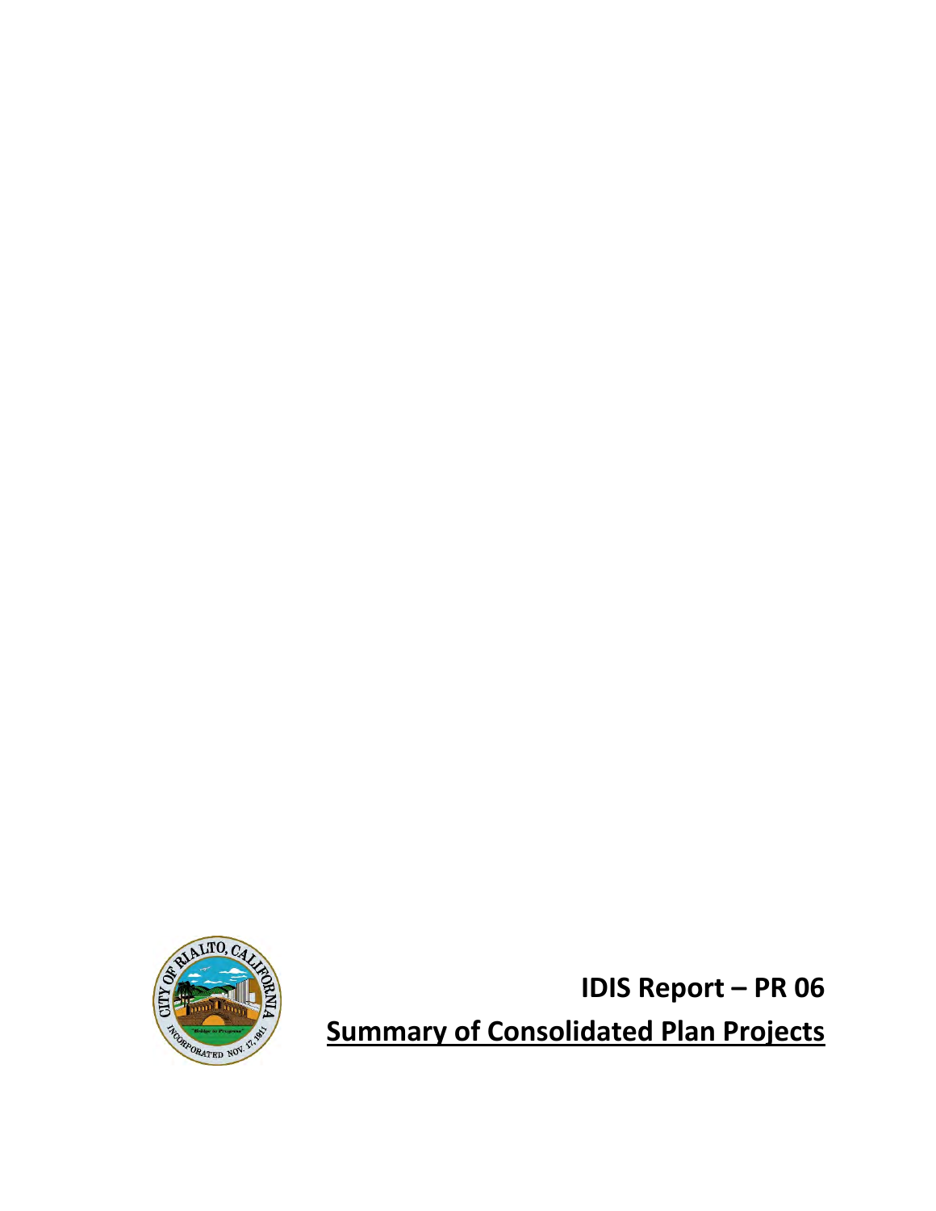# IDIS Report – PR 06

## Summary of Consolidated Plan Projects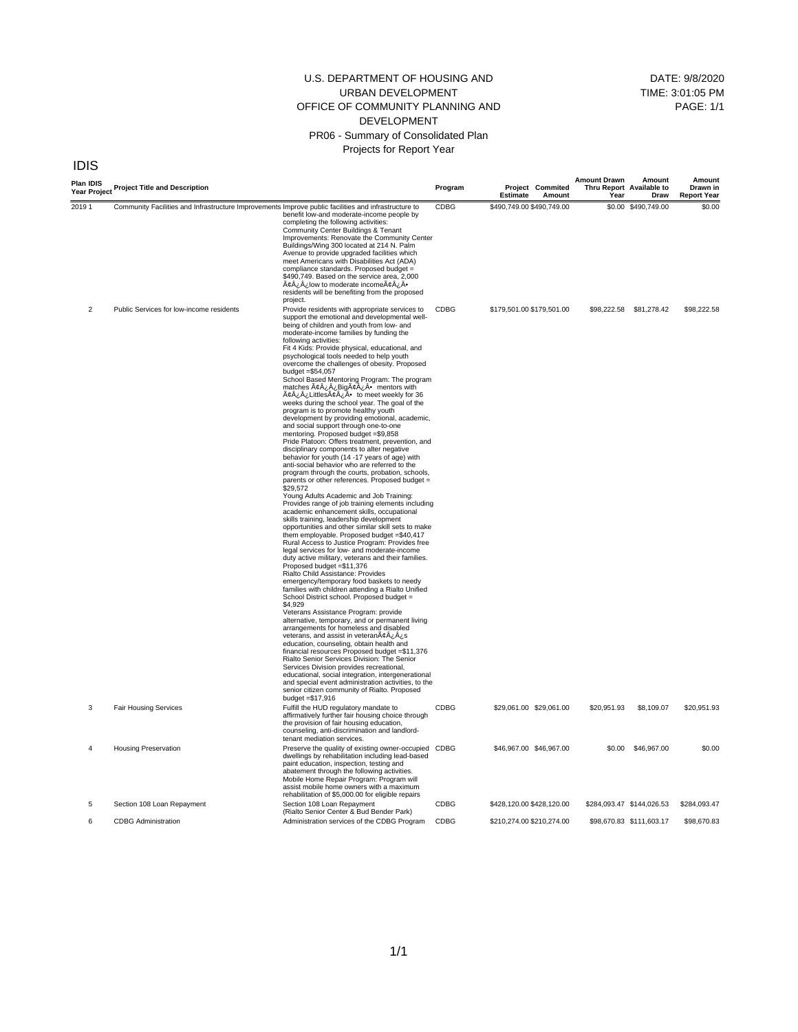U.S. DEPARTMENT OF HOUSING AND URBAN DEVELOPMENT
OFFICE OF COMMUNITY PLANNING AND DEVELOPMENT
PR06 - Summary of Consolidated Plan Projects for Report Year

DATE: 9/8/2020
TIME: 3:01:05 PM
PAGE: 1/1

IDIS

| Plan Year | IDIS Project | Project Title and Description | | Program | Project Estimate | Commited Amount | Amount Drawn Thru Report Year | Amount Available to Draw | Amount Drawn in Report Year |
|---|---|---|---|---|---|---|---|---|---|
| 2019 | 1 | Community Facilities and Infrastructure Improvements | Improve public facilities and infrastructure to benefit low-and moderate-income people by completing the following activities: Community Center Buildings & Tenant Improvements: Renovate the Community Center Buildings/Wing 300 located at 214 N. Palm Avenue to provide upgraded facilities which meet Americans with Disabilities Act (ADA) compliance standards. Proposed budget = $490,749. Based on the service area, 2,000 Ã¢Â¿Â¿low to moderate incomeÃ¢Â¿Â• residents will be benefiting from the proposed project. | CDBG | $490,749.00 | $490,749.00 | $0.00 | $490,749.00 | $0.00 |
| | 2 | Public Services for low-income residents | Provide residents with appropriate services to support the emotional and developmental well-being of children and youth from low- and moderate-income families by funding the following activities: Fit 4 Kids: Provide physical, educational, and psychological tools needed to help youth overcome the challenges of obesity. Proposed budget =$54,057 School Based Mentoring Program: The program matches Ã¢Â¿Â¿BigÃ¢Â¿Â• mentors with Ã¢Â¿Â¿LittlesÃ¢Â¿Â• to meet weekly for 36 weeks during the school year. The goal of the program is to promote healthy youth development by providing emotional, academic, and social support through one-to-one mentoring. Proposed budget =$9,858 Pride Platoon: Offers treatment, prevention, and disciplinary components to alter negative behavior for youth (14 -17 years of age) with anti-social behavior who are referred to the program through the courts, probation, schools, parents or other references. Proposed budget = $29,572 Young Adults Academic and Job Training: Provides range of job training elements including academic enhancement skills, occupational skills training, leadership development opportunities and other similar skill sets to make them employable. Proposed budget =$40,417 Rural Access to Justice Program: Provides free legal services for low- and moderate-income duty active military, veterans and their families. Proposed budget =$11,376 Rialto Child Assistance: Provides emergency/temporary food baskets to needy families with children attending a Rialto Unified School District school. Proposed budget = $4,929 Veterans Assistance Program: provide alternative, temporary, and or permanent living arrangements for homeless and disabled veterans, and assist in veteranÃ¢Â¿Â¿s education, counseling, obtain health and financial resources Proposed budget =$11,376 Rialto Senior Services Division: The Senior Services Division provides recreational, educational, social integration, intergenerational and special event administration activities, to the senior citizen community of Rialto. Proposed budget =$17,916 | CDBG | $179,501.00 | $179,501.00 | $98,222.58 | $81,278.42 | $98,222.58 |
| | 3 | Fair Housing Services | Fulfill the HUD regulatory mandate to affirmatively further fair housing choice through the provision of fair housing education, counseling, anti-discrimination and landlord-tenant mediation services. | CDBG | $29,061.00 | $29,061.00 | $20,951.93 | $8,109.07 | $20,951.93 |
| | 4 | Housing Preservation | Preserve the quality of existing owner-occupied dwellings by rehabilitation including lead-based paint education, inspection, testing and abatement through the following activities. Mobile Home Repair Program: Program will assist mobile home owners with a maximum rehabilitation of $5,000.00 for eligible repairs | CDBG | $46,967.00 | $46,967.00 | $0.00 | $46,967.00 | $0.00 |
| | 5 | Section 108 Loan Repayment | Section 108 Loan Repayment (Rialto Senior Center & Bud Bender Park) | CDBG | $428,120.00 | $428,120.00 | $284,093.47 | $144,026.53 | $284,093.47 |
| | 6 | CDBG Administration | Administration services of the CDBG Program | CDBG | $210,274.00 | $210,274.00 | $98,670.83 | $111,603.17 | $98,670.83 |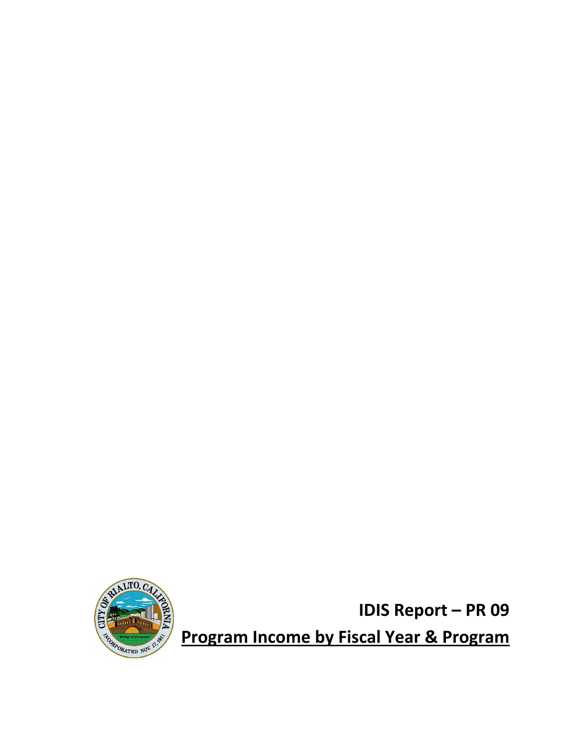# IDIS Report – PR 09

## Program Income by Fiscal Year & Program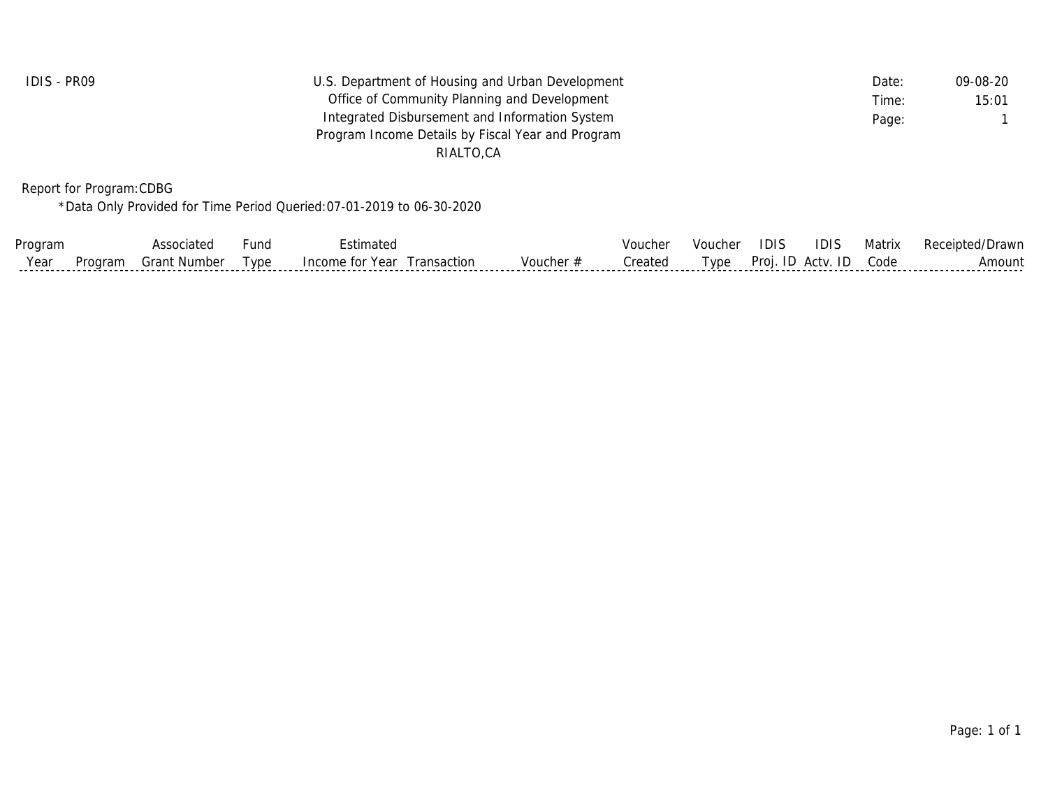IDIS - PR09

U.S. Department of Housing and Urban Development
Office of Community Planning and Development
Integrated Disbursement and Information System
Program Income Details by Fiscal Year and Program
RIALTO,CA

Date: 09-08-20
Time: 15:01

Report for Program:CDBG

*Data Only Provided for Time Period Queried:07-01-2019 to 06-30-2020

| Program Year | Program | Associated Grant Number | Fund Type | Estimated Income for Year | Transaction | Voucher # | Voucher Created | Voucher Type | IDIS Proj. ID | IDIS Actv. ID | Matrix Code | Receipted/Drawn Amount |
|---|---|---|---|---|---|---|---|---|---|---|---|---|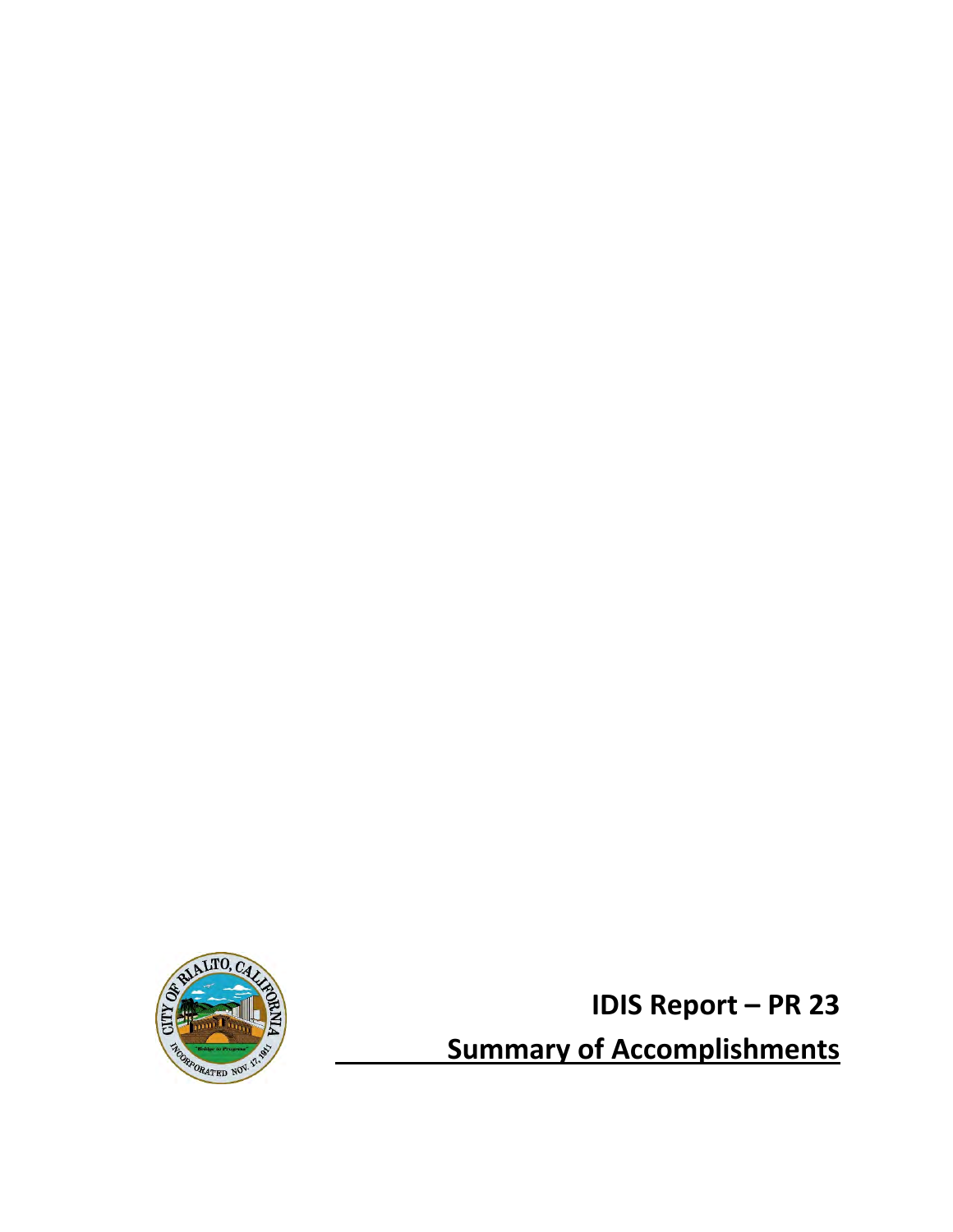# IDIS Report – PR 23

## Summary of Accomplishments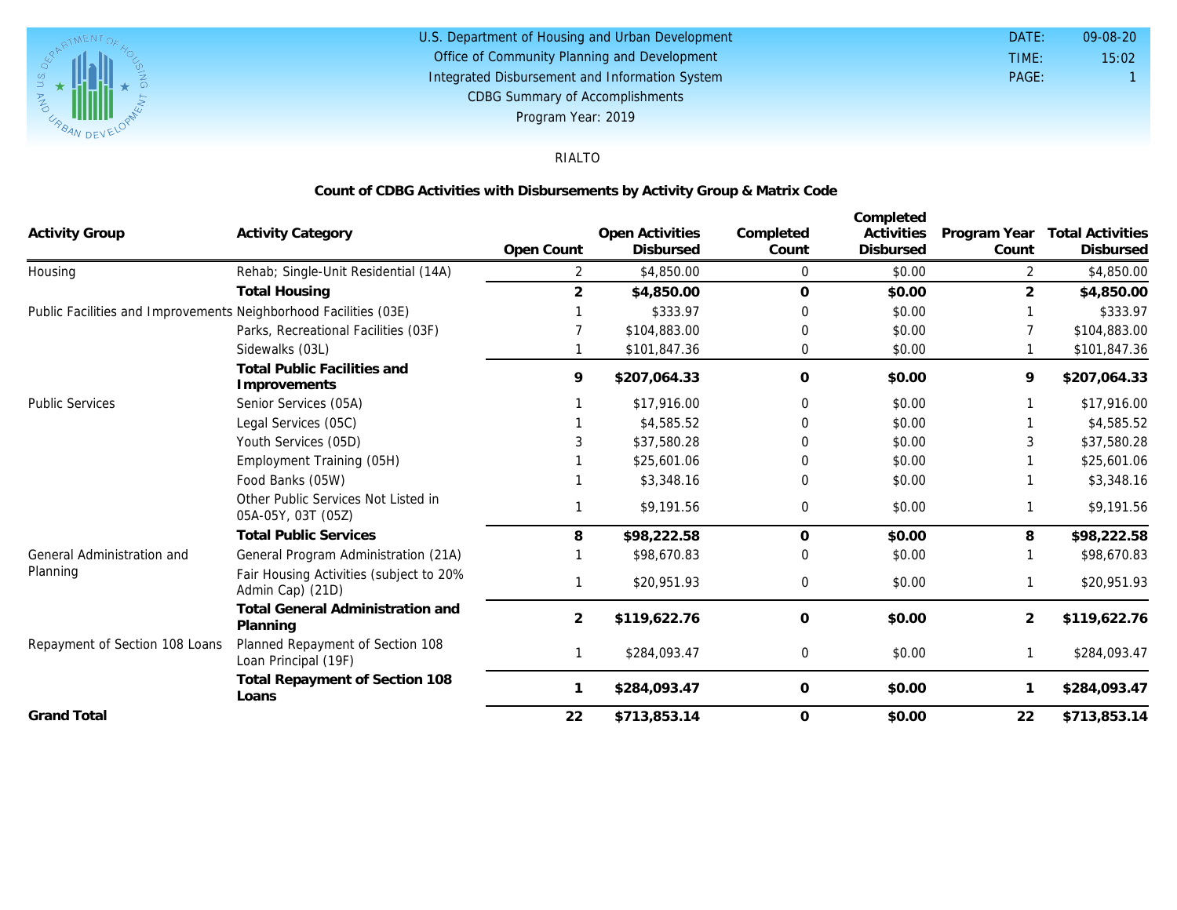U.S. Department of Housing and Urban Development
Office of Community Planning and Development
Integrated Disbursement and Information System
CDBG Summary of Accomplishments
Program Year: 2019

DATE: 09-08-20
TIME: 15:02
PAGE: 1

RIALTO

## Count of CDBG Activities with Disbursements by Activity Group & Matrix Code

| Activity Group | Activity Category | Open Count | Open Activities Disbursed | Completed Count | Completed Activities Disbursed | Program Year Count | Total Activities Disbursed |
|---|---|---|---|---|---|---|---|
| Housing | Rehab; Single-Unit Residential (14A) | 2 | $4,850.00 | 0 | $0.00 | 2 | $4,850.00 |
| | **Total Housing** | **2** | **$4,850.00** | **0** | **$0.00** | **2** | **$4,850.00** |
| Public Facilities and Improvements | Neighborhood Facilities (03E) | 1 | $333.97 | 0 | $0.00 | 1 | $333.97 |
| | Parks, Recreational Facilities (03F) | 7 | $104,883.00 | 0 | $0.00 | 7 | $104,883.00 |
| | Sidewalks (03L) | 1 | $101,847.36 | 0 | $0.00 | 1 | $101,847.36 |
| | **Total Public Facilities and Improvements** | **9** | **$207,064.33** | **0** | **$0.00** | **9** | **$207,064.33** |
| Public Services | Senior Services (05A) | 1 | $17,916.00 | 0 | $0.00 | 1 | $17,916.00 |
| | Legal Services (05C) | 1 | $4,585.52 | 0 | $0.00 | 1 | $4,585.52 |
| | Youth Services (05D) | 3 | $37,580.28 | 0 | $0.00 | 3 | $37,580.28 |
| | Employment Training (05H) | 1 | $25,601.06 | 0 | $0.00 | 1 | $25,601.06 |
| | Food Banks (05W) | 1 | $3,348.16 | 0 | $0.00 | 1 | $3,348.16 |
| | Other Public Services Not Listed in 05A-05Y, 03T (05Z) | 1 | $9,191.56 | 0 | $0.00 | 1 | $9,191.56 |
| | **Total Public Services** | **8** | **$98,222.58** | **0** | **$0.00** | **8** | **$98,222.58** |
| General Administration and Planning | General Program Administration (21A) | 1 | $98,670.83 | 0 | $0.00 | 1 | $98,670.83 |
| | Fair Housing Activities (subject to 20% Admin Cap) (21D) | 1 | $20,951.93 | 0 | $0.00 | 1 | $20,951.93 |
| | **Total General Administration and Planning** | **2** | **$119,622.76** | **0** | **$0.00** | **2** | **$119,622.76** |
| Repayment of Section 108 Loans | Planned Repayment of Section 108 Loan Principal (19F) | 1 | $284,093.47 | 0 | $0.00 | 1 | $284,093.47 |
| | **Total Repayment of Section 108 Loans** | **1** | **$284,093.47** | **0** | **$0.00** | **1** | **$284,093.47** |
| **Grand Total** | | **22** | **$713,853.14** | **0** | **$0.00** | **22** | **$713,853.14** |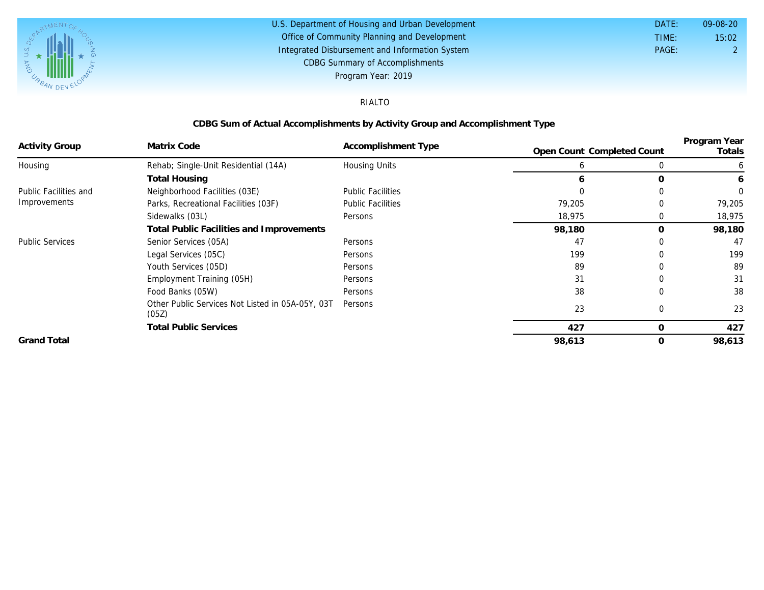U.S. Department of Housing and Urban Development
Office of Community Planning and Development
Integrated Disbursement and Information System
CDBG Summary of Accomplishments
Program Year: 2019

DATE: 09-08-20
TIME: 15:02
PAGE: 2

RIALTO

## CDBG Sum of Actual Accomplishments by Activity Group and Accomplishment Type

| Activity Group | Matrix Code | Accomplishment Type | Open Count | Completed Count | Program Year Totals |
|---|---|---|---|---|---|
| Housing | Rehab; Single-Unit Residential (14A) | Housing Units | 6 | 0 | 6 |
| | **Total Housing** | | **6** | **0** | **6** |
| Public Facilities and Improvements | Neighborhood Facilities (03E) | Public Facilities | 0 | 0 | 0 |
| | Parks, Recreational Facilities (03F) | Public Facilities | 79,205 | 0 | 79,205 |
| | Sidewalks (03L) | Persons | 18,975 | 0 | 18,975 |
| | **Total Public Facilities and Improvements** | | **98,180** | **0** | **98,180** |
| Public Services | Senior Services (05A) | Persons | 47 | 0 | 47 |
| | Legal Services (05C) | Persons | 199 | 0 | 199 |
| | Youth Services (05D) | Persons | 89 | 0 | 89 |
| | Employment Training (05H) | Persons | 31 | 0 | 31 |
| | Food Banks (05W) | Persons | 38 | 0 | 38 |
| | Other Public Services Not Listed in 05A-05Y, 03T (05Z) | Persons | 23 | 0 | 23 |
| | **Total Public Services** | | **427** | **0** | **427** |
| **Grand Total** | | | **98,613** | **0** | **98,613** |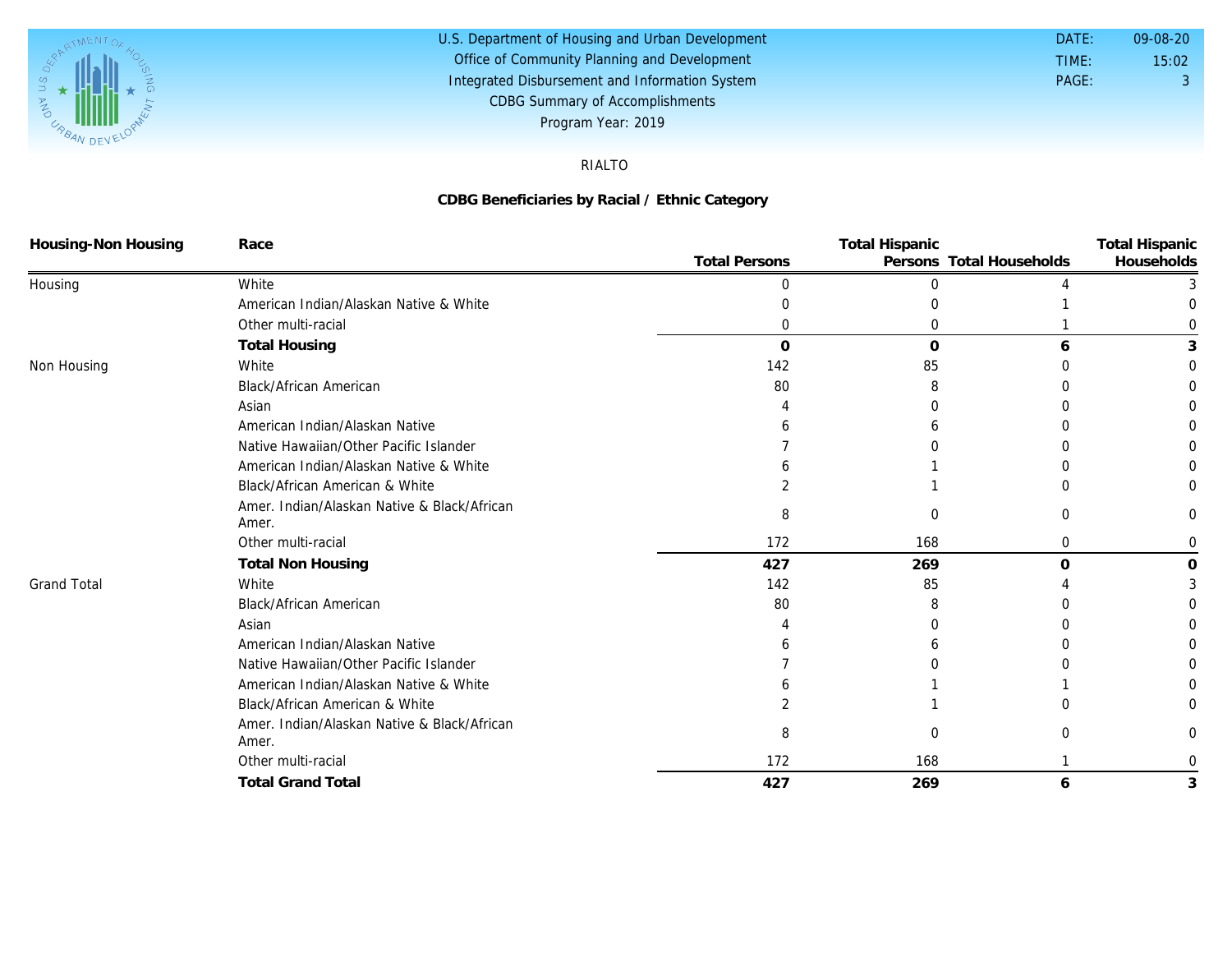U.S. Department of Housing and Urban Development
Office of Community Planning and Development
Integrated Disbursement and Information System
CDBG Summary of Accomplishments
Program Year: 2019

DATE: 09-08-20
TIME: 15:02
PAGE: 3

RIALTO

## CDBG Beneficiaries by Racial / Ethnic Category

| Housing-Non Housing | Race | Total Persons | Total Hispanic Persons | Total Households | Total Hispanic Households |
|---|---|---|---|---|---|
| Housing | White | 0 | 0 | 4 | 3 |
| | American Indian/Alaskan Native & White | 0 | 0 | 1 | 0 |
| | Other multi-racial | 0 | 0 | 1 | 0 |
| | **Total Housing** | **0** | **0** | **6** | **3** |
| Non Housing | White | 142 | 85 | 0 | 0 |
| | Black/African American | 80 | 8 | 0 | 0 |
| | Asian | 4 | 0 | 0 | 0 |
| | American Indian/Alaskan Native | 6 | 6 | 0 | 0 |
| | Native Hawaiian/Other Pacific Islander | 7 | 0 | 0 | 0 |
| | American Indian/Alaskan Native & White | 6 | 1 | 0 | 0 |
| | Black/African American & White | 2 | 1 | 0 | 0 |
| | Amer. Indian/Alaskan Native & Black/African Amer. | 8 | 0 | 0 | 0 |
| | Other multi-racial | 172 | 168 | 0 | 0 |
| | **Total Non Housing** | **427** | **269** | **0** | **0** |
| Grand Total | White | 142 | 85 | 4 | 3 |
| | Black/African American | 80 | 8 | 0 | 0 |
| | Asian | 4 | 0 | 0 | 0 |
| | American Indian/Alaskan Native | 6 | 6 | 0 | 0 |
| | Native Hawaiian/Other Pacific Islander | 7 | 0 | 0 | 0 |
| | American Indian/Alaskan Native & White | 6 | 1 | 1 | 0 |
| | Black/African American & White | 2 | 1 | 0 | 0 |
| | Amer. Indian/Alaskan Native & Black/African Amer. | 8 | 0 | 0 | 0 |
| | Other multi-racial | 172 | 168 | 1 | 0 |
| | **Total Grand Total** | **427** | **269** | **6** | **3** |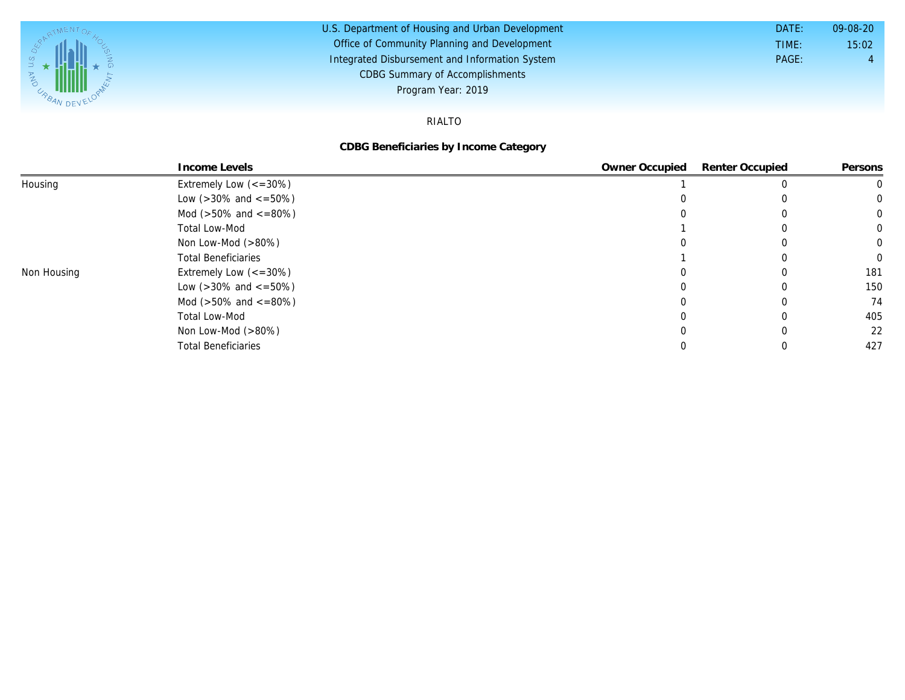U.S. Department of Housing and Urban Development
Office of Community Planning and Development
Integrated Disbursement and Information System
CDBG Summary of Accomplishments
Program Year: 2019

DATE: 09-08-20
TIME: 15:02

RIALTO

## CDBG Beneficiaries by Income Category

| | Income Levels | Owner Occupied | Renter Occupied | Persons |
|---|---|---|---|---|
| Housing | Extremely Low (<=30%) | 1 | 0 | 0 |
| | Low (>30% and <=50%) | 0 | 0 | 0 |
| | Mod (>50% and <=80%) | 0 | 0 | 0 |
| | Total Low-Mod | 1 | 0 | 0 |
| | Non Low-Mod (>80%) | 0 | 0 | 0 |
| | Total Beneficiaries | 1 | 0 | 0 |
| Non Housing | Extremely Low (<=30%) | 0 | 0 | 181 |
| | Low (>30% and <=50%) | 0 | 0 | 150 |
| | Mod (>50% and <=80%) | 0 | 0 | 74 |
| | Total Low-Mod | 0 | 0 | 405 |
| | Non Low-Mod (>80%) | 0 | 0 | 22 |
| | Total Beneficiaries | 0 | 0 | 427 |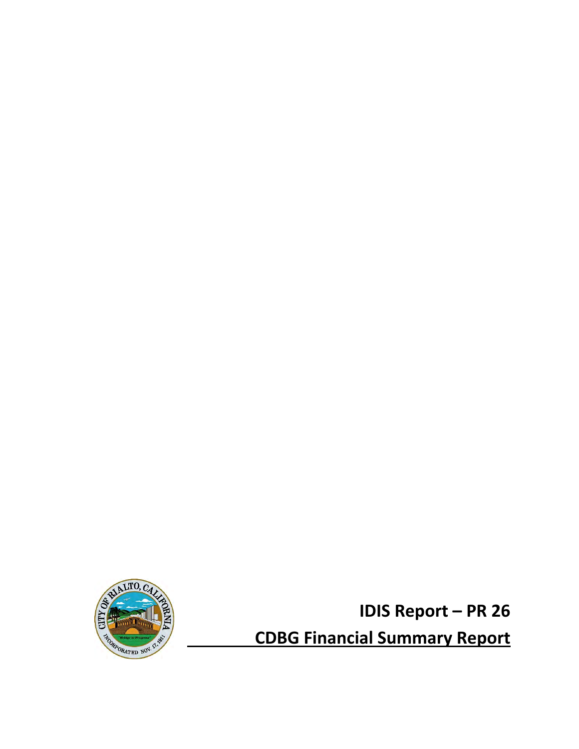# IDIS Report – PR 26

## CDBG Financial Summary Report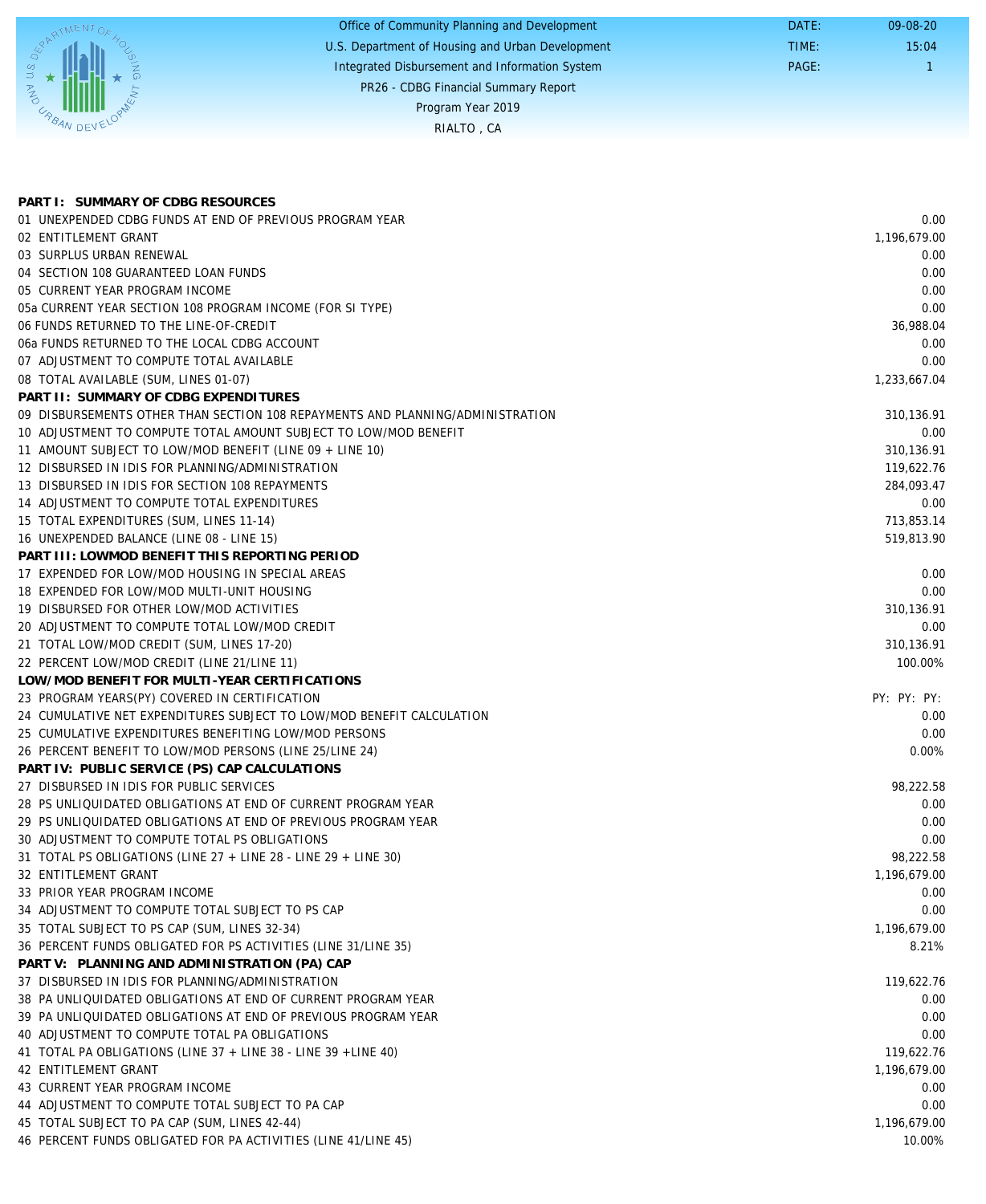Office of Community Planning and Development
U.S. Department of Housing and Urban Development
Integrated Disbursement and Information System
PR26 - CDBG Financial Summary Report
Program Year 2019
RIALTO , CA

DATE: 09-08-20
TIME: 15:04
PAGE: 1

| | |
|---|---|
| **PART I: SUMMARY OF CDBG RESOURCES** | |
| 01 UNEXPENDED CDBG FUNDS AT END OF PREVIOUS PROGRAM YEAR | 0.00 |
| 02 ENTITLEMENT GRANT | 1,196,679.00 |
| 03 SURPLUS URBAN RENEWAL | 0.00 |
| 04 SECTION 108 GUARANTEED LOAN FUNDS | 0.00 |
| 05 CURRENT YEAR PROGRAM INCOME | 0.00 |
| 05a CURRENT YEAR SECTION 108 PROGRAM INCOME (FOR SI TYPE) | 0.00 |
| 06 FUNDS RETURNED TO THE LINE-OF-CREDIT | 36,988.04 |
| 06a FUNDS RETURNED TO THE LOCAL CDBG ACCOUNT | 0.00 |
| 07 ADJUSTMENT TO COMPUTE TOTAL AVAILABLE | 0.00 |
| 08 TOTAL AVAILABLE (SUM, LINES 01-07) | 1,233,667.04 |
| **PART II: SUMMARY OF CDBG EXPENDITURES** | |
| 09 DISBURSEMENTS OTHER THAN SECTION 108 REPAYMENTS AND PLANNING/ADMINISTRATION | 310,136.91 |
| 10 ADJUSTMENT TO COMPUTE TOTAL AMOUNT SUBJECT TO LOW/MOD BENEFIT | 0.00 |
| 11 AMOUNT SUBJECT TO LOW/MOD BENEFIT (LINE 09 + LINE 10) | 310,136.91 |
| 12 DISBURSED IN IDIS FOR PLANNING/ADMINISTRATION | 119,622.76 |
| 13 DISBURSED IN IDIS FOR SECTION 108 REPAYMENTS | 284,093.47 |
| 14 ADJUSTMENT TO COMPUTE TOTAL EXPENDITURES | 0.00 |
| 15 TOTAL EXPENDITURES (SUM, LINES 11-14) | 713,853.14 |
| 16 UNEXPENDED BALANCE (LINE 08 - LINE 15) | 519,813.90 |
| **PART III: LOWMOD BENEFIT THIS REPORTING PERIOD** | |
| 17 EXPENDED FOR LOW/MOD HOUSING IN SPECIAL AREAS | 0.00 |
| 18 EXPENDED FOR LOW/MOD MULTI-UNIT HOUSING | 0.00 |
| 19 DISBURSED FOR OTHER LOW/MOD ACTIVITIES | 310,136.91 |
| 20 ADJUSTMENT TO COMPUTE TOTAL LOW/MOD CREDIT | 0.00 |
| 21 TOTAL LOW/MOD CREDIT (SUM, LINES 17-20) | 310,136.91 |
| 22 PERCENT LOW/MOD CREDIT (LINE 21/LINE 11) | 100.00% |
| **LOW/MOD BENEFIT FOR MULTI-YEAR CERTIFICATIONS** | |
| 23 PROGRAM YEARS(PY) COVERED IN CERTIFICATION | PY: PY: PY: |
| 24 CUMULATIVE NET EXPENDITURES SUBJECT TO LOW/MOD BENEFIT CALCULATION | 0.00 |
| 25 CUMULATIVE EXPENDITURES BENEFITING LOW/MOD PERSONS | 0.00 |
| 26 PERCENT BENEFIT TO LOW/MOD PERSONS (LINE 25/LINE 24) | 0.00% |
| **PART IV: PUBLIC SERVICE (PS) CAP CALCULATIONS** | |
| 27 DISBURSED IN IDIS FOR PUBLIC SERVICES | 98,222.58 |
| 28 PS UNLIQUIDATED OBLIGATIONS AT END OF CURRENT PROGRAM YEAR | 0.00 |
| 29 PS UNLIQUIDATED OBLIGATIONS AT END OF PREVIOUS PROGRAM YEAR | 0.00 |
| 30 ADJUSTMENT TO COMPUTE TOTAL PS OBLIGATIONS | 0.00 |
| 31 TOTAL PS OBLIGATIONS (LINE 27 + LINE 28 - LINE 29 + LINE 30) | 98,222.58 |
| 32 ENTITLEMENT GRANT | 1,196,679.00 |
| 33 PRIOR YEAR PROGRAM INCOME | 0.00 |
| 34 ADJUSTMENT TO COMPUTE TOTAL SUBJECT TO PS CAP | 0.00 |
| 35 TOTAL SUBJECT TO PS CAP (SUM, LINES 32-34) | 1,196,679.00 |
| 36 PERCENT FUNDS OBLIGATED FOR PS ACTIVITIES (LINE 31/LINE 35) | 8.21% |
| **PART V: PLANNING AND ADMINISTRATION (PA) CAP** | |
| 37 DISBURSED IN IDIS FOR PLANNING/ADMINISTRATION | 119,622.76 |
| 38 PA UNLIQUIDATED OBLIGATIONS AT END OF CURRENT PROGRAM YEAR | 0.00 |
| 39 PA UNLIQUIDATED OBLIGATIONS AT END OF PREVIOUS PROGRAM YEAR | 0.00 |
| 40 ADJUSTMENT TO COMPUTE TOTAL PA OBLIGATIONS | 0.00 |
| 41 TOTAL PA OBLIGATIONS (LINE 37 + LINE 38 - LINE 39 +LINE 40) | 119,622.76 |
| 42 ENTITLEMENT GRANT | 1,196,679.00 |
| 43 CURRENT YEAR PROGRAM INCOME | 0.00 |
| 44 ADJUSTMENT TO COMPUTE TOTAL SUBJECT TO PA CAP | 0.00 |
| 45 TOTAL SUBJECT TO PA CAP (SUM, LINES 42-44) | 1,196,679.00 |
| 46 PERCENT FUNDS OBLIGATED FOR PA ACTIVITIES (LINE 41/LINE 45) | 10.00% |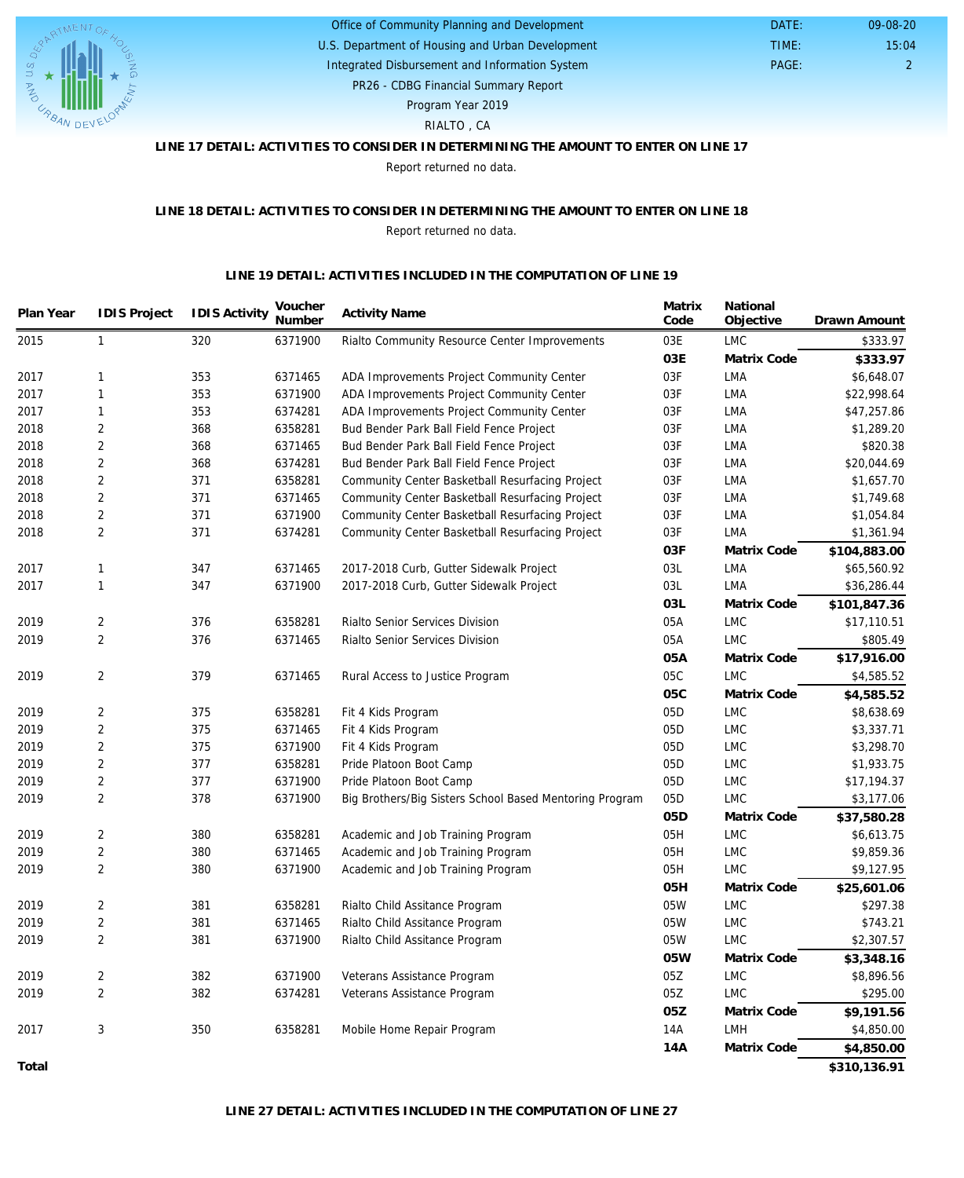Office of Community Planning and Development
U.S. Department of Housing and Urban Development
Integrated Disbursement and Information System
PR26 - CDBG Financial Summary Report
Program Year 2019
RIALTO , CA

DATE: 09-08-20
TIME: 15:04
PAGE: 2

### LINE 17 DETAIL: ACTIVITIES TO CONSIDER IN DETERMINING THE AMOUNT TO ENTER ON LINE 17

Report returned no data.

### LINE 18 DETAIL: ACTIVITIES TO CONSIDER IN DETERMINING THE AMOUNT TO ENTER ON LINE 18

Report returned no data.

### LINE 19 DETAIL: ACTIVITIES INCLUDED IN THE COMPUTATION OF LINE 19

| Plan Year | IDIS Project | IDIS Activity | Voucher Number | Activity Name | Matrix Code | National Objective | Drawn Amount |
|---|---|---|---|---|---|---|---|
| 2015 | 1 | 320 | 6371900 | Rialto Community Resource Center Improvements | 03E | LMC | $333.97 |
| | | | | | **03E** | **Matrix Code** | **$333.97** |
| 2017 | 1 | 353 | 6371465 | ADA Improvements Project Community Center | 03F | LMA | $6,648.07 |
| 2017 | 1 | 353 | 6371900 | ADA Improvements Project Community Center | 03F | LMA | $22,998.64 |
| 2017 | 1 | 353 | 6374281 | ADA Improvements Project Community Center | 03F | LMA | $47,257.86 |
| 2018 | 2 | 368 | 6358281 | Bud Bender Park Ball Field Fence Project | 03F | LMA | $1,289.20 |
| 2018 | 2 | 368 | 6371465 | Bud Bender Park Ball Field Fence Project | 03F | LMA | $820.38 |
| 2018 | 2 | 368 | 6374281 | Bud Bender Park Ball Field Fence Project | 03F | LMA | $20,044.69 |
| 2018 | 2 | 371 | 6358281 | Community Center Basketball Resurfacing Project | 03F | LMA | $1,657.70 |
| 2018 | 2 | 371 | 6371465 | Community Center Basketball Resurfacing Project | 03F | LMA | $1,749.68 |
| 2018 | 2 | 371 | 6371900 | Community Center Basketball Resurfacing Project | 03F | LMA | $1,054.84 |
| 2018 | 2 | 371 | 6374281 | Community Center Basketball Resurfacing Project | 03F | LMA | $1,361.94 |
| | | | | | **03F** | **Matrix Code** | **$104,883.00** |
| 2017 | 1 | 347 | 6371465 | 2017-2018 Curb, Gutter Sidewalk Project | 03L | LMA | $65,560.92 |
| 2017 | 1 | 347 | 6371900 | 2017-2018 Curb, Gutter Sidewalk Project | 03L | LMA | $36,286.44 |
| | | | | | **03L** | **Matrix Code** | **$101,847.36** |
| 2019 | 2 | 376 | 6358281 | Rialto Senior Services Division | 05A | LMC | $17,110.51 |
| 2019 | 2 | 376 | 6371465 | Rialto Senior Services Division | 05A | LMC | $805.49 |
| | | | | | **05A** | **Matrix Code** | **$17,916.00** |
| 2019 | 2 | 379 | 6371465 | Rural Access to Justice Program | 05C | LMC | $4,585.52 |
| | | | | | **05C** | **Matrix Code** | **$4,585.52** |
| 2019 | 2 | 375 | 6358281 | Fit 4 Kids Program | 05D | LMC | $8,638.69 |
| 2019 | 2 | 375 | 6371465 | Fit 4 Kids Program | 05D | LMC | $3,337.71 |
| 2019 | 2 | 375 | 6371900 | Fit 4 Kids Program | 05D | LMC | $3,298.70 |
| 2019 | 2 | 377 | 6358281 | Pride Platoon Boot Camp | 05D | LMC | $1,933.75 |
| 2019 | 2 | 377 | 6371900 | Pride Platoon Boot Camp | 05D | LMC | $17,194.37 |
| 2019 | 2 | 378 | 6371900 | Big Brothers/Big Sisters School Based Mentoring Program | 05D | LMC | $3,177.06 |
| | | | | | **05D** | **Matrix Code** | **$37,580.28** |
| 2019 | 2 | 380 | 6358281 | Academic and Job Training Program | 05H | LMC | $6,613.75 |
| 2019 | 2 | 380 | 6371465 | Academic and Job Training Program | 05H | LMC | $9,859.36 |
| 2019 | 2 | 380 | 6371900 | Academic and Job Training Program | 05H | LMC | $9,127.95 |
| | | | | | **05H** | **Matrix Code** | **$25,601.06** |
| 2019 | 2 | 381 | 6358281 | Rialto Child Assitance Program | 05W | LMC | $297.38 |
| 2019 | 2 | 381 | 6371465 | Rialto Child Assitance Program | 05W | LMC | $743.21 |
| 2019 | 2 | 381 | 6371900 | Rialto Child Assitance Program | 05W | LMC | $2,307.57 |
| | | | | | **05W** | **Matrix Code** | **$3,348.16** |
| 2019 | 2 | 382 | 6371900 | Veterans Assistance Program | 05Z | LMC | $8,896.56 |
| 2019 | 2 | 382 | 6374281 | Veterans Assistance Program | 05Z | LMC | $295.00 |
| | | | | | **05Z** | **Matrix Code** | **$9,191.56** |
| 2017 | 3 | 350 | 6358281 | Mobile Home Repair Program | 14A | LMH | $4,850.00 |
| | | | | | **14A** | **Matrix Code** | **$4,850.00** |
| **Total** | | | | | | | **$310,136.91** |

### LINE 27 DETAIL: ACTIVITIES INCLUDED IN THE COMPUTATION OF LINE 27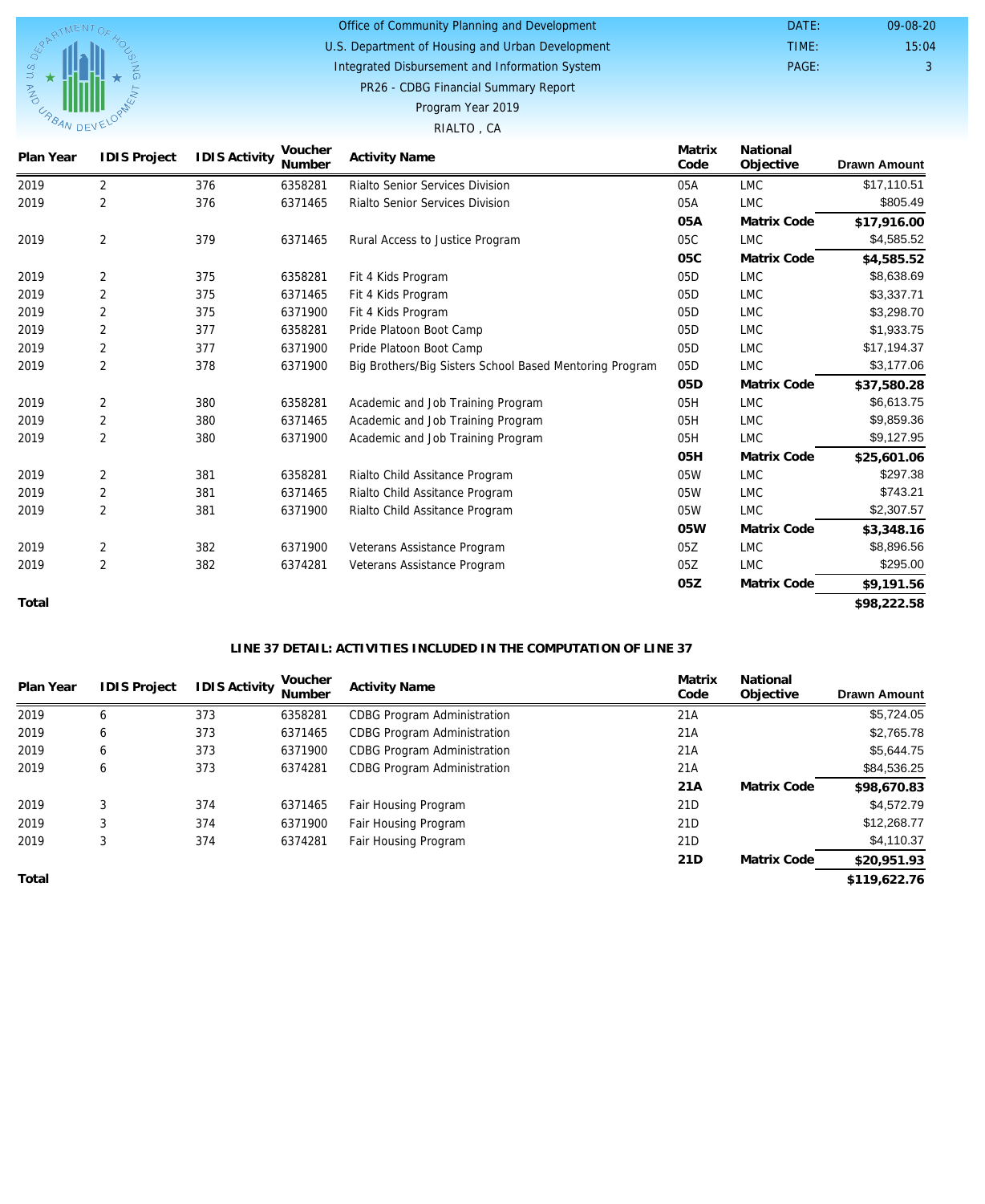Office of Community Planning and Development
U.S. Department of Housing and Urban Development
Integrated Disbursement and Information System
PR26 - CDBG Financial Summary Report
Program Year 2019
RIALTO , CA

DATE: 09-08-20
TIME: 15:04
PAGE: 3

| Plan Year | IDIS Project | IDIS Activity | Voucher Number | Activity Name | Matrix Code | National Objective | Drawn Amount |
|---|---|---|---|---|---|---|---|
| 2019 | 2 | 376 | 6358281 | Rialto Senior Services Division | 05A | LMC | $17,110.51 |
| 2019 | 2 | 376 | 6371465 | Rialto Senior Services Division | 05A | LMC | $805.49 |
| | | | | | **05A** | **Matrix Code** | **$17,916.00** |
| 2019 | 2 | 379 | 6371465 | Rural Access to Justice Program | 05C | LMC | $4,585.52 |
| | | | | | **05C** | **Matrix Code** | **$4,585.52** |
| 2019 | 2 | 375 | 6358281 | Fit 4 Kids Program | 05D | LMC | $8,638.69 |
| 2019 | 2 | 375 | 6371465 | Fit 4 Kids Program | 05D | LMC | $3,337.71 |
| 2019 | 2 | 375 | 6371900 | Fit 4 Kids Program | 05D | LMC | $3,298.70 |
| 2019 | 2 | 377 | 6358281 | Pride Platoon Boot Camp | 05D | LMC | $1,933.75 |
| 2019 | 2 | 377 | 6371900 | Pride Platoon Boot Camp | 05D | LMC | $17,194.37 |
| 2019 | 2 | 378 | 6371900 | Big Brothers/Big Sisters School Based Mentoring Program | 05D | LMC | $3,177.06 |
| | | | | | **05D** | **Matrix Code** | **$37,580.28** |
| 2019 | 2 | 380 | 6358281 | Academic and Job Training Program | 05H | LMC | $6,613.75 |
| 2019 | 2 | 380 | 6371465 | Academic and Job Training Program | 05H | LMC | $9,859.36 |
| 2019 | 2 | 380 | 6371900 | Academic and Job Training Program | 05H | LMC | $9,127.95 |
| | | | | | **05H** | **Matrix Code** | **$25,601.06** |
| 2019 | 2 | 381 | 6358281 | Rialto Child Assitance Program | 05W | LMC | $297.38 |
| 2019 | 2 | 381 | 6371465 | Rialto Child Assitance Program | 05W | LMC | $743.21 |
| 2019 | 2 | 381 | 6371900 | Rialto Child Assitance Program | 05W | LMC | $2,307.57 |
| | | | | | **05W** | **Matrix Code** | **$3,348.16** |
| 2019 | 2 | 382 | 6371900 | Veterans Assistance Program | 05Z | LMC | $8,896.56 |
| 2019 | 2 | 382 | 6374281 | Veterans Assistance Program | 05Z | LMC | $295.00 |
| | | | | | **05Z** | **Matrix Code** | **$9,191.56** |
| **Total** | | | | | | | **$98,222.58** |

**LINE 37 DETAIL: ACTIVITIES INCLUDED IN THE COMPUTATION OF LINE 37**

| Plan Year | IDIS Project | IDIS Activity | Voucher Number | Activity Name | Matrix Code | National Objective | Drawn Amount |
|---|---|---|---|---|---|---|---|
| 2019 | 6 | 373 | 6358281 | CDBG Program Administration | 21A | | $5,724.05 |
| 2019 | 6 | 373 | 6371465 | CDBG Program Administration | 21A | | $2,765.78 |
| 2019 | 6 | 373 | 6371900 | CDBG Program Administration | 21A | | $5,644.75 |
| 2019 | 6 | 373 | 6374281 | CDBG Program Administration | 21A | | $84,536.25 |
| | | | | | **21A** | **Matrix Code** | **$98,670.83** |
| 2019 | 3 | 374 | 6371465 | Fair Housing Program | 21D | | $4,572.79 |
| 2019 | 3 | 374 | 6371900 | Fair Housing Program | 21D | | $12,268.77 |
| 2019 | 3 | 374 | 6374281 | Fair Housing Program | 21D | | $4,110.37 |
| | | | | | **21D** | **Matrix Code** | **$20,951.93** |
| **Total** | | | | | | | **$119,622.76** |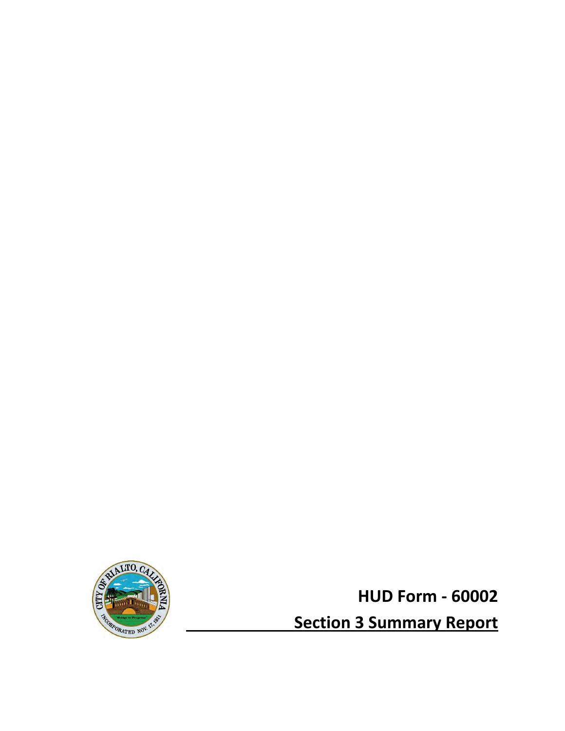# HUD Form - 60002

## Section 3 Summary Report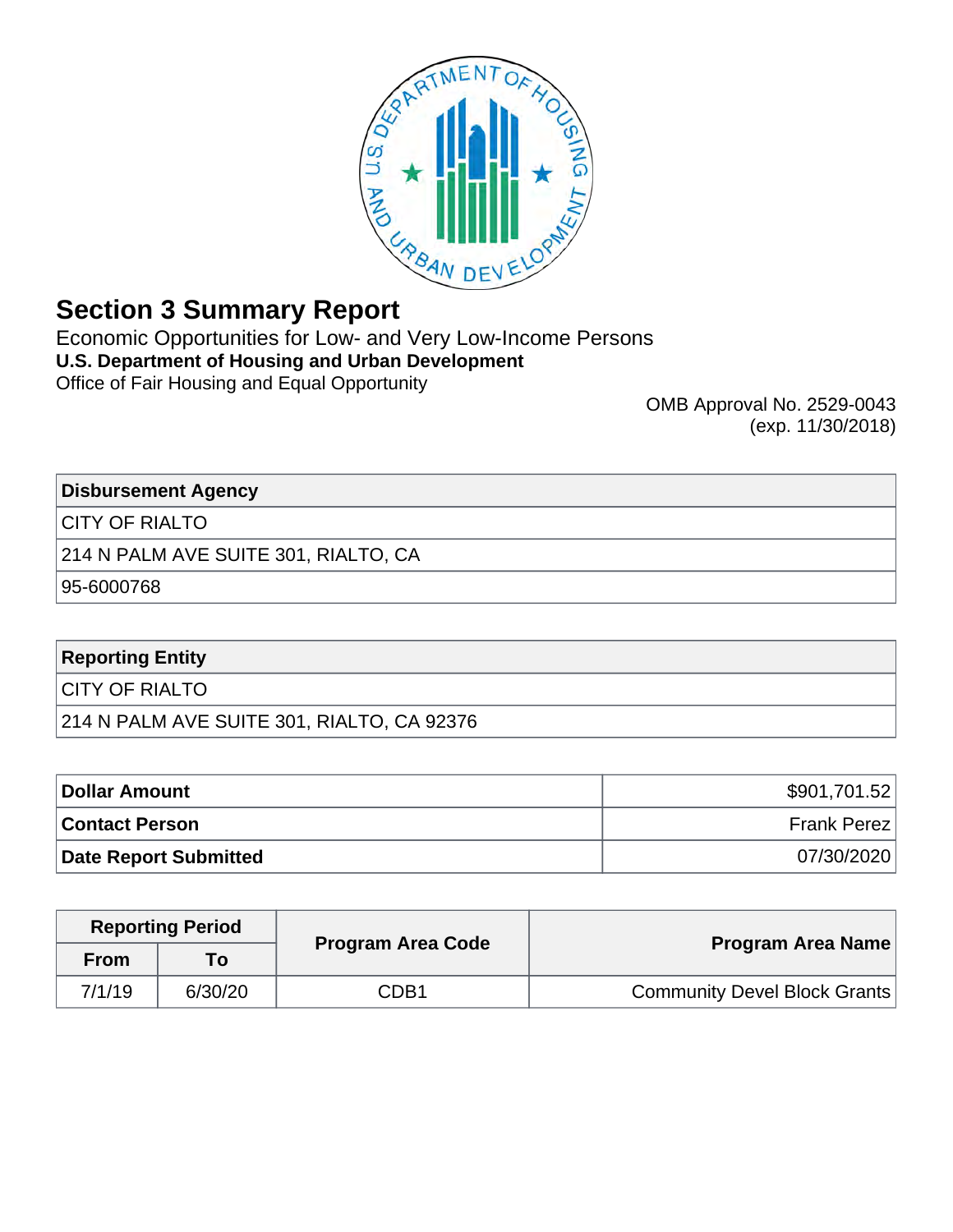# Section 3 Summary Report

Economic Opportunities for Low- and Very Low-Income Persons

**U.S. Department of Housing and Urban Development**

Office of Fair Housing and Equal Opportunity

OMB Approval No. 2529-0043
(exp. 11/30/2018)

| Disbursement Agency |
|---|
| CITY OF RIALTO |
| 214 N PALM AVE SUITE 301, RIALTO, CA |
| 95-6000768 |

| Reporting Entity |
|---|
| CITY OF RIALTO |
| 214 N PALM AVE SUITE 301, RIALTO, CA 92376 |

| | |
|---|---|
| **Dollar Amount** | $901,701.52 |
| **Contact Person** | Frank Perez |
| **Date Report Submitted** | 07/30/2020 |

| Reporting Period | | Program Area Code | Program Area Name |
|---|---|---|---|
| From | To | | |
| 7/1/19 | 6/30/20 | CDB1 | Community Devel Block Grants |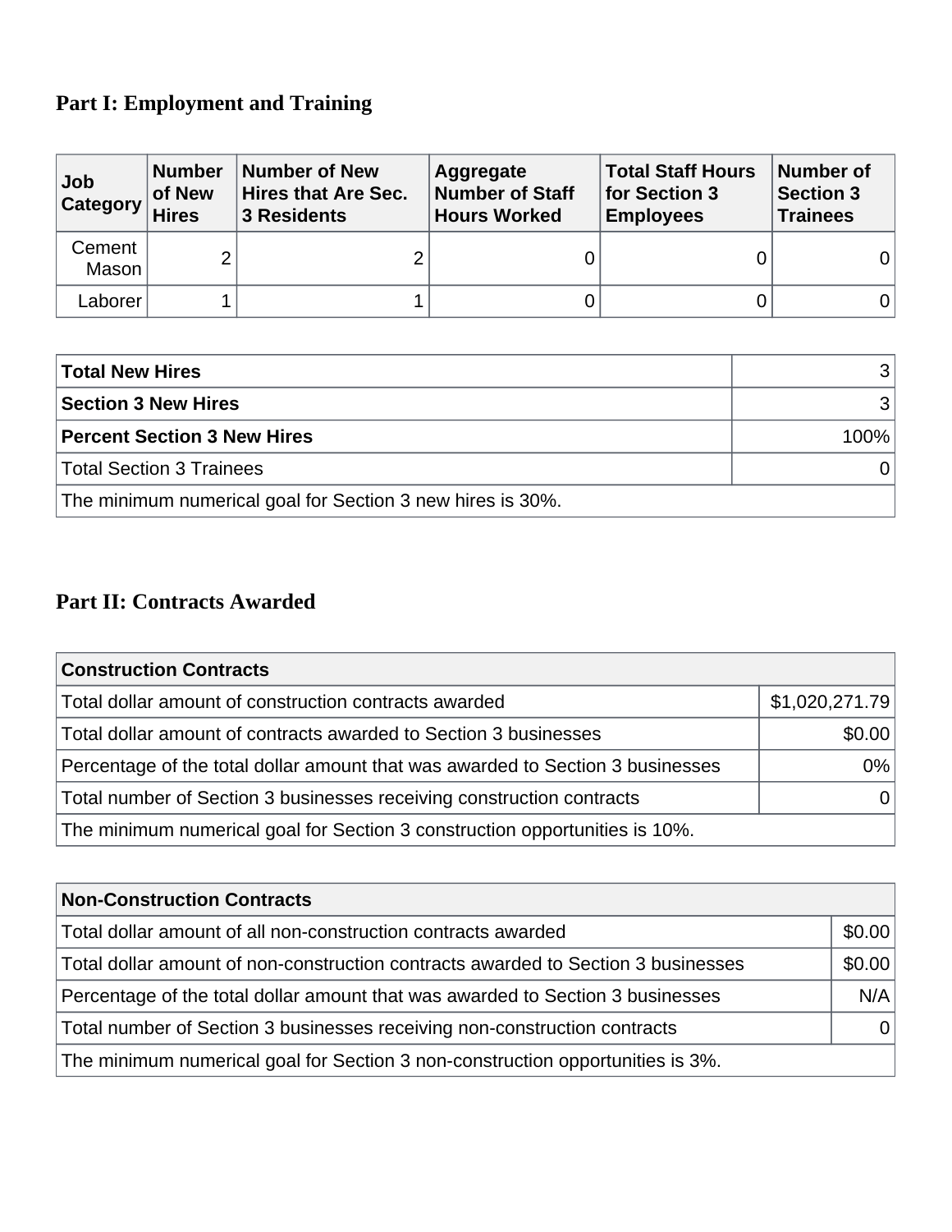## Part I: Employment and Training

| Job Category | Number of New Hires | Number of New Hires that Are Sec. 3 Residents | Aggregate Number of Staff Hours Worked | Total Staff Hours for Section 3 Employees | Number of Section 3 Trainees |
|---|---|---|---|---|---|
| Cement Mason | 2 | 2 | 0 | 0 | 0 |
| Laborer | 1 | 1 | 0 | 0 | 0 |

| | |
|---|---|
| **Total New Hires** | 3 |
| **Section 3 New Hires** | 3 |
| **Percent Section 3 New Hires** | 100% |
| Total Section 3 Trainees | 0 |
| The minimum numerical goal for Section 3 new hires is 30%. | |

## Part II: Contracts Awarded

| **Construction Contracts** | |
|---|---|
| Total dollar amount of construction contracts awarded | $1,020,271.79 |
| Total dollar amount of contracts awarded to Section 3 businesses | $0.00 |
| Percentage of the total dollar amount that was awarded to Section 3 businesses | 0% |
| Total number of Section 3 businesses receiving construction contracts | 0 |
| The minimum numerical goal for Section 3 construction opportunities is 10%. | |

| **Non-Construction Contracts** | |
|---|---|
| Total dollar amount of all non-construction contracts awarded | $0.00 |
| Total dollar amount of non-construction contracts awarded to Section 3 businesses | $0.00 |
| Percentage of the total dollar amount that was awarded to Section 3 businesses | N/A |
| Total number of Section 3 businesses receiving non-construction contracts | 0 |
| The minimum numerical goal for Section 3 non-construction opportunities is 3%. | |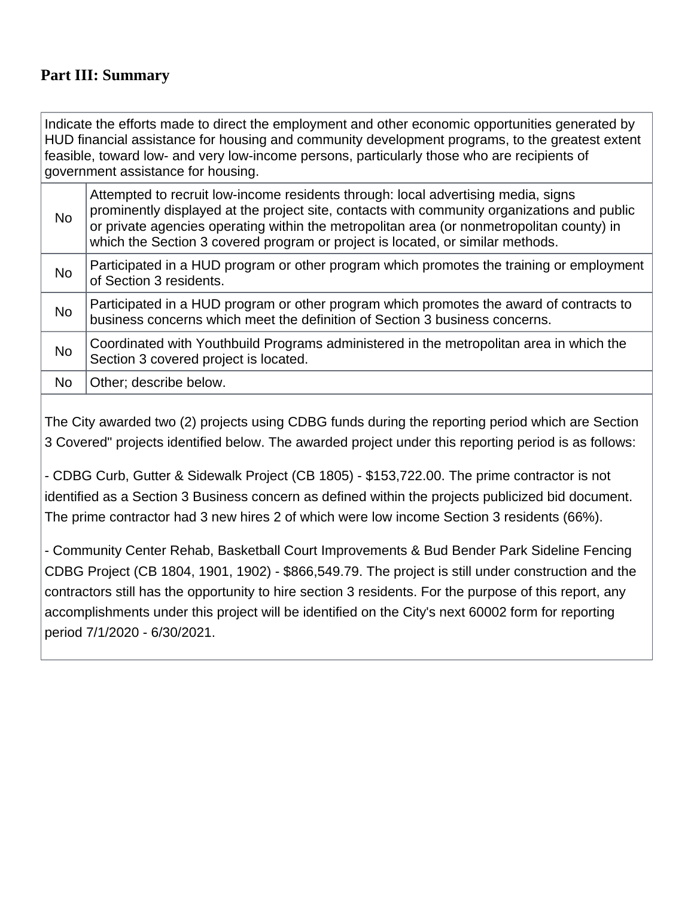## Part III: Summary

| | |
|---|---|
| Indicate the efforts made to direct the employment and other economic opportunities generated by HUD financial assistance for housing and community development programs, to the greatest extent feasible, toward low- and very low-income persons, particularly those who are recipients of government assistance for housing. | |
| No | Attempted to recruit low-income residents through: local advertising media, signs prominently displayed at the project site, contacts with community organizations and public or private agencies operating within the metropolitan area (or nonmetropolitan county) in which the Section 3 covered program or project is located, or similar methods. |
| No | Participated in a HUD program or other program which promotes the training or employment of Section 3 residents. |
| No | Participated in a HUD program or other program which promotes the award of contracts to business concerns which meet the definition of Section 3 business concerns. |
| No | Coordinated with Youthbuild Programs administered in the metropolitan area in which the Section 3 covered project is located. |
| No | Other; describe below. |

The City awarded two (2) projects using CDBG funds during the reporting period which are Section 3 Covered" projects identified below. The awarded project under this reporting period is as follows:

- CDBG Curb, Gutter & Sidewalk Project (CB 1805) - $153,722.00. The prime contractor is not identified as a Section 3 Business concern as defined within the projects publicized bid document. The prime contractor had 3 new hires 2 of which were low income Section 3 residents (66%).

- Community Center Rehab, Basketball Court Improvements & Bud Bender Park Sideline Fencing CDBG Project (CB 1804, 1901, 1902) - $866,549.79. The project is still under construction and the contractors still has the opportunity to hire section 3 residents. For the purpose of this report, any accomplishments under this project will be identified on the City's next 60002 form for reporting period 7/1/2020 - 6/30/2021.